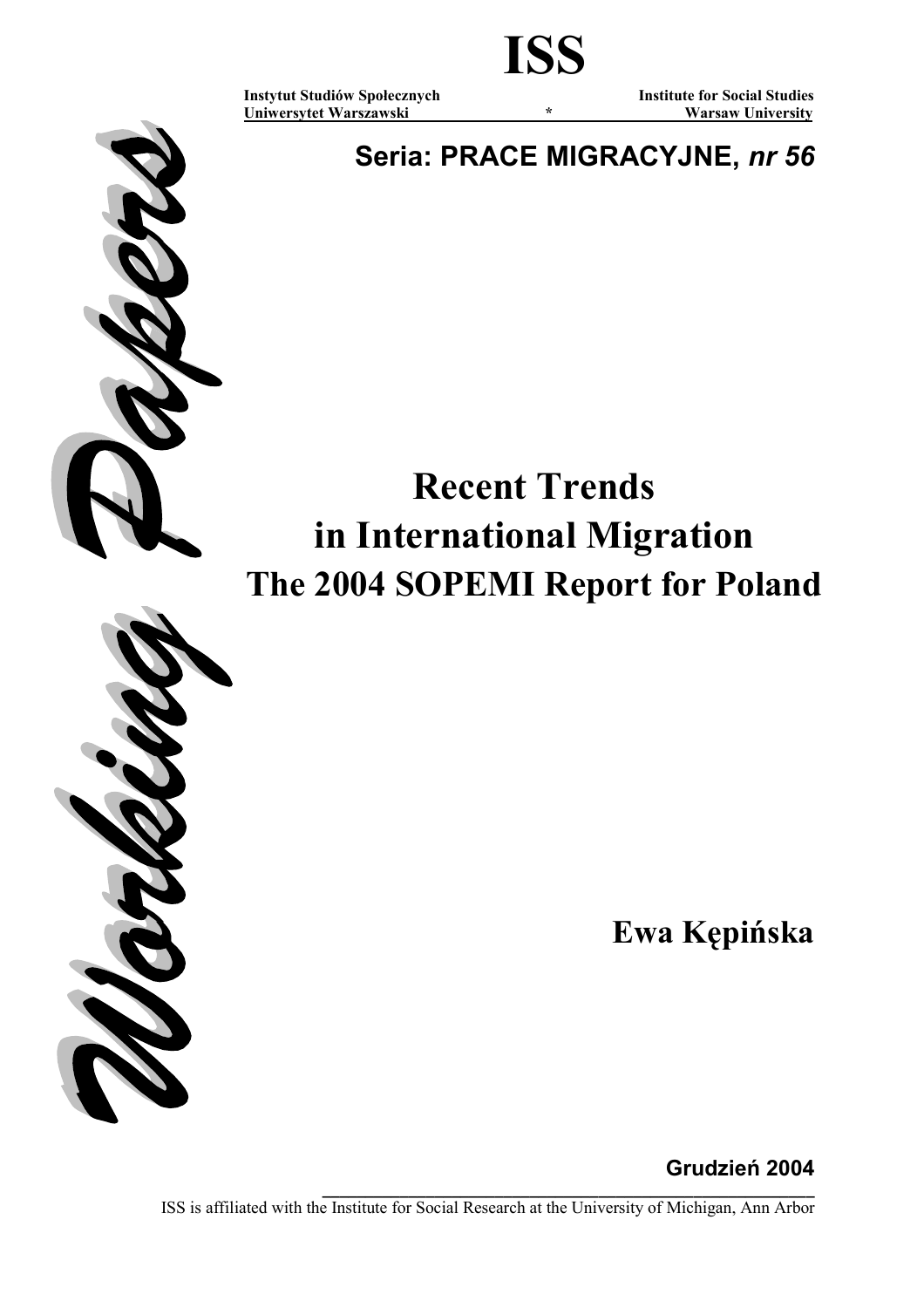# ISS

**Instytut Studiów Społecznych** **Institute for Social Studies**
**Uniwersytet Warszawski** * **Warsaw University**

**Seria: PRACE MIGRACYJNE, *nr 56***

*Working Papers*

# Recent Trends in International Migration The 2004 SOPEMI Report for Poland

**Ewa Kępińska**

**Grudzień 2004**

ISS is affiliated with the Institute for Social Research at the University of Michigan, Ann Arbor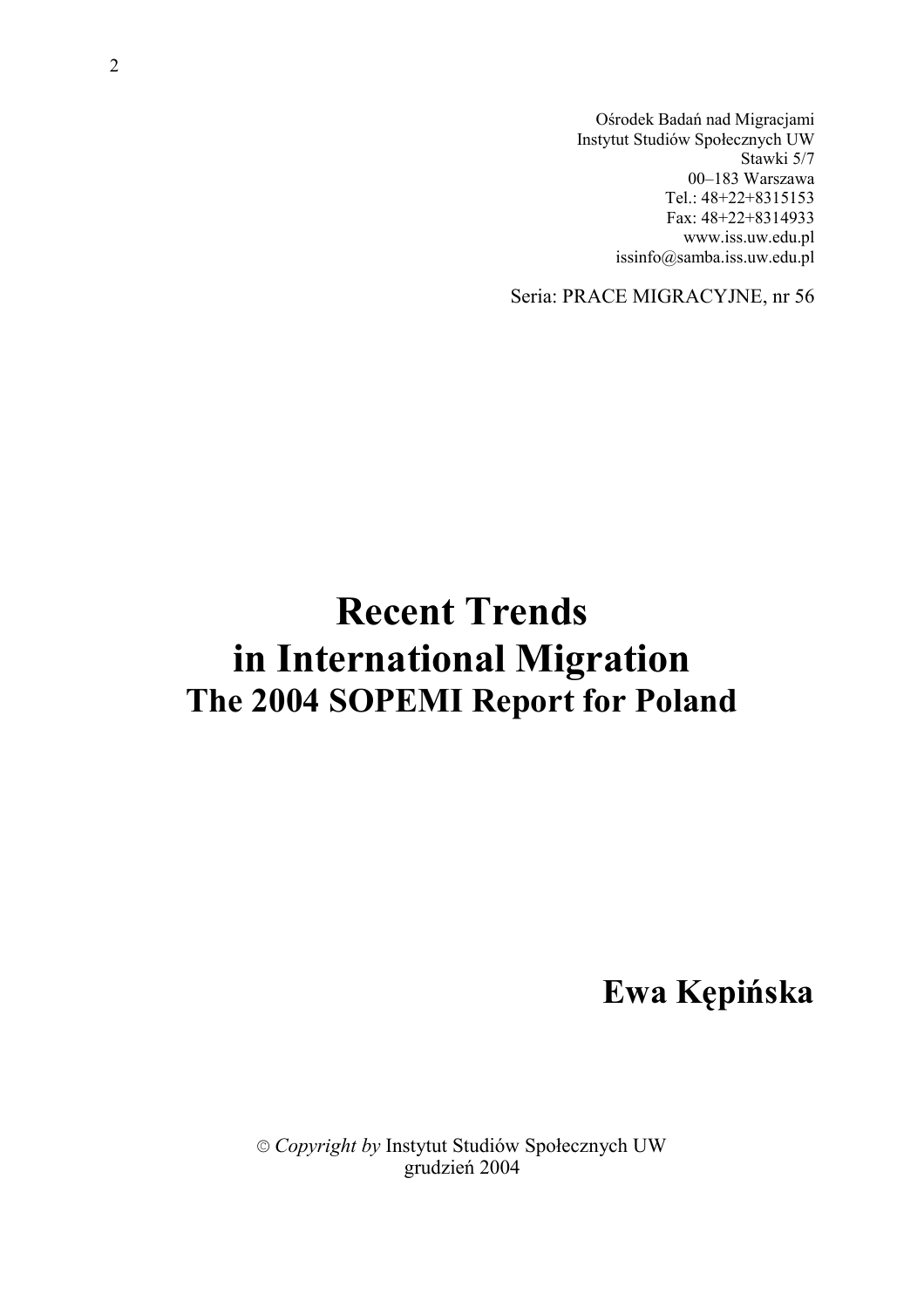Ośrodek Badań nad Migracjami
Instytut Studiów Społecznych UW
Stawki 5/7
00–183 Warszawa
Tel.: 48+22+8315153
Fax: 48+22+8314933
www.iss.uw.edu.pl
issinfo@samba.iss.uw.edu.pl

Seria: PRACE MIGRACYJNE, nr 56

# Recent Trends in International Migration

## The 2004 SOPEMI Report for Poland

**Ewa Kępińska**

© *Copyright by* Instytut Studiów Społecznych UW
grudzień 2004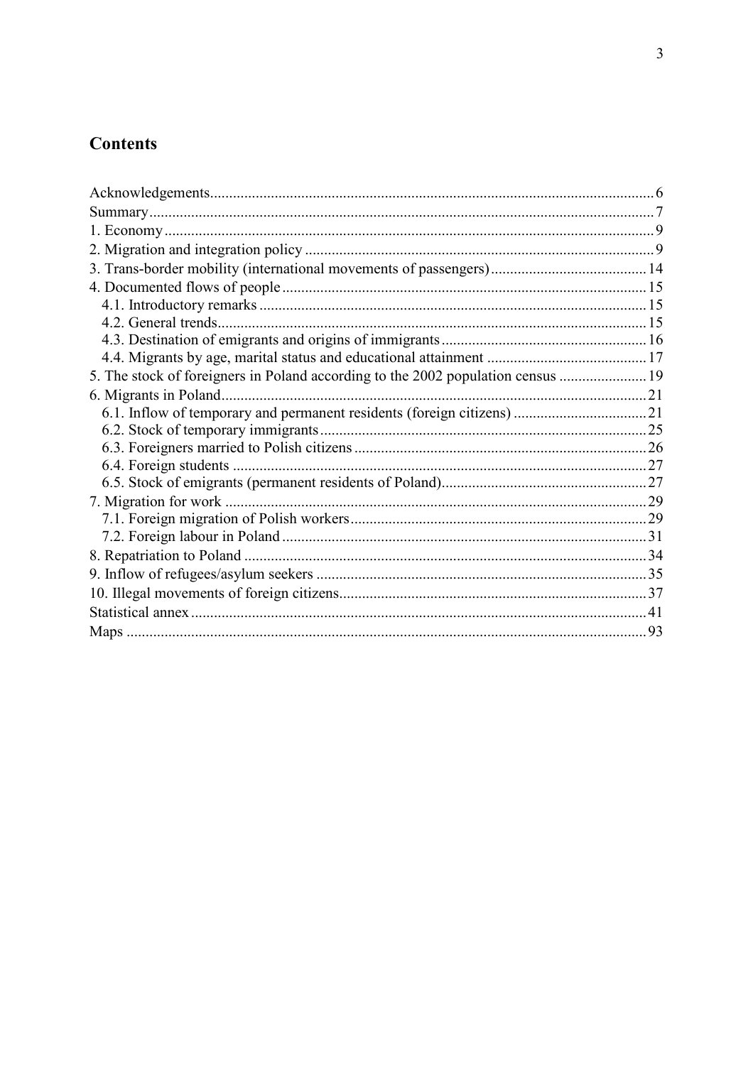# Contents

- Acknowledgements ........ 6
- Summary ........ 7
- 1. Economy ........ 9
- 2. Migration and integration policy ........ 9
- 3. Trans-border mobility (international movements of passengers) ........ 14
- 4. Documented flows of people ........ 15
  - 4.1. Introductory remarks ........ 15
  - 4.2. General trends ........ 15
  - 4.3. Destination of emigrants and origins of immigrants ........ 16
  - 4.4. Migrants by age, marital status and educational attainment ........ 17
- 5. The stock of foreigners in Poland according to the 2002 population census ........ 19
- 6. Migrants in Poland ........ 21
  - 6.1. Inflow of temporary and permanent residents (foreign citizens) ........ 21
  - 6.2. Stock of temporary immigrants ........ 25
  - 6.3. Foreigners married to Polish citizens ........ 26
  - 6.4. Foreign students ........ 27
  - 6.5. Stock of emigrants (permanent residents of Poland) ........ 27
- 7. Migration for work ........ 29
  - 7.1. Foreign migration of Polish workers ........ 29
  - 7.2. Foreign labour in Poland ........ 31
- 8. Repatriation to Poland ........ 34
- 9. Inflow of refugees/asylum seekers ........ 35
- 10. Illegal movements of foreign citizens ........ 37
- Statistical annex ........ 41
- Maps ........ 93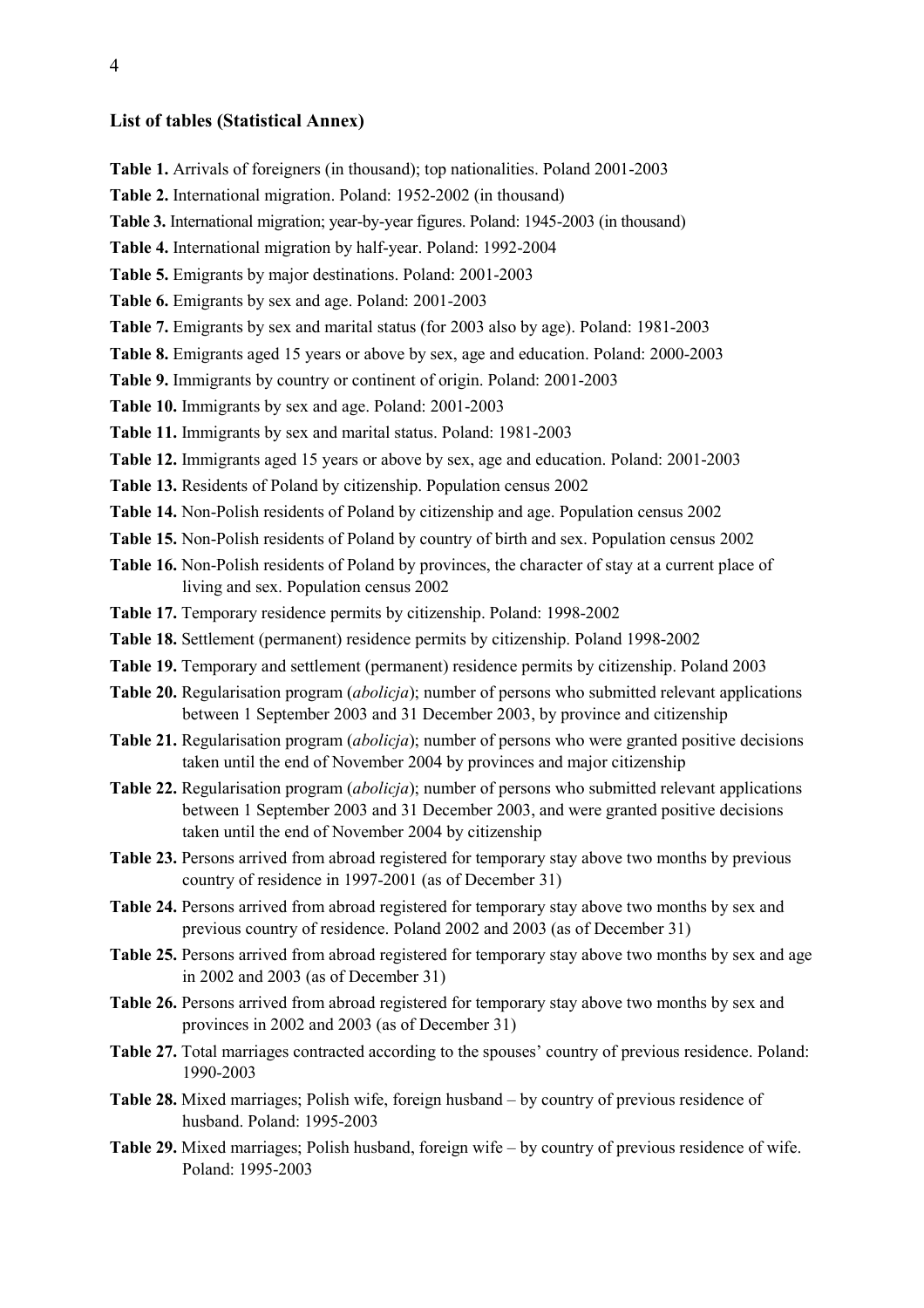## List of tables (Statistical Annex)

**Table 1.** Arrivals of foreigners (in thousand); top nationalities. Poland 2001-2003

**Table 2.** International migration. Poland: 1952-2002 (in thousand)

**Table 3.** International migration; year-by-year figures. Poland: 1945-2003 (in thousand)

**Table 4.** International migration by half-year. Poland: 1992-2004

**Table 5.** Emigrants by major destinations. Poland: 2001-2003

**Table 6.** Emigrants by sex and age. Poland: 2001-2003

**Table 7.** Emigrants by sex and marital status (for 2003 also by age). Poland: 1981-2003

**Table 8.** Emigrants aged 15 years or above by sex, age and education. Poland: 2000-2003

**Table 9.** Immigrants by country or continent of origin. Poland: 2001-2003

**Table 10.** Immigrants by sex and age. Poland: 2001-2003

**Table 11.** Immigrants by sex and marital status. Poland: 1981-2003

**Table 12.** Immigrants aged 15 years or above by sex, age and education. Poland: 2001-2003

**Table 13.** Residents of Poland by citizenship. Population census 2002

**Table 14.** Non-Polish residents of Poland by citizenship and age. Population census 2002

**Table 15.** Non-Polish residents of Poland by country of birth and sex. Population census 2002

**Table 16.** Non-Polish residents of Poland by provinces, the character of stay at a current place of living and sex. Population census 2002

**Table 17.** Temporary residence permits by citizenship. Poland: 1998-2002

**Table 18.** Settlement (permanent) residence permits by citizenship. Poland 1998-2002

**Table 19.** Temporary and settlement (permanent) residence permits by citizenship. Poland 2003

**Table 20.** Regularisation program (*abolicja*); number of persons who submitted relevant applications between 1 September 2003 and 31 December 2003, by province and citizenship

**Table 21.** Regularisation program (*abolicja*); number of persons who were granted positive decisions taken until the end of November 2004 by provinces and major citizenship

**Table 22.** Regularisation program (*abolicja*); number of persons who submitted relevant applications between 1 September 2003 and 31 December 2003, and were granted positive decisions taken until the end of November 2004 by citizenship

**Table 23.** Persons arrived from abroad registered for temporary stay above two months by previous country of residence in 1997-2001 (as of December 31)

**Table 24.** Persons arrived from abroad registered for temporary stay above two months by sex and previous country of residence. Poland 2002 and 2003 (as of December 31)

**Table 25.** Persons arrived from abroad registered for temporary stay above two months by sex and age in 2002 and 2003 (as of December 31)

**Table 26.** Persons arrived from abroad registered for temporary stay above two months by sex and provinces in 2002 and 2003 (as of December 31)

**Table 27.** Total marriages contracted according to the spouses' country of previous residence. Poland: 1990-2003

**Table 28.** Mixed marriages; Polish wife, foreign husband – by country of previous residence of husband. Poland: 1995-2003

**Table 29.** Mixed marriages; Polish husband, foreign wife – by country of previous residence of wife. Poland: 1995-2003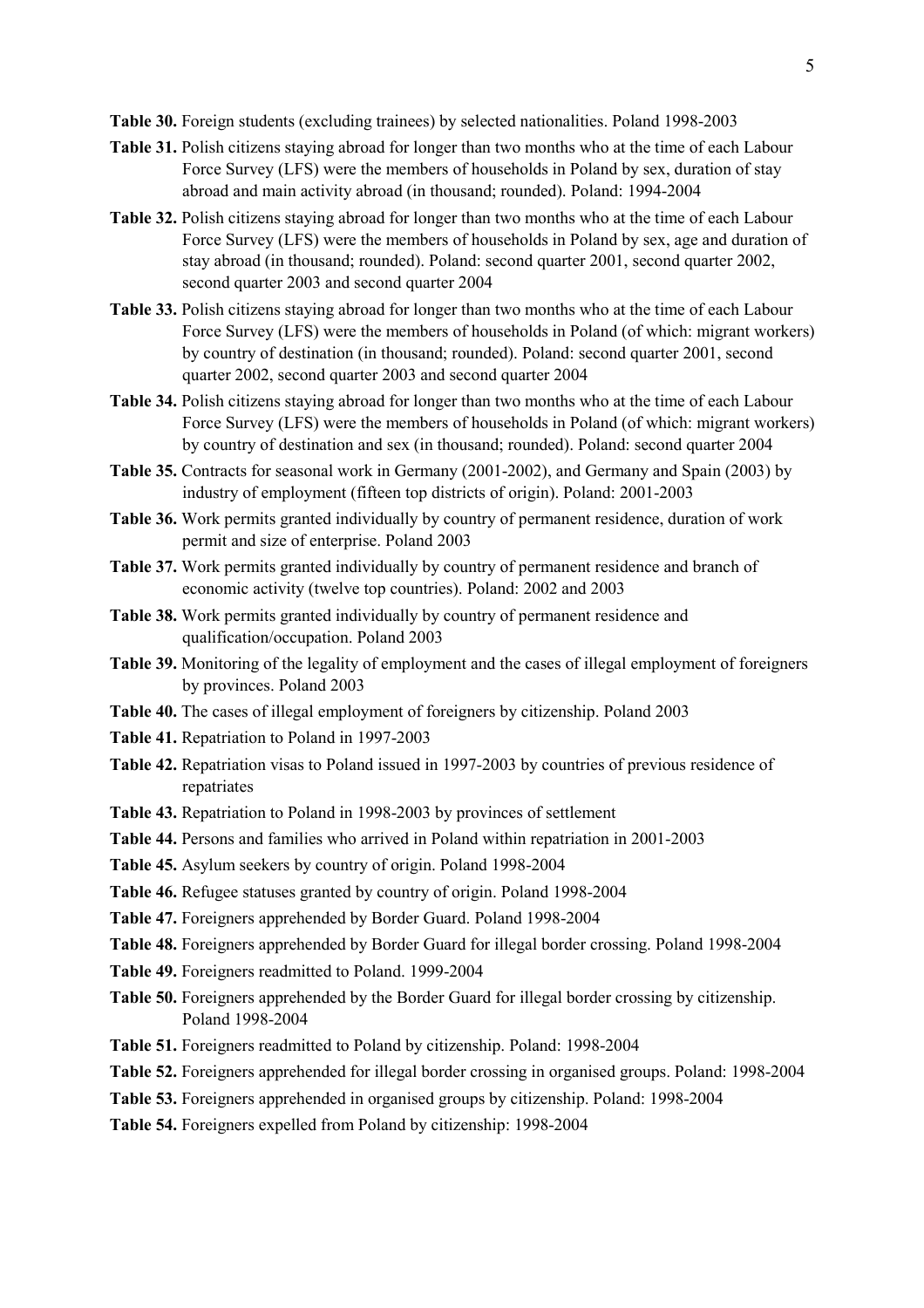**Table 30.** Foreign students (excluding trainees) by selected nationalities. Poland 1998-2003

**Table 31.** Polish citizens staying abroad for longer than two months who at the time of each Labour Force Survey (LFS) were the members of households in Poland by sex, duration of stay abroad and main activity abroad (in thousand; rounded). Poland: 1994-2004

**Table 32.** Polish citizens staying abroad for longer than two months who at the time of each Labour Force Survey (LFS) were the members of households in Poland by sex, age and duration of stay abroad (in thousand; rounded). Poland: second quarter 2001, second quarter 2002, second quarter 2003 and second quarter 2004

**Table 33.** Polish citizens staying abroad for longer than two months who at the time of each Labour Force Survey (LFS) were the members of households in Poland (of which: migrant workers) by country of destination (in thousand; rounded). Poland: second quarter 2001, second quarter 2002, second quarter 2003 and second quarter 2004

**Table 34.** Polish citizens staying abroad for longer than two months who at the time of each Labour Force Survey (LFS) were the members of households in Poland (of which: migrant workers) by country of destination and sex (in thousand; rounded). Poland: second quarter 2004

**Table 35.** Contracts for seasonal work in Germany (2001-2002), and Germany and Spain (2003) by industry of employment (fifteen top districts of origin). Poland: 2001-2003

**Table 36.** Work permits granted individually by country of permanent residence, duration of work permit and size of enterprise. Poland 2003

**Table 37.** Work permits granted individually by country of permanent residence and branch of economic activity (twelve top countries). Poland: 2002 and 2003

**Table 38.** Work permits granted individually by country of permanent residence and qualification/occupation. Poland 2003

**Table 39.** Monitoring of the legality of employment and the cases of illegal employment of foreigners by provinces. Poland 2003

**Table 40.** The cases of illegal employment of foreigners by citizenship. Poland 2003

**Table 41.** Repatriation to Poland in 1997-2003

**Table 42.** Repatriation visas to Poland issued in 1997-2003 by countries of previous residence of repatriates

**Table 43.** Repatriation to Poland in 1998-2003 by provinces of settlement

**Table 44.** Persons and families who arrived in Poland within repatriation in 2001-2003

**Table 45.** Asylum seekers by country of origin. Poland 1998-2004

**Table 46.** Refugee statuses granted by country of origin. Poland 1998-2004

**Table 47.** Foreigners apprehended by Border Guard. Poland 1998-2004

**Table 48.** Foreigners apprehended by Border Guard for illegal border crossing. Poland 1998-2004

**Table 49.** Foreigners readmitted to Poland. 1999-2004

**Table 50.** Foreigners apprehended by the Border Guard for illegal border crossing by citizenship. Poland 1998-2004

**Table 51.** Foreigners readmitted to Poland by citizenship. Poland: 1998-2004

**Table 52.** Foreigners apprehended for illegal border crossing in organised groups. Poland: 1998-2004

**Table 53.** Foreigners apprehended in organised groups by citizenship. Poland: 1998-2004

**Table 54.** Foreigners expelled from Poland by citizenship: 1998-2004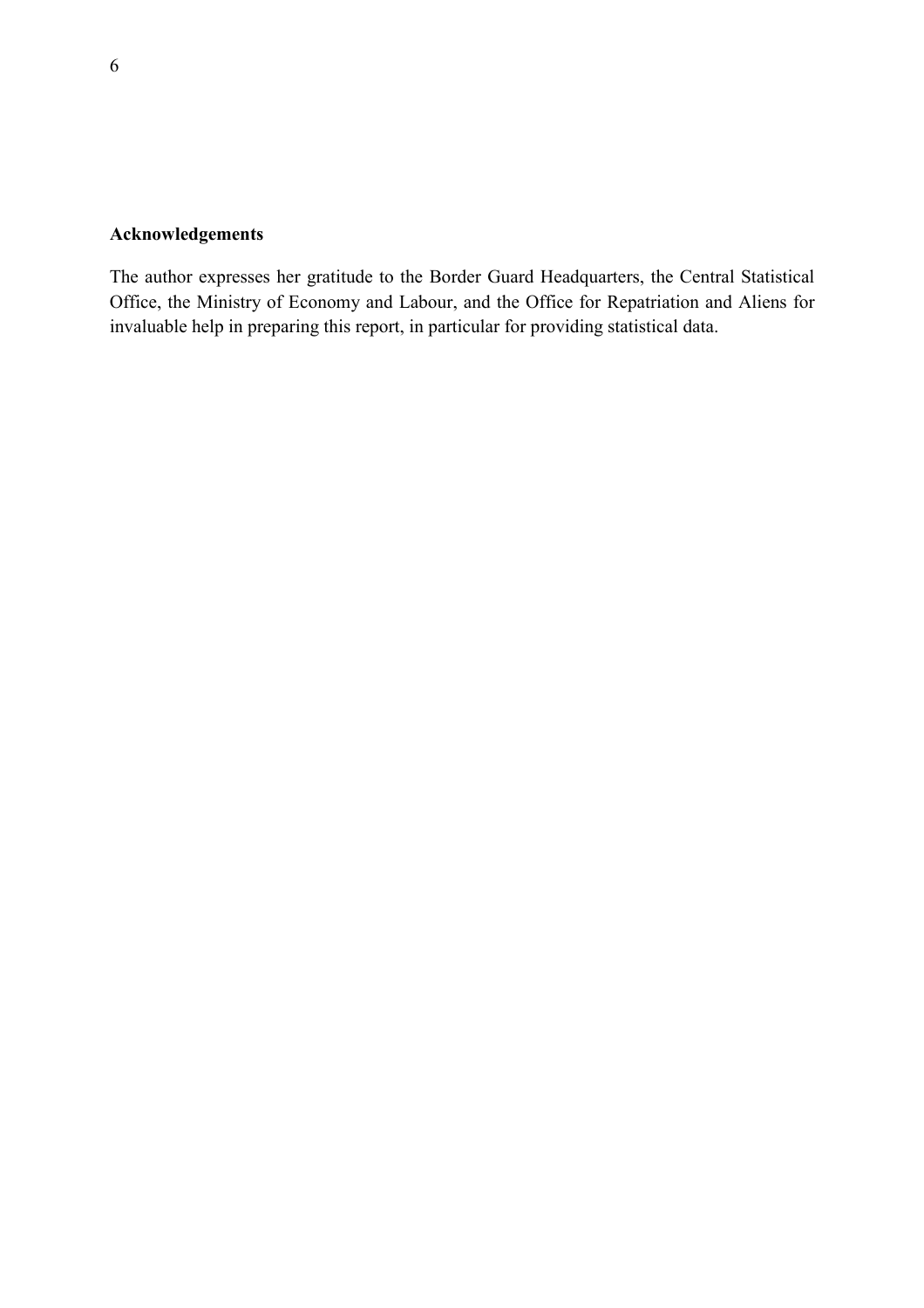## Acknowledgements

The author expresses her gratitude to the Border Guard Headquarters, the Central Statistical Office, the Ministry of Economy and Labour, and the Office for Repatriation and Aliens for invaluable help in preparing this report, in particular for providing statistical data.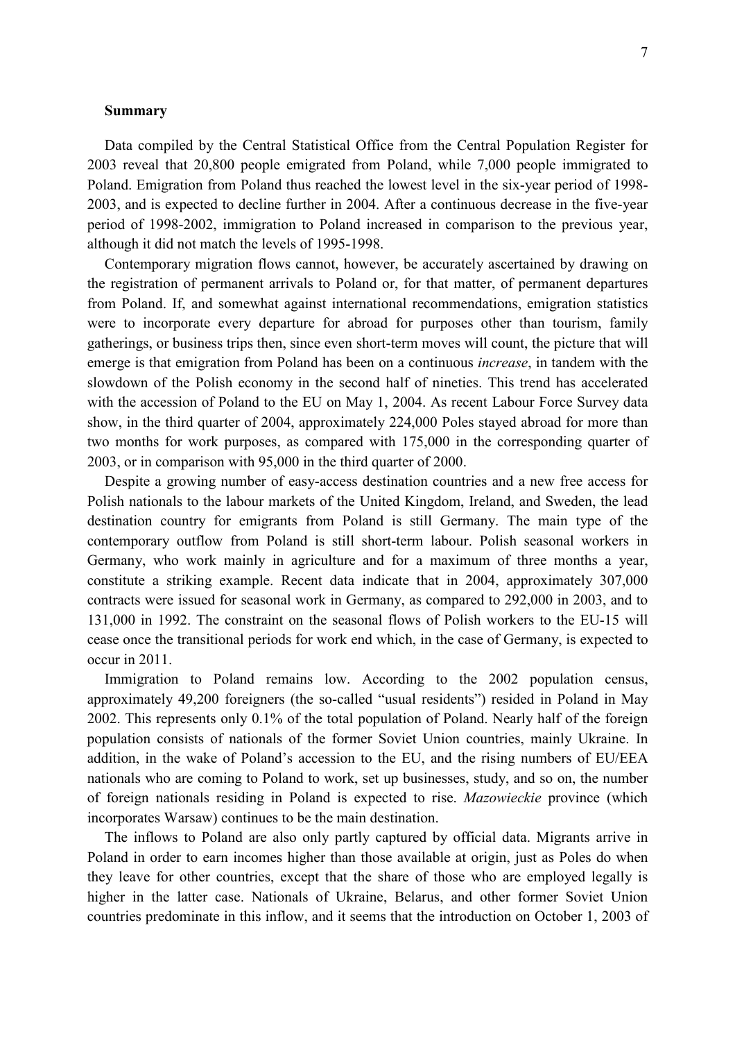**Summary**

Data compiled by the Central Statistical Office from the Central Population Register for 2003 reveal that 20,800 people emigrated from Poland, while 7,000 people immigrated to Poland. Emigration from Poland thus reached the lowest level in the six-year period of 1998-2003, and is expected to decline further in 2004. After a continuous decrease in the five-year period of 1998-2002, immigration to Poland increased in comparison to the previous year, although it did not match the levels of 1995-1998.

Contemporary migration flows cannot, however, be accurately ascertained by drawing on the registration of permanent arrivals to Poland or, for that matter, of permanent departures from Poland. If, and somewhat against international recommendations, emigration statistics were to incorporate every departure for abroad for purposes other than tourism, family gatherings, or business trips then, since even short-term moves will count, the picture that will emerge is that emigration from Poland has been on a continuous *increase*, in tandem with the slowdown of the Polish economy in the second half of nineties. This trend has accelerated with the accession of Poland to the EU on May 1, 2004. As recent Labour Force Survey data show, in the third quarter of 2004, approximately 224,000 Poles stayed abroad for more than two months for work purposes, as compared with 175,000 in the corresponding quarter of 2003, or in comparison with 95,000 in the third quarter of 2000.

Despite a growing number of easy-access destination countries and a new free access for Polish nationals to the labour markets of the United Kingdom, Ireland, and Sweden, the lead destination country for emigrants from Poland is still Germany. The main type of the contemporary outflow from Poland is still short-term labour. Polish seasonal workers in Germany, who work mainly in agriculture and for a maximum of three months a year, constitute a striking example. Recent data indicate that in 2004, approximately 307,000 contracts were issued for seasonal work in Germany, as compared to 292,000 in 2003, and to 131,000 in 1992. The constraint on the seasonal flows of Polish workers to the EU-15 will cease once the transitional periods for work end which, in the case of Germany, is expected to occur in 2011.

Immigration to Poland remains low. According to the 2002 population census, approximately 49,200 foreigners (the so-called "usual residents") resided in Poland in May 2002. This represents only 0.1% of the total population of Poland. Nearly half of the foreign population consists of nationals of the former Soviet Union countries, mainly Ukraine. In addition, in the wake of Poland's accession to the EU, and the rising numbers of EU/EEA nationals who are coming to Poland to work, set up businesses, study, and so on, the number of foreign nationals residing in Poland is expected to rise. *Mazowieckie* province (which incorporates Warsaw) continues to be the main destination.

The inflows to Poland are also only partly captured by official data. Migrants arrive in Poland in order to earn incomes higher than those available at origin, just as Poles do when they leave for other countries, except that the share of those who are employed legally is higher in the latter case. Nationals of Ukraine, Belarus, and other former Soviet Union countries predominate in this inflow, and it seems that the introduction on October 1, 2003 of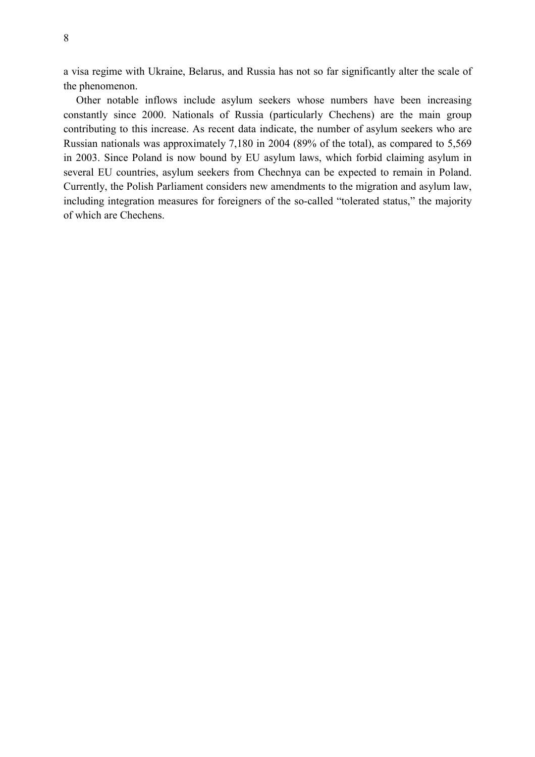a visa regime with Ukraine, Belarus, and Russia has not so far significantly alter the scale of the phenomenon.

Other notable inflows include asylum seekers whose numbers have been increasing constantly since 2000. Nationals of Russia (particularly Chechens) are the main group contributing to this increase. As recent data indicate, the number of asylum seekers who are Russian nationals was approximately 7,180 in 2004 (89% of the total), as compared to 5,569 in 2003. Since Poland is now bound by EU asylum laws, which forbid claiming asylum in several EU countries, asylum seekers from Chechnya can be expected to remain in Poland. Currently, the Polish Parliament considers new amendments to the migration and asylum law, including integration measures for foreigners of the so-called "tolerated status," the majority of which are Chechens.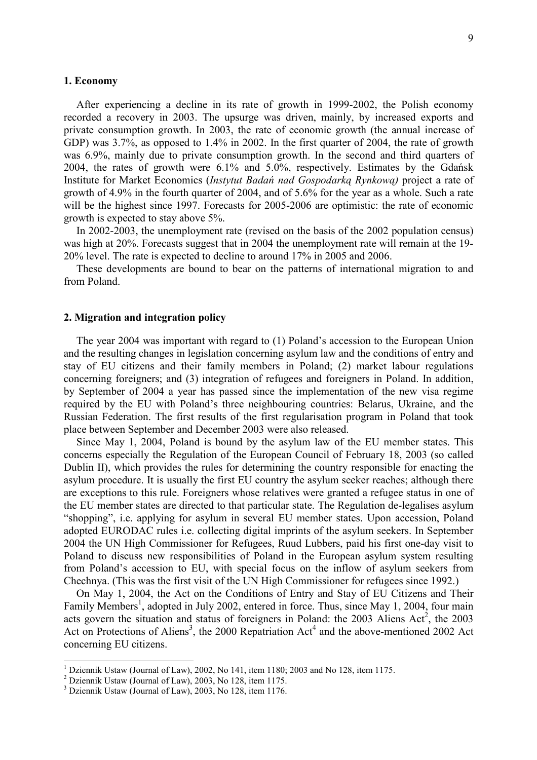## 1. Economy

After experiencing a decline in its rate of growth in 1999-2002, the Polish economy recorded a recovery in 2003. The upsurge was driven, mainly, by increased exports and private consumption growth. In 2003, the rate of economic growth (the annual increase of GDP) was 3.7%, as opposed to 1.4% in 2002. In the first quarter of 2004, the rate of growth was 6.9%, mainly due to private consumption growth. In the second and third quarters of 2004, the rates of growth were 6.1% and 5.0%, respectively. Estimates by the Gdańsk Institute for Market Economics (*Instytut Badań nad Gospodarką Rynkową)* project a rate of growth of 4.9% in the fourth quarter of 2004, and of 5.6% for the year as a whole. Such a rate will be the highest since 1997. Forecasts for 2005-2006 are optimistic: the rate of economic growth is expected to stay above 5%.

In 2002-2003, the unemployment rate (revised on the basis of the 2002 population census) was high at 20%. Forecasts suggest that in 2004 the unemployment rate will remain at the 19-20% level. The rate is expected to decline to around 17% in 2005 and 2006.

These developments are bound to bear on the patterns of international migration to and from Poland.

## 2. Migration and integration policy

The year 2004 was important with regard to (1) Poland's accession to the European Union and the resulting changes in legislation concerning asylum law and the conditions of entry and stay of EU citizens and their family members in Poland; (2) market labour regulations concerning foreigners; and (3) integration of refugees and foreigners in Poland. In addition, by September of 2004 a year has passed since the implementation of the new visa regime required by the EU with Poland's three neighbouring countries: Belarus, Ukraine, and the Russian Federation. The first results of the first regularisation program in Poland that took place between September and December 2003 were also released.

Since May 1, 2004, Poland is bound by the asylum law of the EU member states. This concerns especially the Regulation of the European Council of February 18, 2003 (so called Dublin II), which provides the rules for determining the country responsible for enacting the asylum procedure. It is usually the first EU country the asylum seeker reaches; although there are exceptions to this rule. Foreigners whose relatives were granted a refugee status in one of the EU member states are directed to that particular state. The Regulation de-legalises asylum "shopping", i.e. applying for asylum in several EU member states. Upon accession, Poland adopted EURODAC rules i.e. collecting digital imprints of the asylum seekers. In September 2004 the UN High Commissioner for Refugees, Ruud Lubbers, paid his first one-day visit to Poland to discuss new responsibilities of Poland in the European asylum system resulting from Poland's accession to EU, with special focus on the inflow of asylum seekers from Chechnya. (This was the first visit of the UN High Commissioner for refugees since 1992.)

On May 1, 2004, the Act on the Conditions of Entry and Stay of EU Citizens and Their Family Members[1], adopted in July 2002, entered in force. Thus, since May 1, 2004, four main acts govern the situation and status of foreigners in Poland: the 2003 Aliens Act[2], the 2003 Act on Protections of Aliens[3], the 2000 Repatriation Act[4] and the above-mentioned 2002 Act concerning EU citizens.

[1] Dziennik Ustaw (Journal of Law), 2002, No 141, item 1180; 2003 and No 128, item 1175.
[2] Dziennik Ustaw (Journal of Law), 2003, No 128, item 1175.
[3] Dziennik Ustaw (Journal of Law), 2003, No 128, item 1176.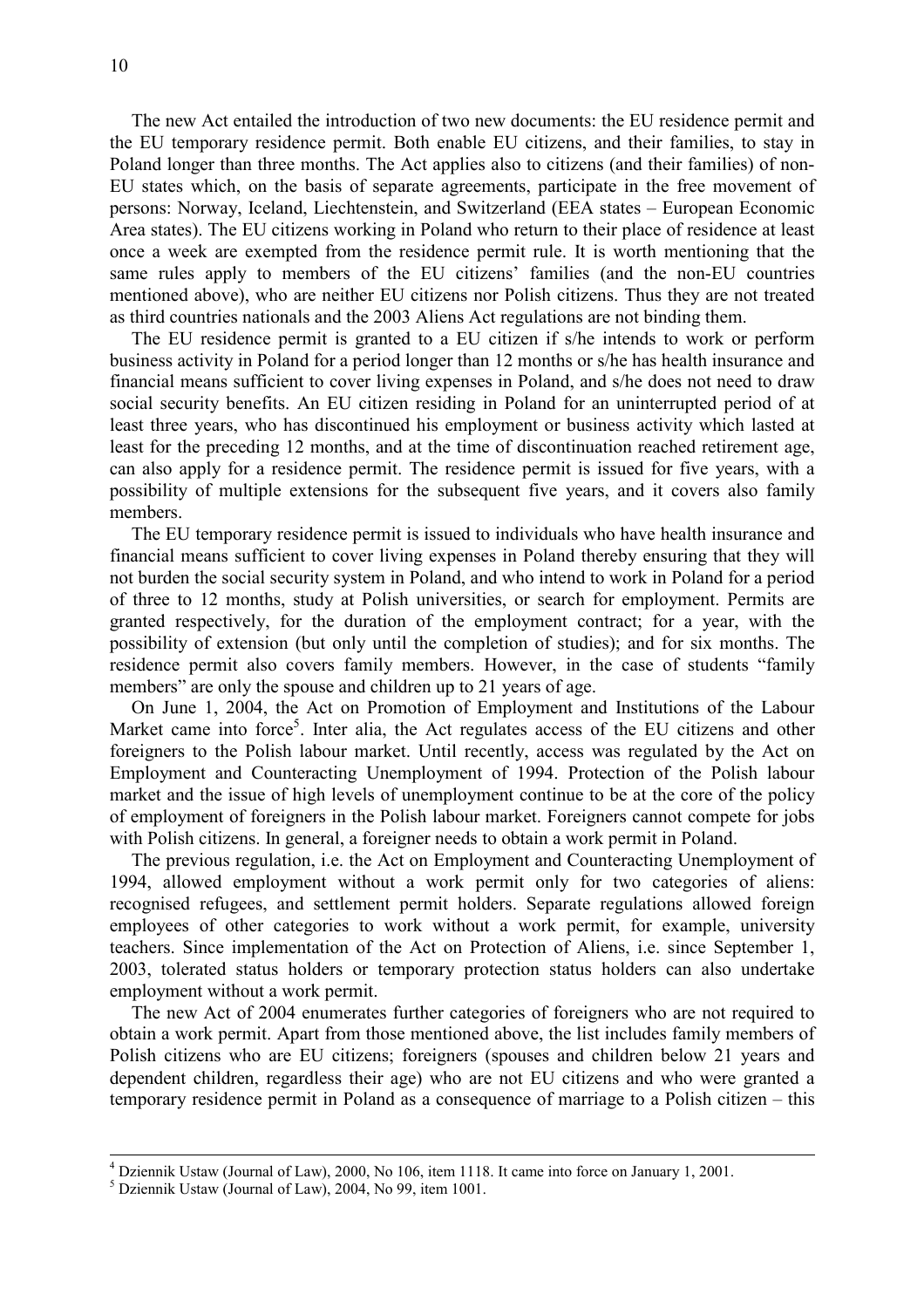The new Act entailed the introduction of two new documents: the EU residence permit and the EU temporary residence permit. Both enable EU citizens, and their families, to stay in Poland longer than three months. The Act applies also to citizens (and their families) of non-EU states which, on the basis of separate agreements, participate in the free movement of persons: Norway, Iceland, Liechtenstein, and Switzerland (EEA states – European Economic Area states). The EU citizens working in Poland who return to their place of residence at least once a week are exempted from the residence permit rule. It is worth mentioning that the same rules apply to members of the EU citizens' families (and the non-EU countries mentioned above), who are neither EU citizens nor Polish citizens. Thus they are not treated as third countries nationals and the 2003 Aliens Act regulations are not binding them.

The EU residence permit is granted to a EU citizen if s/he intends to work or perform business activity in Poland for a period longer than 12 months or s/he has health insurance and financial means sufficient to cover living expenses in Poland, and s/he does not need to draw social security benefits. An EU citizen residing in Poland for an uninterrupted period of at least three years, who has discontinued his employment or business activity which lasted at least for the preceding 12 months, and at the time of discontinuation reached retirement age, can also apply for a residence permit. The residence permit is issued for five years, with a possibility of multiple extensions for the subsequent five years, and it covers also family members.

The EU temporary residence permit is issued to individuals who have health insurance and financial means sufficient to cover living expenses in Poland thereby ensuring that they will not burden the social security system in Poland, and who intend to work in Poland for a period of three to 12 months, study at Polish universities, or search for employment. Permits are granted respectively, for the duration of the employment contract; for a year, with the possibility of extension (but only until the completion of studies); and for six months. The residence permit also covers family members. However, in the case of students "family members" are only the spouse and children up to 21 years of age.

On June 1, 2004, the Act on Promotion of Employment and Institutions of the Labour Market came into force[5]. Inter alia, the Act regulates access of the EU citizens and other foreigners to the Polish labour market. Until recently, access was regulated by the Act on Employment and Counteracting Unemployment of 1994. Protection of the Polish labour market and the issue of high levels of unemployment continue to be at the core of the policy of employment of foreigners in the Polish labour market. Foreigners cannot compete for jobs with Polish citizens. In general, a foreigner needs to obtain a work permit in Poland.

The previous regulation, i.e. the Act on Employment and Counteracting Unemployment of 1994, allowed employment without a work permit only for two categories of aliens: recognised refugees, and settlement permit holders. Separate regulations allowed foreign employees of other categories to work without a work permit, for example, university teachers. Since implementation of the Act on Protection of Aliens, i.e. since September 1, 2003, tolerated status holders or temporary protection status holders can also undertake employment without a work permit.

The new Act of 2004 enumerates further categories of foreigners who are not required to obtain a work permit. Apart from those mentioned above, the list includes family members of Polish citizens who are EU citizens; foreigners (spouses and children below 21 years and dependent children, regardless their age) who are not EU citizens and who were granted a temporary residence permit in Poland as a consequence of marriage to a Polish citizen – this

---

[4] Dziennik Ustaw (Journal of Law), 2000, No 106, item 1118. It came into force on January 1, 2001.

[5] Dziennik Ustaw (Journal of Law), 2004, No 99, item 1001.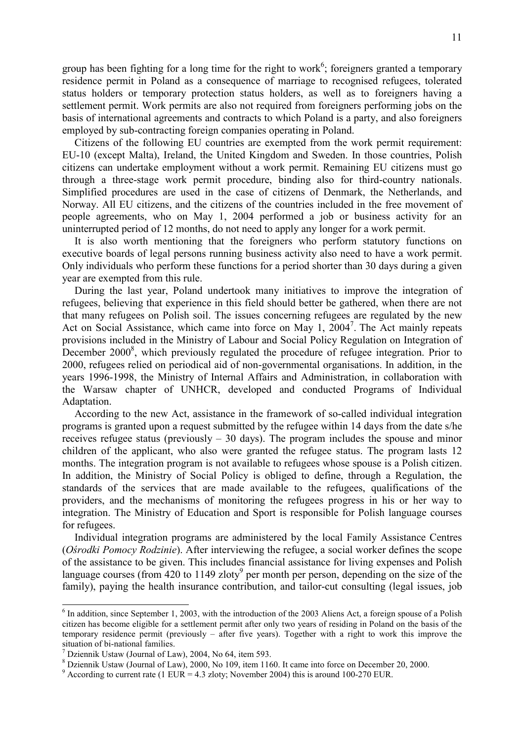group has been fighting for a long time for the right to work[6]; foreigners granted a temporary residence permit in Poland as a consequence of marriage to recognised refugees, tolerated status holders or temporary protection status holders, as well as to foreigners having a settlement permit. Work permits are also not required from foreigners performing jobs on the basis of international agreements and contracts to which Poland is a party, and also foreigners employed by sub-contracting foreign companies operating in Poland.

Citizens of the following EU countries are exempted from the work permit requirement: EU-10 (except Malta), Ireland, the United Kingdom and Sweden. In those countries, Polish citizens can undertake employment without a work permit. Remaining EU citizens must go through a three-stage work permit procedure, binding also for third-country nationals. Simplified procedures are used in the case of citizens of Denmark, the Netherlands, and Norway. All EU citizens, and the citizens of the countries included in the free movement of people agreements, who on May 1, 2004 performed a job or business activity for an uninterrupted period of 12 months, do not need to apply any longer for a work permit.

It is also worth mentioning that the foreigners who perform statutory functions on executive boards of legal persons running business activity also need to have a work permit. Only individuals who perform these functions for a period shorter than 30 days during a given year are exempted from this rule.

During the last year, Poland undertook many initiatives to improve the integration of refugees, believing that experience in this field should better be gathered, when there are not that many refugees on Polish soil. The issues concerning refugees are regulated by the new Act on Social Assistance, which came into force on May 1, 2004[7]. The Act mainly repeats provisions included in the Ministry of Labour and Social Policy Regulation on Integration of December 2000[8], which previously regulated the procedure of refugee integration. Prior to 2000, refugees relied on periodical aid of non-governmental organisations. In addition, in the years 1996-1998, the Ministry of Internal Affairs and Administration, in collaboration with the Warsaw chapter of UNHCR, developed and conducted Programs of Individual Adaptation.

According to the new Act, assistance in the framework of so-called individual integration programs is granted upon a request submitted by the refugee within 14 days from the date s/he receives refugee status (previously – 30 days). The program includes the spouse and minor children of the applicant, who also were granted the refugee status. The program lasts 12 months. The integration program is not available to refugees whose spouse is a Polish citizen. In addition, the Ministry of Social Policy is obliged to define, through a Regulation, the standards of the services that are made available to the refugees, qualifications of the providers, and the mechanisms of monitoring the refugees progress in his or her way to integration. The Ministry of Education and Sport is responsible for Polish language courses for refugees.

Individual integration programs are administered by the local Family Assistance Centres (*Ośrodki Pomocy Rodzinie*). After interviewing the refugee, a social worker defines the scope of the assistance to be given. This includes financial assistance for living expenses and Polish language courses (from 420 to 1149 zloty[9] per month per person, depending on the size of the family), paying the health insurance contribution, and tailor-cut consulting (legal issues, job

---

[6] In addition, since September 1, 2003, with the introduction of the 2003 Aliens Act, a foreign spouse of a Polish citizen has become eligible for a settlement permit after only two years of residing in Poland on the basis of the temporary residence permit (previously – after five years). Together with a right to work this improve the situation of bi-national families.

[7] Dziennik Ustaw (Journal of Law), 2004, No 64, item 593.

[8] Dziennik Ustaw (Journal of Law), 2000, No 109, item 1160. It came into force on December 20, 2000.

[9] According to current rate (1 EUR = 4.3 zloty; November 2004) this is around 100-270 EUR.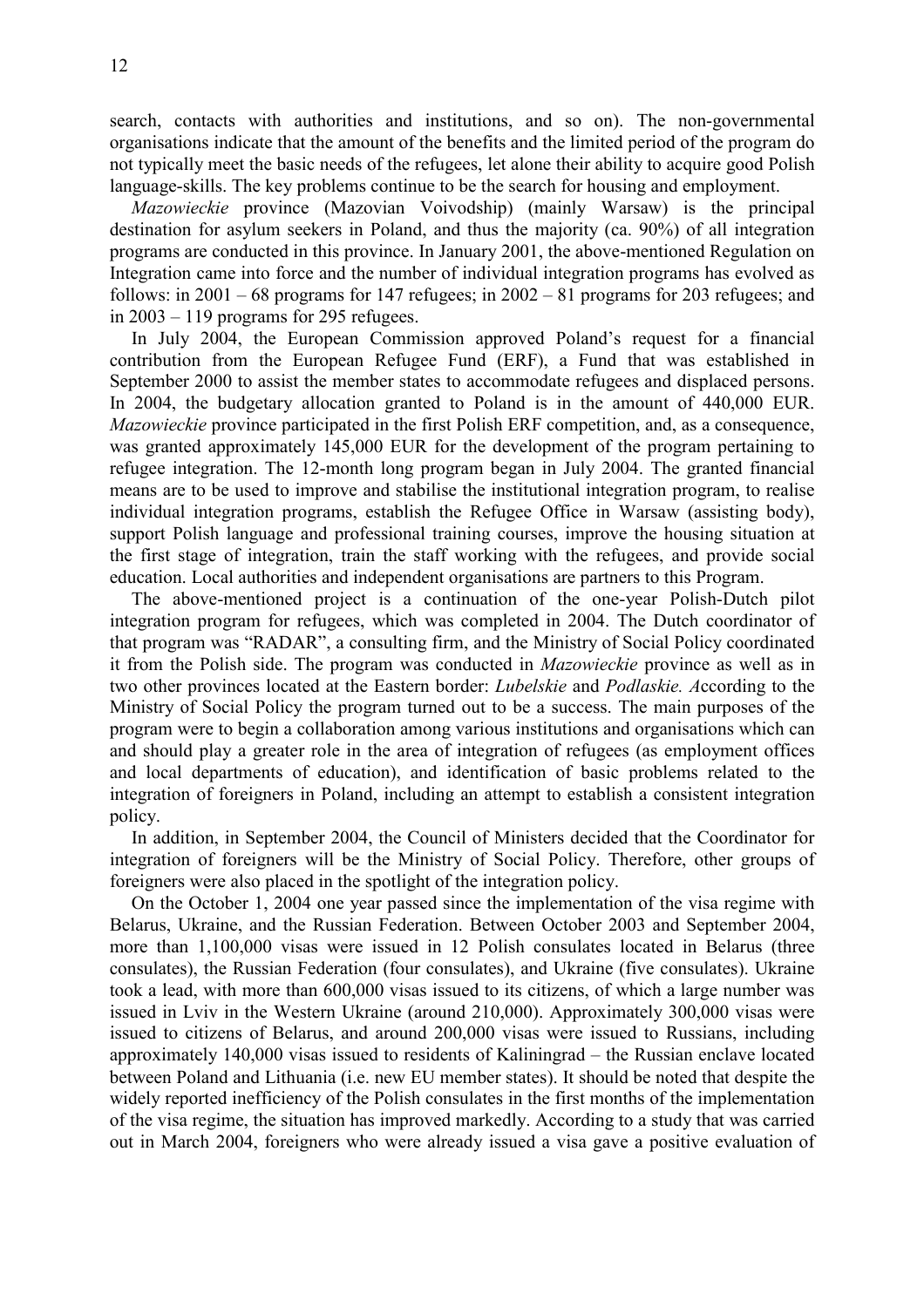search, contacts with authorities and institutions, and so on). The non-governmental organisations indicate that the amount of the benefits and the limited period of the program do not typically meet the basic needs of the refugees, let alone their ability to acquire good Polish language-skills. The key problems continue to be the search for housing and employment.

*Mazowieckie* province (Mazovian Voivodship) (mainly Warsaw) is the principal destination for asylum seekers in Poland, and thus the majority (ca. 90%) of all integration programs are conducted in this province. In January 2001, the above-mentioned Regulation on Integration came into force and the number of individual integration programs has evolved as follows: in 2001 – 68 programs for 147 refugees; in 2002 – 81 programs for 203 refugees; and in 2003 – 119 programs for 295 refugees.

In July 2004, the European Commission approved Poland's request for a financial contribution from the European Refugee Fund (ERF), a Fund that was established in September 2000 to assist the member states to accommodate refugees and displaced persons. In 2004, the budgetary allocation granted to Poland is in the amount of 440,000 EUR. *Mazowieckie* province participated in the first Polish ERF competition, and, as a consequence, was granted approximately 145,000 EUR for the development of the program pertaining to refugee integration. The 12-month long program began in July 2004. The granted financial means are to be used to improve and stabilise the institutional integration program, to realise individual integration programs, establish the Refugee Office in Warsaw (assisting body), support Polish language and professional training courses, improve the housing situation at the first stage of integration, train the staff working with the refugees, and provide social education. Local authorities and independent organisations are partners to this Program.

The above-mentioned project is a continuation of the one-year Polish-Dutch pilot integration program for refugees, which was completed in 2004. The Dutch coordinator of that program was "RADAR", a consulting firm, and the Ministry of Social Policy coordinated it from the Polish side. The program was conducted in *Mazowieckie* province as well as in two other provinces located at the Eastern border: *Lubelskie* and *Podlaskie. A*ccording to the Ministry of Social Policy the program turned out to be a success. The main purposes of the program were to begin a collaboration among various institutions and organisations which can and should play a greater role in the area of integration of refugees (as employment offices and local departments of education), and identification of basic problems related to the integration of foreigners in Poland, including an attempt to establish a consistent integration policy.

In addition, in September 2004, the Council of Ministers decided that the Coordinator for integration of foreigners will be the Ministry of Social Policy. Therefore, other groups of foreigners were also placed in the spotlight of the integration policy.

On the October 1, 2004 one year passed since the implementation of the visa regime with Belarus, Ukraine, and the Russian Federation. Between October 2003 and September 2004, more than 1,100,000 visas were issued in 12 Polish consulates located in Belarus (three consulates), the Russian Federation (four consulates), and Ukraine (five consulates). Ukraine took a lead, with more than 600,000 visas issued to its citizens, of which a large number was issued in Lviv in the Western Ukraine (around 210,000). Approximately 300,000 visas were issued to citizens of Belarus, and around 200,000 visas were issued to Russians, including approximately 140,000 visas issued to residents of Kaliningrad – the Russian enclave located between Poland and Lithuania (i.e. new EU member states). It should be noted that despite the widely reported inefficiency of the Polish consulates in the first months of the implementation of the visa regime, the situation has improved markedly. According to a study that was carried out in March 2004, foreigners who were already issued a visa gave a positive evaluation of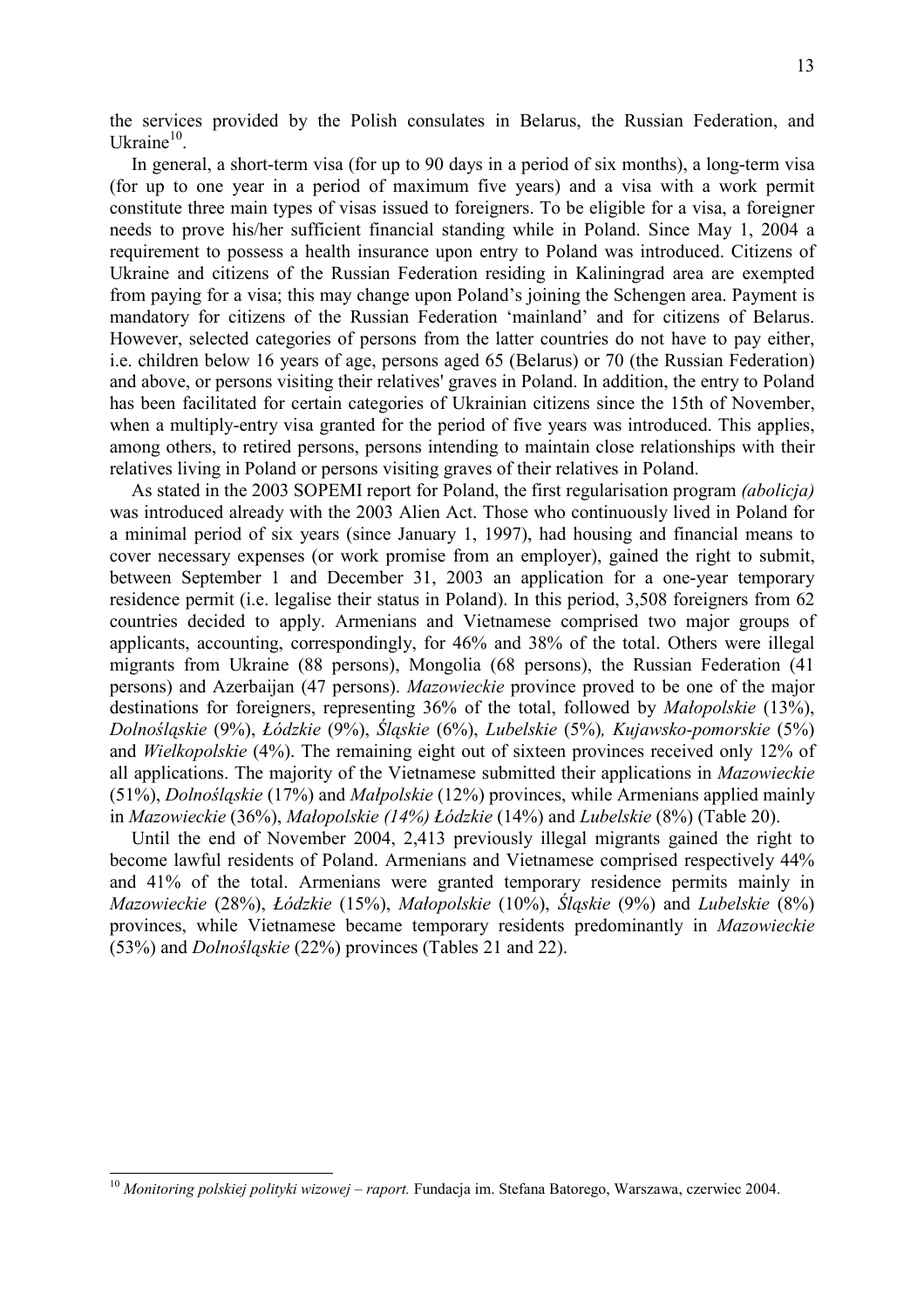the services provided by the Polish consulates in Belarus, the Russian Federation, and Ukraine[10].

In general, a short-term visa (for up to 90 days in a period of six months), a long-term visa (for up to one year in a period of maximum five years) and a visa with a work permit constitute three main types of visas issued to foreigners. To be eligible for a visa, a foreigner needs to prove his/her sufficient financial standing while in Poland. Since May 1, 2004 a requirement to possess a health insurance upon entry to Poland was introduced. Citizens of Ukraine and citizens of the Russian Federation residing in Kaliningrad area are exempted from paying for a visa; this may change upon Poland's joining the Schengen area. Payment is mandatory for citizens of the Russian Federation 'mainland' and for citizens of Belarus. However, selected categories of persons from the latter countries do not have to pay either, i.e. children below 16 years of age, persons aged 65 (Belarus) or 70 (the Russian Federation) and above, or persons visiting their relatives' graves in Poland. In addition, the entry to Poland has been facilitated for certain categories of Ukrainian citizens since the 15th of November, when a multiply-entry visa granted for the period of five years was introduced. This applies, among others, to retired persons, persons intending to maintain close relationships with their relatives living in Poland or persons visiting graves of their relatives in Poland.

As stated in the 2003 SOPEMI report for Poland, the first regularisation program *(abolicja)* was introduced already with the 2003 Alien Act. Those who continuously lived in Poland for a minimal period of six years (since January 1, 1997), had housing and financial means to cover necessary expenses (or work promise from an employer), gained the right to submit, between September 1 and December 31, 2003 an application for a one-year temporary residence permit (i.e. legalise their status in Poland). In this period, 3,508 foreigners from 62 countries decided to apply. Armenians and Vietnamese comprised two major groups of applicants, accounting, correspondingly, for 46% and 38% of the total. Others were illegal migrants from Ukraine (88 persons), Mongolia (68 persons), the Russian Federation (41 persons) and Azerbaijan (47 persons). *Mazowieckie* province proved to be one of the major destinations for foreigners, representing 36% of the total, followed by *Małopolskie* (13%), *Dolnośląskie* (9%), *Łódzkie* (9%), *Śląskie* (6%), *Lubelskie* (5%)*, Kujawsko-pomorskie* (5%) and *Wielkopolskie* (4%). The remaining eight out of sixteen provinces received only 12% of all applications. The majority of the Vietnamese submitted their applications in *Mazowieckie* (51%), *Dolnośląskie* (17%) and *Małpolskie* (12%) provinces, while Armenians applied mainly in *Mazowieckie* (36%), *Małopolskie (14%) Łódzkie* (14%) and *Lubelskie* (8%) (Table 20).

Until the end of November 2004, 2,413 previously illegal migrants gained the right to become lawful residents of Poland. Armenians and Vietnamese comprised respectively 44% and 41% of the total. Armenians were granted temporary residence permits mainly in *Mazowieckie* (28%), *Łódzkie* (15%), *Małopolskie* (10%), *Śląskie* (9%) and *Lubelskie* (8%) provinces, while Vietnamese became temporary residents predominantly in *Mazowieckie* (53%) and *Dolnośląskie* (22%) provinces (Tables 21 and 22).

[10] *Monitoring polskiej polityki wizowej – raport.* Fundacja im. Stefana Batorego, Warszawa, czerwiec 2004.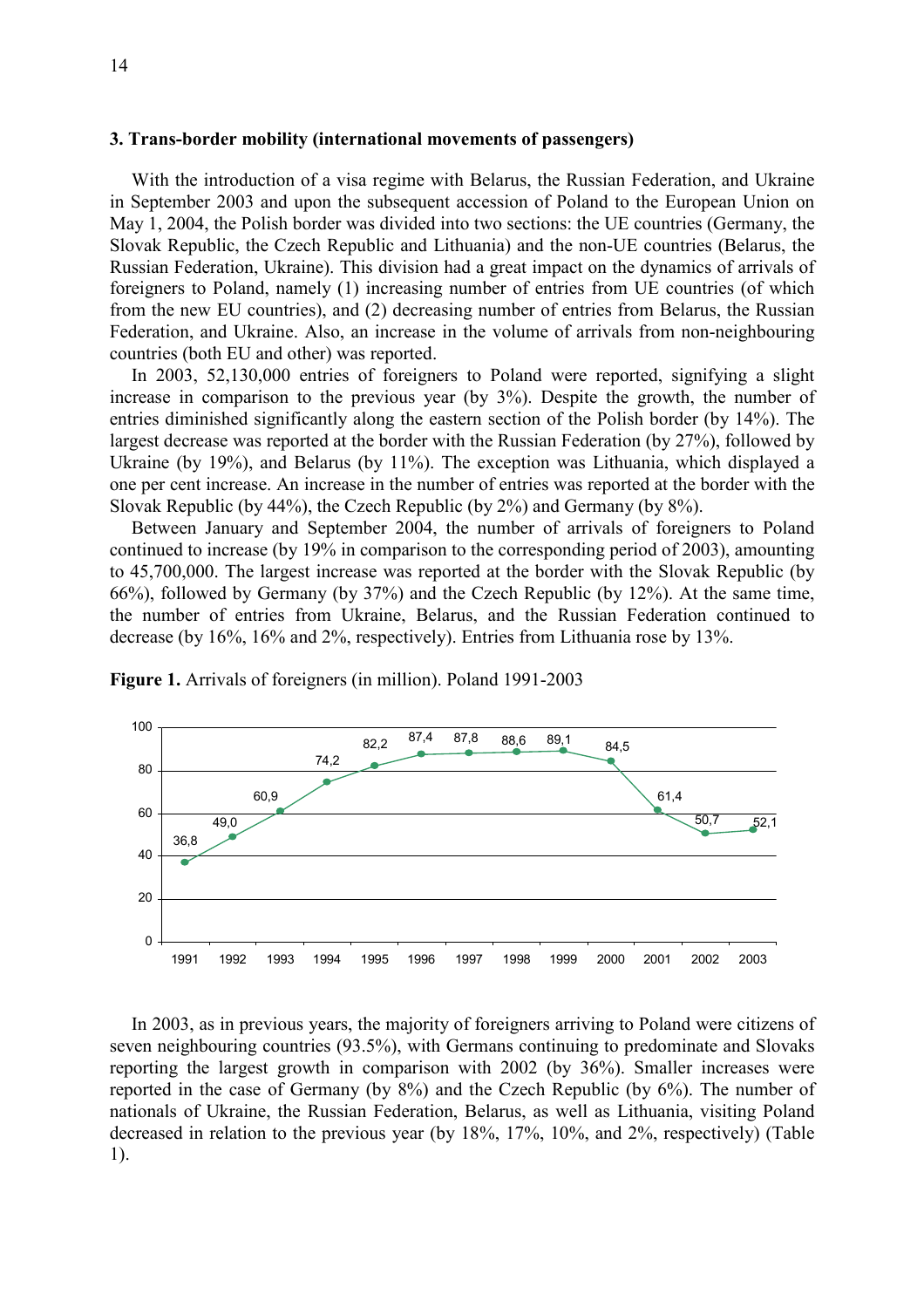### 3. Trans-border mobility (international movements of passengers)

With the introduction of a visa regime with Belarus, the Russian Federation, and Ukraine in September 2003 and upon the subsequent accession of Poland to the European Union on May 1, 2004, the Polish border was divided into two sections: the UE countries (Germany, the Slovak Republic, the Czech Republic and Lithuania) and the non-UE countries (Belarus, the Russian Federation, Ukraine). This division had a great impact on the dynamics of arrivals of foreigners to Poland, namely (1) increasing number of entries from UE countries (of which from the new EU countries), and (2) decreasing number of entries from Belarus, the Russian Federation, and Ukraine. Also, an increase in the volume of arrivals from non-neighbouring countries (both EU and other) was reported.

In 2003, 52,130,000 entries of foreigners to Poland were reported, signifying a slight increase in comparison to the previous year (by 3%). Despite the growth, the number of entries diminished significantly along the eastern section of the Polish border (by 14%). The largest decrease was reported at the border with the Russian Federation (by 27%), followed by Ukraine (by 19%), and Belarus (by 11%). The exception was Lithuania, which displayed a one per cent increase. An increase in the number of entries was reported at the border with the Slovak Republic (by 44%), the Czech Republic (by 2%) and Germany (by 8%).

Between January and September 2004, the number of arrivals of foreigners to Poland continued to increase (by 19% in comparison to the corresponding period of 2003), amounting to 45,700,000. The largest increase was reported at the border with the Slovak Republic (by 66%), followed by Germany (by 37%) and the Czech Republic (by 12%). At the same time, the number of entries from Ukraine, Belarus, and the Russian Federation continued to decrease (by 16%, 16% and 2%, respectively). Entries from Lithuania rose by 13%.

**Figure 1.** Arrivals of foreigners (in million). Poland 1991-2003

| 1991 | 1992 | 1993 | 1994 | 1995 | 1996 | 1997 | 1998 | 1999 | 2000 | 2001 | 2002 | 2003 |
|---|---|---|---|---|---|---|---|---|---|---|---|---|
| 36,8 | 49,0 | 60,9 | 74,2 | 82,2 | 87,4 | 87,8 | 88,6 | 89,1 | 84,5 | 61,4 | 50,7 | 52,1 |

In 2003, as in previous years, the majority of foreigners arriving to Poland were citizens of seven neighbouring countries (93.5%), with Germans continuing to predominate and Slovaks reporting the largest growth in comparison with 2002 (by 36%). Smaller increases were reported in the case of Germany (by 8%) and the Czech Republic (by 6%). The number of nationals of Ukraine, the Russian Federation, Belarus, as well as Lithuania, visiting Poland decreased in relation to the previous year (by 18%, 17%, 10%, and 2%, respectively) (Table 1).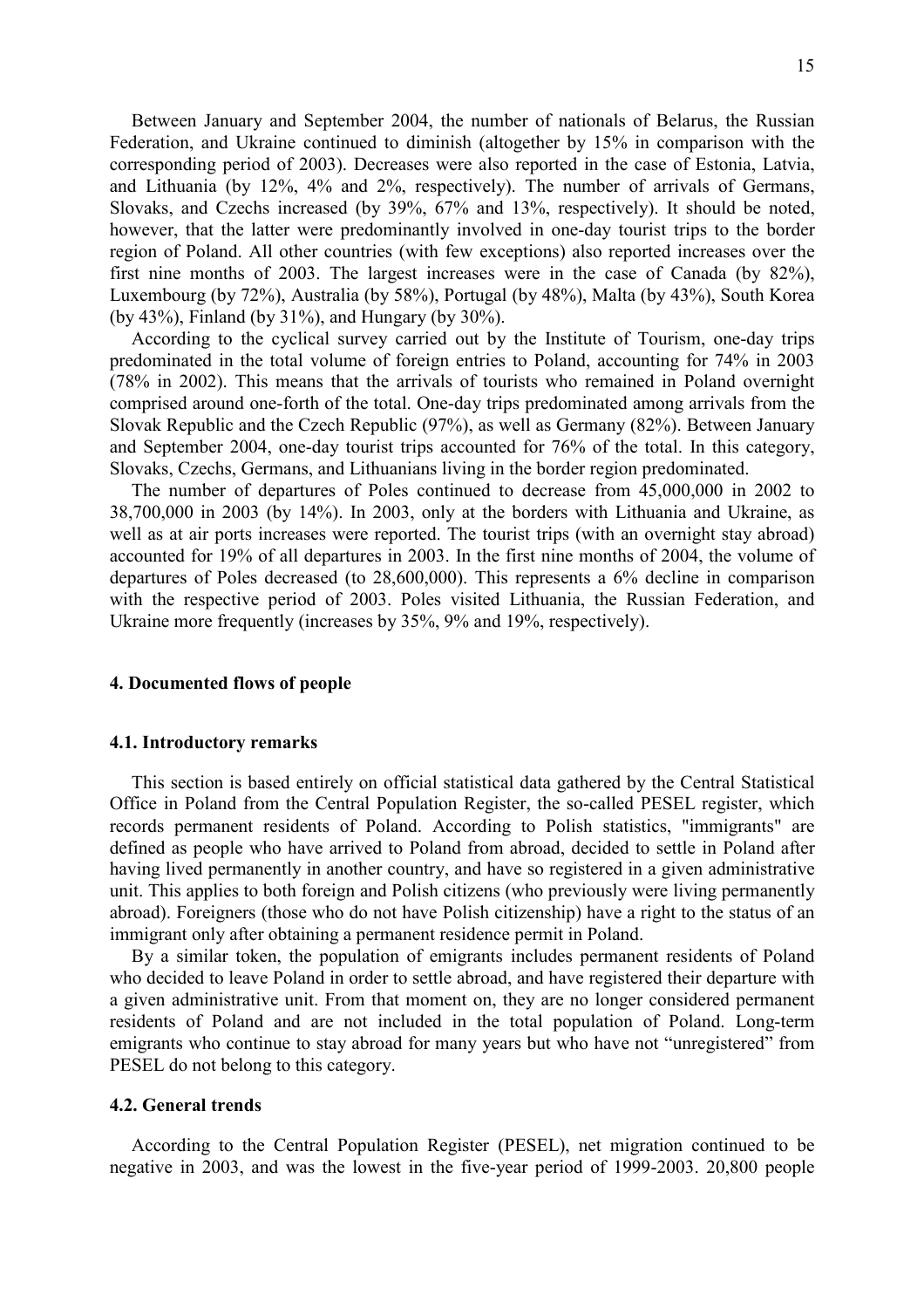Between January and September 2004, the number of nationals of Belarus, the Russian Federation, and Ukraine continued to diminish (altogether by 15% in comparison with the corresponding period of 2003). Decreases were also reported in the case of Estonia, Latvia, and Lithuania (by 12%, 4% and 2%, respectively). The number of arrivals of Germans, Slovaks, and Czechs increased (by 39%, 67% and 13%, respectively). It should be noted, however, that the latter were predominantly involved in one-day tourist trips to the border region of Poland. All other countries (with few exceptions) also reported increases over the first nine months of 2003. The largest increases were in the case of Canada (by 82%), Luxembourg (by 72%), Australia (by 58%), Portugal (by 48%), Malta (by 43%), South Korea (by 43%), Finland (by 31%), and Hungary (by 30%).

According to the cyclical survey carried out by the Institute of Tourism, one-day trips predominated in the total volume of foreign entries to Poland, accounting for 74% in 2003 (78% in 2002). This means that the arrivals of tourists who remained in Poland overnight comprised around one-forth of the total. One-day trips predominated among arrivals from the Slovak Republic and the Czech Republic (97%), as well as Germany (82%). Between January and September 2004, one-day tourist trips accounted for 76% of the total. In this category, Slovaks, Czechs, Germans, and Lithuanians living in the border region predominated.

The number of departures of Poles continued to decrease from 45,000,000 in 2002 to 38,700,000 in 2003 (by 14%). In 2003, only at the borders with Lithuania and Ukraine, as well as at air ports increases were reported. The tourist trips (with an overnight stay abroad) accounted for 19% of all departures in 2003. In the first nine months of 2004, the volume of departures of Poles decreased (to 28,600,000). This represents a 6% decline in comparison with the respective period of 2003. Poles visited Lithuania, the Russian Federation, and Ukraine more frequently (increases by 35%, 9% and 19%, respectively).

## 4. Documented flows of people

### 4.1. Introductory remarks

This section is based entirely on official statistical data gathered by the Central Statistical Office in Poland from the Central Population Register, the so-called PESEL register, which records permanent residents of Poland. According to Polish statistics, "immigrants" are defined as people who have arrived to Poland from abroad, decided to settle in Poland after having lived permanently in another country, and have so registered in a given administrative unit. This applies to both foreign and Polish citizens (who previously were living permanently abroad). Foreigners (those who do not have Polish citizenship) have a right to the status of an immigrant only after obtaining a permanent residence permit in Poland.

By a similar token, the population of emigrants includes permanent residents of Poland who decided to leave Poland in order to settle abroad, and have registered their departure with a given administrative unit. From that moment on, they are no longer considered permanent residents of Poland and are not included in the total population of Poland. Long-term emigrants who continue to stay abroad for many years but who have not "unregistered" from PESEL do not belong to this category.

### 4.2. General trends

According to the Central Population Register (PESEL), net migration continued to be negative in 2003, and was the lowest in the five-year period of 1999-2003. 20,800 people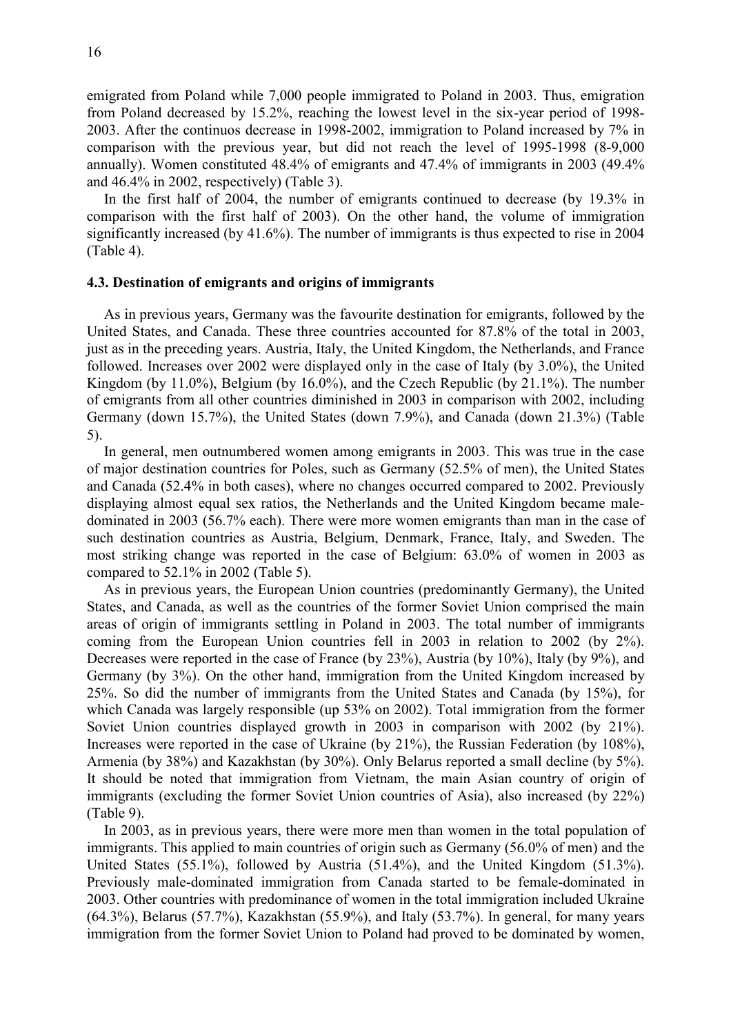emigrated from Poland while 7,000 people immigrated to Poland in 2003. Thus, emigration from Poland decreased by 15.2%, reaching the lowest level in the six-year period of 1998-2003. After the continuos decrease in 1998-2002, immigration to Poland increased by 7% in comparison with the previous year, but did not reach the level of 1995-1998 (8-9,000 annually). Women constituted 48.4% of emigrants and 47.4% of immigrants in 2003 (49.4% and 46.4% in 2002, respectively) (Table 3).

In the first half of 2004, the number of emigrants continued to decrease (by 19.3% in comparison with the first half of 2003). On the other hand, the volume of immigration significantly increased (by 41.6%). The number of immigrants is thus expected to rise in 2004 (Table 4).

### 4.3. Destination of emigrants and origins of immigrants

As in previous years, Germany was the favourite destination for emigrants, followed by the United States, and Canada. These three countries accounted for 87.8% of the total in 2003, just as in the preceding years. Austria, Italy, the United Kingdom, the Netherlands, and France followed. Increases over 2002 were displayed only in the case of Italy (by 3.0%), the United Kingdom (by 11.0%), Belgium (by 16.0%), and the Czech Republic (by 21.1%). The number of emigrants from all other countries diminished in 2003 in comparison with 2002, including Germany (down 15.7%), the United States (down 7.9%), and Canada (down 21.3%) (Table 5).

In general, men outnumbered women among emigrants in 2003. This was true in the case of major destination countries for Poles, such as Germany (52.5% of men), the United States and Canada (52.4% in both cases), where no changes occurred compared to 2002. Previously displaying almost equal sex ratios, the Netherlands and the United Kingdom became male-dominated in 2003 (56.7% each). There were more women emigrants than man in the case of such destination countries as Austria, Belgium, Denmark, France, Italy, and Sweden. The most striking change was reported in the case of Belgium: 63.0% of women in 2003 as compared to 52.1% in 2002 (Table 5).

As in previous years, the European Union countries (predominantly Germany), the United States, and Canada, as well as the countries of the former Soviet Union comprised the main areas of origin of immigrants settling in Poland in 2003. The total number of immigrants coming from the European Union countries fell in 2003 in relation to 2002 (by 2%). Decreases were reported in the case of France (by 23%), Austria (by 10%), Italy (by 9%), and Germany (by 3%). On the other hand, immigration from the United Kingdom increased by 25%. So did the number of immigrants from the United States and Canada (by 15%), for which Canada was largely responsible (up 53% on 2002). Total immigration from the former Soviet Union countries displayed growth in 2003 in comparison with 2002 (by 21%). Increases were reported in the case of Ukraine (by 21%), the Russian Federation (by 108%), Armenia (by 38%) and Kazakhstan (by 30%). Only Belarus reported a small decline (by 5%). It should be noted that immigration from Vietnam, the main Asian country of origin of immigrants (excluding the former Soviet Union countries of Asia), also increased (by 22%) (Table 9).

In 2003, as in previous years, there were more men than women in the total population of immigrants. This applied to main countries of origin such as Germany (56.0% of men) and the United States (55.1%), followed by Austria (51.4%), and the United Kingdom (51.3%). Previously male-dominated immigration from Canada started to be female-dominated in 2003. Other countries with predominance of women in the total immigration included Ukraine (64.3%), Belarus (57.7%), Kazakhstan (55.9%), and Italy (53.7%). In general, for many years immigration from the former Soviet Union to Poland had proved to be dominated by women,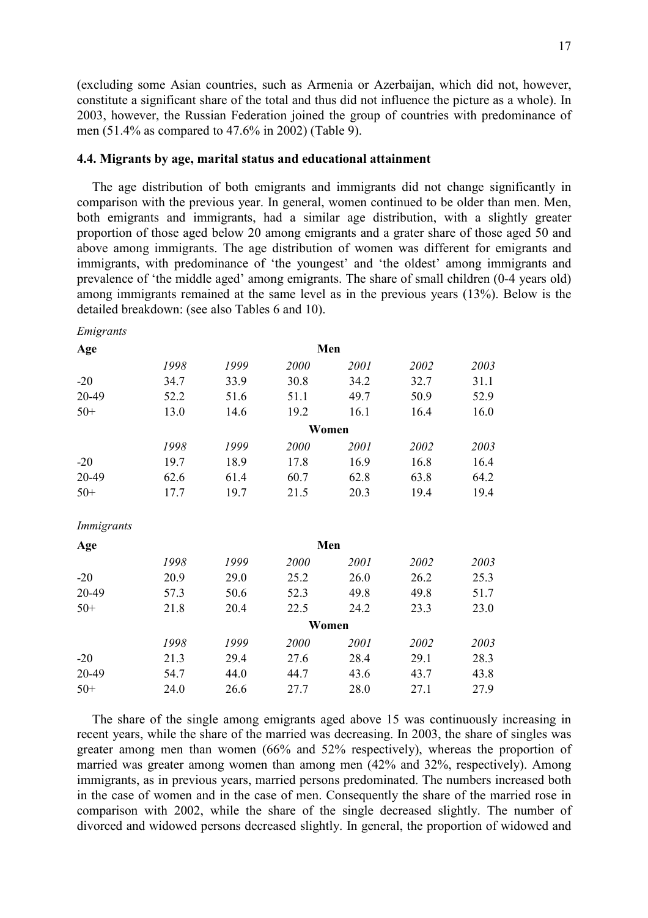(excluding some Asian countries, such as Armenia or Azerbaijan, which did not, however, constitute a significant share of the total and thus did not influence the picture as a whole). In 2003, however, the Russian Federation joined the group of countries with predominance of men (51.4% as compared to 47.6% in 2002) (Table 9).

### 4.4. Migrants by age, marital status and educational attainment

The age distribution of both emigrants and immigrants did not change significantly in comparison with the previous year. In general, women continued to be older than men. Men, both emigrants and immigrants, had a similar age distribution, with a slightly greater proportion of those aged below 20 among emigrants and a grater share of those aged 50 and above among immigrants. The age distribution of women was different for emigrants and immigrants, with predominance of 'the youngest' and 'the oldest' among immigrants and prevalence of 'the middle aged' among emigrants. The share of small children (0-4 years old) among immigrants remained at the same level as in the previous years (13%). Below is the detailed breakdown: (see also Tables 6 and 10).

*Emigrants*

| Age | Men | | | | | |
|---|---|---|---|---|---|---|
| | *1998* | *1999* | *2000* | *2001* | *2002* | *2003* |
| -20 | 34.7 | 33.9 | 30.8 | 34.2 | 32.7 | 31.1 |
| 20-49 | 52.2 | 51.6 | 51.1 | 49.7 | 50.9 | 52.9 |
| 50+ | 13.0 | 14.6 | 19.2 | 16.1 | 16.4 | 16.0 |
| | **Women** | | | | | |
| | *1998* | *1999* | *2000* | *2001* | *2002* | *2003* |
| -20 | 19.7 | 18.9 | 17.8 | 16.9 | 16.8 | 16.4 |
| 20-49 | 62.6 | 61.4 | 60.7 | 62.8 | 63.8 | 64.2 |
| 50+ | 17.7 | 19.7 | 21.5 | 20.3 | 19.4 | 19.4 |

*Immigrants*

| Age | Men | | | | | |
|---|---|---|---|---|---|---|
| | *1998* | *1999* | *2000* | *2001* | *2002* | *2003* |
| -20 | 20.9 | 29.0 | 25.2 | 26.0 | 26.2 | 25.3 |
| 20-49 | 57.3 | 50.6 | 52.3 | 49.8 | 49.8 | 51.7 |
| 50+ | 21.8 | 20.4 | 22.5 | 24.2 | 23.3 | 23.0 |
| | **Women** | | | | | |
| | *1998* | *1999* | *2000* | *2001* | *2002* | *2003* |
| -20 | 21.3 | 29.4 | 27.6 | 28.4 | 29.1 | 28.3 |
| 20-49 | 54.7 | 44.0 | 44.7 | 43.6 | 43.7 | 43.8 |
| 50+ | 24.0 | 26.6 | 27.7 | 28.0 | 27.1 | 27.9 |

The share of the single among emigrants aged above 15 was continuously increasing in recent years, while the share of the married was decreasing. In 2003, the share of singles was greater among men than women (66% and 52% respectively), whereas the proportion of married was greater among women than among men (42% and 32%, respectively). Among immigrants, as in previous years, married persons predominated. The numbers increased both in the case of women and in the case of men. Consequently the share of the married rose in comparison with 2002, while the share of the single decreased slightly. The number of divorced and widowed persons decreased slightly. In general, the proportion of widowed and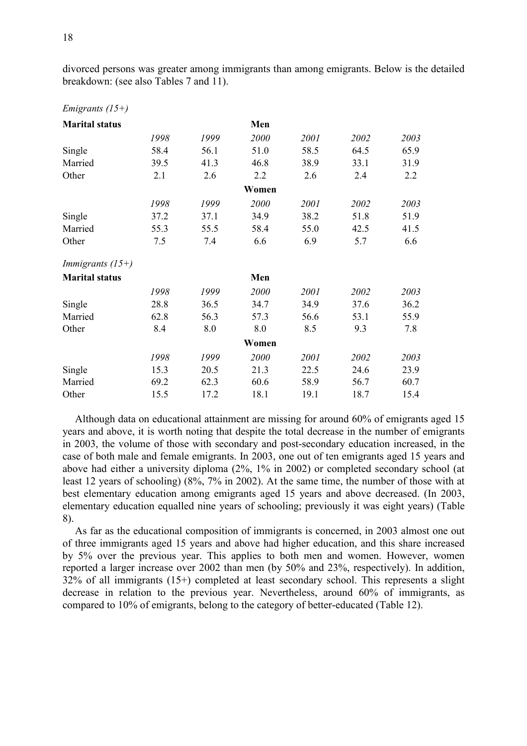divorced persons was greater among immigrants than among emigrants. Below is the detailed breakdown: (see also Tables 7 and 11).

*Emigrants (15+)*

| **Marital status** | | | **Men** | | | |
|---|---|---|---|---|---|---|
| | *1998* | *1999* | *2000* | *2001* | *2002* | *2003* |
| Single | 58.4 | 56.1 | 51.0 | 58.5 | 64.5 | 65.9 |
| Married | 39.5 | 41.3 | 46.8 | 38.9 | 33.1 | 31.9 |
| Other | 2.1 | 2.6 | 2.2 | 2.6 | 2.4 | 2.2 |
| | | | **Women** | | | |
| | *1998* | *1999* | *2000* | *2001* | *2002* | *2003* |
| Single | 37.2 | 37.1 | 34.9 | 38.2 | 51.8 | 51.9 |
| Married | 55.3 | 55.5 | 58.4 | 55.0 | 42.5 | 41.5 |
| Other | 7.5 | 7.4 | 6.6 | 6.9 | 5.7 | 6.6 |

*Immigrants (15+)*

| **Marital status** | | | **Men** | | | |
|---|---|---|---|---|---|---|
| | *1998* | *1999* | *2000* | *2001* | *2002* | *2003* |
| Single | 28.8 | 36.5 | 34.7 | 34.9 | 37.6 | 36.2 |
| Married | 62.8 | 56.3 | 57.3 | 56.6 | 53.1 | 55.9 |
| Other | 8.4 | 8.0 | 8.0 | 8.5 | 9.3 | 7.8 |
| | | | **Women** | | | |
| | *1998* | *1999* | *2000* | *2001* | *2002* | *2003* |
| Single | 15.3 | 20.5 | 21.3 | 22.5 | 24.6 | 23.9 |
| Married | 69.2 | 62.3 | 60.6 | 58.9 | 56.7 | 60.7 |
| Other | 15.5 | 17.2 | 18.1 | 19.1 | 18.7 | 15.4 |

Although data on educational attainment are missing for around 60% of emigrants aged 15 years and above, it is worth noting that despite the total decrease in the number of emigrants in 2003, the volume of those with secondary and post-secondary education increased, in the case of both male and female emigrants. In 2003, one out of ten emigrants aged 15 years and above had either a university diploma (2%, 1% in 2002) or completed secondary school (at least 12 years of schooling) (8%, 7% in 2002). At the same time, the number of those with at best elementary education among emigrants aged 15 years and above decreased. (In 2003, elementary education equalled nine years of schooling; previously it was eight years) (Table 8).

As far as the educational composition of immigrants is concerned, in 2003 almost one out of three immigrants aged 15 years and above had higher education, and this share increased by 5% over the previous year. This applies to both men and women. However, women reported a larger increase over 2002 than men (by 50% and 23%, respectively). In addition, 32% of all immigrants (15+) completed at least secondary school. This represents a slight decrease in relation to the previous year. Nevertheless, around 60% of immigrants, as compared to 10% of emigrants, belong to the category of better-educated (Table 12).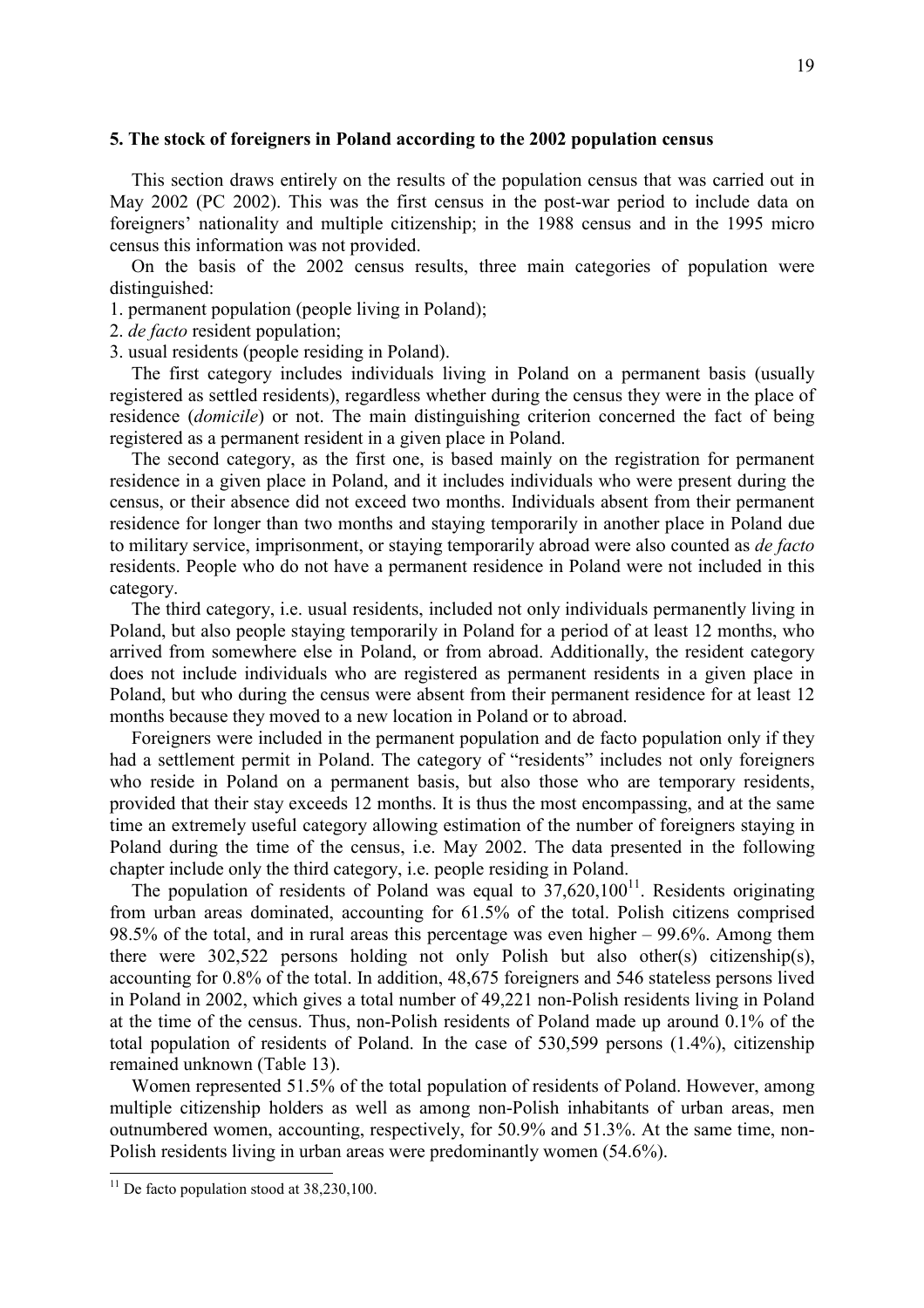### 5. The stock of foreigners in Poland according to the 2002 population census

This section draws entirely on the results of the population census that was carried out in May 2002 (PC 2002). This was the first census in the post-war period to include data on foreigners' nationality and multiple citizenship; in the 1988 census and in the 1995 micro census this information was not provided.

On the basis of the 2002 census results, three main categories of population were distinguished:

1. permanent population (people living in Poland);
2. *de facto* resident population;
3. usual residents (people residing in Poland).

The first category includes individuals living in Poland on a permanent basis (usually registered as settled residents), regardless whether during the census they were in the place of residence (*domicile*) or not. The main distinguishing criterion concerned the fact of being registered as a permanent resident in a given place in Poland.

The second category, as the first one, is based mainly on the registration for permanent residence in a given place in Poland, and it includes individuals who were present during the census, or their absence did not exceed two months. Individuals absent from their permanent residence for longer than two months and staying temporarily in another place in Poland due to military service, imprisonment, or staying temporarily abroad were also counted as *de facto* residents. People who do not have a permanent residence in Poland were not included in this category.

The third category, i.e. usual residents, included not only individuals permanently living in Poland, but also people staying temporarily in Poland for a period of at least 12 months, who arrived from somewhere else in Poland, or from abroad. Additionally, the resident category does not include individuals who are registered as permanent residents in a given place in Poland, but who during the census were absent from their permanent residence for at least 12 months because they moved to a new location in Poland or to abroad.

Foreigners were included in the permanent population and de facto population only if they had a settlement permit in Poland. The category of "residents" includes not only foreigners who reside in Poland on a permanent basis, but also those who are temporary residents, provided that their stay exceeds 12 months. It is thus the most encompassing, and at the same time an extremely useful category allowing estimation of the number of foreigners staying in Poland during the time of the census, i.e. May 2002. The data presented in the following chapter include only the third category, i.e. people residing in Poland.

The population of residents of Poland was equal to 37,620,100[11]. Residents originating from urban areas dominated, accounting for 61.5% of the total. Polish citizens comprised 98.5% of the total, and in rural areas this percentage was even higher – 99.6%. Among them there were 302,522 persons holding not only Polish but also other(s) citizenship(s), accounting for 0.8% of the total. In addition, 48,675 foreigners and 546 stateless persons lived in Poland in 2002, which gives a total number of 49,221 non-Polish residents living in Poland at the time of the census. Thus, non-Polish residents of Poland made up around 0.1% of the total population of residents of Poland. In the case of 530,599 persons (1.4%), citizenship remained unknown (Table 13).

Women represented 51.5% of the total population of residents of Poland. However, among multiple citizenship holders as well as among non-Polish inhabitants of urban areas, men outnumbered women, accounting, respectively, for 50.9% and 51.3%. At the same time, non-Polish residents living in urban areas were predominantly women (54.6%).

[11] De facto population stood at 38,230,100.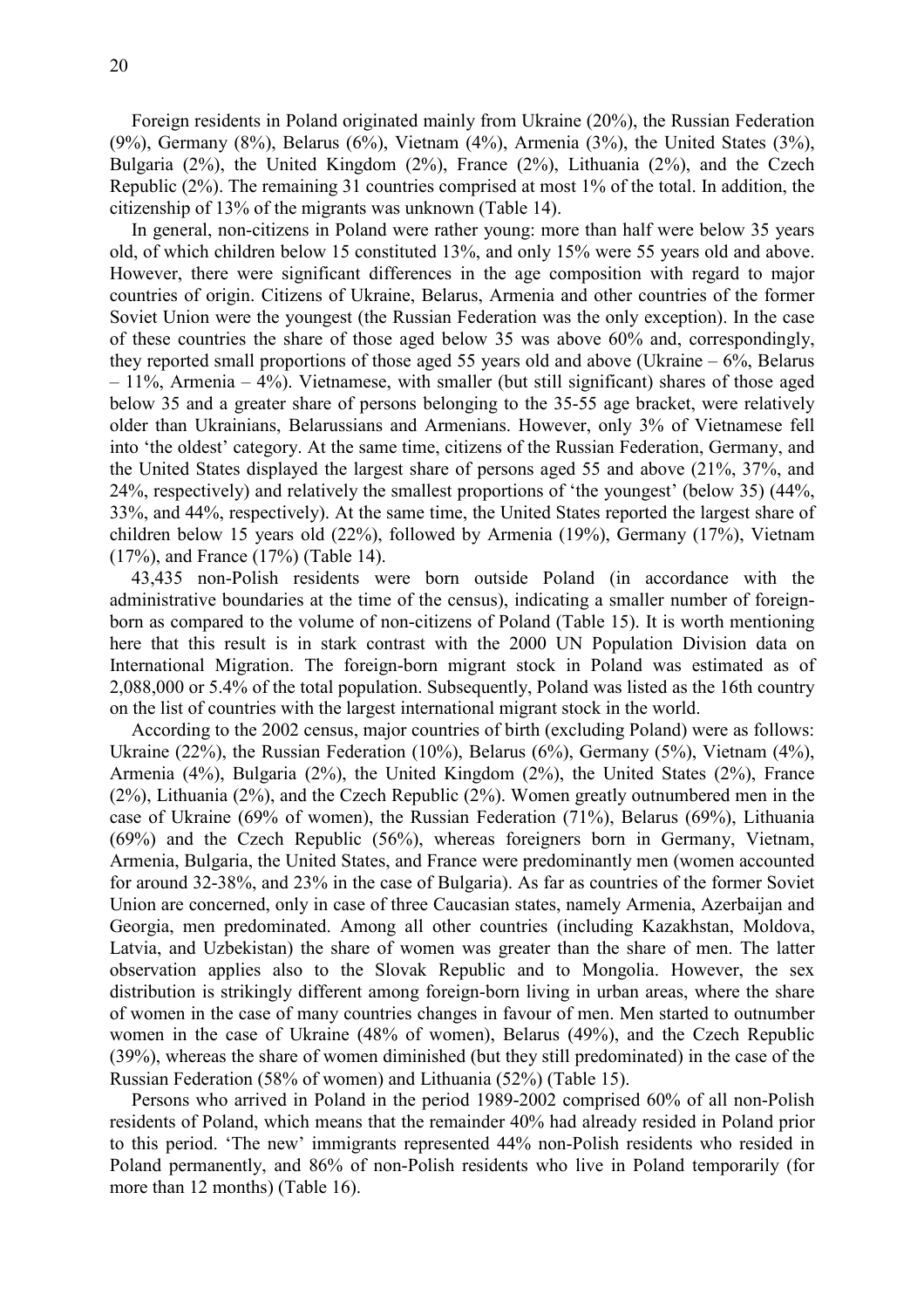Foreign residents in Poland originated mainly from Ukraine (20%), the Russian Federation (9%), Germany (8%), Belarus (6%), Vietnam (4%), Armenia (3%), the United States (3%), Bulgaria (2%), the United Kingdom (2%), France (2%), Lithuania (2%), and the Czech Republic (2%). The remaining 31 countries comprised at most 1% of the total. In addition, the citizenship of 13% of the migrants was unknown (Table 14).

In general, non-citizens in Poland were rather young: more than half were below 35 years old, of which children below 15 constituted 13%, and only 15% were 55 years old and above. However, there were significant differences in the age composition with regard to major countries of origin. Citizens of Ukraine, Belarus, Armenia and other countries of the former Soviet Union were the youngest (the Russian Federation was the only exception). In the case of these countries the share of those aged below 35 was above 60% and, correspondingly, they reported small proportions of those aged 55 years old and above (Ukraine – 6%, Belarus – 11%, Armenia – 4%). Vietnamese, with smaller (but still significant) shares of those aged below 35 and a greater share of persons belonging to the 35-55 age bracket, were relatively older than Ukrainians, Belarussians and Armenians. However, only 3% of Vietnamese fell into 'the oldest' category. At the same time, citizens of the Russian Federation, Germany, and the United States displayed the largest share of persons aged 55 and above (21%, 37%, and 24%, respectively) and relatively the smallest proportions of 'the youngest' (below 35) (44%, 33%, and 44%, respectively). At the same time, the United States reported the largest share of children below 15 years old (22%), followed by Armenia (19%), Germany (17%), Vietnam (17%), and France (17%) (Table 14).

43,435 non-Polish residents were born outside Poland (in accordance with the administrative boundaries at the time of the census), indicating a smaller number of foreign-born as compared to the volume of non-citizens of Poland (Table 15). It is worth mentioning here that this result is in stark contrast with the 2000 UN Population Division data on International Migration. The foreign-born migrant stock in Poland was estimated as of 2,088,000 or 5.4% of the total population. Subsequently, Poland was listed as the 16th country on the list of countries with the largest international migrant stock in the world.

According to the 2002 census, major countries of birth (excluding Poland) were as follows: Ukraine (22%), the Russian Federation (10%), Belarus (6%), Germany (5%), Vietnam (4%), Armenia (4%), Bulgaria (2%), the United Kingdom (2%), the United States (2%), France (2%), Lithuania (2%), and the Czech Republic (2%). Women greatly outnumbered men in the case of Ukraine (69% of women), the Russian Federation (71%), Belarus (69%), Lithuania (69%) and the Czech Republic (56%), whereas foreigners born in Germany, Vietnam, Armenia, Bulgaria, the United States, and France were predominantly men (women accounted for around 32-38%, and 23% in the case of Bulgaria). As far as countries of the former Soviet Union are concerned, only in case of three Caucasian states, namely Armenia, Azerbaijan and Georgia, men predominated. Among all other countries (including Kazakhstan, Moldova, Latvia, and Uzbekistan) the share of women was greater than the share of men. The latter observation applies also to the Slovak Republic and to Mongolia. However, the sex distribution is strikingly different among foreign-born living in urban areas, where the share of women in the case of many countries changes in favour of men. Men started to outnumber women in the case of Ukraine (48% of women), Belarus (49%), and the Czech Republic (39%), whereas the share of women diminished (but they still predominated) in the case of the Russian Federation (58% of women) and Lithuania (52%) (Table 15).

Persons who arrived in Poland in the period 1989-2002 comprised 60% of all non-Polish residents of Poland, which means that the remainder 40% had already resided in Poland prior to this period. 'The new' immigrants represented 44% non-Polish residents who resided in Poland permanently, and 86% of non-Polish residents who live in Poland temporarily (for more than 12 months) (Table 16).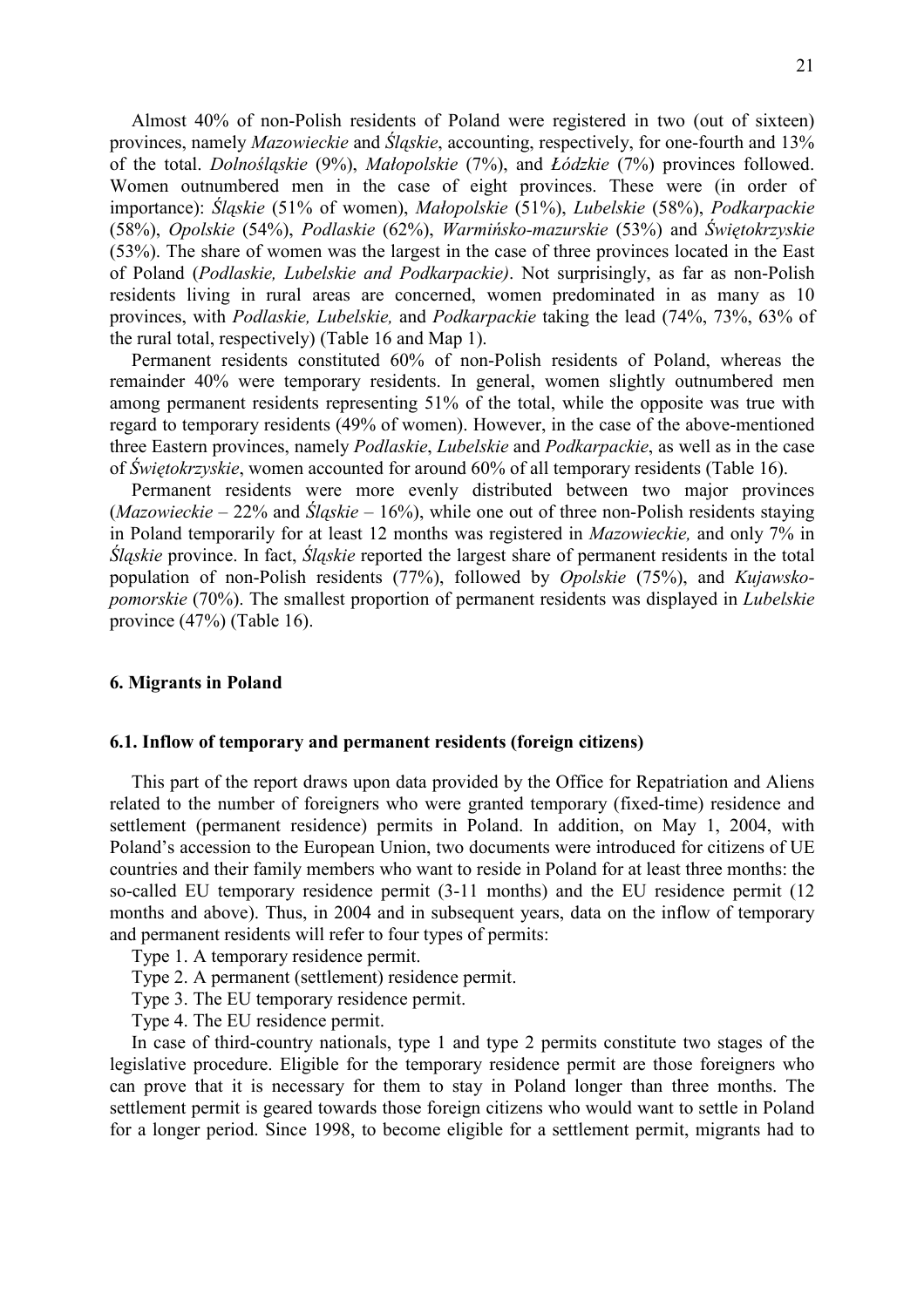Almost 40% of non-Polish residents of Poland were registered in two (out of sixteen) provinces, namely *Mazowieckie* and *Śląskie*, accounting, respectively, for one-fourth and 13% of the total. *Dolnośląskie* (9%), *Małopolskie* (7%), and *Łódzkie* (7%) provinces followed. Women outnumbered men in the case of eight provinces. These were (in order of importance): *Śląskie* (51% of women), *Małopolskie* (51%), *Lubelskie* (58%), *Podkarpackie* (58%), *Opolskie* (54%), *Podlaskie* (62%), *Warmińsko-mazurskie* (53%) and *Świętokrzyskie* (53%). The share of women was the largest in the case of three provinces located in the East of Poland (*Podlaskie, Lubelskie and Podkarpackie)*. Not surprisingly, as far as non-Polish residents living in rural areas are concerned, women predominated in as many as 10 provinces, with *Podlaskie, Lubelskie,* and *Podkarpackie* taking the lead (74%, 73%, 63% of the rural total, respectively) (Table 16 and Map 1).

Permanent residents constituted 60% of non-Polish residents of Poland, whereas the remainder 40% were temporary residents. In general, women slightly outnumbered men among permanent residents representing 51% of the total, while the opposite was true with regard to temporary residents (49% of women). However, in the case of the above-mentioned three Eastern provinces, namely *Podlaskie*, *Lubelskie* and *Podkarpackie*, as well as in the case of *Świętokrzyskie*, women accounted for around 60% of all temporary residents (Table 16).

Permanent residents were more evenly distributed between two major provinces (*Mazowieckie* – 22% and *Śląskie* – 16%), while one out of three non-Polish residents staying in Poland temporarily for at least 12 months was registered in *Mazowieckie,* and only 7% in *Śląskie* province. In fact, *Śląskie* reported the largest share of permanent residents in the total population of non-Polish residents (77%), followed by *Opolskie* (75%), and *Kujawsko-pomorskie* (70%). The smallest proportion of permanent residents was displayed in *Lubelskie* province (47%) (Table 16).

## 6. Migrants in Poland

### 6.1. Inflow of temporary and permanent residents (foreign citizens)

This part of the report draws upon data provided by the Office for Repatriation and Aliens related to the number of foreigners who were granted temporary (fixed-time) residence and settlement (permanent residence) permits in Poland. In addition, on May 1, 2004, with Poland's accession to the European Union, two documents were introduced for citizens of UE countries and their family members who want to reside in Poland for at least three months: the so-called EU temporary residence permit (3-11 months) and the EU residence permit (12 months and above). Thus, in 2004 and in subsequent years, data on the inflow of temporary and permanent residents will refer to four types of permits:

Type 1. A temporary residence permit.

Type 2. A permanent (settlement) residence permit.

Type 3. The EU temporary residence permit.

Type 4. The EU residence permit.

In case of third-country nationals, type 1 and type 2 permits constitute two stages of the legislative procedure. Eligible for the temporary residence permit are those foreigners who can prove that it is necessary for them to stay in Poland longer than three months. The settlement permit is geared towards those foreign citizens who would want to settle in Poland for a longer period. Since 1998, to become eligible for a settlement permit, migrants had to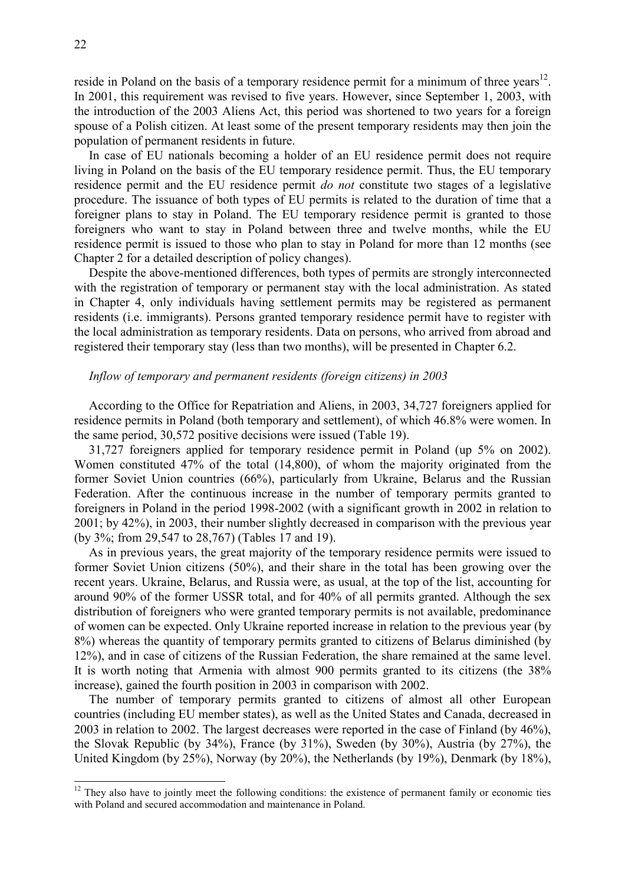reside in Poland on the basis of a temporary residence permit for a minimum of three years[12]. In 2001, this requirement was revised to five years. However, since September 1, 2003, with the introduction of the 2003 Aliens Act, this period was shortened to two years for a foreign spouse of a Polish citizen. At least some of the present temporary residents may then join the population of permanent residents in future.

In case of EU nationals becoming a holder of an EU residence permit does not require living in Poland on the basis of the EU temporary residence permit. Thus, the EU temporary residence permit and the EU residence permit *do not* constitute two stages of a legislative procedure. The issuance of both types of EU permits is related to the duration of time that a foreigner plans to stay in Poland. The EU temporary residence permit is granted to those foreigners who want to stay in Poland between three and twelve months, while the EU residence permit is issued to those who plan to stay in Poland for more than 12 months (see Chapter 2 for a detailed description of policy changes).

Despite the above-mentioned differences, both types of permits are strongly interconnected with the registration of temporary or permanent stay with the local administration. As stated in Chapter 4, only individuals having settlement permits may be registered as permanent residents (i.e. immigrants). Persons granted temporary residence permit have to register with the local administration as temporary residents. Data on persons, who arrived from abroad and registered their temporary stay (less than two months), will be presented in Chapter 6.2.

*Inflow of temporary and permanent residents (foreign citizens) in 2003*

According to the Office for Repatriation and Aliens, in 2003, 34,727 foreigners applied for residence permits in Poland (both temporary and settlement), of which 46.8% were women. In the same period, 30,572 positive decisions were issued (Table 19).

31,727 foreigners applied for temporary residence permit in Poland (up 5% on 2002). Women constituted 47% of the total (14,800), of whom the majority originated from the former Soviet Union countries (66%), particularly from Ukraine, Belarus and the Russian Federation. After the continuous increase in the number of temporary permits granted to foreigners in Poland in the period 1998-2002 (with a significant growth in 2002 in relation to 2001; by 42%), in 2003, their number slightly decreased in comparison with the previous year (by 3%; from 29,547 to 28,767) (Tables 17 and 19).

As in previous years, the great majority of the temporary residence permits were issued to former Soviet Union citizens (50%), and their share in the total has been growing over the recent years. Ukraine, Belarus, and Russia were, as usual, at the top of the list, accounting for around 90% of the former USSR total, and for 40% of all permits granted. Although the sex distribution of foreigners who were granted temporary permits is not available, predominance of women can be expected. Only Ukraine reported increase in relation to the previous year (by 8%) whereas the quantity of temporary permits granted to citizens of Belarus diminished (by 12%), and in case of citizens of the Russian Federation, the share remained at the same level. It is worth noting that Armenia with almost 900 permits granted to its citizens (the 38% increase), gained the fourth position in 2003 in comparison with 2002.

The number of temporary permits granted to citizens of almost all other European countries (including EU member states), as well as the United States and Canada, decreased in 2003 in relation to 2002. The largest decreases were reported in the case of Finland (by 46%), the Slovak Republic (by 34%), France (by 31%), Sweden (by 30%), Austria (by 27%), the United Kingdom (by 25%), Norway (by 20%), the Netherlands (by 19%), Denmark (by 18%),

[12] They also have to jointly meet the following conditions: the existence of permanent family or economic ties with Poland and secured accommodation and maintenance in Poland.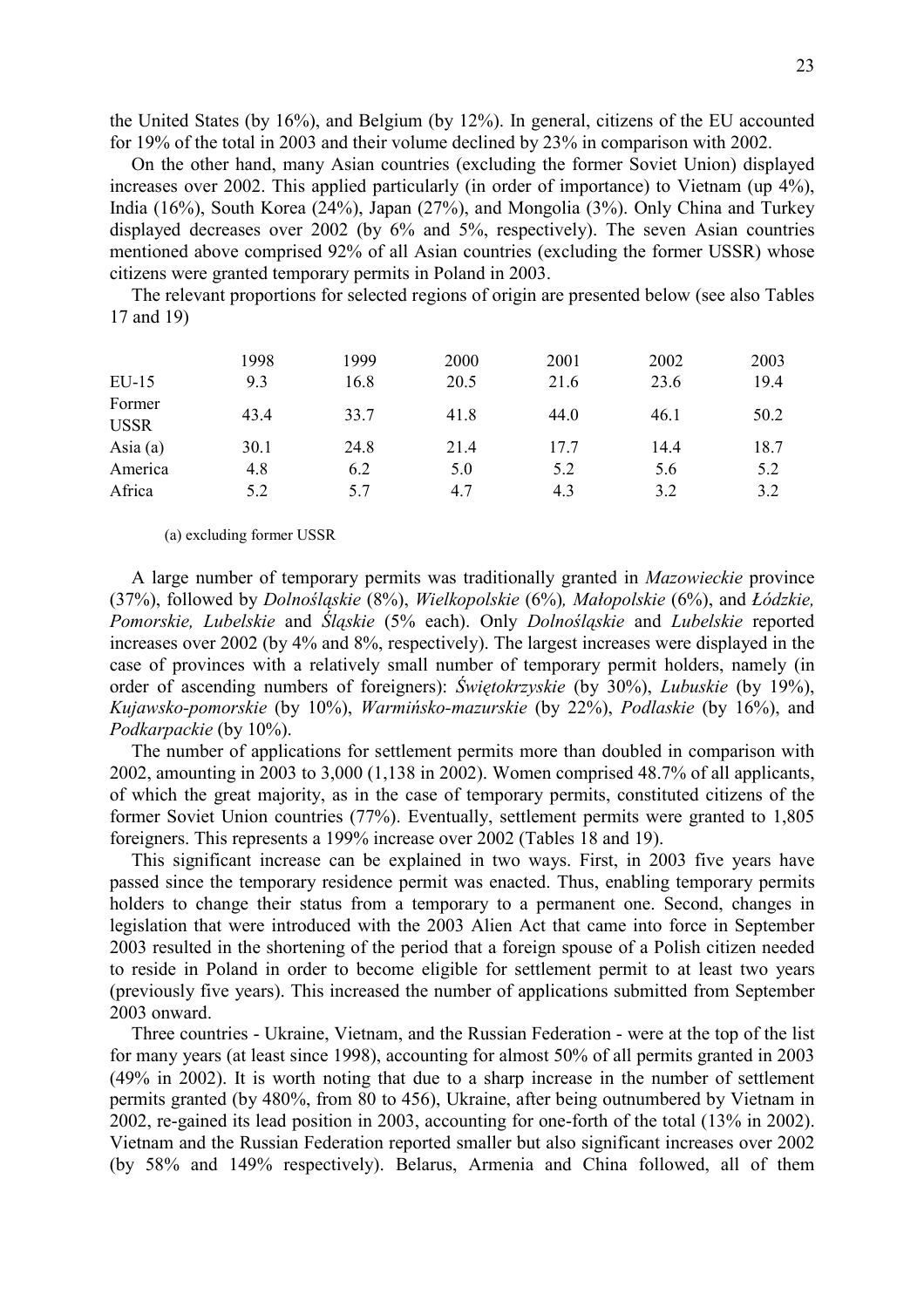the United States (by 16%), and Belgium (by 12%). In general, citizens of the EU accounted for 19% of the total in 2003 and their volume declined by 23% in comparison with 2002.

On the other hand, many Asian countries (excluding the former Soviet Union) displayed increases over 2002. This applied particularly (in order of importance) to Vietnam (up 4%), India (16%), South Korea (24%), Japan (27%), and Mongolia (3%). Only China and Turkey displayed decreases over 2002 (by 6% and 5%, respectively). The seven Asian countries mentioned above comprised 92% of all Asian countries (excluding the former USSR) whose citizens were granted temporary permits in Poland in 2003.

The relevant proportions for selected regions of origin are presented below (see also Tables 17 and 19)

| | 1998 | 1999 | 2000 | 2001 | 2002 | 2003 |
|---|---|---|---|---|---|---|
| EU-15 | 9.3 | 16.8 | 20.5 | 21.6 | 23.6 | 19.4 |
| Former USSR | 43.4 | 33.7 | 41.8 | 44.0 | 46.1 | 50.2 |
| Asia (a) | 30.1 | 24.8 | 21.4 | 17.7 | 14.4 | 18.7 |
| America | 4.8 | 6.2 | 5.0 | 5.2 | 5.6 | 5.2 |
| Africa | 5.2 | 5.7 | 4.7 | 4.3 | 3.2 | 3.2 |

(a) excluding former USSR

A large number of temporary permits was traditionally granted in *Mazowieckie* province (37%), followed by *Dolnośląskie* (8%), *Wielkopolskie* (6%), *Małopolskie* (6%), and *Łódzkie, Pomorskie, Lubelskie* and *Śląskie* (5% each). Only *Dolnośląskie* and *Lubelskie* reported increases over 2002 (by 4% and 8%, respectively). The largest increases were displayed in the case of provinces with a relatively small number of temporary permit holders, namely (in order of ascending numbers of foreigners): *Świętokrzyskie* (by 30%), *Lubuskie* (by 19%), *Kujawsko-pomorskie* (by 10%), *Warmińsko-mazurskie* (by 22%), *Podlaskie* (by 16%), and *Podkarpackie* (by 10%).

The number of applications for settlement permits more than doubled in comparison with 2002, amounting in 2003 to 3,000 (1,138 in 2002). Women comprised 48.7% of all applicants, of which the great majority, as in the case of temporary permits, constituted citizens of the former Soviet Union countries (77%). Eventually, settlement permits were granted to 1,805 foreigners. This represents a 199% increase over 2002 (Tables 18 and 19).

This significant increase can be explained in two ways. First, in 2003 five years have passed since the temporary residence permit was enacted. Thus, enabling temporary permits holders to change their status from a temporary to a permanent one. Second, changes in legislation that were introduced with the 2003 Alien Act that came into force in September 2003 resulted in the shortening of the period that a foreign spouse of a Polish citizen needed to reside in Poland in order to become eligible for settlement permit to at least two years (previously five years). This increased the number of applications submitted from September 2003 onward.

Three countries - Ukraine, Vietnam, and the Russian Federation - were at the top of the list for many years (at least since 1998), accounting for almost 50% of all permits granted in 2003 (49% in 2002). It is worth noting that due to a sharp increase in the number of settlement permits granted (by 480%, from 80 to 456), Ukraine, after being outnumbered by Vietnam in 2002, re-gained its lead position in 2003, accounting for one-forth of the total (13% in 2002). Vietnam and the Russian Federation reported smaller but also significant increases over 2002 (by 58% and 149% respectively). Belarus, Armenia and China followed, all of them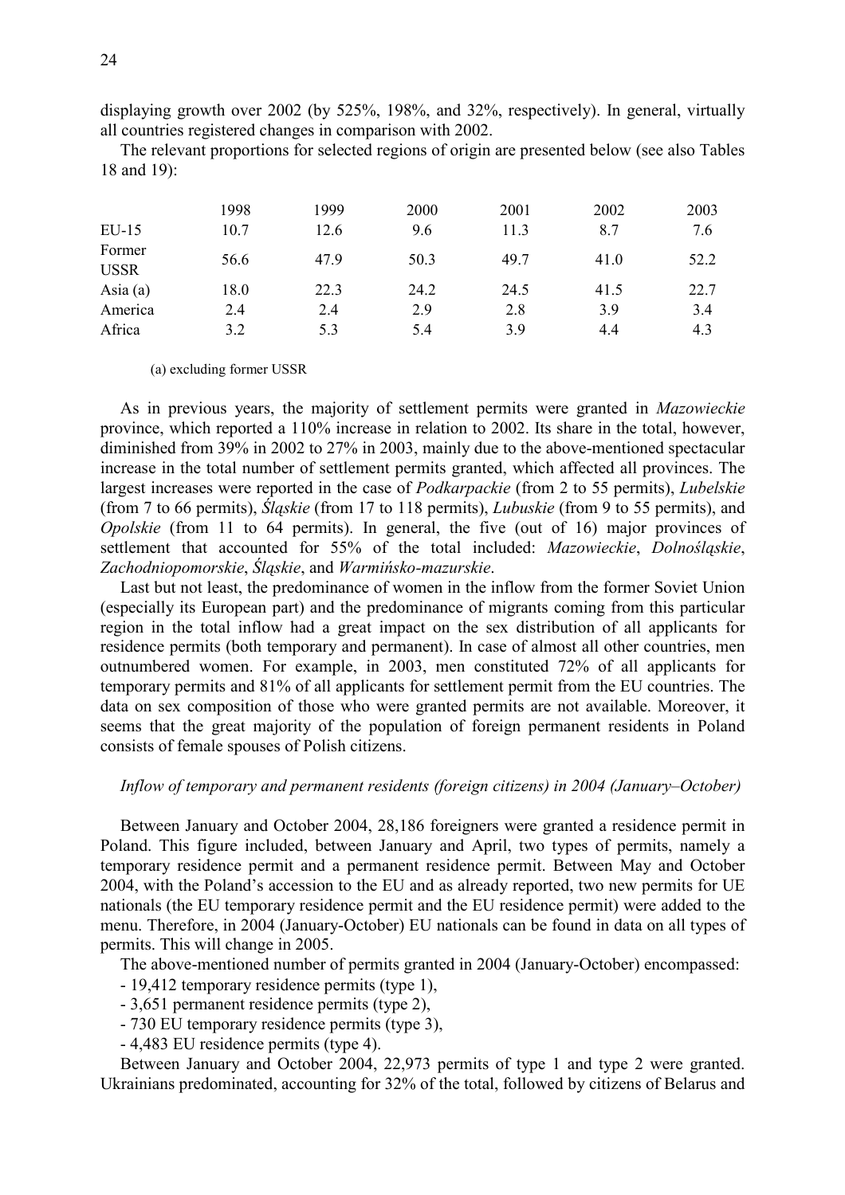displaying growth over 2002 (by 525%, 198%, and 32%, respectively). In general, virtually all countries registered changes in comparison with 2002.

The relevant proportions for selected regions of origin are presented below (see also Tables 18 and 19):

| | 1998 | 1999 | 2000 | 2001 | 2002 | 2003 |
|---|---|---|---|---|---|---|
| EU-15 | 10.7 | 12.6 | 9.6 | 11.3 | 8.7 | 7.6 |
| Former USSR | 56.6 | 47.9 | 50.3 | 49.7 | 41.0 | 52.2 |
| Asia (a) | 18.0 | 22.3 | 24.2 | 24.5 | 41.5 | 22.7 |
| America | 2.4 | 2.4 | 2.9 | 2.8 | 3.9 | 3.4 |
| Africa | 3.2 | 5.3 | 5.4 | 3.9 | 4.4 | 4.3 |

(a) excluding former USSR

As in previous years, the majority of settlement permits were granted in *Mazowieckie* province, which reported a 110% increase in relation to 2002. Its share in the total, however, diminished from 39% in 2002 to 27% in 2003, mainly due to the above-mentioned spectacular increase in the total number of settlement permits granted, which affected all provinces. The largest increases were reported in the case of *Podkarpackie* (from 2 to 55 permits), *Lubelskie* (from 7 to 66 permits), *Śląskie* (from 17 to 118 permits), *Lubuskie* (from 9 to 55 permits), and *Opolskie* (from 11 to 64 permits). In general, the five (out of 16) major provinces of settlement that accounted for 55% of the total included: *Mazowieckie*, *Dolnośląskie*, *Zachodniopomorskie*, *Śląskie*, and *Warmińsko-mazurskie*.

Last but not least, the predominance of women in the inflow from the former Soviet Union (especially its European part) and the predominance of migrants coming from this particular region in the total inflow had a great impact on the sex distribution of all applicants for residence permits (both temporary and permanent). In case of almost all other countries, men outnumbered women. For example, in 2003, men constituted 72% of all applicants for temporary permits and 81% of all applicants for settlement permit from the EU countries. The data on sex composition of those who were granted permits are not available. Moreover, it seems that the great majority of the population of foreign permanent residents in Poland consists of female spouses of Polish citizens.

*Inflow of temporary and permanent residents (foreign citizens) in 2004 (January–October)*

Between January and October 2004, 28,186 foreigners were granted a residence permit in Poland. This figure included, between January and April, two types of permits, namely a temporary residence permit and a permanent residence permit. Between May and October 2004, with the Poland's accession to the EU and as already reported, two new permits for UE nationals (the EU temporary residence permit and the EU residence permit) were added to the menu. Therefore, in 2004 (January-October) EU nationals can be found in data on all types of permits. This will change in 2005.

The above-mentioned number of permits granted in 2004 (January-October) encompassed:

- 19,412 temporary residence permits (type 1),
- 3,651 permanent residence permits (type 2),
- 730 EU temporary residence permits (type 3),
- 4,483 EU residence permits (type 4).

Between January and October 2004, 22,973 permits of type 1 and type 2 were granted. Ukrainians predominated, accounting for 32% of the total, followed by citizens of Belarus and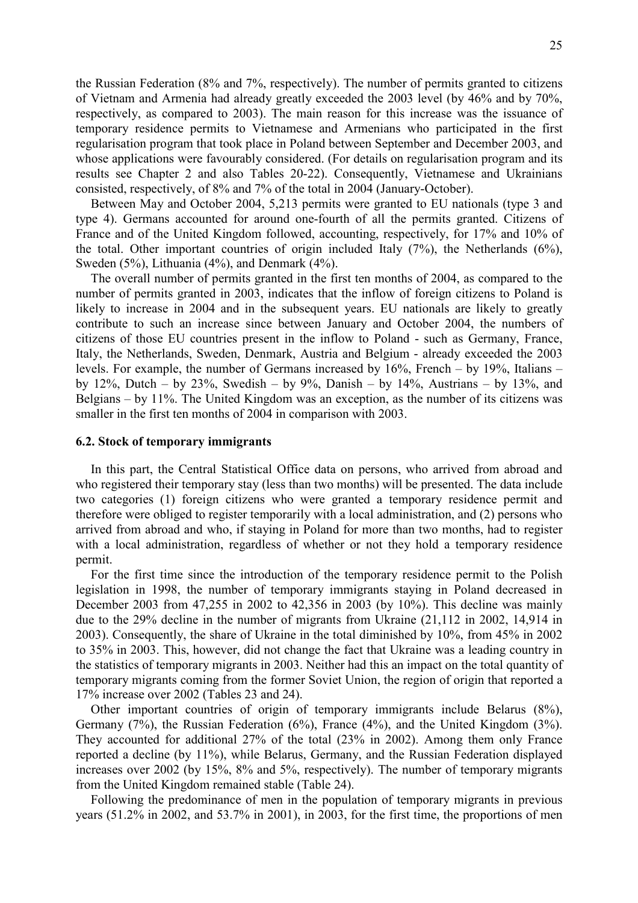the Russian Federation (8% and 7%, respectively). The number of permits granted to citizens of Vietnam and Armenia had already greatly exceeded the 2003 level (by 46% and by 70%, respectively, as compared to 2003). The main reason for this increase was the issuance of temporary residence permits to Vietnamese and Armenians who participated in the first regularisation program that took place in Poland between September and December 2003, and whose applications were favourably considered. (For details on regularisation program and its results see Chapter 2 and also Tables 20-22). Consequently, Vietnamese and Ukrainians consisted, respectively, of 8% and 7% of the total in 2004 (January-October).

Between May and October 2004, 5,213 permits were granted to EU nationals (type 3 and type 4). Germans accounted for around one-fourth of all the permits granted. Citizens of France and of the United Kingdom followed, accounting, respectively, for 17% and 10% of the total. Other important countries of origin included Italy (7%), the Netherlands (6%), Sweden (5%), Lithuania (4%), and Denmark (4%).

The overall number of permits granted in the first ten months of 2004, as compared to the number of permits granted in 2003, indicates that the inflow of foreign citizens to Poland is likely to increase in 2004 and in the subsequent years. EU nationals are likely to greatly contribute to such an increase since between January and October 2004, the numbers of citizens of those EU countries present in the inflow to Poland - such as Germany, France, Italy, the Netherlands, Sweden, Denmark, Austria and Belgium - already exceeded the 2003 levels. For example, the number of Germans increased by 16%, French – by 19%, Italians – by 12%, Dutch – by 23%, Swedish – by 9%, Danish – by 14%, Austrians – by 13%, and Belgians – by 11%. The United Kingdom was an exception, as the number of its citizens was smaller in the first ten months of 2004 in comparison with 2003.

### 6.2. Stock of temporary immigrants

In this part, the Central Statistical Office data on persons, who arrived from abroad and who registered their temporary stay (less than two months) will be presented. The data include two categories (1) foreign citizens who were granted a temporary residence permit and therefore were obliged to register temporarily with a local administration, and (2) persons who arrived from abroad and who, if staying in Poland for more than two months, had to register with a local administration, regardless of whether or not they hold a temporary residence permit.

For the first time since the introduction of the temporary residence permit to the Polish legislation in 1998, the number of temporary immigrants staying in Poland decreased in December 2003 from 47,255 in 2002 to 42,356 in 2003 (by 10%). This decline was mainly due to the 29% decline in the number of migrants from Ukraine (21,112 in 2002, 14,914 in 2003). Consequently, the share of Ukraine in the total diminished by 10%, from 45% in 2002 to 35% in 2003. This, however, did not change the fact that Ukraine was a leading country in the statistics of temporary migrants in 2003. Neither had this an impact on the total quantity of temporary migrants coming from the former Soviet Union, the region of origin that reported a 17% increase over 2002 (Tables 23 and 24).

Other important countries of origin of temporary immigrants include Belarus (8%), Germany (7%), the Russian Federation (6%), France (4%), and the United Kingdom (3%). They accounted for additional 27% of the total (23% in 2002). Among them only France reported a decline (by 11%), while Belarus, Germany, and the Russian Federation displayed increases over 2002 (by 15%, 8% and 5%, respectively). The number of temporary migrants from the United Kingdom remained stable (Table 24).

Following the predominance of men in the population of temporary migrants in previous years (51.2% in 2002, and 53.7% in 2001), in 2003, for the first time, the proportions of men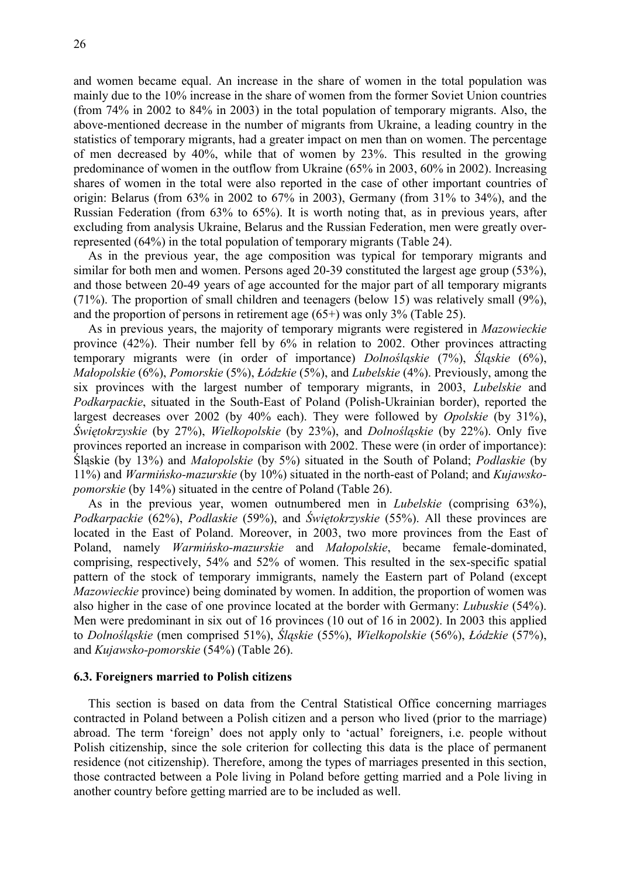and women became equal. An increase in the share of women in the total population was mainly due to the 10% increase in the share of women from the former Soviet Union countries (from 74% in 2002 to 84% in 2003) in the total population of temporary migrants. Also, the above-mentioned decrease in the number of migrants from Ukraine, a leading country in the statistics of temporary migrants, had a greater impact on men than on women. The percentage of men decreased by 40%, while that of women by 23%. This resulted in the growing predominance of women in the outflow from Ukraine (65% in 2003, 60% in 2002). Increasing shares of women in the total were also reported in the case of other important countries of origin: Belarus (from 63% in 2002 to 67% in 2003), Germany (from 31% to 34%), and the Russian Federation (from 63% to 65%). It is worth noting that, as in previous years, after excluding from analysis Ukraine, Belarus and the Russian Federation, men were greatly over-represented (64%) in the total population of temporary migrants (Table 24).

As in the previous year, the age composition was typical for temporary migrants and similar for both men and women. Persons aged 20-39 constituted the largest age group (53%), and those between 20-49 years of age accounted for the major part of all temporary migrants (71%). The proportion of small children and teenagers (below 15) was relatively small (9%), and the proportion of persons in retirement age (65+) was only 3% (Table 25).

As in previous years, the majority of temporary migrants were registered in *Mazowieckie* province (42%). Their number fell by 6% in relation to 2002. Other provinces attracting temporary migrants were (in order of importance) *Dolnośląskie* (7%), *Śląskie* (6%), *Małopolskie* (6%), *Pomorskie* (5%), *Łódzkie* (5%), and *Lubelskie* (4%). Previously, among the six provinces with the largest number of temporary migrants, in 2003, *Lubelskie* and *Podkarpackie*, situated in the South-East of Poland (Polish-Ukrainian border), reported the largest decreases over 2002 (by 40% each). They were followed by *Opolskie* (by 31%), *Świętokrzyskie* (by 27%), *Wielkopolskie* (by 23%), and *Dolnośląskie* (by 22%). Only five provinces reported an increase in comparison with 2002. These were (in order of importance): Śląskie (by 13%) and *Małopolskie* (by 5%) situated in the South of Poland; *Podlaskie* (by 11%) and *Warmińsko-mazurskie* (by 10%) situated in the north-east of Poland; and *Kujawsko-pomorskie* (by 14%) situated in the centre of Poland (Table 26).

As in the previous year, women outnumbered men in *Lubelskie* (comprising 63%), *Podkarpackie* (62%), *Podlaskie* (59%), and *Świętokrzyskie* (55%). All these provinces are located in the East of Poland. Moreover, in 2003, two more provinces from the East of Poland, namely *Warmińsko-mazurskie* and *Małopolskie*, became female-dominated, comprising, respectively, 54% and 52% of women. This resulted in the sex-specific spatial pattern of the stock of temporary immigrants, namely the Eastern part of Poland (except *Mazowieckie* province) being dominated by women. In addition, the proportion of women was also higher in the case of one province located at the border with Germany: *Lubuskie* (54%). Men were predominant in six out of 16 provinces (10 out of 16 in 2002). In 2003 this applied to *Dolnośląskie* (men comprised 51%), *Śląskie* (55%), *Wielkopolskie* (56%), *Łódzkie* (57%), and *Kujawsko-pomorskie* (54%) (Table 26).

### 6.3. Foreigners married to Polish citizens

This section is based on data from the Central Statistical Office concerning marriages contracted in Poland between a Polish citizen and a person who lived (prior to the marriage) abroad. The term 'foreign' does not apply only to 'actual' foreigners, i.e. people without Polish citizenship, since the sole criterion for collecting this data is the place of permanent residence (not citizenship). Therefore, among the types of marriages presented in this section, those contracted between a Pole living in Poland before getting married and a Pole living in another country before getting married are to be included as well.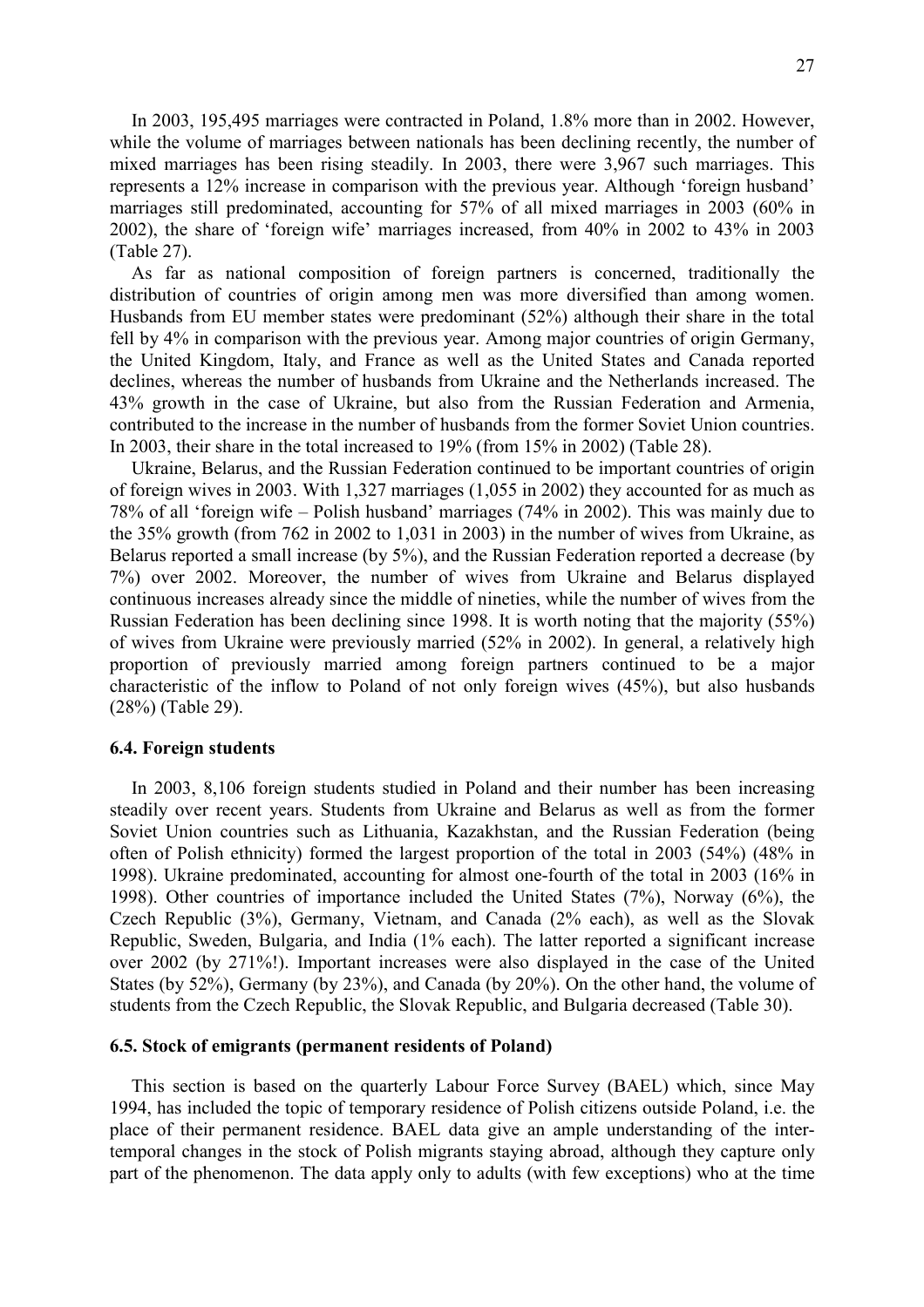In 2003, 195,495 marriages were contracted in Poland, 1.8% more than in 2002. However, while the volume of marriages between nationals has been declining recently, the number of mixed marriages has been rising steadily. In 2003, there were 3,967 such marriages. This represents a 12% increase in comparison with the previous year. Although 'foreign husband' marriages still predominated, accounting for 57% of all mixed marriages in 2003 (60% in 2002), the share of 'foreign wife' marriages increased, from 40% in 2002 to 43% in 2003 (Table 27).

As far as national composition of foreign partners is concerned, traditionally the distribution of countries of origin among men was more diversified than among women. Husbands from EU member states were predominant (52%) although their share in the total fell by 4% in comparison with the previous year. Among major countries of origin Germany, the United Kingdom, Italy, and France as well as the United States and Canada reported declines, whereas the number of husbands from Ukraine and the Netherlands increased. The 43% growth in the case of Ukraine, but also from the Russian Federation and Armenia, contributed to the increase in the number of husbands from the former Soviet Union countries. In 2003, their share in the total increased to 19% (from 15% in 2002) (Table 28).

Ukraine, Belarus, and the Russian Federation continued to be important countries of origin of foreign wives in 2003. With 1,327 marriages (1,055 in 2002) they accounted for as much as 78% of all 'foreign wife – Polish husband' marriages (74% in 2002). This was mainly due to the 35% growth (from 762 in 2002 to 1,031 in 2003) in the number of wives from Ukraine, as Belarus reported a small increase (by 5%), and the Russian Federation reported a decrease (by 7%) over 2002. Moreover, the number of wives from Ukraine and Belarus displayed continuous increases already since the middle of nineties, while the number of wives from the Russian Federation has been declining since 1998. It is worth noting that the majority (55%) of wives from Ukraine were previously married (52% in 2002). In general, a relatively high proportion of previously married among foreign partners continued to be a major characteristic of the inflow to Poland of not only foreign wives (45%), but also husbands (28%) (Table 29).

### 6.4. Foreign students

In 2003, 8,106 foreign students studied in Poland and their number has been increasing steadily over recent years. Students from Ukraine and Belarus as well as from the former Soviet Union countries such as Lithuania, Kazakhstan, and the Russian Federation (being often of Polish ethnicity) formed the largest proportion of the total in 2003 (54%) (48% in 1998). Ukraine predominated, accounting for almost one-fourth of the total in 2003 (16% in 1998). Other countries of importance included the United States (7%), Norway (6%), the Czech Republic (3%), Germany, Vietnam, and Canada (2% each), as well as the Slovak Republic, Sweden, Bulgaria, and India (1% each). The latter reported a significant increase over 2002 (by 271%!). Important increases were also displayed in the case of the United States (by 52%), Germany (by 23%), and Canada (by 20%). On the other hand, the volume of students from the Czech Republic, the Slovak Republic, and Bulgaria decreased (Table 30).

### 6.5. Stock of emigrants (permanent residents of Poland)

This section is based on the quarterly Labour Force Survey (BAEL) which, since May 1994, has included the topic of temporary residence of Polish citizens outside Poland, i.e. the place of their permanent residence. BAEL data give an ample understanding of the inter-temporal changes in the stock of Polish migrants staying abroad, although they capture only part of the phenomenon. The data apply only to adults (with few exceptions) who at the time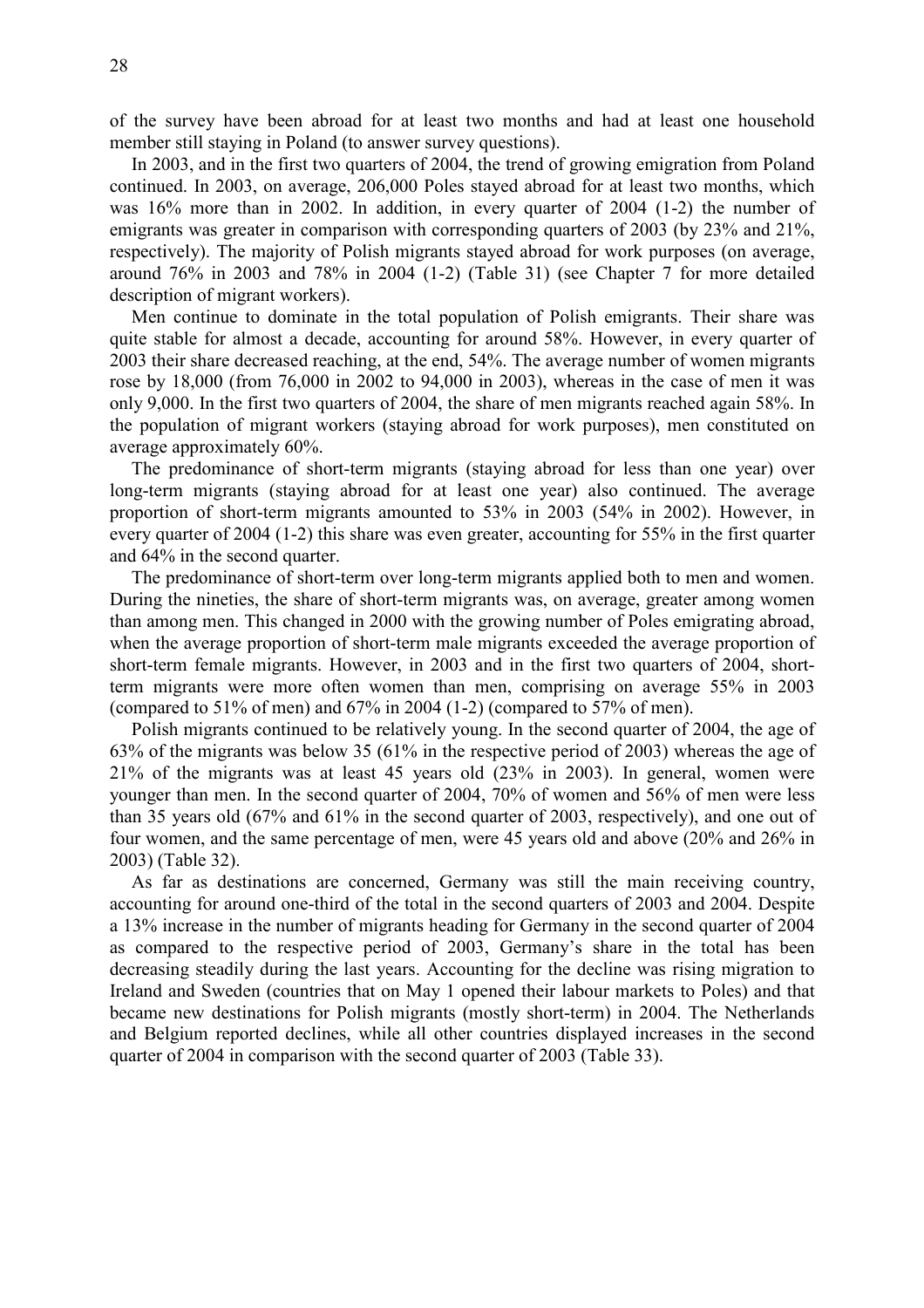of the survey have been abroad for at least two months and had at least one household member still staying in Poland (to answer survey questions).

In 2003, and in the first two quarters of 2004, the trend of growing emigration from Poland continued. In 2003, on average, 206,000 Poles stayed abroad for at least two months, which was 16% more than in 2002. In addition, in every quarter of 2004 (1-2) the number of emigrants was greater in comparison with corresponding quarters of 2003 (by 23% and 21%, respectively). The majority of Polish migrants stayed abroad for work purposes (on average, around 76% in 2003 and 78% in 2004 (1-2) (Table 31) (see Chapter 7 for more detailed description of migrant workers).

Men continue to dominate in the total population of Polish emigrants. Their share was quite stable for almost a decade, accounting for around 58%. However, in every quarter of 2003 their share decreased reaching, at the end, 54%. The average number of women migrants rose by 18,000 (from 76,000 in 2002 to 94,000 in 2003), whereas in the case of men it was only 9,000. In the first two quarters of 2004, the share of men migrants reached again 58%. In the population of migrant workers (staying abroad for work purposes), men constituted on average approximately 60%.

The predominance of short-term migrants (staying abroad for less than one year) over long-term migrants (staying abroad for at least one year) also continued. The average proportion of short-term migrants amounted to 53% in 2003 (54% in 2002). However, in every quarter of 2004 (1-2) this share was even greater, accounting for 55% in the first quarter and 64% in the second quarter.

The predominance of short-term over long-term migrants applied both to men and women. During the nineties, the share of short-term migrants was, on average, greater among women than among men. This changed in 2000 with the growing number of Poles emigrating abroad, when the average proportion of short-term male migrants exceeded the average proportion of short-term female migrants. However, in 2003 and in the first two quarters of 2004, short-term migrants were more often women than men, comprising on average 55% in 2003 (compared to 51% of men) and 67% in 2004 (1-2) (compared to 57% of men).

Polish migrants continued to be relatively young. In the second quarter of 2004, the age of 63% of the migrants was below 35 (61% in the respective period of 2003) whereas the age of 21% of the migrants was at least 45 years old (23% in 2003). In general, women were younger than men. In the second quarter of 2004, 70% of women and 56% of men were less than 35 years old (67% and 61% in the second quarter of 2003, respectively), and one out of four women, and the same percentage of men, were 45 years old and above (20% and 26% in 2003) (Table 32).

As far as destinations are concerned, Germany was still the main receiving country, accounting for around one-third of the total in the second quarters of 2003 and 2004. Despite a 13% increase in the number of migrants heading for Germany in the second quarter of 2004 as compared to the respective period of 2003, Germany's share in the total has been decreasing steadily during the last years. Accounting for the decline was rising migration to Ireland and Sweden (countries that on May 1 opened their labour markets to Poles) and that became new destinations for Polish migrants (mostly short-term) in 2004. The Netherlands and Belgium reported declines, while all other countries displayed increases in the second quarter of 2004 in comparison with the second quarter of 2003 (Table 33).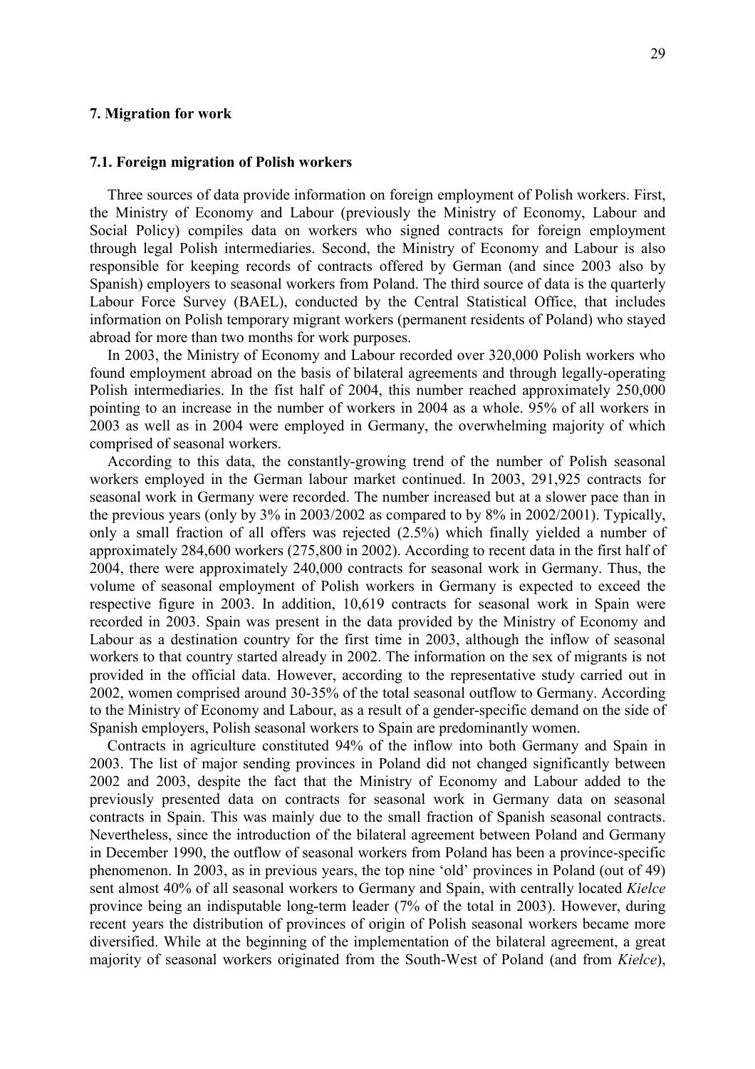## 7. Migration for work

### 7.1. Foreign migration of Polish workers

Three sources of data provide information on foreign employment of Polish workers. First, the Ministry of Economy and Labour (previously the Ministry of Economy, Labour and Social Policy) compiles data on workers who signed contracts for foreign employment through legal Polish intermediaries. Second, the Ministry of Economy and Labour is also responsible for keeping records of contracts offered by German (and since 2003 also by Spanish) employers to seasonal workers from Poland. The third source of data is the quarterly Labour Force Survey (BAEL), conducted by the Central Statistical Office, that includes information on Polish temporary migrant workers (permanent residents of Poland) who stayed abroad for more than two months for work purposes.

In 2003, the Ministry of Economy and Labour recorded over 320,000 Polish workers who found employment abroad on the basis of bilateral agreements and through legally-operating Polish intermediaries. In the fist half of 2004, this number reached approximately 250,000 pointing to an increase in the number of workers in 2004 as a whole. 95% of all workers in 2003 as well as in 2004 were employed in Germany, the overwhelming majority of which comprised of seasonal workers.

According to this data, the constantly-growing trend of the number of Polish seasonal workers employed in the German labour market continued. In 2003, 291,925 contracts for seasonal work in Germany were recorded. The number increased but at a slower pace than in the previous years (only by 3% in 2003/2002 as compared to by 8% in 2002/2001). Typically, only a small fraction of all offers was rejected (2.5%) which finally yielded a number of approximately 284,600 workers (275,800 in 2002). According to recent data in the first half of 2004, there were approximately 240,000 contracts for seasonal work in Germany. Thus, the volume of seasonal employment of Polish workers in Germany is expected to exceed the respective figure in 2003. In addition, 10,619 contracts for seasonal work in Spain were recorded in 2003. Spain was present in the data provided by the Ministry of Economy and Labour as a destination country for the first time in 2003, although the inflow of seasonal workers to that country started already in 2002. The information on the sex of migrants is not provided in the official data. However, according to the representative study carried out in 2002, women comprised around 30-35% of the total seasonal outflow to Germany. According to the Ministry of Economy and Labour, as a result of a gender-specific demand on the side of Spanish employers, Polish seasonal workers to Spain are predominantly women.

Contracts in agriculture constituted 94% of the inflow into both Germany and Spain in 2003. The list of major sending provinces in Poland did not changed significantly between 2002 and 2003, despite the fact that the Ministry of Economy and Labour added to the previously presented data on contracts for seasonal work in Germany data on seasonal contracts in Spain. This was mainly due to the small fraction of Spanish seasonal contracts. Nevertheless, since the introduction of the bilateral agreement between Poland and Germany in December 1990, the outflow of seasonal workers from Poland has been a province-specific phenomenon. In 2003, as in previous years, the top nine 'old' provinces in Poland (out of 49) sent almost 40% of all seasonal workers to Germany and Spain, with centrally located *Kielce* province being an indisputable long-term leader (7% of the total in 2003). However, during recent years the distribution of provinces of origin of Polish seasonal workers became more diversified. While at the beginning of the implementation of the bilateral agreement, a great majority of seasonal workers originated from the South-West of Poland (and from *Kielce*),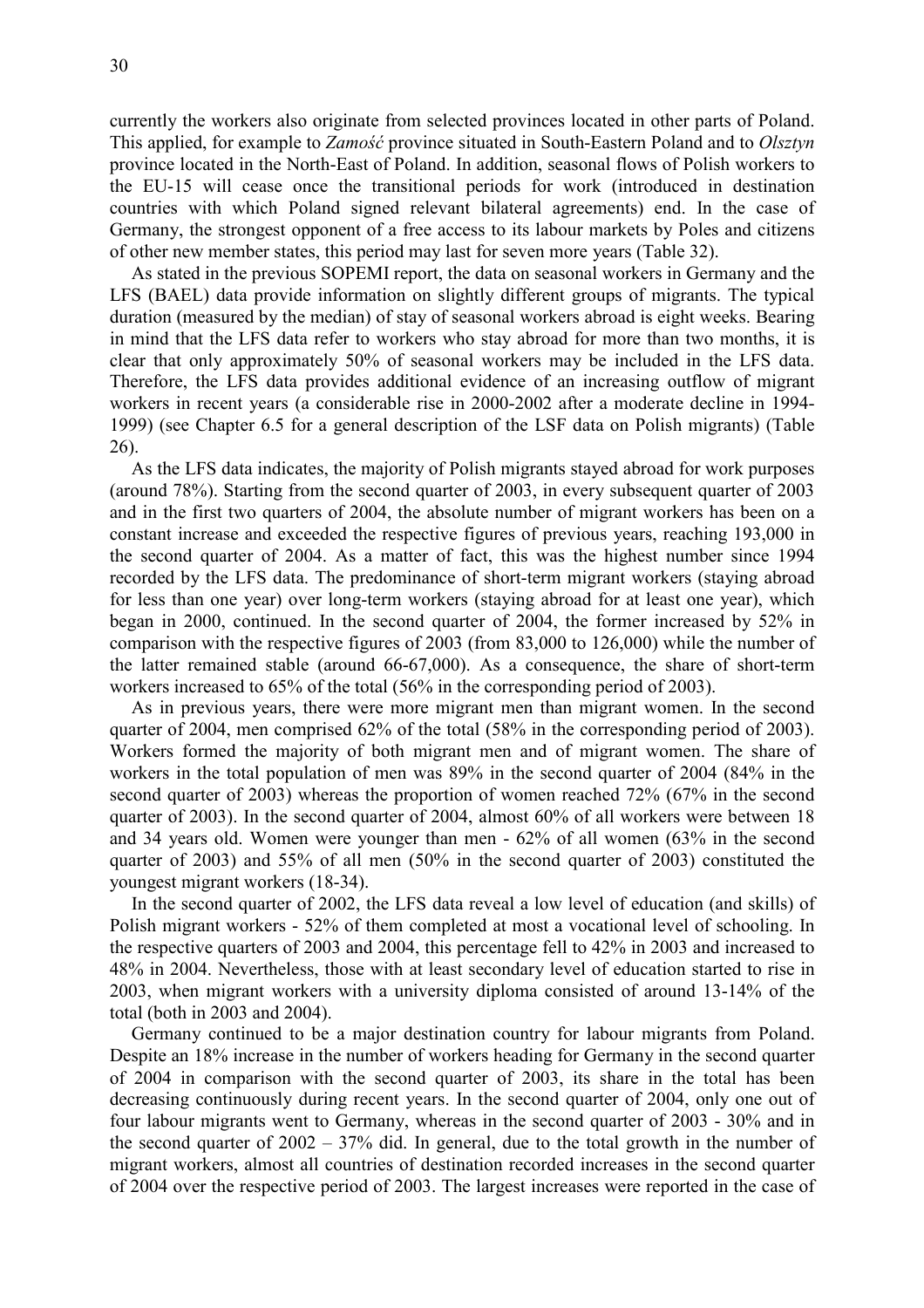currently the workers also originate from selected provinces located in other parts of Poland. This applied, for example to *Zamość* province situated in South-Eastern Poland and to *Olsztyn* province located in the North-East of Poland. In addition, seasonal flows of Polish workers to the EU-15 will cease once the transitional periods for work (introduced in destination countries with which Poland signed relevant bilateral agreements) end. In the case of Germany, the strongest opponent of a free access to its labour markets by Poles and citizens of other new member states, this period may last for seven more years (Table 32).

As stated in the previous SOPEMI report, the data on seasonal workers in Germany and the LFS (BAEL) data provide information on slightly different groups of migrants. The typical duration (measured by the median) of stay of seasonal workers abroad is eight weeks. Bearing in mind that the LFS data refer to workers who stay abroad for more than two months, it is clear that only approximately 50% of seasonal workers may be included in the LFS data. Therefore, the LFS data provides additional evidence of an increasing outflow of migrant workers in recent years (a considerable rise in 2000-2002 after a moderate decline in 1994-1999) (see Chapter 6.5 for a general description of the LSF data on Polish migrants) (Table 26).

As the LFS data indicates, the majority of Polish migrants stayed abroad for work purposes (around 78%). Starting from the second quarter of 2003, in every subsequent quarter of 2003 and in the first two quarters of 2004, the absolute number of migrant workers has been on a constant increase and exceeded the respective figures of previous years, reaching 193,000 in the second quarter of 2004. As a matter of fact, this was the highest number since 1994 recorded by the LFS data. The predominance of short-term migrant workers (staying abroad for less than one year) over long-term workers (staying abroad for at least one year), which began in 2000, continued. In the second quarter of 2004, the former increased by 52% in comparison with the respective figures of 2003 (from 83,000 to 126,000) while the number of the latter remained stable (around 66-67,000). As a consequence, the share of short-term workers increased to 65% of the total (56% in the corresponding period of 2003).

As in previous years, there were more migrant men than migrant women. In the second quarter of 2004, men comprised 62% of the total (58% in the corresponding period of 2003). Workers formed the majority of both migrant men and of migrant women. The share of workers in the total population of men was 89% in the second quarter of 2004 (84% in the second quarter of 2003) whereas the proportion of women reached 72% (67% in the second quarter of 2003). In the second quarter of 2004, almost 60% of all workers were between 18 and 34 years old. Women were younger than men - 62% of all women (63% in the second quarter of 2003) and 55% of all men (50% in the second quarter of 2003) constituted the youngest migrant workers (18-34).

In the second quarter of 2002, the LFS data reveal a low level of education (and skills) of Polish migrant workers - 52% of them completed at most a vocational level of schooling. In the respective quarters of 2003 and 2004, this percentage fell to 42% in 2003 and increased to 48% in 2004. Nevertheless, those with at least secondary level of education started to rise in 2003, when migrant workers with a university diploma consisted of around 13-14% of the total (both in 2003 and 2004).

Germany continued to be a major destination country for labour migrants from Poland. Despite an 18% increase in the number of workers heading for Germany in the second quarter of 2004 in comparison with the second quarter of 2003, its share in the total has been decreasing continuously during recent years. In the second quarter of 2004, only one out of four labour migrants went to Germany, whereas in the second quarter of 2003 - 30% and in the second quarter of 2002 – 37% did. In general, due to the total growth in the number of migrant workers, almost all countries of destination recorded increases in the second quarter of 2004 over the respective period of 2003. The largest increases were reported in the case of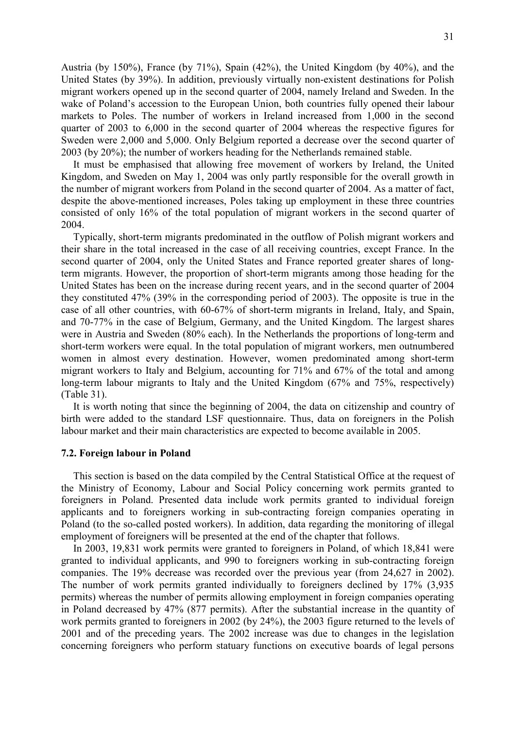Austria (by 150%), France (by 71%), Spain (42%), the United Kingdom (by 40%), and the United States (by 39%). In addition, previously virtually non-existent destinations for Polish migrant workers opened up in the second quarter of 2004, namely Ireland and Sweden. In the wake of Poland's accession to the European Union, both countries fully opened their labour markets to Poles. The number of workers in Ireland increased from 1,000 in the second quarter of 2003 to 6,000 in the second quarter of 2004 whereas the respective figures for Sweden were 2,000 and 5,000. Only Belgium reported a decrease over the second quarter of 2003 (by 20%); the number of workers heading for the Netherlands remained stable.

It must be emphasised that allowing free movement of workers by Ireland, the United Kingdom, and Sweden on May 1, 2004 was only partly responsible for the overall growth in the number of migrant workers from Poland in the second quarter of 2004. As a matter of fact, despite the above-mentioned increases, Poles taking up employment in these three countries consisted of only 16% of the total population of migrant workers in the second quarter of 2004.

Typically, short-term migrants predominated in the outflow of Polish migrant workers and their share in the total increased in the case of all receiving countries, except France. In the second quarter of 2004, only the United States and France reported greater shares of long-term migrants. However, the proportion of short-term migrants among those heading for the United States has been on the increase during recent years, and in the second quarter of 2004 they constituted 47% (39% in the corresponding period of 2003). The opposite is true in the case of all other countries, with 60-67% of short-term migrants in Ireland, Italy, and Spain, and 70-77% in the case of Belgium, Germany, and the United Kingdom. The largest shares were in Austria and Sweden (80% each). In the Netherlands the proportions of long-term and short-term workers were equal. In the total population of migrant workers, men outnumbered women in almost every destination. However, women predominated among short-term migrant workers to Italy and Belgium, accounting for 71% and 67% of the total and among long-term labour migrants to Italy and the United Kingdom (67% and 75%, respectively) (Table 31).

It is worth noting that since the beginning of 2004, the data on citizenship and country of birth were added to the standard LSF questionnaire. Thus, data on foreigners in the Polish labour market and their main characteristics are expected to become available in 2005.

### 7.2. Foreign labour in Poland

This section is based on the data compiled by the Central Statistical Office at the request of the Ministry of Economy, Labour and Social Policy concerning work permits granted to foreigners in Poland. Presented data include work permits granted to individual foreign applicants and to foreigners working in sub-contracting foreign companies operating in Poland (to the so-called posted workers). In addition, data regarding the monitoring of illegal employment of foreigners will be presented at the end of the chapter that follows.

In 2003, 19,831 work permits were granted to foreigners in Poland, of which 18,841 were granted to individual applicants, and 990 to foreigners working in sub-contracting foreign companies. The 19% decrease was recorded over the previous year (from 24,627 in 2002). The number of work permits granted individually to foreigners declined by 17% (3,935 permits) whereas the number of permits allowing employment in foreign companies operating in Poland decreased by 47% (877 permits). After the substantial increase in the quantity of work permits granted to foreigners in 2002 (by 24%), the 2003 figure returned to the levels of 2001 and of the preceding years. The 2002 increase was due to changes in the legislation concerning foreigners who perform statuary functions on executive boards of legal persons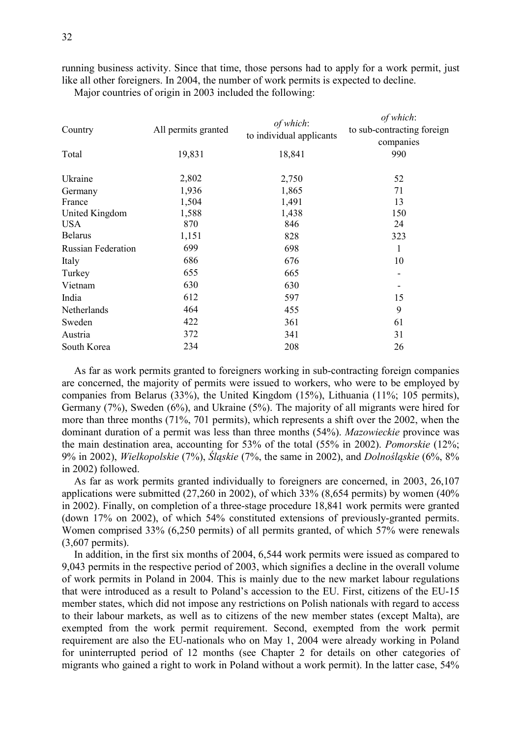running business activity. Since that time, those persons had to apply for a work permit, just like all other foreigners. In 2004, the number of work permits is expected to decline.

Major countries of origin in 2003 included the following:

| Country | All permits granted | *of which*: to individual applicants | *of which*: to sub-contracting foreign companies |
|---|---|---|---|
| Total | 19,831 | 18,841 | 990 |
| Ukraine | 2,802 | 2,750 | 52 |
| Germany | 1,936 | 1,865 | 71 |
| France | 1,504 | 1,491 | 13 |
| United Kingdom | 1,588 | 1,438 | 150 |
| USA | 870 | 846 | 24 |
| Belarus | 1,151 | 828 | 323 |
| Russian Federation | 699 | 698 | 1 |
| Italy | 686 | 676 | 10 |
| Turkey | 655 | 665 | - |
| Vietnam | 630 | 630 | - |
| India | 612 | 597 | 15 |
| Netherlands | 464 | 455 | 9 |
| Sweden | 422 | 361 | 61 |
| Austria | 372 | 341 | 31 |
| South Korea | 234 | 208 | 26 |

As far as work permits granted to foreigners working in sub-contracting foreign companies are concerned, the majority of permits were issued to workers, who were to be employed by companies from Belarus (33%), the United Kingdom (15%), Lithuania (11%; 105 permits), Germany (7%), Sweden (6%), and Ukraine (5%). The majority of all migrants were hired for more than three months (71%, 701 permits), which represents a shift over the 2002, when the dominant duration of a permit was less than three months (54%). *Mazowieckie* province was the main destination area, accounting for 53% of the total (55% in 2002). *Pomorskie* (12%; 9% in 2002), *Wielkopolskie* (7%), *Śląskie* (7%, the same in 2002), and *Dolnośląskie* (6%, 8% in 2002) followed.

As far as work permits granted individually to foreigners are concerned, in 2003, 26,107 applications were submitted (27,260 in 2002), of which 33% (8,654 permits) by women (40% in 2002). Finally, on completion of a three-stage procedure 18,841 work permits were granted (down 17% on 2002), of which 54% constituted extensions of previously-granted permits. Women comprised 33% (6,250 permits) of all permits granted, of which 57% were renewals (3,607 permits).

In addition, in the first six months of 2004, 6,544 work permits were issued as compared to 9,043 permits in the respective period of 2003, which signifies a decline in the overall volume of work permits in Poland in 2004. This is mainly due to the new market labour regulations that were introduced as a result to Poland's accession to the EU. First, citizens of the EU-15 member states, which did not impose any restrictions on Polish nationals with regard to access to their labour markets, as well as to citizens of the new member states (except Malta), are exempted from the work permit requirement. Second, exempted from the work permit requirement are also the EU-nationals who on May 1, 2004 were already working in Poland for uninterrupted period of 12 months (see Chapter 2 for details on other categories of migrants who gained a right to work in Poland without a work permit). In the latter case, 54%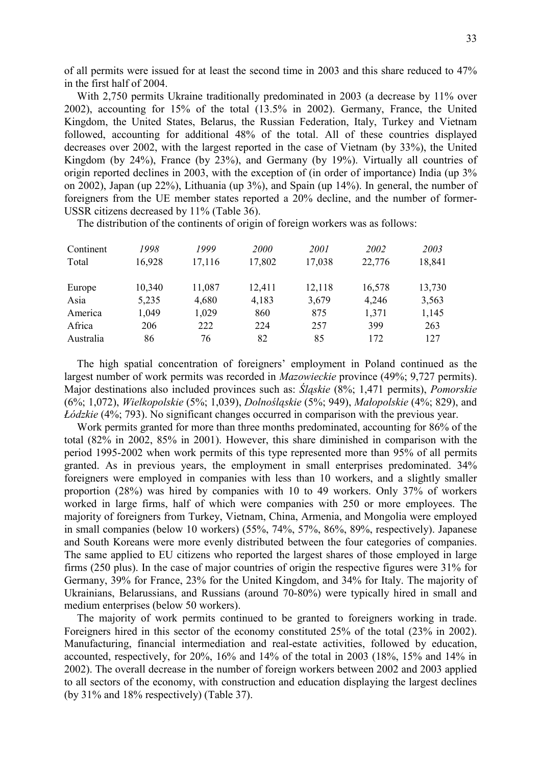of all permits were issued for at least the second time in 2003 and this share reduced to 47% in the first half of 2004.

With 2,750 permits Ukraine traditionally predominated in 2003 (a decrease by 11% over 2002), accounting for 15% of the total (13.5% in 2002). Germany, France, the United Kingdom, the United States, Belarus, the Russian Federation, Italy, Turkey and Vietnam followed, accounting for additional 48% of the total. All of these countries displayed decreases over 2002, with the largest reported in the case of Vietnam (by 33%), the United Kingdom (by 24%), France (by 23%), and Germany (by 19%). Virtually all countries of origin reported declines in 2003, with the exception of (in order of importance) India (up 3% on 2002), Japan (up 22%), Lithuania (up 3%), and Spain (up 14%). In general, the number of foreigners from the UE member states reported a 20% decline, and the number of former-USSR citizens decreased by 11% (Table 36).

The distribution of the continents of origin of foreign workers was as follows:

| Continent | *1998* | *1999* | *2000* | *2001* | *2002* | *2003* |
|---|---|---|---|---|---|---|
| Total | 16,928 | 17,116 | 17,802 | 17,038 | 22,776 | 18,841 |
| Europe | 10,340 | 11,087 | 12,411 | 12,118 | 16,578 | 13,730 |
| Asia | 5,235 | 4,680 | 4,183 | 3,679 | 4,246 | 3,563 |
| America | 1,049 | 1,029 | 860 | 875 | 1,371 | 1,145 |
| Africa | 206 | 222 | 224 | 257 | 399 | 263 |
| Australia | 86 | 76 | 82 | 85 | 172 | 127 |

The high spatial concentration of foreigners' employment in Poland continued as the largest number of work permits was recorded in *Mazowieckie* province (49%; 9,727 permits). Major destinations also included provinces such as: *Śląskie* (8%; 1,471 permits), *Pomorskie* (6%; 1,072), *Wielkopolskie* (5%; 1,039), *Dolnośląskie* (5%; 949), *Małopolskie* (4%; 829), and *Łódzkie* (4%; 793). No significant changes occurred in comparison with the previous year.

Work permits granted for more than three months predominated, accounting for 86% of the total (82% in 2002, 85% in 2001). However, this share diminished in comparison with the period 1995-2002 when work permits of this type represented more than 95% of all permits granted. As in previous years, the employment in small enterprises predominated. 34% foreigners were employed in companies with less than 10 workers, and a slightly smaller proportion (28%) was hired by companies with 10 to 49 workers. Only 37% of workers worked in large firms, half of which were companies with 250 or more employees. The majority of foreigners from Turkey, Vietnam, China, Armenia, and Mongolia were employed in small companies (below 10 workers) (55%, 74%, 57%, 86%, 89%, respectively). Japanese and South Koreans were more evenly distributed between the four categories of companies. The same applied to EU citizens who reported the largest shares of those employed in large firms (250 plus). In the case of major countries of origin the respective figures were 31% for Germany, 39% for France, 23% for the United Kingdom, and 34% for Italy. The majority of Ukrainians, Belarussians, and Russians (around 70-80%) were typically hired in small and medium enterprises (below 50 workers).

The majority of work permits continued to be granted to foreigners working in trade. Foreigners hired in this sector of the economy constituted 25% of the total (23% in 2002). Manufacturing, financial intermediation and real-estate activities, followed by education, accounted, respectively, for 20%, 16% and 14% of the total in 2003 (18%, 15% and 14% in 2002). The overall decrease in the number of foreign workers between 2002 and 2003 applied to all sectors of the economy, with construction and education displaying the largest declines (by 31% and 18% respectively) (Table 37).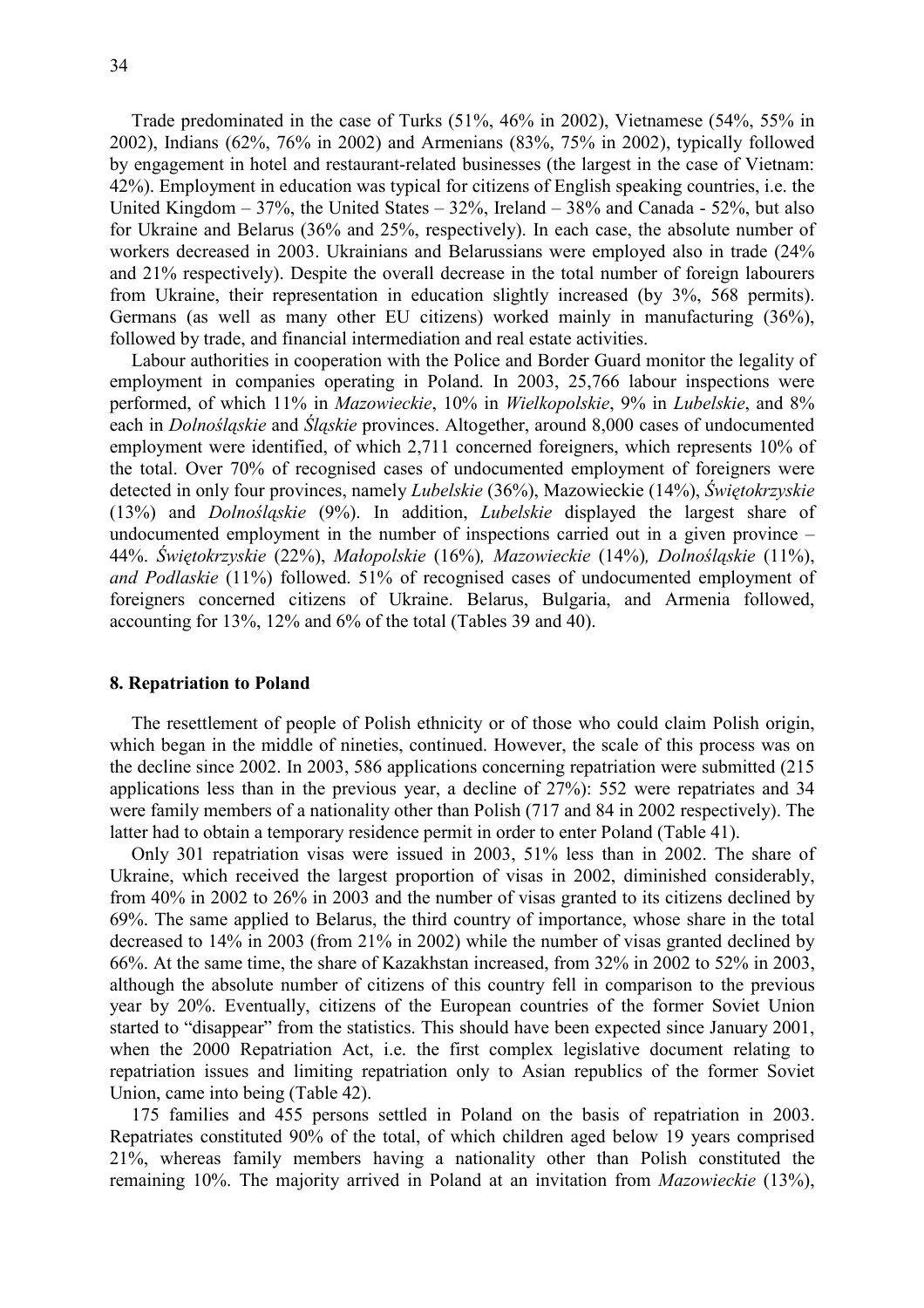Trade predominated in the case of Turks (51%, 46% in 2002), Vietnamese (54%, 55% in 2002), Indians (62%, 76% in 2002) and Armenians (83%, 75% in 2002), typically followed by engagement in hotel and restaurant-related businesses (the largest in the case of Vietnam: 42%). Employment in education was typical for citizens of English speaking countries, i.e. the United Kingdom – 37%, the United States – 32%, Ireland – 38% and Canada - 52%, but also for Ukraine and Belarus (36% and 25%, respectively). In each case, the absolute number of workers decreased in 2003. Ukrainians and Belarussians were employed also in trade (24% and 21% respectively). Despite the overall decrease in the total number of foreign labourers from Ukraine, their representation in education slightly increased (by 3%, 568 permits). Germans (as well as many other EU citizens) worked mainly in manufacturing (36%), followed by trade, and financial intermediation and real estate activities.

Labour authorities in cooperation with the Police and Border Guard monitor the legality of employment in companies operating in Poland. In 2003, 25,766 labour inspections were performed, of which 11% in *Mazowieckie*, 10% in *Wielkopolskie*, 9% in *Lubelskie*, and 8% each in *Dolnośląskie* and *Śląskie* provinces. Altogether, around 8,000 cases of undocumented employment were identified, of which 2,711 concerned foreigners, which represents 10% of the total. Over 70% of recognised cases of undocumented employment of foreigners were detected in only four provinces, namely *Lubelskie* (36%), Mazowieckie (14%), *Świętokrzyskie* (13%) and *Dolnośląskie* (9%). In addition, *Lubelskie* displayed the largest share of undocumented employment in the number of inspections carried out in a given province – 44%. *Świętokrzyskie* (22%), *Małopolskie* (16%)*, Mazowieckie* (14%)*, Dolnośląskie* (11%), *and Podlaskie* (11%) followed. 51% of recognised cases of undocumented employment of foreigners concerned citizens of Ukraine. Belarus, Bulgaria, and Armenia followed, accounting for 13%, 12% and 6% of the total (Tables 39 and 40).

## 8. Repatriation to Poland

The resettlement of people of Polish ethnicity or of those who could claim Polish origin, which began in the middle of nineties, continued. However, the scale of this process was on the decline since 2002. In 2003, 586 applications concerning repatriation were submitted (215 applications less than in the previous year, a decline of 27%): 552 were repatriates and 34 were family members of a nationality other than Polish (717 and 84 in 2002 respectively). The latter had to obtain a temporary residence permit in order to enter Poland (Table 41).

Only 301 repatriation visas were issued in 2003, 51% less than in 2002. The share of Ukraine, which received the largest proportion of visas in 2002, diminished considerably, from 40% in 2002 to 26% in 2003 and the number of visas granted to its citizens declined by 69%. The same applied to Belarus, the third country of importance, whose share in the total decreased to 14% in 2003 (from 21% in 2002) while the number of visas granted declined by 66%. At the same time, the share of Kazakhstan increased, from 32% in 2002 to 52% in 2003, although the absolute number of citizens of this country fell in comparison to the previous year by 20%. Eventually, citizens of the European countries of the former Soviet Union started to "disappear" from the statistics. This should have been expected since January 2001, when the 2000 Repatriation Act, i.e. the first complex legislative document relating to repatriation issues and limiting repatriation only to Asian republics of the former Soviet Union, came into being (Table 42).

175 families and 455 persons settled in Poland on the basis of repatriation in 2003. Repatriates constituted 90% of the total, of which children aged below 19 years comprised 21%, whereas family members having a nationality other than Polish constituted the remaining 10%. The majority arrived in Poland at an invitation from *Mazowieckie* (13%),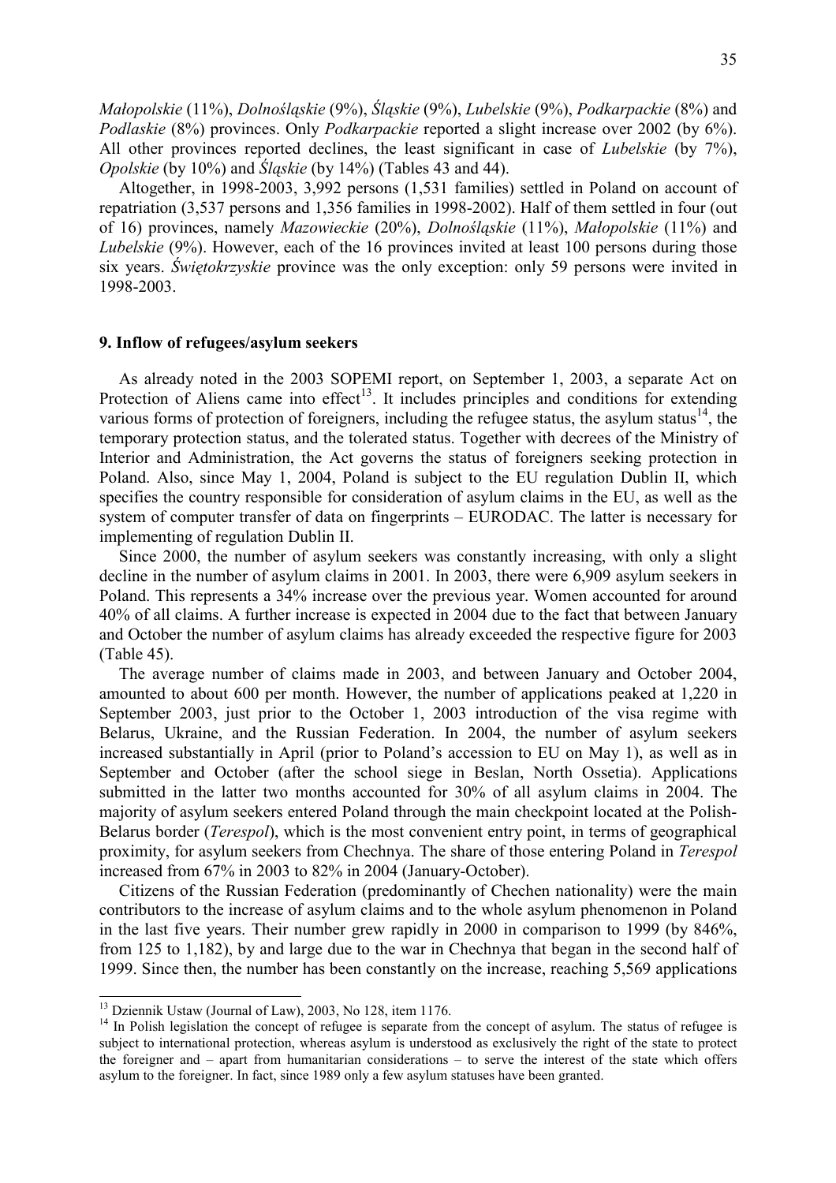*Małopolskie* (11%), *Dolnośląskie* (9%), *Śląskie* (9%), *Lubelskie* (9%), *Podkarpackie* (8%) and *Podlaskie* (8%) provinces. Only *Podkarpackie* reported a slight increase over 2002 (by 6%). All other provinces reported declines, the least significant in case of *Lubelskie* (by 7%), *Opolskie* (by 10%) and *Śląskie* (by 14%) (Tables 43 and 44).

Altogether, in 1998-2003, 3,992 persons (1,531 families) settled in Poland on account of repatriation (3,537 persons and 1,356 families in 1998-2002). Half of them settled in four (out of 16) provinces, namely *Mazowieckie* (20%), *Dolnośląskie* (11%), *Małopolskie* (11%) and *Lubelskie* (9%). However, each of the 16 provinces invited at least 100 persons during those six years. *Świętokrzyskie* province was the only exception: only 59 persons were invited in 1998-2003.

## 9. Inflow of refugees/asylum seekers

As already noted in the 2003 SOPEMI report, on September 1, 2003, a separate Act on Protection of Aliens came into effect[13]. It includes principles and conditions for extending various forms of protection of foreigners, including the refugee status, the asylum status[14], the temporary protection status, and the tolerated status. Together with decrees of the Ministry of Interior and Administration, the Act governs the status of foreigners seeking protection in Poland. Also, since May 1, 2004, Poland is subject to the EU regulation Dublin II, which specifies the country responsible for consideration of asylum claims in the EU, as well as the system of computer transfer of data on fingerprints – EURODAC. The latter is necessary for implementing of regulation Dublin II.

Since 2000, the number of asylum seekers was constantly increasing, with only a slight decline in the number of asylum claims in 2001. In 2003, there were 6,909 asylum seekers in Poland. This represents a 34% increase over the previous year. Women accounted for around 40% of all claims. A further increase is expected in 2004 due to the fact that between January and October the number of asylum claims has already exceeded the respective figure for 2003 (Table 45).

The average number of claims made in 2003, and between January and October 2004, amounted to about 600 per month. However, the number of applications peaked at 1,220 in September 2003, just prior to the October 1, 2003 introduction of the visa regime with Belarus, Ukraine, and the Russian Federation. In 2004, the number of asylum seekers increased substantially in April (prior to Poland's accession to EU on May 1), as well as in September and October (after the school siege in Beslan, North Ossetia). Applications submitted in the latter two months accounted for 30% of all asylum claims in 2004. The majority of asylum seekers entered Poland through the main checkpoint located at the Polish-Belarus border (*Terespol*), which is the most convenient entry point, in terms of geographical proximity, for asylum seekers from Chechnya. The share of those entering Poland in *Terespol* increased from 67% in 2003 to 82% in 2004 (January-October).

Citizens of the Russian Federation (predominantly of Chechen nationality) were the main contributors to the increase of asylum claims and to the whole asylum phenomenon in Poland in the last five years. Their number grew rapidly in 2000 in comparison to 1999 (by 846%, from 125 to 1,182), by and large due to the war in Chechnya that began in the second half of 1999. Since then, the number has been constantly on the increase, reaching 5,569 applications

---

[13] Dziennik Ustaw (Journal of Law), 2003, No 128, item 1176.

[14] In Polish legislation the concept of refugee is separate from the concept of asylum. The status of refugee is subject to international protection, whereas asylum is understood as exclusively the right of the state to protect the foreigner and – apart from humanitarian considerations – to serve the interest of the state which offers asylum to the foreigner. In fact, since 1989 only a few asylum statuses have been granted.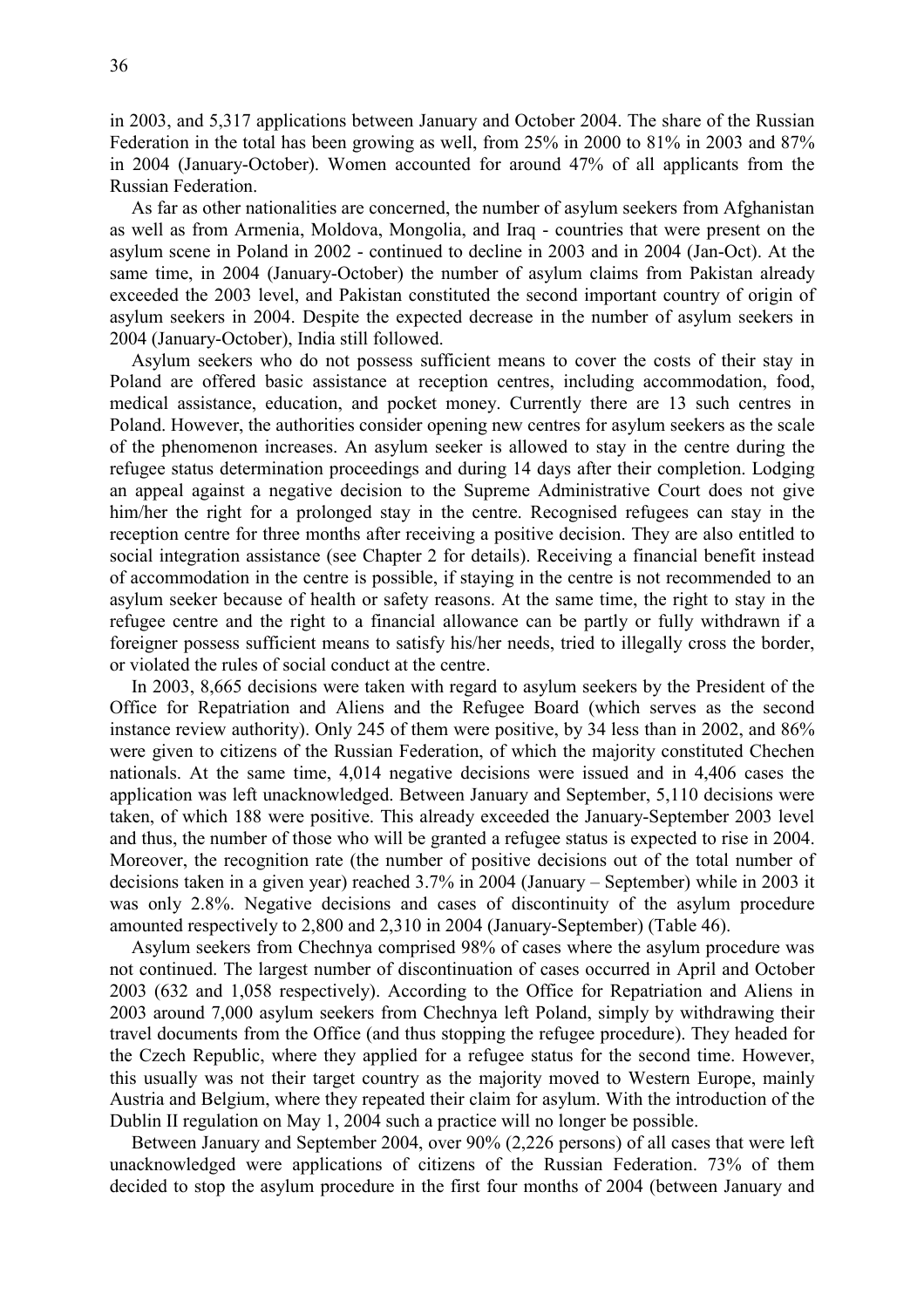in 2003, and 5,317 applications between January and October 2004. The share of the Russian Federation in the total has been growing as well, from 25% in 2000 to 81% in 2003 and 87% in 2004 (January-October). Women accounted for around 47% of all applicants from the Russian Federation.

As far as other nationalities are concerned, the number of asylum seekers from Afghanistan as well as from Armenia, Moldova, Mongolia, and Iraq - countries that were present on the asylum scene in Poland in 2002 - continued to decline in 2003 and in 2004 (Jan-Oct). At the same time, in 2004 (January-October) the number of asylum claims from Pakistan already exceeded the 2003 level, and Pakistan constituted the second important country of origin of asylum seekers in 2004. Despite the expected decrease in the number of asylum seekers in 2004 (January-October), India still followed.

Asylum seekers who do not possess sufficient means to cover the costs of their stay in Poland are offered basic assistance at reception centres, including accommodation, food, medical assistance, education, and pocket money. Currently there are 13 such centres in Poland. However, the authorities consider opening new centres for asylum seekers as the scale of the phenomenon increases. An asylum seeker is allowed to stay in the centre during the refugee status determination proceedings and during 14 days after their completion. Lodging an appeal against a negative decision to the Supreme Administrative Court does not give him/her the right for a prolonged stay in the centre. Recognised refugees can stay in the reception centre for three months after receiving a positive decision. They are also entitled to social integration assistance (see Chapter 2 for details). Receiving a financial benefit instead of accommodation in the centre is possible, if staying in the centre is not recommended to an asylum seeker because of health or safety reasons. At the same time, the right to stay in the refugee centre and the right to a financial allowance can be partly or fully withdrawn if a foreigner possess sufficient means to satisfy his/her needs, tried to illegally cross the border, or violated the rules of social conduct at the centre.

In 2003, 8,665 decisions were taken with regard to asylum seekers by the President of the Office for Repatriation and Aliens and the Refugee Board (which serves as the second instance review authority). Only 245 of them were positive, by 34 less than in 2002, and 86% were given to citizens of the Russian Federation, of which the majority constituted Chechen nationals. At the same time, 4,014 negative decisions were issued and in 4,406 cases the application was left unacknowledged. Between January and September, 5,110 decisions were taken, of which 188 were positive. This already exceeded the January-September 2003 level and thus, the number of those who will be granted a refugee status is expected to rise in 2004. Moreover, the recognition rate (the number of positive decisions out of the total number of decisions taken in a given year) reached 3.7% in 2004 (January – September) while in 2003 it was only 2.8%. Negative decisions and cases of discontinuity of the asylum procedure amounted respectively to 2,800 and 2,310 in 2004 (January-September) (Table 46).

Asylum seekers from Chechnya comprised 98% of cases where the asylum procedure was not continued. The largest number of discontinuation of cases occurred in April and October 2003 (632 and 1,058 respectively). According to the Office for Repatriation and Aliens in 2003 around 7,000 asylum seekers from Chechnya left Poland, simply by withdrawing their travel documents from the Office (and thus stopping the refugee procedure). They headed for the Czech Republic, where they applied for a refugee status for the second time. However, this usually was not their target country as the majority moved to Western Europe, mainly Austria and Belgium, where they repeated their claim for asylum. With the introduction of the Dublin II regulation on May 1, 2004 such a practice will no longer be possible.

Between January and September 2004, over 90% (2,226 persons) of all cases that were left unacknowledged were applications of citizens of the Russian Federation. 73% of them decided to stop the asylum procedure in the first four months of 2004 (between January and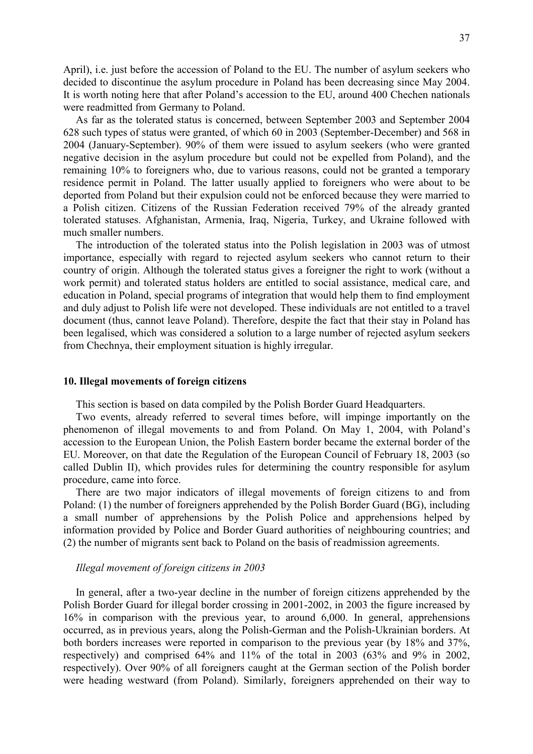April), i.e. just before the accession of Poland to the EU. The number of asylum seekers who decided to discontinue the asylum procedure in Poland has been decreasing since May 2004. It is worth noting here that after Poland's accession to the EU, around 400 Chechen nationals were readmitted from Germany to Poland.

As far as the tolerated status is concerned, between September 2003 and September 2004 628 such types of status were granted, of which 60 in 2003 (September-December) and 568 in 2004 (January-September). 90% of them were issued to asylum seekers (who were granted negative decision in the asylum procedure but could not be expelled from Poland), and the remaining 10% to foreigners who, due to various reasons, could not be granted a temporary residence permit in Poland. The latter usually applied to foreigners who were about to be deported from Poland but their expulsion could not be enforced because they were married to a Polish citizen. Citizens of the Russian Federation received 79% of the already granted tolerated statuses. Afghanistan, Armenia, Iraq, Nigeria, Turkey, and Ukraine followed with much smaller numbers.

The introduction of the tolerated status into the Polish legislation in 2003 was of utmost importance, especially with regard to rejected asylum seekers who cannot return to their country of origin. Although the tolerated status gives a foreigner the right to work (without a work permit) and tolerated status holders are entitled to social assistance, medical care, and education in Poland, special programs of integration that would help them to find employment and duly adjust to Polish life were not developed. These individuals are not entitled to a travel document (thus, cannot leave Poland). Therefore, despite the fact that their stay in Poland has been legalised, which was considered a solution to a large number of rejected asylum seekers from Chechnya, their employment situation is highly irregular.

## 10. Illegal movements of foreign citizens

This section is based on data compiled by the Polish Border Guard Headquarters.

Two events, already referred to several times before, will impinge importantly on the phenomenon of illegal movements to and from Poland. On May 1, 2004, with Poland's accession to the European Union, the Polish Eastern border became the external border of the EU. Moreover, on that date the Regulation of the European Council of February 18, 2003 (so called Dublin II), which provides rules for determining the country responsible for asylum procedure, came into force.

There are two major indicators of illegal movements of foreign citizens to and from Poland: (1) the number of foreigners apprehended by the Polish Border Guard (BG), including a small number of apprehensions by the Polish Police and apprehensions helped by information provided by Police and Border Guard authorities of neighbouring countries; and (2) the number of migrants sent back to Poland on the basis of readmission agreements.

### *Illegal movement of foreign citizens in 2003*

In general, after a two-year decline in the number of foreign citizens apprehended by the Polish Border Guard for illegal border crossing in 2001-2002, in 2003 the figure increased by 16% in comparison with the previous year, to around 6,000. In general, apprehensions occurred, as in previous years, along the Polish-German and the Polish-Ukrainian borders. At both borders increases were reported in comparison to the previous year (by 18% and 37%, respectively) and comprised 64% and 11% of the total in 2003 (63% and 9% in 2002, respectively). Over 90% of all foreigners caught at the German section of the Polish border were heading westward (from Poland). Similarly, foreigners apprehended on their way to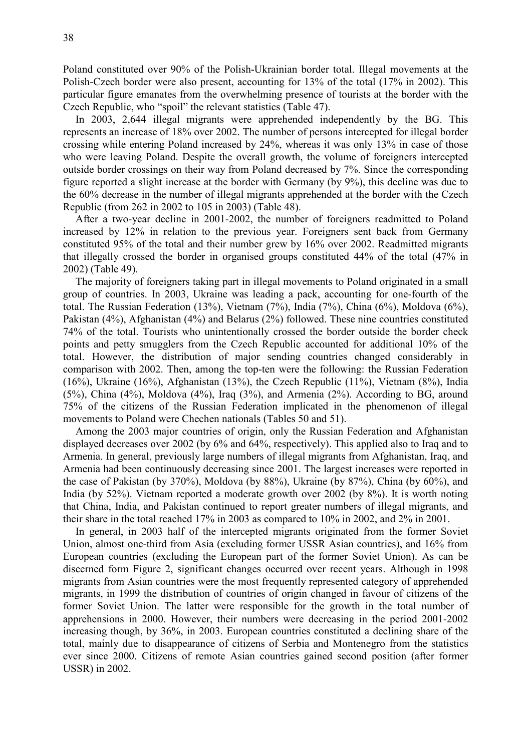Poland constituted over 90% of the Polish-Ukrainian border total. Illegal movements at the Polish-Czech border were also present, accounting for 13% of the total (17% in 2002). This particular figure emanates from the overwhelming presence of tourists at the border with the Czech Republic, who "spoil" the relevant statistics (Table 47).

In 2003, 2,644 illegal migrants were apprehended independently by the BG. This represents an increase of 18% over 2002. The number of persons intercepted for illegal border crossing while entering Poland increased by 24%, whereas it was only 13% in case of those who were leaving Poland. Despite the overall growth, the volume of foreigners intercepted outside border crossings on their way from Poland decreased by 7%. Since the corresponding figure reported a slight increase at the border with Germany (by 9%), this decline was due to the 60% decrease in the number of illegal migrants apprehended at the border with the Czech Republic (from 262 in 2002 to 105 in 2003) (Table 48).

After a two-year decline in 2001-2002, the number of foreigners readmitted to Poland increased by 12% in relation to the previous year. Foreigners sent back from Germany constituted 95% of the total and their number grew by 16% over 2002. Readmitted migrants that illegally crossed the border in organised groups constituted 44% of the total (47% in 2002) (Table 49).

The majority of foreigners taking part in illegal movements to Poland originated in a small group of countries. In 2003, Ukraine was leading a pack, accounting for one-fourth of the total. The Russian Federation (13%), Vietnam (7%), India (7%), China (6%), Moldova (6%), Pakistan (4%), Afghanistan (4%) and Belarus (2%) followed. These nine countries constituted 74% of the total. Tourists who unintentionally crossed the border outside the border check points and petty smugglers from the Czech Republic accounted for additional 10% of the total. However, the distribution of major sending countries changed considerably in comparison with 2002. Then, among the top-ten were the following: the Russian Federation (16%), Ukraine (16%), Afghanistan (13%), the Czech Republic (11%), Vietnam (8%), India (5%), China (4%), Moldova (4%), Iraq (3%), and Armenia (2%). According to BG, around 75% of the citizens of the Russian Federation implicated in the phenomenon of illegal movements to Poland were Chechen nationals (Tables 50 and 51).

Among the 2003 major countries of origin, only the Russian Federation and Afghanistan displayed decreases over 2002 (by 6% and 64%, respectively). This applied also to Iraq and to Armenia. In general, previously large numbers of illegal migrants from Afghanistan, Iraq, and Armenia had been continuously decreasing since 2001. The largest increases were reported in the case of Pakistan (by 370%), Moldova (by 88%), Ukraine (by 87%), China (by 60%), and India (by 52%). Vietnam reported a moderate growth over 2002 (by 8%). It is worth noting that China, India, and Pakistan continued to report greater numbers of illegal migrants, and their share in the total reached 17% in 2003 as compared to 10% in 2002, and 2% in 2001.

In general, in 2003 half of the intercepted migrants originated from the former Soviet Union, almost one-third from Asia (excluding former USSR Asian countries), and 16% from European countries (excluding the European part of the former Soviet Union). As can be discerned form Figure 2, significant changes occurred over recent years. Although in 1998 migrants from Asian countries were the most frequently represented category of apprehended migrants, in 1999 the distribution of countries of origin changed in favour of citizens of the former Soviet Union. The latter were responsible for the growth in the total number of apprehensions in 2000. However, their numbers were decreasing in the period 2001-2002 increasing though, by 36%, in 2003. European countries constituted a declining share of the total, mainly due to disappearance of citizens of Serbia and Montenegro from the statistics ever since 2000. Citizens of remote Asian countries gained second position (after former USSR) in 2002.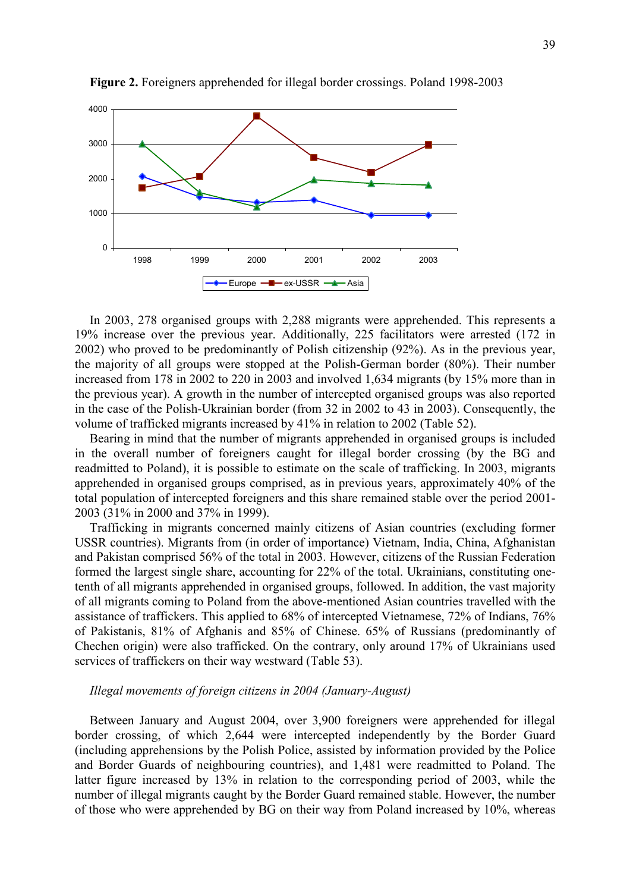**Figure 2.** Foreigners apprehended for illegal border crossings. Poland 1998-2003

In 2003, 278 organised groups with 2,288 migrants were apprehended. This represents a 19% increase over the previous year. Additionally, 225 facilitators were arrested (172 in 2002) who proved to be predominantly of Polish citizenship (92%). As in the previous year, the majority of all groups were stopped at the Polish-German border (80%). Their number increased from 178 in 2002 to 220 in 2003 and involved 1,634 migrants (by 15% more than in the previous year). A growth in the number of intercepted organised groups was also reported in the case of the Polish-Ukrainian border (from 32 in 2002 to 43 in 2003). Consequently, the volume of trafficked migrants increased by 41% in relation to 2002 (Table 52).

Bearing in mind that the number of migrants apprehended in organised groups is included in the overall number of foreigners caught for illegal border crossing (by the BG and readmitted to Poland), it is possible to estimate on the scale of trafficking. In 2003, migrants apprehended in organised groups comprised, as in previous years, approximately 40% of the total population of intercepted foreigners and this share remained stable over the period 2001-2003 (31% in 2000 and 37% in 1999).

Trafficking in migrants concerned mainly citizens of Asian countries (excluding former USSR countries). Migrants from (in order of importance) Vietnam, India, China, Afghanistan and Pakistan comprised 56% of the total in 2003. However, citizens of the Russian Federation formed the largest single share, accounting for 22% of the total. Ukrainians, constituting one-tenth of all migrants apprehended in organised groups, followed. In addition, the vast majority of all migrants coming to Poland from the above-mentioned Asian countries travelled with the assistance of traffickers. This applied to 68% of intercepted Vietnamese, 72% of Indians, 76% of Pakistanis, 81% of Afghanis and 85% of Chinese. 65% of Russians (predominantly of Chechen origin) were also trafficked. On the contrary, only around 17% of Ukrainians used services of traffickers on their way westward (Table 53).

*Illegal movements of foreign citizens in 2004 (January-August)*

Between January and August 2004, over 3,900 foreigners were apprehended for illegal border crossing, of which 2,644 were intercepted independently by the Border Guard (including apprehensions by the Polish Police, assisted by information provided by the Police and Border Guards of neighbouring countries), and 1,481 were readmitted to Poland. The latter figure increased by 13% in relation to the corresponding period of 2003, while the number of illegal migrants caught by the Border Guard remained stable. However, the number of those who were apprehended by BG on their way from Poland increased by 10%, whereas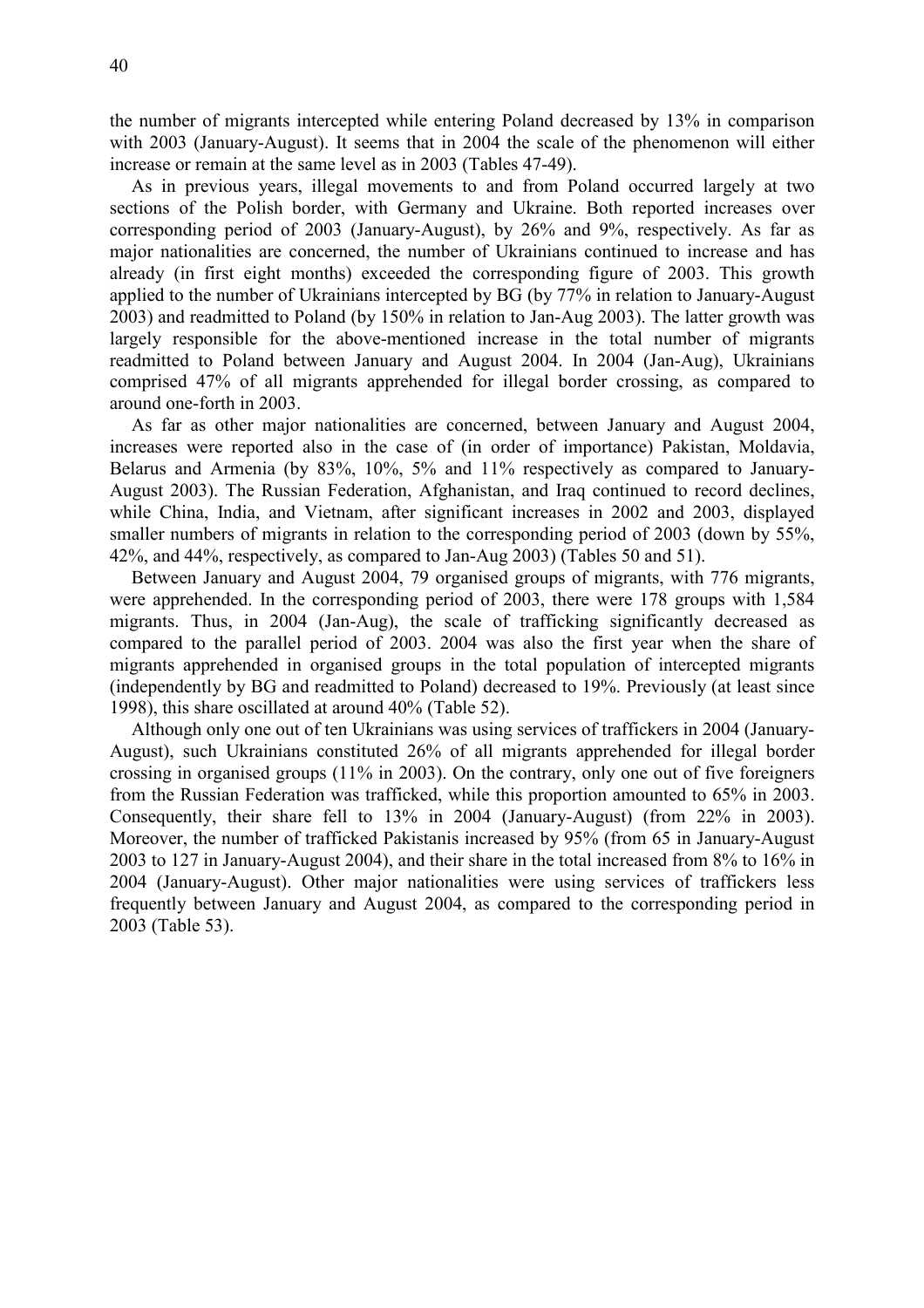the number of migrants intercepted while entering Poland decreased by 13% in comparison with 2003 (January-August). It seems that in 2004 the scale of the phenomenon will either increase or remain at the same level as in 2003 (Tables 47-49).

As in previous years, illegal movements to and from Poland occurred largely at two sections of the Polish border, with Germany and Ukraine. Both reported increases over corresponding period of 2003 (January-August), by 26% and 9%, respectively. As far as major nationalities are concerned, the number of Ukrainians continued to increase and has already (in first eight months) exceeded the corresponding figure of 2003. This growth applied to the number of Ukrainians intercepted by BG (by 77% in relation to January-August 2003) and readmitted to Poland (by 150% in relation to Jan-Aug 2003). The latter growth was largely responsible for the above-mentioned increase in the total number of migrants readmitted to Poland between January and August 2004. In 2004 (Jan-Aug), Ukrainians comprised 47% of all migrants apprehended for illegal border crossing, as compared to around one-forth in 2003.

As far as other major nationalities are concerned, between January and August 2004, increases were reported also in the case of (in order of importance) Pakistan, Moldavia, Belarus and Armenia (by 83%, 10%, 5% and 11% respectively as compared to January-August 2003). The Russian Federation, Afghanistan, and Iraq continued to record declines, while China, India, and Vietnam, after significant increases in 2002 and 2003, displayed smaller numbers of migrants in relation to the corresponding period of 2003 (down by 55%, 42%, and 44%, respectively, as compared to Jan-Aug 2003) (Tables 50 and 51).

Between January and August 2004, 79 organised groups of migrants, with 776 migrants, were apprehended. In the corresponding period of 2003, there were 178 groups with 1,584 migrants. Thus, in 2004 (Jan-Aug), the scale of trafficking significantly decreased as compared to the parallel period of 2003. 2004 was also the first year when the share of migrants apprehended in organised groups in the total population of intercepted migrants (independently by BG and readmitted to Poland) decreased to 19%. Previously (at least since 1998), this share oscillated at around 40% (Table 52).

Although only one out of ten Ukrainians was using services of traffickers in 2004 (January-August), such Ukrainians constituted 26% of all migrants apprehended for illegal border crossing in organised groups (11% in 2003). On the contrary, only one out of five foreigners from the Russian Federation was trafficked, while this proportion amounted to 65% in 2003. Consequently, their share fell to 13% in 2004 (January-August) (from 22% in 2003). Moreover, the number of trafficked Pakistanis increased by 95% (from 65 in January-August 2003 to 127 in January-August 2004), and their share in the total increased from 8% to 16% in 2004 (January-August). Other major nationalities were using services of traffickers less frequently between January and August 2004, as compared to the corresponding period in 2003 (Table 53).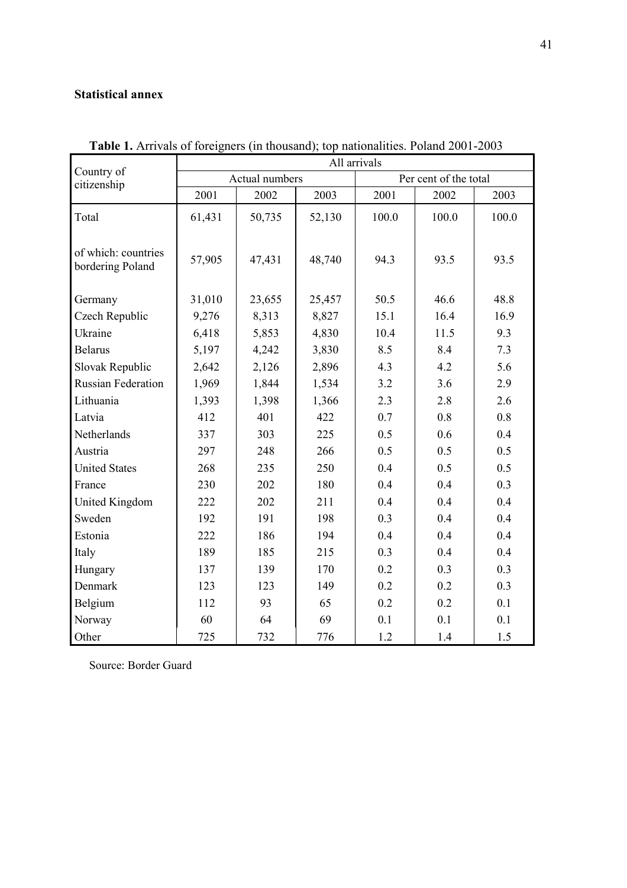**Statistical annex**

**Table 1.** Arrivals of foreigners (in thousand); top nationalities. Poland 2001-2003

| Country of citizenship | All arrivals | | | | | |
|---|---|---|---|---|---|---|
| | Actual numbers | | | Per cent of the total | | |
| | 2001 | 2002 | 2003 | 2001 | 2002 | 2003 |
| Total | 61,431 | 50,735 | 52,130 | 100.0 | 100.0 | 100.0 |
| of which: countries bordering Poland | 57,905 | 47,431 | 48,740 | 94.3 | 93.5 | 93.5 |
| Germany | 31,010 | 23,655 | 25,457 | 50.5 | 46.6 | 48.8 |
| Czech Republic | 9,276 | 8,313 | 8,827 | 15.1 | 16.4 | 16.9 |
| Ukraine | 6,418 | 5,853 | 4,830 | 10.4 | 11.5 | 9.3 |
| Belarus | 5,197 | 4,242 | 3,830 | 8.5 | 8.4 | 7.3 |
| Slovak Republic | 2,642 | 2,126 | 2,896 | 4.3 | 4.2 | 5.6 |
| Russian Federation | 1,969 | 1,844 | 1,534 | 3.2 | 3.6 | 2.9 |
| Lithuania | 1,393 | 1,398 | 1,366 | 2.3 | 2.8 | 2.6 |
| Latvia | 412 | 401 | 422 | 0.7 | 0.8 | 0.8 |
| Netherlands | 337 | 303 | 225 | 0.5 | 0.6 | 0.4 |
| Austria | 297 | 248 | 266 | 0.5 | 0.5 | 0.5 |
| United States | 268 | 235 | 250 | 0.4 | 0.5 | 0.5 |
| France | 230 | 202 | 180 | 0.4 | 0.4 | 0.3 |
| United Kingdom | 222 | 202 | 211 | 0.4 | 0.4 | 0.4 |
| Sweden | 192 | 191 | 198 | 0.3 | 0.4 | 0.4 |
| Estonia | 222 | 186 | 194 | 0.4 | 0.4 | 0.4 |
| Italy | 189 | 185 | 215 | 0.3 | 0.4 | 0.4 |
| Hungary | 137 | 139 | 170 | 0.2 | 0.3 | 0.3 |
| Denmark | 123 | 123 | 149 | 0.2 | 0.2 | 0.3 |
| Belgium | 112 | 93 | 65 | 0.2 | 0.2 | 0.1 |
| Norway | 60 | 64 | 69 | 0.1 | 0.1 | 0.1 |
| Other | 725 | 732 | 776 | 1.2 | 1.4 | 1.5 |

Source: Border Guard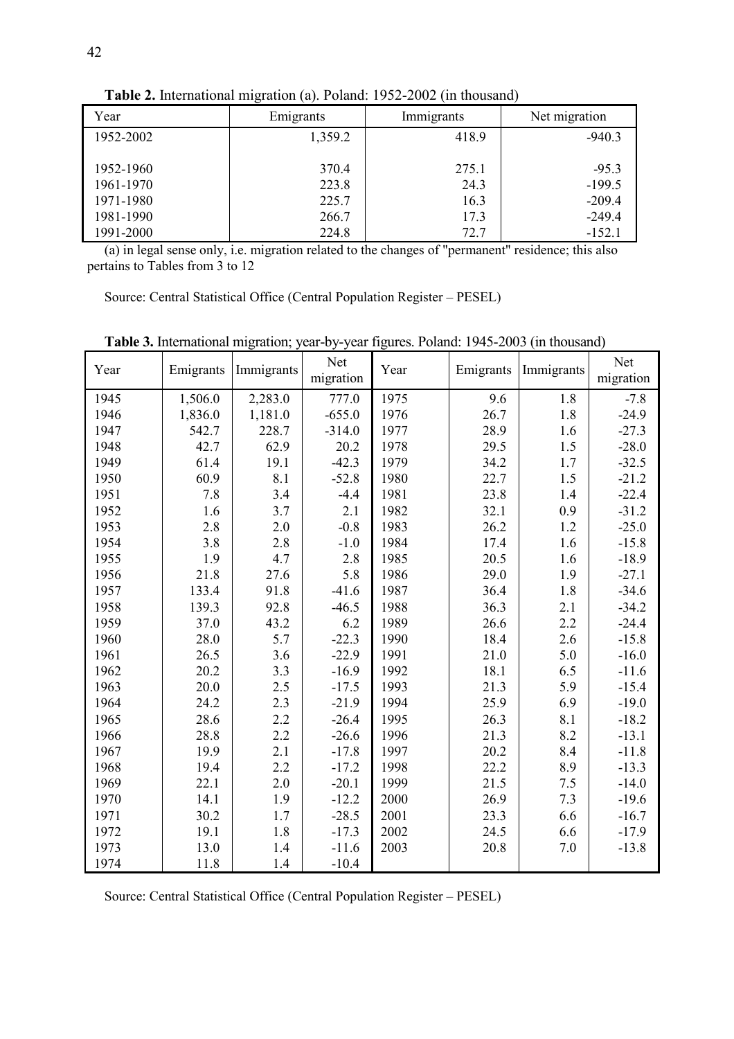**Table 2.** International migration (a). Poland: 1952-2002 (in thousand)

| Year | Emigrants | Immigrants | Net migration |
|---|---|---|---|
| 1952-2002 | 1,359.2 | 418.9 | -940.3 |
| 1952-1960 | 370.4 | 275.1 | -95.3 |
| 1961-1970 | 223.8 | 24.3 | -199.5 |
| 1971-1980 | 225.7 | 16.3 | -209.4 |
| 1981-1990 | 266.7 | 17.3 | -249.4 |
| 1991-2000 | 224.8 | 72.7 | -152.1 |

(a) in legal sense only, i.e. migration related to the changes of "permanent" residence; this also pertains to Tables from 3 to 12

Source: Central Statistical Office (Central Population Register – PESEL)

**Table 3.** International migration; year-by-year figures. Poland: 1945-2003 (in thousand)

| Year | Emigrants | Immigrants | Net migration | Year | Emigrants | Immigrants | Net migration |
|---|---|---|---|---|---|---|---|
| 1945 | 1,506.0 | 2,283.0 | 777.0 | 1975 | 9.6 | 1.8 | -7.8 |
| 1946 | 1,836.0 | 1,181.0 | -655.0 | 1976 | 26.7 | 1.8 | -24.9 |
| 1947 | 542.7 | 228.7 | -314.0 | 1977 | 28.9 | 1.6 | -27.3 |
| 1948 | 42.7 | 62.9 | 20.2 | 1978 | 29.5 | 1.5 | -28.0 |
| 1949 | 61.4 | 19.1 | -42.3 | 1979 | 34.2 | 1.7 | -32.5 |
| 1950 | 60.9 | 8.1 | -52.8 | 1980 | 22.7 | 1.5 | -21.2 |
| 1951 | 7.8 | 3.4 | -4.4 | 1981 | 23.8 | 1.4 | -22.4 |
| 1952 | 1.6 | 3.7 | 2.1 | 1982 | 32.1 | 0.9 | -31.2 |
| 1953 | 2.8 | 2.0 | -0.8 | 1983 | 26.2 | 1.2 | -25.0 |
| 1954 | 3.8 | 2.8 | -1.0 | 1984 | 17.4 | 1.6 | -15.8 |
| 1955 | 1.9 | 4.7 | 2.8 | 1985 | 20.5 | 1.6 | -18.9 |
| 1956 | 21.8 | 27.6 | 5.8 | 1986 | 29.0 | 1.9 | -27.1 |
| 1957 | 133.4 | 91.8 | -41.6 | 1987 | 36.4 | 1.8 | -34.6 |
| 1958 | 139.3 | 92.8 | -46.5 | 1988 | 36.3 | 2.1 | -34.2 |
| 1959 | 37.0 | 43.2 | 6.2 | 1989 | 26.6 | 2.2 | -24.4 |
| 1960 | 28.0 | 5.7 | -22.3 | 1990 | 18.4 | 2.6 | -15.8 |
| 1961 | 26.5 | 3.6 | -22.9 | 1991 | 21.0 | 5.0 | -16.0 |
| 1962 | 20.2 | 3.3 | -16.9 | 1992 | 18.1 | 6.5 | -11.6 |
| 1963 | 20.0 | 2.5 | -17.5 | 1993 | 21.3 | 5.9 | -15.4 |
| 1964 | 24.2 | 2.3 | -21.9 | 1994 | 25.9 | 6.9 | -19.0 |
| 1965 | 28.6 | 2.2 | -26.4 | 1995 | 26.3 | 8.1 | -18.2 |
| 1966 | 28.8 | 2.2 | -26.6 | 1996 | 21.3 | 8.2 | -13.1 |
| 1967 | 19.9 | 2.1 | -17.8 | 1997 | 20.2 | 8.4 | -11.8 |
| 1968 | 19.4 | 2.2 | -17.2 | 1998 | 22.2 | 8.9 | -13.3 |
| 1969 | 22.1 | 2.0 | -20.1 | 1999 | 21.5 | 7.5 | -14.0 |
| 1970 | 14.1 | 1.9 | -12.2 | 2000 | 26.9 | 7.3 | -19.6 |
| 1971 | 30.2 | 1.7 | -28.5 | 2001 | 23.3 | 6.6 | -16.7 |
| 1972 | 19.1 | 1.8 | -17.3 | 2002 | 24.5 | 6.6 | -17.9 |
| 1973 | 13.0 | 1.4 | -11.6 | 2003 | 20.8 | 7.0 | -13.8 |
| 1974 | 11.8 | 1.4 | -10.4 | | | | |

Source: Central Statistical Office (Central Population Register – PESEL)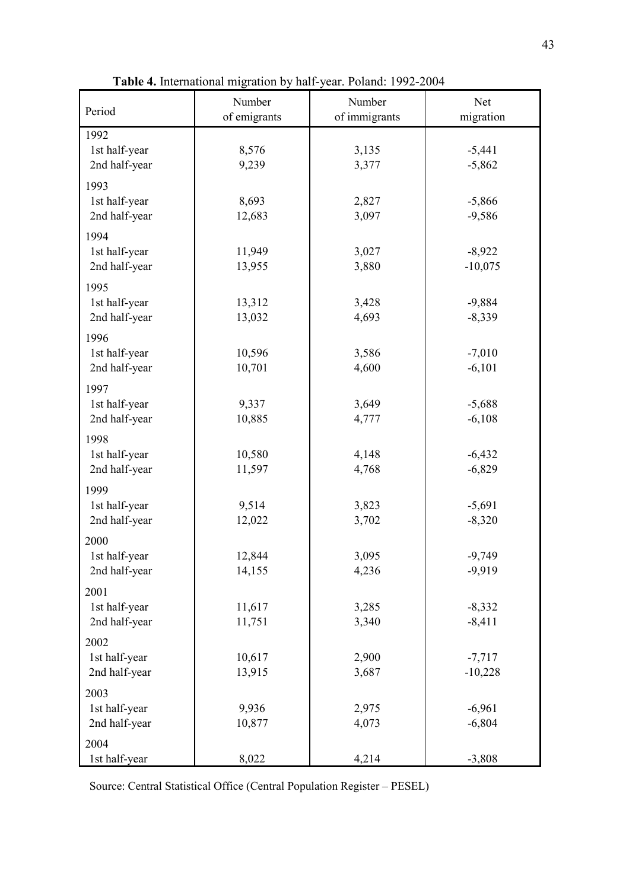**Table 4.** International migration by half-year. Poland: 1992-2004

| Period | Number of emigrants | Number of immigrants | Net migration |
|---|---|---|---|
| 1992 | | | |
| 1st half-year | 8,576 | 3,135 | -5,441 |
| 2nd half-year | 9,239 | 3,377 | -5,862 |
| 1993 | | | |
| 1st half-year | 8,693 | 2,827 | -5,866 |
| 2nd half-year | 12,683 | 3,097 | -9,586 |
| 1994 | | | |
| 1st half-year | 11,949 | 3,027 | -8,922 |
| 2nd half-year | 13,955 | 3,880 | -10,075 |
| 1995 | | | |
| 1st half-year | 13,312 | 3,428 | -9,884 |
| 2nd half-year | 13,032 | 4,693 | -8,339 |
| 1996 | | | |
| 1st half-year | 10,596 | 3,586 | -7,010 |
| 2nd half-year | 10,701 | 4,600 | -6,101 |
| 1997 | | | |
| 1st half-year | 9,337 | 3,649 | -5,688 |
| 2nd half-year | 10,885 | 4,777 | -6,108 |
| 1998 | | | |
| 1st half-year | 10,580 | 4,148 | -6,432 |
| 2nd half-year | 11,597 | 4,768 | -6,829 |
| 1999 | | | |
| 1st half-year | 9,514 | 3,823 | -5,691 |
| 2nd half-year | 12,022 | 3,702 | -8,320 |
| 2000 | | | |
| 1st half-year | 12,844 | 3,095 | -9,749 |
| 2nd half-year | 14,155 | 4,236 | -9,919 |
| 2001 | | | |
| 1st half-year | 11,617 | 3,285 | -8,332 |
| 2nd half-year | 11,751 | 3,340 | -8,411 |
| 2002 | | | |
| 1st half-year | 10,617 | 2,900 | -7,717 |
| 2nd half-year | 13,915 | 3,687 | -10,228 |
| 2003 | | | |
| 1st half-year | 9,936 | 2,975 | -6,961 |
| 2nd half-year | 10,877 | 4,073 | -6,804 |
| 2004 | | | |
| 1st half-year | 8,022 | 4,214 | -3,808 |

Source: Central Statistical Office (Central Population Register – PESEL)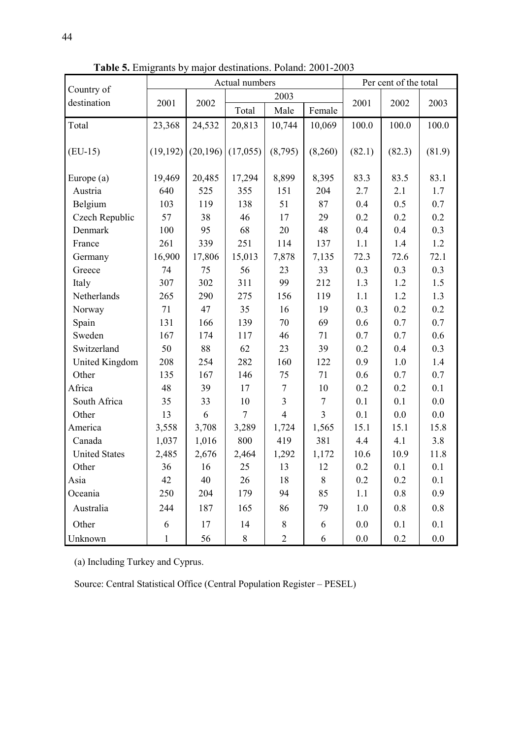**Table 5.** Emigrants by major destinations. Poland: 2001-2003

| Country of destination | Actual numbers | | | | | Per cent of the total | | |
|---|---|---|---|---|---|---|---|---|
| | 2001 | 2002 | 2003 | | | 2001 | 2002 | 2003 |
| | | | Total | Male | Female | | | |
| Total | 23,368 | 24,532 | 20,813 | 10,744 | 10,069 | 100.0 | 100.0 | 100.0 |
| (EU-15) | (19,192) | (20,196) | (17,055) | (8,795) | (8,260) | (82.1) | (82.3) | (81.9) |
| Europe (a) | 19,469 | 20,485 | 17,294 | 8,899 | 8,395 | 83.3 | 83.5 | 83.1 |
| Austria | 640 | 525 | 355 | 151 | 204 | 2.7 | 2.1 | 1.7 |
| Belgium | 103 | 119 | 138 | 51 | 87 | 0.4 | 0.5 | 0.7 |
| Czech Republic | 57 | 38 | 46 | 17 | 29 | 0.2 | 0.2 | 0.2 |
| Denmark | 100 | 95 | 68 | 20 | 48 | 0.4 | 0.4 | 0.3 |
| France | 261 | 339 | 251 | 114 | 137 | 1.1 | 1.4 | 1.2 |
| Germany | 16,900 | 17,806 | 15,013 | 7,878 | 7,135 | 72.3 | 72.6 | 72.1 |
| Greece | 74 | 75 | 56 | 23 | 33 | 0.3 | 0.3 | 0.3 |
| Italy | 307 | 302 | 311 | 99 | 212 | 1.3 | 1.2 | 1.5 |
| Netherlands | 265 | 290 | 275 | 156 | 119 | 1.1 | 1.2 | 1.3 |
| Norway | 71 | 47 | 35 | 16 | 19 | 0.3 | 0.2 | 0.2 |
| Spain | 131 | 166 | 139 | 70 | 69 | 0.6 | 0.7 | 0.7 |
| Sweden | 167 | 174 | 117 | 46 | 71 | 0.7 | 0.7 | 0.6 |
| Switzerland | 50 | 88 | 62 | 23 | 39 | 0.2 | 0.4 | 0.3 |
| United Kingdom | 208 | 254 | 282 | 160 | 122 | 0.9 | 1.0 | 1.4 |
| Other | 135 | 167 | 146 | 75 | 71 | 0.6 | 0.7 | 0.7 |
| Africa | 48 | 39 | 17 | 7 | 10 | 0.2 | 0.2 | 0.1 |
| South Africa | 35 | 33 | 10 | 3 | 7 | 0.1 | 0.1 | 0.0 |
| Other | 13 | 6 | 7 | 4 | 3 | 0.1 | 0.0 | 0.0 |
| America | 3,558 | 3,708 | 3,289 | 1,724 | 1,565 | 15.1 | 15.1 | 15.8 |
| Canada | 1,037 | 1,016 | 800 | 419 | 381 | 4.4 | 4.1 | 3.8 |
| United States | 2,485 | 2,676 | 2,464 | 1,292 | 1,172 | 10.6 | 10.9 | 11.8 |
| Other | 36 | 16 | 25 | 13 | 12 | 0.2 | 0.1 | 0.1 |
| Asia | 42 | 40 | 26 | 18 | 8 | 0.2 | 0.2 | 0.1 |
| Oceania | 250 | 204 | 179 | 94 | 85 | 1.1 | 0.8 | 0.9 |
| Australia | 244 | 187 | 165 | 86 | 79 | 1.0 | 0.8 | 0.8 |
| Other | 6 | 17 | 14 | 8 | 6 | 0.0 | 0.1 | 0.1 |
| Unknown | 1 | 56 | 8 | 2 | 6 | 0.0 | 0.2 | 0.0 |

(a) Including Turkey and Cyprus.

Source: Central Statistical Office (Central Population Register – PESEL)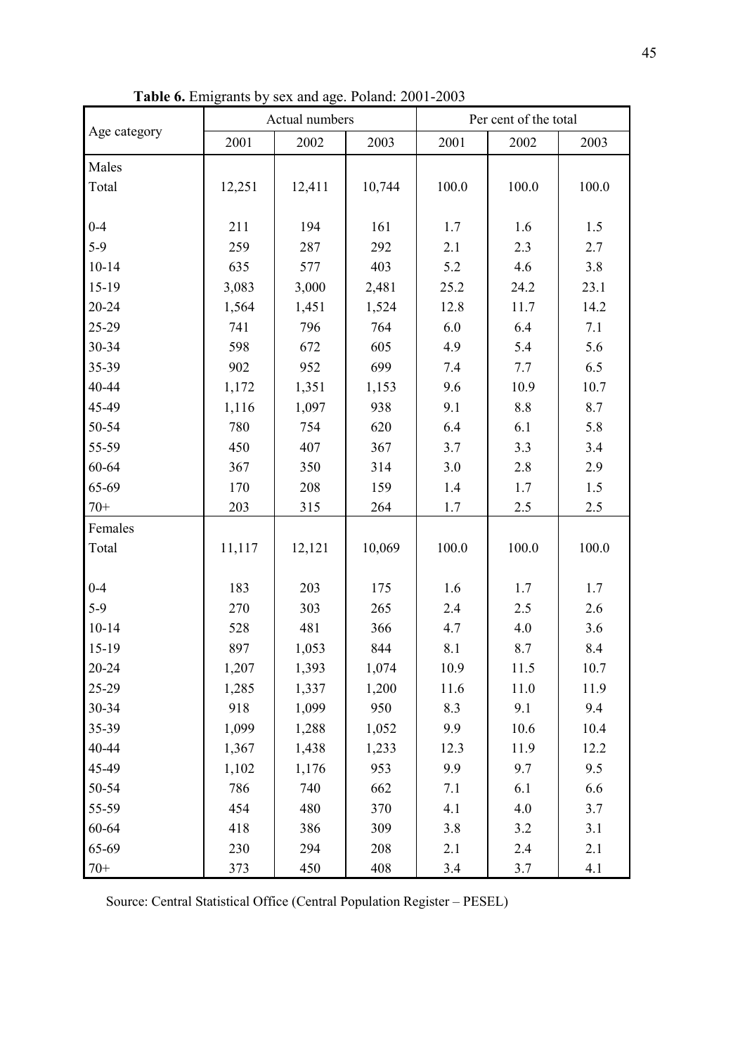**Table 6.** Emigrants by sex and age. Poland: 2001-2003

| Age category | Actual numbers | | | Per cent of the total | | |
|---|---|---|---|---|---|---|
| | 2001 | 2002 | 2003 | 2001 | 2002 | 2003 |
| Males | | | | | | |
| Total | 12,251 | 12,411 | 10,744 | 100.0 | 100.0 | 100.0 |
| 0-4 | 211 | 194 | 161 | 1.7 | 1.6 | 1.5 |
| 5-9 | 259 | 287 | 292 | 2.1 | 2.3 | 2.7 |
| 10-14 | 635 | 577 | 403 | 5.2 | 4.6 | 3.8 |
| 15-19 | 3,083 | 3,000 | 2,481 | 25.2 | 24.2 | 23.1 |
| 20-24 | 1,564 | 1,451 | 1,524 | 12.8 | 11.7 | 14.2 |
| 25-29 | 741 | 796 | 764 | 6.0 | 6.4 | 7.1 |
| 30-34 | 598 | 672 | 605 | 4.9 | 5.4 | 5.6 |
| 35-39 | 902 | 952 | 699 | 7.4 | 7.7 | 6.5 |
| 40-44 | 1,172 | 1,351 | 1,153 | 9.6 | 10.9 | 10.7 |
| 45-49 | 1,116 | 1,097 | 938 | 9.1 | 8.8 | 8.7 |
| 50-54 | 780 | 754 | 620 | 6.4 | 6.1 | 5.8 |
| 55-59 | 450 | 407 | 367 | 3.7 | 3.3 | 3.4 |
| 60-64 | 367 | 350 | 314 | 3.0 | 2.8 | 2.9 |
| 65-69 | 170 | 208 | 159 | 1.4 | 1.7 | 1.5 |
| 70+ | 203 | 315 | 264 | 1.7 | 2.5 | 2.5 |
| Females | | | | | | |
| Total | 11,117 | 12,121 | 10,069 | 100.0 | 100.0 | 100.0 |
| 0-4 | 183 | 203 | 175 | 1.6 | 1.7 | 1.7 |
| 5-9 | 270 | 303 | 265 | 2.4 | 2.5 | 2.6 |
| 10-14 | 528 | 481 | 366 | 4.7 | 4.0 | 3.6 |
| 15-19 | 897 | 1,053 | 844 | 8.1 | 8.7 | 8.4 |
| 20-24 | 1,207 | 1,393 | 1,074 | 10.9 | 11.5 | 10.7 |
| 25-29 | 1,285 | 1,337 | 1,200 | 11.6 | 11.0 | 11.9 |
| 30-34 | 918 | 1,099 | 950 | 8.3 | 9.1 | 9.4 |
| 35-39 | 1,099 | 1,288 | 1,052 | 9.9 | 10.6 | 10.4 |
| 40-44 | 1,367 | 1,438 | 1,233 | 12.3 | 11.9 | 12.2 |
| 45-49 | 1,102 | 1,176 | 953 | 9.9 | 9.7 | 9.5 |
| 50-54 | 786 | 740 | 662 | 7.1 | 6.1 | 6.6 |
| 55-59 | 454 | 480 | 370 | 4.1 | 4.0 | 3.7 |
| 60-64 | 418 | 386 | 309 | 3.8 | 3.2 | 3.1 |
| 65-69 | 230 | 294 | 208 | 2.1 | 2.4 | 2.1 |
| 70+ | 373 | 450 | 408 | 3.4 | 3.7 | 4.1 |

Source: Central Statistical Office (Central Population Register – PESEL)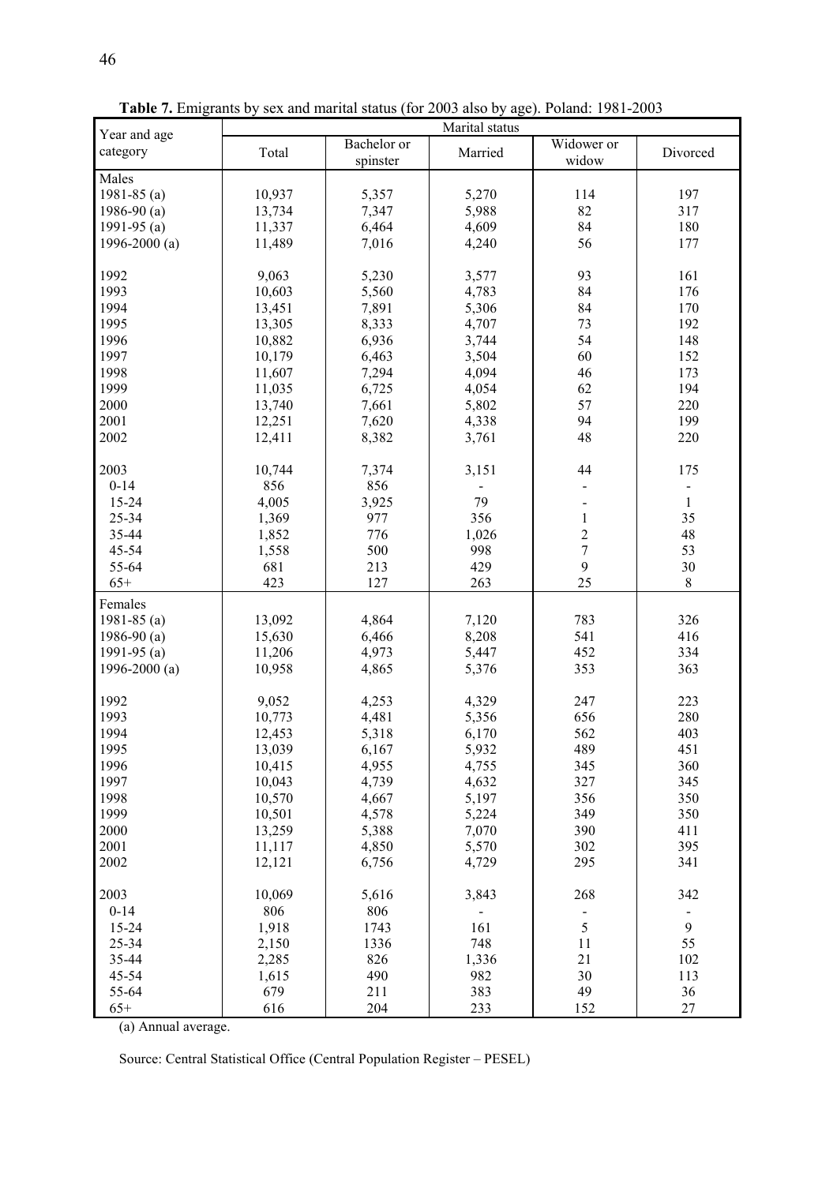**Table 7.** Emigrants by sex and marital status (for 2003 also by age). Poland: 1981-2003

| Year and age category | Marital status | | | | |
|---|---|---|---|---|---|
| | Total | Bachelor or spinster | Married | Widower or widow | Divorced |
| Males | | | | | |
| 1981-85 (a) | 10,937 | 5,357 | 5,270 | 114 | 197 |
| 1986-90 (a) | 13,734 | 7,347 | 5,988 | 82 | 317 |
| 1991-95 (a) | 11,337 | 6,464 | 4,609 | 84 | 180 |
| 1996-2000 (a) | 11,489 | 7,016 | 4,240 | 56 | 177 |
| | | | | | |
| 1992 | 9,063 | 5,230 | 3,577 | 93 | 161 |
| 1993 | 10,603 | 5,560 | 4,783 | 84 | 176 |
| 1994 | 13,451 | 7,891 | 5,306 | 84 | 170 |
| 1995 | 13,305 | 8,333 | 4,707 | 73 | 192 |
| 1996 | 10,882 | 6,936 | 3,744 | 54 | 148 |
| 1997 | 10,179 | 6,463 | 3,504 | 60 | 152 |
| 1998 | 11,607 | 7,294 | 4,094 | 46 | 173 |
| 1999 | 11,035 | 6,725 | 4,054 | 62 | 194 |
| 2000 | 13,740 | 7,661 | 5,802 | 57 | 220 |
| 2001 | 12,251 | 7,620 | 4,338 | 94 | 199 |
| 2002 | 12,411 | 8,382 | 3,761 | 48 | 220 |
| | | | | | |
| 2003 | 10,744 | 7,374 | 3,151 | 44 | 175 |
| 0-14 | 856 | 856 | - | - | - |
| 15-24 | 4,005 | 3,925 | 79 | - | 1 |
| 25-34 | 1,369 | 977 | 356 | 1 | 35 |
| 35-44 | 1,852 | 776 | 1,026 | 2 | 48 |
| 45-54 | 1,558 | 500 | 998 | 7 | 53 |
| 55-64 | 681 | 213 | 429 | 9 | 30 |
| 65+ | 423 | 127 | 263 | 25 | 8 |
| Females | | | | | |
| 1981-85 (a) | 13,092 | 4,864 | 7,120 | 783 | 326 |
| 1986-90 (a) | 15,630 | 6,466 | 8,208 | 541 | 416 |
| 1991-95 (a) | 11,206 | 4,973 | 5,447 | 452 | 334 |
| 1996-2000 (a) | 10,958 | 4,865 | 5,376 | 353 | 363 |
| | | | | | |
| 1992 | 9,052 | 4,253 | 4,329 | 247 | 223 |
| 1993 | 10,773 | 4,481 | 5,356 | 656 | 280 |
| 1994 | 12,453 | 5,318 | 6,170 | 562 | 403 |
| 1995 | 13,039 | 6,167 | 5,932 | 489 | 451 |
| 1996 | 10,415 | 4,955 | 4,755 | 345 | 360 |
| 1997 | 10,043 | 4,739 | 4,632 | 327 | 345 |
| 1998 | 10,570 | 4,667 | 5,197 | 356 | 350 |
| 1999 | 10,501 | 4,578 | 5,224 | 349 | 350 |
| 2000 | 13,259 | 5,388 | 7,070 | 390 | 411 |
| 2001 | 11,117 | 4,850 | 5,570 | 302 | 395 |
| 2002 | 12,121 | 6,756 | 4,729 | 295 | 341 |
| | | | | | |
| 2003 | 10,069 | 5,616 | 3,843 | 268 | 342 |
| 0-14 | 806 | 806 | - | - | - |
| 15-24 | 1,918 | 1743 | 161 | 5 | 9 |
| 25-34 | 2,150 | 1336 | 748 | 11 | 55 |
| 35-44 | 2,285 | 826 | 1,336 | 21 | 102 |
| 45-54 | 1,615 | 490 | 982 | 30 | 113 |
| 55-64 | 679 | 211 | 383 | 49 | 36 |
| 65+ | 616 | 204 | 233 | 152 | 27 |

(a) Annual average.

Source: Central Statistical Office (Central Population Register – PESEL)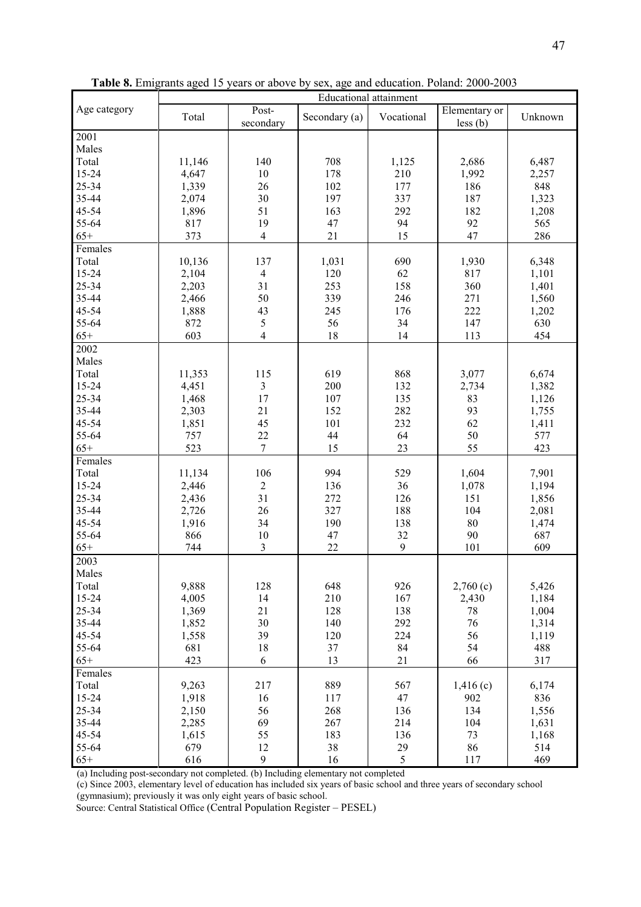**Table 8.** Emigrants aged 15 years or above by sex, age and education. Poland: 2000-2003

| Age category | Educational attainment | | | | | |
|---|---|---|---|---|---|---|
| | Total | Post-secondary | Secondary (a) | Vocational | Elementary or less (b) | Unknown |
| 2001 | | | | | | |
| Males | | | | | | |
| Total | 11,146 | 140 | 708 | 1,125 | 2,686 | 6,487 |
| 15-24 | 4,647 | 10 | 178 | 210 | 1,992 | 2,257 |
| 25-34 | 1,339 | 26 | 102 | 177 | 186 | 848 |
| 35-44 | 2,074 | 30 | 197 | 337 | 187 | 1,323 |
| 45-54 | 1,896 | 51 | 163 | 292 | 182 | 1,208 |
| 55-64 | 817 | 19 | 47 | 94 | 92 | 565 |
| 65+ | 373 | 4 | 21 | 15 | 47 | 286 |
| Females | | | | | | |
| Total | 10,136 | 137 | 1,031 | 690 | 1,930 | 6,348 |
| 15-24 | 2,104 | 4 | 120 | 62 | 817 | 1,101 |
| 25-34 | 2,203 | 31 | 253 | 158 | 360 | 1,401 |
| 35-44 | 2,466 | 50 | 339 | 246 | 271 | 1,560 |
| 45-54 | 1,888 | 43 | 245 | 176 | 222 | 1,202 |
| 55-64 | 872 | 5 | 56 | 34 | 147 | 630 |
| 65+ | 603 | 4 | 18 | 14 | 113 | 454 |
| 2002 | | | | | | |
| Males | | | | | | |
| Total | 11,353 | 115 | 619 | 868 | 3,077 | 6,674 |
| 15-24 | 4,451 | 3 | 200 | 132 | 2,734 | 1,382 |
| 25-34 | 1,468 | 17 | 107 | 135 | 83 | 1,126 |
| 35-44 | 2,303 | 21 | 152 | 282 | 93 | 1,755 |
| 45-54 | 1,851 | 45 | 101 | 232 | 62 | 1,411 |
| 55-64 | 757 | 22 | 44 | 64 | 50 | 577 |
| 65+ | 523 | 7 | 15 | 23 | 55 | 423 |
| Females | | | | | | |
| Total | 11,134 | 106 | 994 | 529 | 1,604 | 7,901 |
| 15-24 | 2,446 | 2 | 136 | 36 | 1,078 | 1,194 |
| 25-34 | 2,436 | 31 | 272 | 126 | 151 | 1,856 |
| 35-44 | 2,726 | 26 | 327 | 188 | 104 | 2,081 |
| 45-54 | 1,916 | 34 | 190 | 138 | 80 | 1,474 |
| 55-64 | 866 | 10 | 47 | 32 | 90 | 687 |
| 65+ | 744 | 3 | 22 | 9 | 101 | 609 |
| 2003 | | | | | | |
| Males | | | | | | |
| Total | 9,888 | 128 | 648 | 926 | 2,760 (c) | 5,426 |
| 15-24 | 4,005 | 14 | 210 | 167 | 2,430 | 1,184 |
| 25-34 | 1,369 | 21 | 128 | 138 | 78 | 1,004 |
| 35-44 | 1,852 | 30 | 140 | 292 | 76 | 1,314 |
| 45-54 | 1,558 | 39 | 120 | 224 | 56 | 1,119 |
| 55-64 | 681 | 18 | 37 | 84 | 54 | 488 |
| 65+ | 423 | 6 | 13 | 21 | 66 | 317 |
| Females | | | | | | |
| Total | 9,263 | 217 | 889 | 567 | 1,416 (c) | 6,174 |
| 15-24 | 1,918 | 16 | 117 | 47 | 902 | 836 |
| 25-34 | 2,150 | 56 | 268 | 136 | 134 | 1,556 |
| 35-44 | 2,285 | 69 | 267 | 214 | 104 | 1,631 |
| 45-54 | 1,615 | 55 | 183 | 136 | 73 | 1,168 |
| 55-64 | 679 | 12 | 38 | 29 | 86 | 514 |
| 65+ | 616 | 9 | 16 | 5 | 117 | 469 |

(a) Including post-secondary not completed. (b) Including elementary not completed
(c) Since 2003, elementary level of education has included six years of basic school and three years of secondary school (gymnasium); previously it was only eight years of basic school.
Source: Central Statistical Office (Central Population Register – PESEL)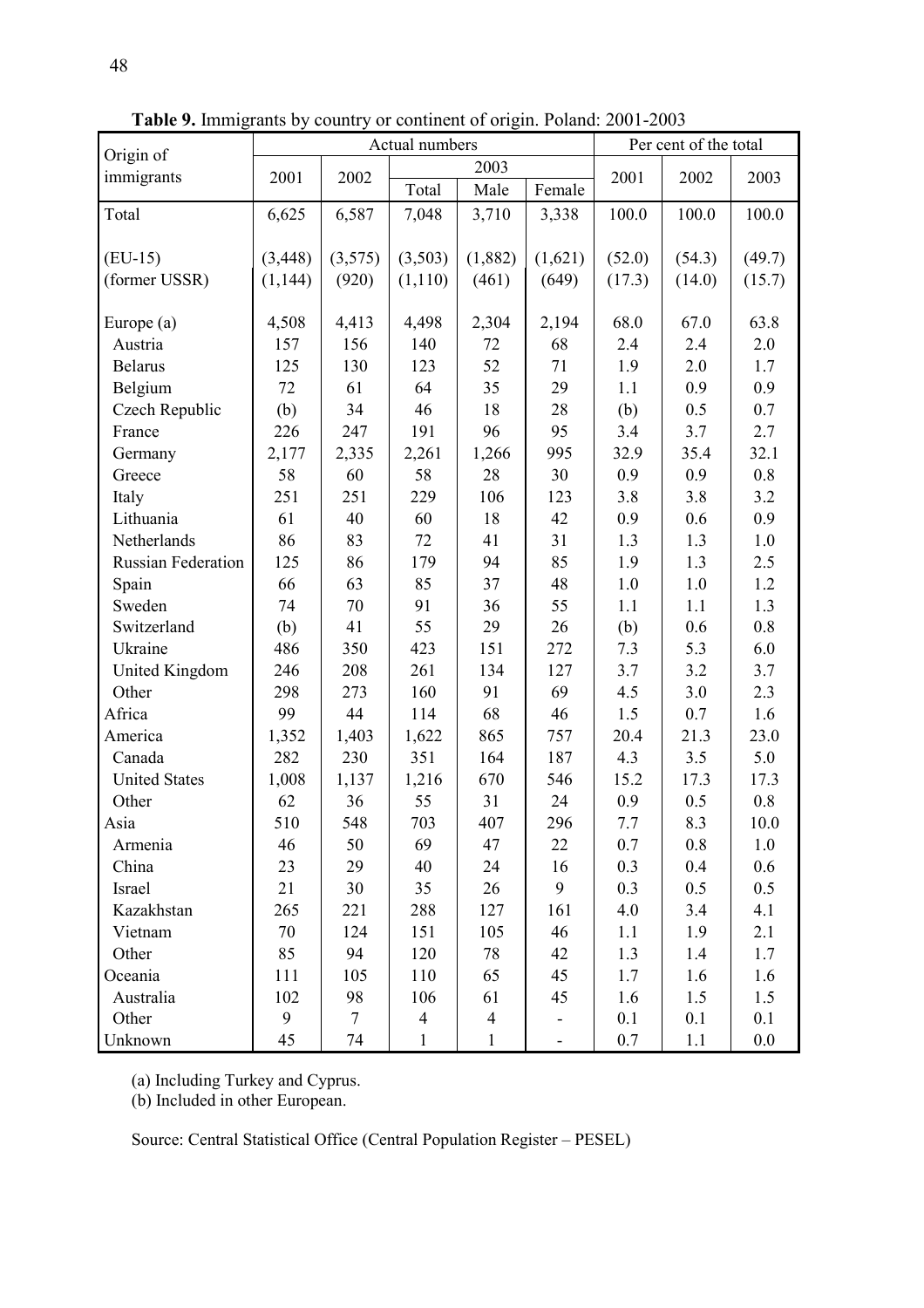**Table 9.** Immigrants by country or continent of origin. Poland: 2001-2003

| Origin of immigrants | Actual numbers | | | | | Per cent of the total | | |
|---|---|---|---|---|---|---|---|---|
| | 2001 | 2002 | 2003 | | | 2001 | 2002 | 2003 |
| | | | Total | Male | Female | | | |
| Total | 6,625 | 6,587 | 7,048 | 3,710 | 3,338 | 100.0 | 100.0 | 100.0 |
| (EU-15) | (3,448) | (3,575) | (3,503) | (1,882) | (1,621) | (52.0) | (54.3) | (49.7) |
| (former USSR) | (1,144) | (920) | (1,110) | (461) | (649) | (17.3) | (14.0) | (15.7) |
| Europe (a) | 4,508 | 4,413 | 4,498 | 2,304 | 2,194 | 68.0 | 67.0 | 63.8 |
| Austria | 157 | 156 | 140 | 72 | 68 | 2.4 | 2.4 | 2.0 |
| Belarus | 125 | 130 | 123 | 52 | 71 | 1.9 | 2.0 | 1.7 |
| Belgium | 72 | 61 | 64 | 35 | 29 | 1.1 | 0.9 | 0.9 |
| Czech Republic | (b) | 34 | 46 | 18 | 28 | (b) | 0.5 | 0.7 |
| France | 226 | 247 | 191 | 96 | 95 | 3.4 | 3.7 | 2.7 |
| Germany | 2,177 | 2,335 | 2,261 | 1,266 | 995 | 32.9 | 35.4 | 32.1 |
| Greece | 58 | 60 | 58 | 28 | 30 | 0.9 | 0.9 | 0.8 |
| Italy | 251 | 251 | 229 | 106 | 123 | 3.8 | 3.8 | 3.2 |
| Lithuania | 61 | 40 | 60 | 18 | 42 | 0.9 | 0.6 | 0.9 |
| Netherlands | 86 | 83 | 72 | 41 | 31 | 1.3 | 1.3 | 1.0 |
| Russian Federation | 125 | 86 | 179 | 94 | 85 | 1.9 | 1.3 | 2.5 |
| Spain | 66 | 63 | 85 | 37 | 48 | 1.0 | 1.0 | 1.2 |
| Sweden | 74 | 70 | 91 | 36 | 55 | 1.1 | 1.1 | 1.3 |
| Switzerland | (b) | 41 | 55 | 29 | 26 | (b) | 0.6 | 0.8 |
| Ukraine | 486 | 350 | 423 | 151 | 272 | 7.3 | 5.3 | 6.0 |
| United Kingdom | 246 | 208 | 261 | 134 | 127 | 3.7 | 3.2 | 3.7 |
| Other | 298 | 273 | 160 | 91 | 69 | 4.5 | 3.0 | 2.3 |
| Africa | 99 | 44 | 114 | 68 | 46 | 1.5 | 0.7 | 1.6 |
| America | 1,352 | 1,403 | 1,622 | 865 | 757 | 20.4 | 21.3 | 23.0 |
| Canada | 282 | 230 | 351 | 164 | 187 | 4.3 | 3.5 | 5.0 |
| United States | 1,008 | 1,137 | 1,216 | 670 | 546 | 15.2 | 17.3 | 17.3 |
| Other | 62 | 36 | 55 | 31 | 24 | 0.9 | 0.5 | 0.8 |
| Asia | 510 | 548 | 703 | 407 | 296 | 7.7 | 8.3 | 10.0 |
| Armenia | 46 | 50 | 69 | 47 | 22 | 0.7 | 0.8 | 1.0 |
| China | 23 | 29 | 40 | 24 | 16 | 0.3 | 0.4 | 0.6 |
| Israel | 21 | 30 | 35 | 26 | 9 | 0.3 | 0.5 | 0.5 |
| Kazakhstan | 265 | 221 | 288 | 127 | 161 | 4.0 | 3.4 | 4.1 |
| Vietnam | 70 | 124 | 151 | 105 | 46 | 1.1 | 1.9 | 2.1 |
| Other | 85 | 94 | 120 | 78 | 42 | 1.3 | 1.4 | 1.7 |
| Oceania | 111 | 105 | 110 | 65 | 45 | 1.7 | 1.6 | 1.6 |
| Australia | 102 | 98 | 106 | 61 | 45 | 1.6 | 1.5 | 1.5 |
| Other | 9 | 7 | 4 | 4 | - | 0.1 | 0.1 | 0.1 |
| Unknown | 45 | 74 | 1 | 1 | - | 0.7 | 1.1 | 0.0 |

(a) Including Turkey and Cyprus.
(b) Included in other European.

Source: Central Statistical Office (Central Population Register – PESEL)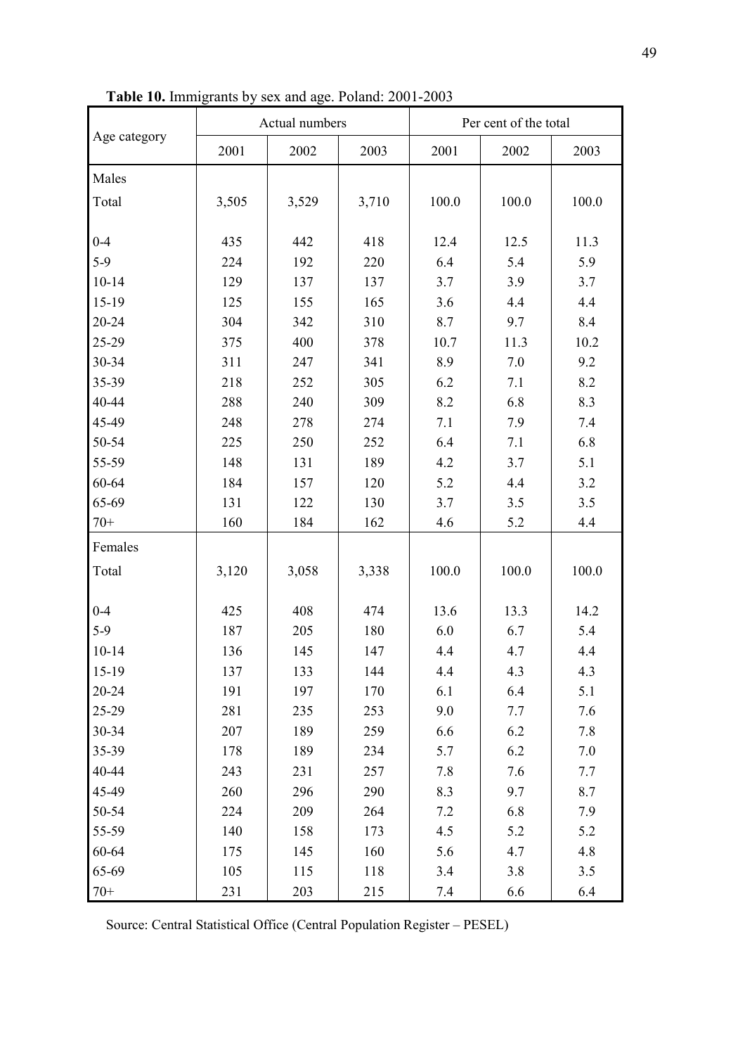**Table 10.** Immigrants by sex and age. Poland: 2001-2003

| Age category | Actual numbers | | | Per cent of the total | | |
|---|---|---|---|---|---|---|
| | 2001 | 2002 | 2003 | 2001 | 2002 | 2003 |
| Males | | | | | | |
| Total | 3,505 | 3,529 | 3,710 | 100.0 | 100.0 | 100.0 |
| 0-4 | 435 | 442 | 418 | 12.4 | 12.5 | 11.3 |
| 5-9 | 224 | 192 | 220 | 6.4 | 5.4 | 5.9 |
| 10-14 | 129 | 137 | 137 | 3.7 | 3.9 | 3.7 |
| 15-19 | 125 | 155 | 165 | 3.6 | 4.4 | 4.4 |
| 20-24 | 304 | 342 | 310 | 8.7 | 9.7 | 8.4 |
| 25-29 | 375 | 400 | 378 | 10.7 | 11.3 | 10.2 |
| 30-34 | 311 | 247 | 341 | 8.9 | 7.0 | 9.2 |
| 35-39 | 218 | 252 | 305 | 6.2 | 7.1 | 8.2 |
| 40-44 | 288 | 240 | 309 | 8.2 | 6.8 | 8.3 |
| 45-49 | 248 | 278 | 274 | 7.1 | 7.9 | 7.4 |
| 50-54 | 225 | 250 | 252 | 6.4 | 7.1 | 6.8 |
| 55-59 | 148 | 131 | 189 | 4.2 | 3.7 | 5.1 |
| 60-64 | 184 | 157 | 120 | 5.2 | 4.4 | 3.2 |
| 65-69 | 131 | 122 | 130 | 3.7 | 3.5 | 3.5 |
| 70+ | 160 | 184 | 162 | 4.6 | 5.2 | 4.4 |
| Females | | | | | | |
| Total | 3,120 | 3,058 | 3,338 | 100.0 | 100.0 | 100.0 |
| 0-4 | 425 | 408 | 474 | 13.6 | 13.3 | 14.2 |
| 5-9 | 187 | 205 | 180 | 6.0 | 6.7 | 5.4 |
| 10-14 | 136 | 145 | 147 | 4.4 | 4.7 | 4.4 |
| 15-19 | 137 | 133 | 144 | 4.4 | 4.3 | 4.3 |
| 20-24 | 191 | 197 | 170 | 6.1 | 6.4 | 5.1 |
| 25-29 | 281 | 235 | 253 | 9.0 | 7.7 | 7.6 |
| 30-34 | 207 | 189 | 259 | 6.6 | 6.2 | 7.8 |
| 35-39 | 178 | 189 | 234 | 5.7 | 6.2 | 7.0 |
| 40-44 | 243 | 231 | 257 | 7.8 | 7.6 | 7.7 |
| 45-49 | 260 | 296 | 290 | 8.3 | 9.7 | 8.7 |
| 50-54 | 224 | 209 | 264 | 7.2 | 6.8 | 7.9 |
| 55-59 | 140 | 158 | 173 | 4.5 | 5.2 | 5.2 |
| 60-64 | 175 | 145 | 160 | 5.6 | 4.7 | 4.8 |
| 65-69 | 105 | 115 | 118 | 3.4 | 3.8 | 3.5 |
| 70+ | 231 | 203 | 215 | 7.4 | 6.6 | 6.4 |

Source: Central Statistical Office (Central Population Register – PESEL)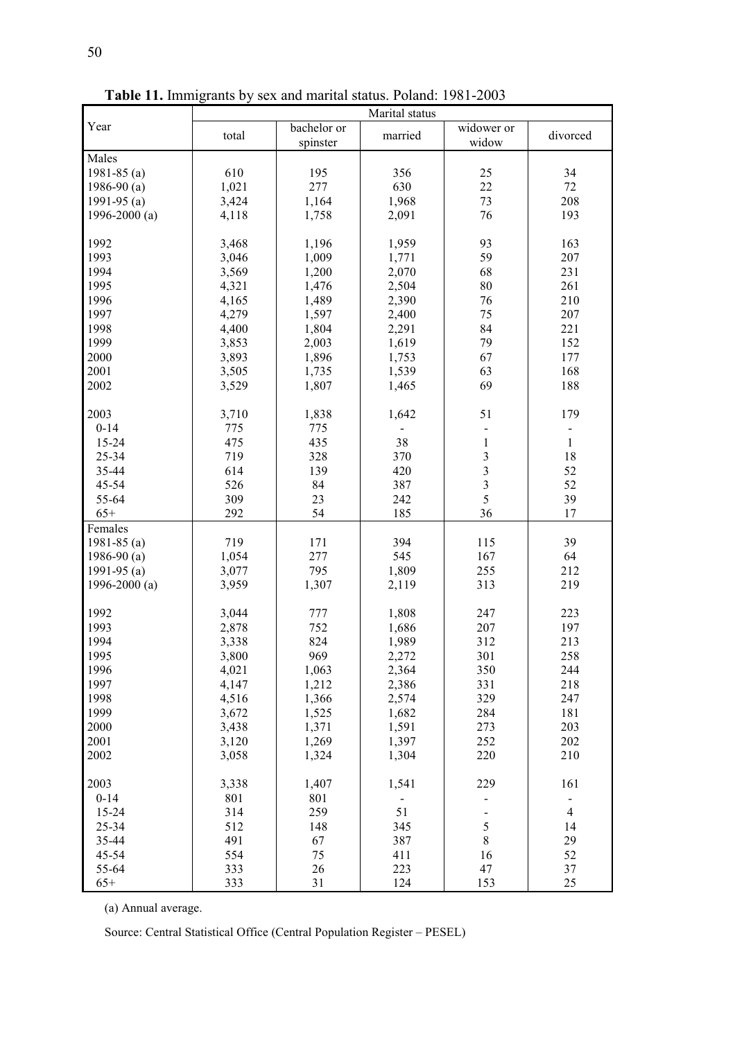**Table 11.** Immigrants by sex and marital status. Poland: 1981-2003

| Year | Marital status | | | | |
|---|---|---|---|---|---|
| | total | bachelor or spinster | married | widower or widow | divorced |
| Males | | | | | |
| 1981-85 (a) | 610 | 195 | 356 | 25 | 34 |
| 1986-90 (a) | 1,021 | 277 | 630 | 22 | 72 |
| 1991-95 (a) | 3,424 | 1,164 | 1,968 | 73 | 208 |
| 1996-2000 (a) | 4,118 | 1,758 | 2,091 | 76 | 193 |
| 1992 | 3,468 | 1,196 | 1,959 | 93 | 163 |
| 1993 | 3,046 | 1,009 | 1,771 | 59 | 207 |
| 1994 | 3,569 | 1,200 | 2,070 | 68 | 231 |
| 1995 | 4,321 | 1,476 | 2,504 | 80 | 261 |
| 1996 | 4,165 | 1,489 | 2,390 | 76 | 210 |
| 1997 | 4,279 | 1,597 | 2,400 | 75 | 207 |
| 1998 | 4,400 | 1,804 | 2,291 | 84 | 221 |
| 1999 | 3,853 | 2,003 | 1,619 | 79 | 152 |
| 2000 | 3,893 | 1,896 | 1,753 | 67 | 177 |
| 2001 | 3,505 | 1,735 | 1,539 | 63 | 168 |
| 2002 | 3,529 | 1,807 | 1,465 | 69 | 188 |
| 2003 | 3,710 | 1,838 | 1,642 | 51 | 179 |
| 0-14 | 775 | 775 | - | - | - |
| 15-24 | 475 | 435 | 38 | 1 | 1 |
| 25-34 | 719 | 328 | 370 | 3 | 18 |
| 35-44 | 614 | 139 | 420 | 3 | 52 |
| 45-54 | 526 | 84 | 387 | 3 | 52 |
| 55-64 | 309 | 23 | 242 | 5 | 39 |
| 65+ | 292 | 54 | 185 | 36 | 17 |
| Females | | | | | |
| 1981-85 (a) | 719 | 171 | 394 | 115 | 39 |
| 1986-90 (a) | 1,054 | 277 | 545 | 167 | 64 |
| 1991-95 (a) | 3,077 | 795 | 1,809 | 255 | 212 |
| 1996-2000 (a) | 3,959 | 1,307 | 2,119 | 313 | 219 |
| 1992 | 3,044 | 777 | 1,808 | 247 | 223 |
| 1993 | 2,878 | 752 | 1,686 | 207 | 197 |
| 1994 | 3,338 | 824 | 1,989 | 312 | 213 |
| 1995 | 3,800 | 969 | 2,272 | 301 | 258 |
| 1996 | 4,021 | 1,063 | 2,364 | 350 | 244 |
| 1997 | 4,147 | 1,212 | 2,386 | 331 | 218 |
| 1998 | 4,516 | 1,366 | 2,574 | 329 | 247 |
| 1999 | 3,672 | 1,525 | 1,682 | 284 | 181 |
| 2000 | 3,438 | 1,371 | 1,591 | 273 | 203 |
| 2001 | 3,120 | 1,269 | 1,397 | 252 | 202 |
| 2002 | 3,058 | 1,324 | 1,304 | 220 | 210 |
| 2003 | 3,338 | 1,407 | 1,541 | 229 | 161 |
| 0-14 | 801 | 801 | - | - | - |
| 15-24 | 314 | 259 | 51 | - | 4 |
| 25-34 | 512 | 148 | 345 | 5 | 14 |
| 35-44 | 491 | 67 | 387 | 8 | 29 |
| 45-54 | 554 | 75 | 411 | 16 | 52 |
| 55-64 | 333 | 26 | 223 | 47 | 37 |
| 65+ | 333 | 31 | 124 | 153 | 25 |

(a) Annual average.

Source: Central Statistical Office (Central Population Register – PESEL)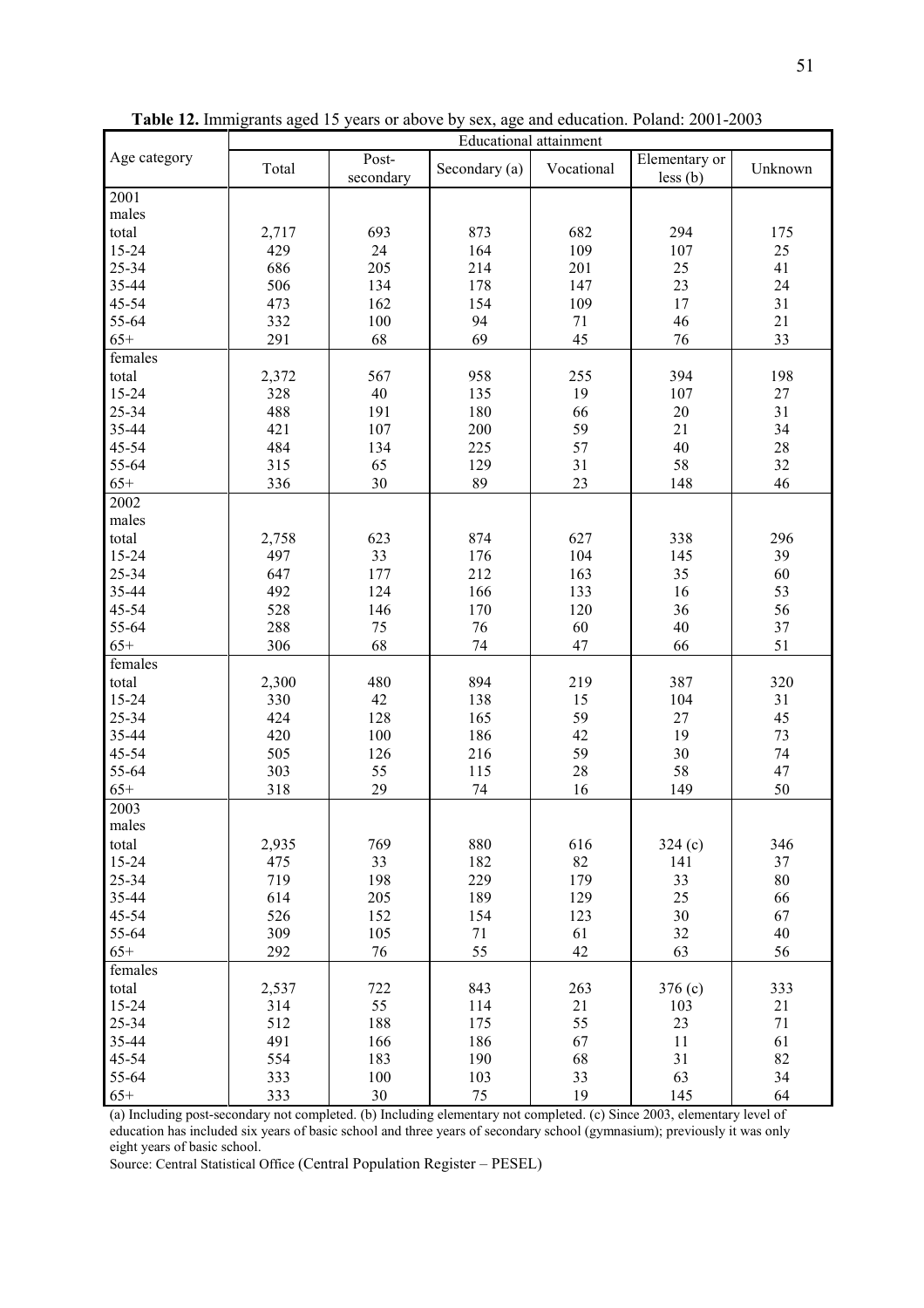**Table 12.** Immigrants aged 15 years or above by sex, age and education. Poland: 2001-2003

| Age category | Educational attainment | | | | | |
|---|---|---|---|---|---|---|
| | Total | Post-secondary | Secondary (a) | Vocational | Elementary or less (b) | Unknown |
| 2001 | | | | | | |
| males | | | | | | |
| total | 2,717 | 693 | 873 | 682 | 294 | 175 |
| 15-24 | 429 | 24 | 164 | 109 | 107 | 25 |
| 25-34 | 686 | 205 | 214 | 201 | 25 | 41 |
| 35-44 | 506 | 134 | 178 | 147 | 23 | 24 |
| 45-54 | 473 | 162 | 154 | 109 | 17 | 31 |
| 55-64 | 332 | 100 | 94 | 71 | 46 | 21 |
| 65+ | 291 | 68 | 69 | 45 | 76 | 33 |
| females | | | | | | |
| total | 2,372 | 567 | 958 | 255 | 394 | 198 |
| 15-24 | 328 | 40 | 135 | 19 | 107 | 27 |
| 25-34 | 488 | 191 | 180 | 66 | 20 | 31 |
| 35-44 | 421 | 107 | 200 | 59 | 21 | 34 |
| 45-54 | 484 | 134 | 225 | 57 | 40 | 28 |
| 55-64 | 315 | 65 | 129 | 31 | 58 | 32 |
| 65+ | 336 | 30 | 89 | 23 | 148 | 46 |
| 2002 | | | | | | |
| males | | | | | | |
| total | 2,758 | 623 | 874 | 627 | 338 | 296 |
| 15-24 | 497 | 33 | 176 | 104 | 145 | 39 |
| 25-34 | 647 | 177 | 212 | 163 | 35 | 60 |
| 35-44 | 492 | 124 | 166 | 133 | 16 | 53 |
| 45-54 | 528 | 146 | 170 | 120 | 36 | 56 |
| 55-64 | 288 | 75 | 76 | 60 | 40 | 37 |
| 65+ | 306 | 68 | 74 | 47 | 66 | 51 |
| females | | | | | | |
| total | 2,300 | 480 | 894 | 219 | 387 | 320 |
| 15-24 | 330 | 42 | 138 | 15 | 104 | 31 |
| 25-34 | 424 | 128 | 165 | 59 | 27 | 45 |
| 35-44 | 420 | 100 | 186 | 42 | 19 | 73 |
| 45-54 | 505 | 126 | 216 | 59 | 30 | 74 |
| 55-64 | 303 | 55 | 115 | 28 | 58 | 47 |
| 65+ | 318 | 29 | 74 | 16 | 149 | 50 |
| 2003 | | | | | | |
| males | | | | | | |
| total | 2,935 | 769 | 880 | 616 | 324 (c) | 346 |
| 15-24 | 475 | 33 | 182 | 82 | 141 | 37 |
| 25-34 | 719 | 198 | 229 | 179 | 33 | 80 |
| 35-44 | 614 | 205 | 189 | 129 | 25 | 66 |
| 45-54 | 526 | 152 | 154 | 123 | 30 | 67 |
| 55-64 | 309 | 105 | 71 | 61 | 32 | 40 |
| 65+ | 292 | 76 | 55 | 42 | 63 | 56 |
| females | | | | | | |
| total | 2,537 | 722 | 843 | 263 | 376 (c) | 333 |
| 15-24 | 314 | 55 | 114 | 21 | 103 | 21 |
| 25-34 | 512 | 188 | 175 | 55 | 23 | 71 |
| 35-44 | 491 | 166 | 186 | 67 | 11 | 61 |
| 45-54 | 554 | 183 | 190 | 68 | 31 | 82 |
| 55-64 | 333 | 100 | 103 | 33 | 63 | 34 |
| 65+ | 333 | 30 | 75 | 19 | 145 | 64 |

(a) Including post-secondary not completed. (b) Including elementary not completed. (c) Since 2003, elementary level of education has included six years of basic school and three years of secondary school (gymnasium); previously it was only eight years of basic school.

Source: Central Statistical Office (Central Population Register – PESEL)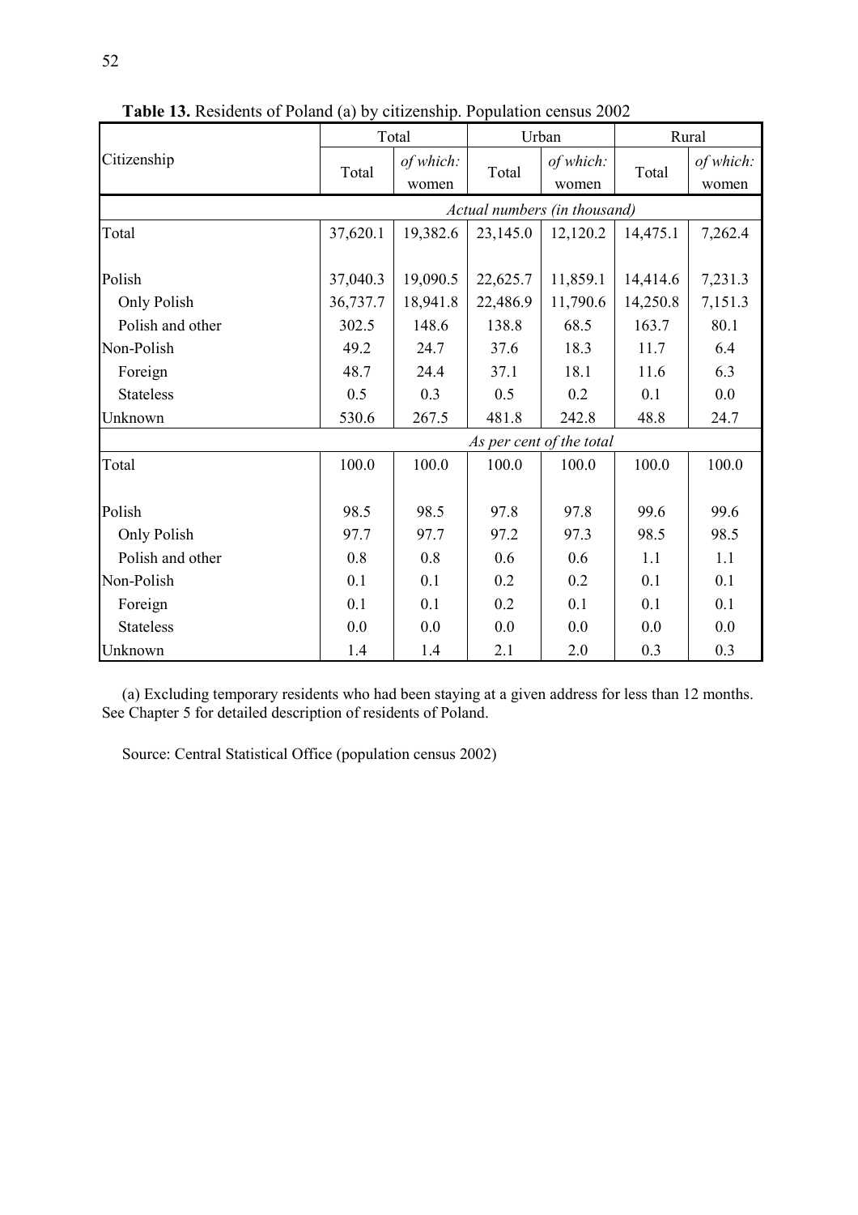**Table 13.** Residents of Poland (a) by citizenship. Population census 2002

| Citizenship | Total | | Urban | | Rural | |
|---|---|---|---|---|---|---|
| | Total | *of which:* women | Total | *of which:* women | Total | *of which:* women |
| | *Actual numbers (in thousand)* | | | | | |
| Total | 37,620.1 | 19,382.6 | 23,145.0 | 12,120.2 | 14,475.1 | 7,262.4 |
| Polish | 37,040.3 | 19,090.5 | 22,625.7 | 11,859.1 | 14,414.6 | 7,231.3 |
| Only Polish | 36,737.7 | 18,941.8 | 22,486.9 | 11,790.6 | 14,250.8 | 7,151.3 |
| Polish and other | 302.5 | 148.6 | 138.8 | 68.5 | 163.7 | 80.1 |
| Non-Polish | 49.2 | 24.7 | 37.6 | 18.3 | 11.7 | 6.4 |
| Foreign | 48.7 | 24.4 | 37.1 | 18.1 | 11.6 | 6.3 |
| Stateless | 0.5 | 0.3 | 0.5 | 0.2 | 0.1 | 0.0 |
| Unknown | 530.6 | 267.5 | 481.8 | 242.8 | 48.8 | 24.7 |
| | *As per cent of the total* | | | | | |
| Total | 100.0 | 100.0 | 100.0 | 100.0 | 100.0 | 100.0 |
| Polish | 98.5 | 98.5 | 97.8 | 97.8 | 99.6 | 99.6 |
| Only Polish | 97.7 | 97.7 | 97.2 | 97.3 | 98.5 | 98.5 |
| Polish and other | 0.8 | 0.8 | 0.6 | 0.6 | 1.1 | 1.1 |
| Non-Polish | 0.1 | 0.1 | 0.2 | 0.2 | 0.1 | 0.1 |
| Foreign | 0.1 | 0.1 | 0.2 | 0.1 | 0.1 | 0.1 |
| Stateless | 0.0 | 0.0 | 0.0 | 0.0 | 0.0 | 0.0 |
| Unknown | 1.4 | 1.4 | 2.1 | 2.0 | 0.3 | 0.3 |

(a) Excluding temporary residents who had been staying at a given address for less than 12 months. See Chapter 5 for detailed description of residents of Poland.

Source: Central Statistical Office (population census 2002)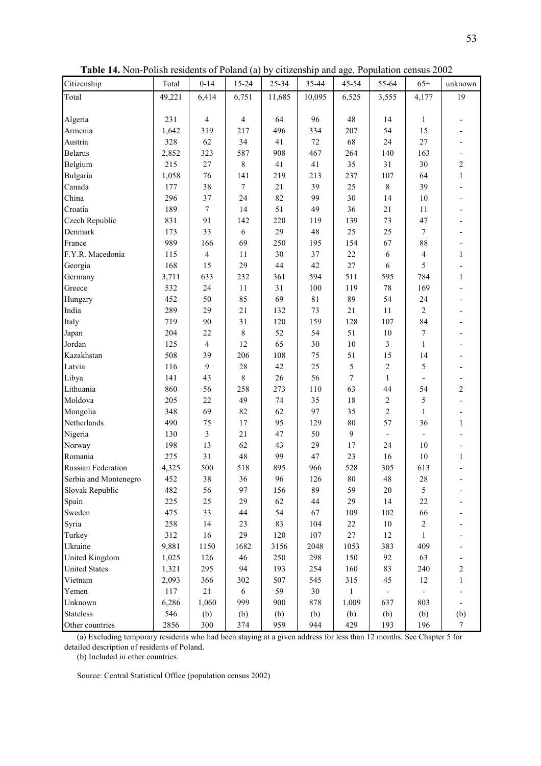**Table 14.** Non-Polish residents of Poland (a) by citizenship and age. Population census 2002

| Citizenship | Total | 0-14 | 15-24 | 25-34 | 35-44 | 45-54 | 55-64 | 65+ | unknown |
|---|---|---|---|---|---|---|---|---|---|
| Total | 49,221 | 6,414 | 6,751 | 11,685 | 10,095 | 6,525 | 3,555 | 4,177 | 19 |
| Algeria | 231 | 4 | 4 | 64 | 96 | 48 | 14 | 1 | - |
| Armenia | 1,642 | 319 | 217 | 496 | 334 | 207 | 54 | 15 | - |
| Austria | 328 | 62 | 34 | 41 | 72 | 68 | 24 | 27 | - |
| Belarus | 2,852 | 323 | 587 | 908 | 467 | 264 | 140 | 163 | - |
| Belgium | 215 | 27 | 8 | 41 | 41 | 35 | 31 | 30 | 2 |
| Bulgaria | 1,058 | 76 | 141 | 219 | 213 | 237 | 107 | 64 | 1 |
| Canada | 177 | 38 | 7 | 21 | 39 | 25 | 8 | 39 | - |
| China | 296 | 37 | 24 | 82 | 99 | 30 | 14 | 10 | - |
| Croatia | 189 | 7 | 14 | 51 | 49 | 36 | 21 | 11 | - |
| Czech Republic | 831 | 91 | 142 | 220 | 119 | 139 | 73 | 47 | - |
| Denmark | 173 | 33 | 6 | 29 | 48 | 25 | 25 | 7 | - |
| France | 989 | 166 | 69 | 250 | 195 | 154 | 67 | 88 | - |
| F.Y.R. Macedonia | 115 | 4 | 11 | 30 | 37 | 22 | 6 | 4 | 1 |
| Georgia | 168 | 15 | 29 | 44 | 42 | 27 | 6 | 5 | - |
| Germany | 3,711 | 633 | 232 | 361 | 594 | 511 | 595 | 784 | 1 |
| Greece | 532 | 24 | 11 | 31 | 100 | 119 | 78 | 169 | - |
| Hungary | 452 | 50 | 85 | 69 | 81 | 89 | 54 | 24 | - |
| India | 289 | 29 | 21 | 132 | 73 | 21 | 11 | 2 | - |
| Italy | 719 | 90 | 31 | 120 | 159 | 128 | 107 | 84 | - |
| Japan | 204 | 22 | 8 | 52 | 54 | 51 | 10 | 7 | - |
| Jordan | 125 | 4 | 12 | 65 | 30 | 10 | 3 | 1 | - |
| Kazakhstan | 508 | 39 | 206 | 108 | 75 | 51 | 15 | 14 | - |
| Latvia | 116 | 9 | 28 | 42 | 25 | 5 | 2 | 5 | - |
| Libya | 141 | 43 | 8 | 26 | 56 | 7 | 1 | - | - |
| Lithuania | 860 | 56 | 258 | 273 | 110 | 63 | 44 | 54 | 2 |
| Moldova | 205 | 22 | 49 | 74 | 35 | 18 | 2 | 5 | - |
| Mongolia | 348 | 69 | 82 | 62 | 97 | 35 | 2 | 1 | - |
| Netherlands | 490 | 75 | 17 | 95 | 129 | 80 | 57 | 36 | 1 |
| Nigeria | 130 | 3 | 21 | 47 | 50 | 9 | - | - | - |
| Norway | 198 | 13 | 62 | 43 | 29 | 17 | 24 | 10 | - |
| Romania | 275 | 31 | 48 | 99 | 47 | 23 | 16 | 10 | 1 |
| Russian Federation | 4,325 | 500 | 518 | 895 | 966 | 528 | 305 | 613 | - |
| Serbia and Montenegro | 452 | 38 | 36 | 96 | 126 | 80 | 48 | 28 | - |
| Slovak Republic | 482 | 56 | 97 | 156 | 89 | 59 | 20 | 5 | - |
| Spain | 225 | 25 | 29 | 62 | 44 | 29 | 14 | 22 | - |
| Sweden | 475 | 33 | 44 | 54 | 67 | 109 | 102 | 66 | - |
| Syria | 258 | 14 | 23 | 83 | 104 | 22 | 10 | 2 | - |
| Turkey | 312 | 16 | 29 | 120 | 107 | 27 | 12 | 1 | - |
| Ukraine | 9,881 | 1150 | 1682 | 3156 | 2048 | 1053 | 383 | 409 | - |
| United Kingdom | 1,025 | 126 | 46 | 250 | 298 | 150 | 92 | 63 | - |
| United States | 1,321 | 295 | 94 | 193 | 254 | 160 | 83 | 240 | 2 |
| Vietnam | 2,093 | 366 | 302 | 507 | 545 | 315 | 45 | 12 | 1 |
| Yemen | 117 | 21 | 6 | 59 | 30 | 1 | - | - | - |
| Unknown | 6,286 | 1,060 | 999 | 900 | 878 | 1,009 | 637 | 803 | - |
| Stateless | 546 | (b) | (b) | (b) | (b) | (b) | (b) | (b) | (b) |
| Other countries | 2856 | 300 | 374 | 959 | 944 | 429 | 193 | 196 | 7 |

(a) Excluding temporary residents who had been staying at a given address for less than 12 months. See Chapter 5 for detailed description of residents of Poland.

(b) Included in other countries.

Source: Central Statistical Office (population census 2002)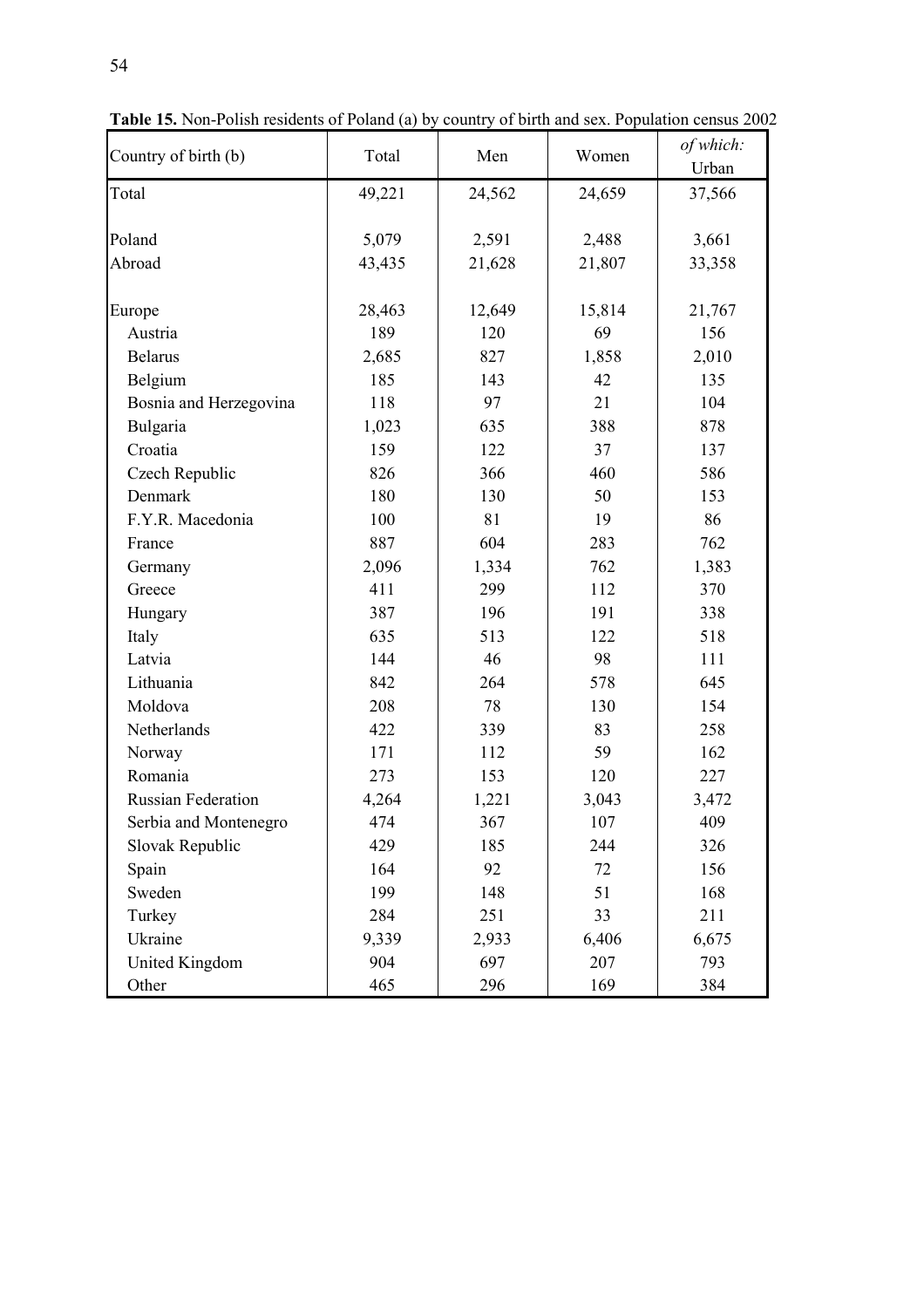**Table 15.** Non-Polish residents of Poland (a) by country of birth and sex. Population census 2002

| Country of birth (b) | Total | Men | Women | *of which:* Urban |
|---|---|---|---|---|
| Total | 49,221 | 24,562 | 24,659 | 37,566 |
| | | | | |
| Poland | 5,079 | 2,591 | 2,488 | 3,661 |
| Abroad | 43,435 | 21,628 | 21,807 | 33,358 |
| | | | | |
| Europe | 28,463 | 12,649 | 15,814 | 21,767 |
| Austria | 189 | 120 | 69 | 156 |
| Belarus | 2,685 | 827 | 1,858 | 2,010 |
| Belgium | 185 | 143 | 42 | 135 |
| Bosnia and Herzegovina | 118 | 97 | 21 | 104 |
| Bulgaria | 1,023 | 635 | 388 | 878 |
| Croatia | 159 | 122 | 37 | 137 |
| Czech Republic | 826 | 366 | 460 | 586 |
| Denmark | 180 | 130 | 50 | 153 |
| F.Y.R. Macedonia | 100 | 81 | 19 | 86 |
| France | 887 | 604 | 283 | 762 |
| Germany | 2,096 | 1,334 | 762 | 1,383 |
| Greece | 411 | 299 | 112 | 370 |
| Hungary | 387 | 196 | 191 | 338 |
| Italy | 635 | 513 | 122 | 518 |
| Latvia | 144 | 46 | 98 | 111 |
| Lithuania | 842 | 264 | 578 | 645 |
| Moldova | 208 | 78 | 130 | 154 |
| Netherlands | 422 | 339 | 83 | 258 |
| Norway | 171 | 112 | 59 | 162 |
| Romania | 273 | 153 | 120 | 227 |
| Russian Federation | 4,264 | 1,221 | 3,043 | 3,472 |
| Serbia and Montenegro | 474 | 367 | 107 | 409 |
| Slovak Republic | 429 | 185 | 244 | 326 |
| Spain | 164 | 92 | 72 | 156 |
| Sweden | 199 | 148 | 51 | 168 |
| Turkey | 284 | 251 | 33 | 211 |
| Ukraine | 9,339 | 2,933 | 6,406 | 6,675 |
| United Kingdom | 904 | 697 | 207 | 793 |
| Other | 465 | 296 | 169 | 384 |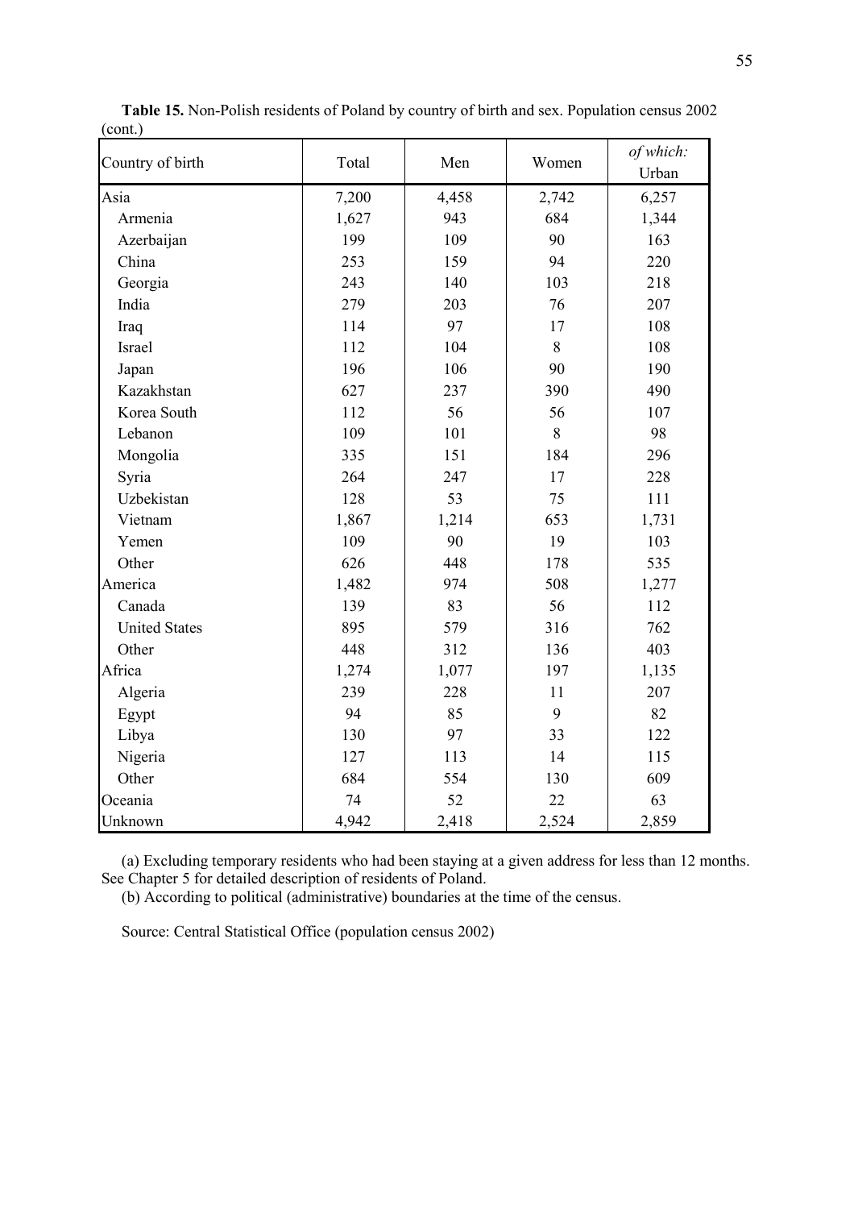**Table 15.** Non-Polish residents of Poland by country of birth and sex. Population census 2002 (cont.)

| Country of birth | Total | Men | Women | *of which:* Urban |
|---|---|---|---|---|
| Asia | 7,200 | 4,458 | 2,742 | 6,257 |
| Armenia | 1,627 | 943 | 684 | 1,344 |
| Azerbaijan | 199 | 109 | 90 | 163 |
| China | 253 | 159 | 94 | 220 |
| Georgia | 243 | 140 | 103 | 218 |
| India | 279 | 203 | 76 | 207 |
| Iraq | 114 | 97 | 17 | 108 |
| Israel | 112 | 104 | 8 | 108 |
| Japan | 196 | 106 | 90 | 190 |
| Kazakhstan | 627 | 237 | 390 | 490 |
| Korea South | 112 | 56 | 56 | 107 |
| Lebanon | 109 | 101 | 8 | 98 |
| Mongolia | 335 | 151 | 184 | 296 |
| Syria | 264 | 247 | 17 | 228 |
| Uzbekistan | 128 | 53 | 75 | 111 |
| Vietnam | 1,867 | 1,214 | 653 | 1,731 |
| Yemen | 109 | 90 | 19 | 103 |
| Other | 626 | 448 | 178 | 535 |
| America | 1,482 | 974 | 508 | 1,277 |
| Canada | 139 | 83 | 56 | 112 |
| United States | 895 | 579 | 316 | 762 |
| Other | 448 | 312 | 136 | 403 |
| Africa | 1,274 | 1,077 | 197 | 1,135 |
| Algeria | 239 | 228 | 11 | 207 |
| Egypt | 94 | 85 | 9 | 82 |
| Libya | 130 | 97 | 33 | 122 |
| Nigeria | 127 | 113 | 14 | 115 |
| Other | 684 | 554 | 130 | 609 |
| Oceania | 74 | 52 | 22 | 63 |
| Unknown | 4,942 | 2,418 | 2,524 | 2,859 |

(a) Excluding temporary residents who had been staying at a given address for less than 12 months. See Chapter 5 for detailed description of residents of Poland.

(b) According to political (administrative) boundaries at the time of the census.

Source: Central Statistical Office (population census 2002)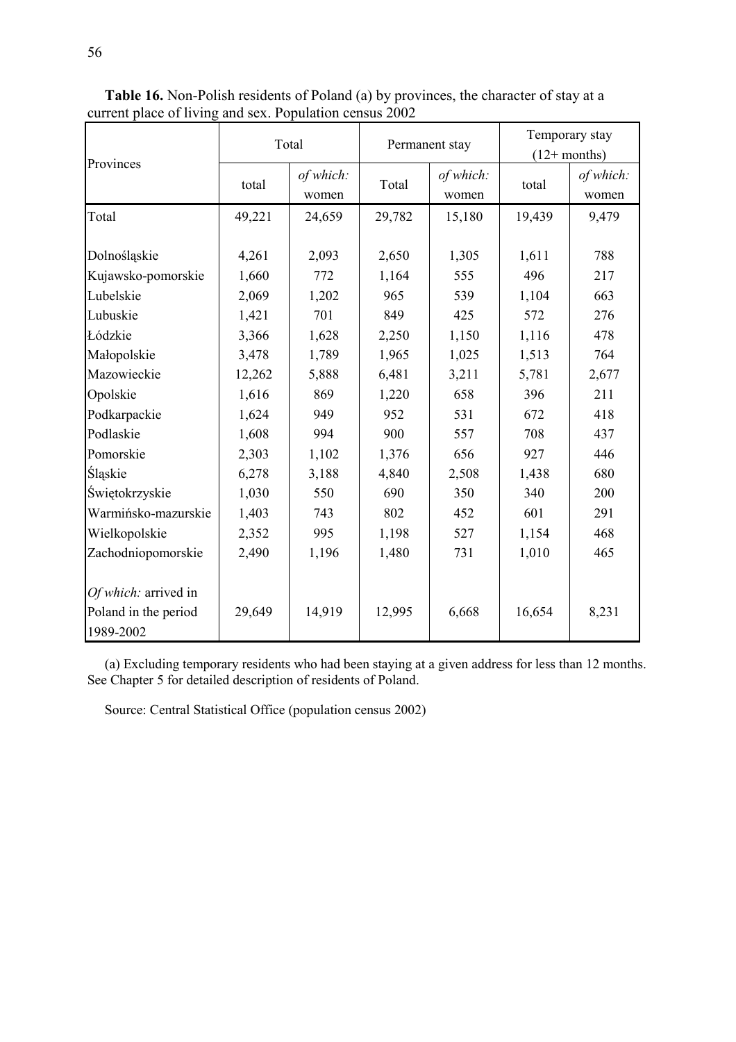**Table 16.** Non-Polish residents of Poland (a) by provinces, the character of stay at a current place of living and sex. Population census 2002

| Provinces | Total | | Permanent stay | | Temporary stay (12+ months) | |
|---|---|---|---|---|---|---|
| | total | *of which:* women | Total | *of which:* women | total | *of which:* women |
| Total | 49,221 | 24,659 | 29,782 | 15,180 | 19,439 | 9,479 |
| Dolnośląskie | 4,261 | 2,093 | 2,650 | 1,305 | 1,611 | 788 |
| Kujawsko-pomorskie | 1,660 | 772 | 1,164 | 555 | 496 | 217 |
| Lubelskie | 2,069 | 1,202 | 965 | 539 | 1,104 | 663 |
| Lubuskie | 1,421 | 701 | 849 | 425 | 572 | 276 |
| Łódzkie | 3,366 | 1,628 | 2,250 | 1,150 | 1,116 | 478 |
| Małopolskie | 3,478 | 1,789 | 1,965 | 1,025 | 1,513 | 764 |
| Mazowieckie | 12,262 | 5,888 | 6,481 | 3,211 | 5,781 | 2,677 |
| Opolskie | 1,616 | 869 | 1,220 | 658 | 396 | 211 |
| Podkarpackie | 1,624 | 949 | 952 | 531 | 672 | 418 |
| Podlaskie | 1,608 | 994 | 900 | 557 | 708 | 437 |
| Pomorskie | 2,303 | 1,102 | 1,376 | 656 | 927 | 446 |
| Śląskie | 6,278 | 3,188 | 4,840 | 2,508 | 1,438 | 680 |
| Świętokrzyskie | 1,030 | 550 | 690 | 350 | 340 | 200 |
| Warmińsko-mazurskie | 1,403 | 743 | 802 | 452 | 601 | 291 |
| Wielkopolskie | 2,352 | 995 | 1,198 | 527 | 1,154 | 468 |
| Zachodniopomorskie | 2,490 | 1,196 | 1,480 | 731 | 1,010 | 465 |
| *Of which:* arrived in Poland in the period 1989-2002 | 29,649 | 14,919 | 12,995 | 6,668 | 16,654 | 8,231 |

(a) Excluding temporary residents who had been staying at a given address for less than 12 months. See Chapter 5 for detailed description of residents of Poland.

Source: Central Statistical Office (population census 2002)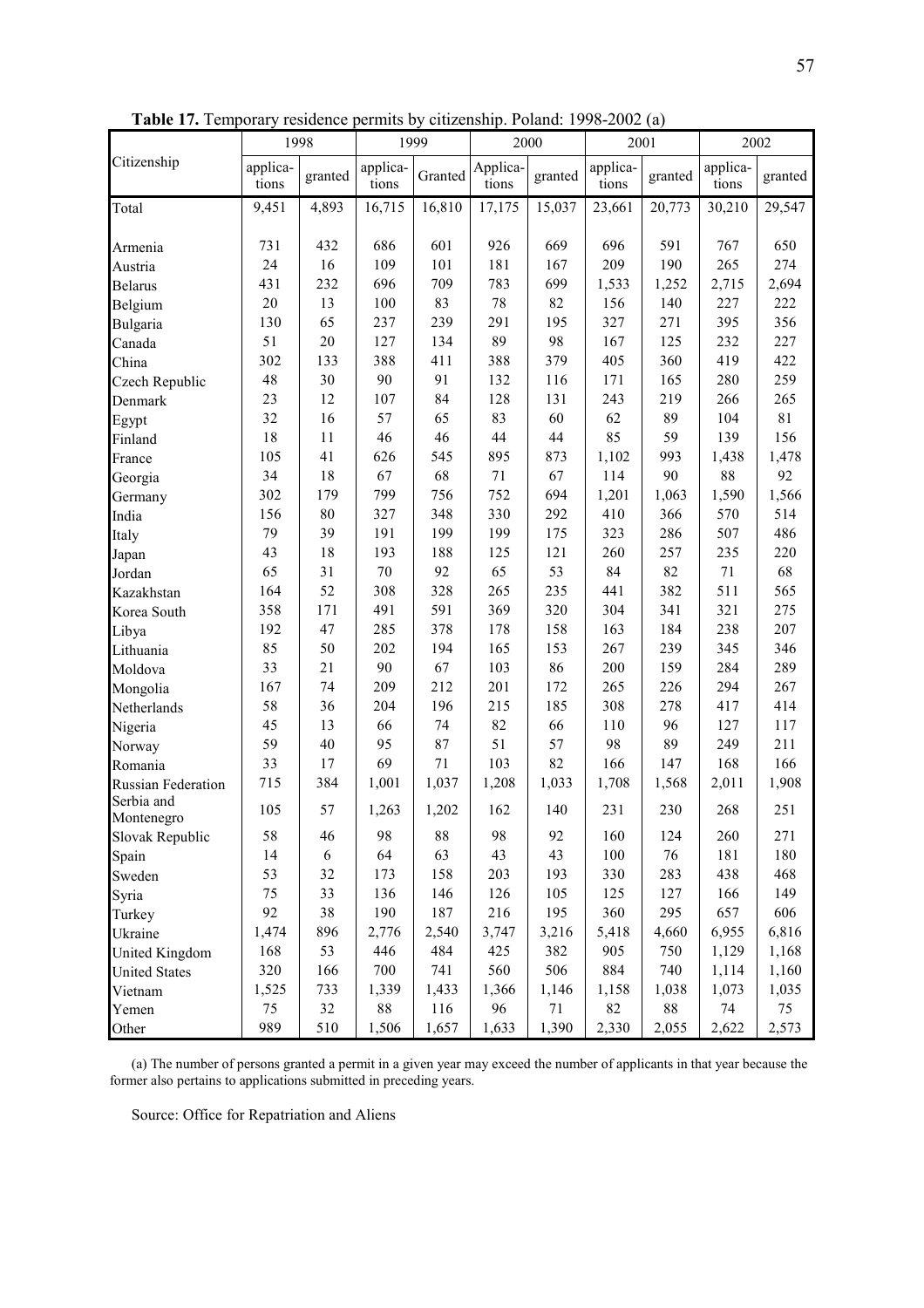**Table 17.** Temporary residence permits by citizenship. Poland: 1998-2002 (a)

| Citizenship | 1998 | | 1999 | | 2000 | | 2001 | | 2002 | |
|---|---|---|---|---|---|---|---|---|---|---|
| | applica-tions | granted | applica-tions | Granted | Applica-tions | granted | applica-tions | granted | applica-tions | granted |
| Total | 9,451 | 4,893 | 16,715 | 16,810 | 17,175 | 15,037 | 23,661 | 20,773 | 30,210 | 29,547 |
| Armenia | 731 | 432 | 686 | 601 | 926 | 669 | 696 | 591 | 767 | 650 |
| Austria | 24 | 16 | 109 | 101 | 181 | 167 | 209 | 190 | 265 | 274 |
| Belarus | 431 | 232 | 696 | 709 | 783 | 699 | 1,533 | 1,252 | 2,715 | 2,694 |
| Belgium | 20 | 13 | 100 | 83 | 78 | 82 | 156 | 140 | 227 | 222 |
| Bulgaria | 130 | 65 | 237 | 239 | 291 | 195 | 327 | 271 | 395 | 356 |
| Canada | 51 | 20 | 127 | 134 | 89 | 98 | 167 | 125 | 232 | 227 |
| China | 302 | 133 | 388 | 411 | 388 | 379 | 405 | 360 | 419 | 422 |
| Czech Republic | 48 | 30 | 90 | 91 | 132 | 116 | 171 | 165 | 280 | 259 |
| Denmark | 23 | 12 | 107 | 84 | 128 | 131 | 243 | 219 | 266 | 265 |
| Egypt | 32 | 16 | 57 | 65 | 83 | 60 | 62 | 89 | 104 | 81 |
| Finland | 18 | 11 | 46 | 46 | 44 | 44 | 85 | 59 | 139 | 156 |
| France | 105 | 41 | 626 | 545 | 895 | 873 | 1,102 | 993 | 1,438 | 1,478 |
| Georgia | 34 | 18 | 67 | 68 | 71 | 67 | 114 | 90 | 88 | 92 |
| Germany | 302 | 179 | 799 | 756 | 752 | 694 | 1,201 | 1,063 | 1,590 | 1,566 |
| India | 156 | 80 | 327 | 348 | 330 | 292 | 410 | 366 | 570 | 514 |
| Italy | 79 | 39 | 191 | 199 | 199 | 175 | 323 | 286 | 507 | 486 |
| Japan | 43 | 18 | 193 | 188 | 125 | 121 | 260 | 257 | 235 | 220 |
| Jordan | 65 | 31 | 70 | 92 | 65 | 53 | 84 | 82 | 71 | 68 |
| Kazakhstan | 164 | 52 | 308 | 328 | 265 | 235 | 441 | 382 | 511 | 565 |
| Korea South | 358 | 171 | 491 | 591 | 369 | 320 | 304 | 341 | 321 | 275 |
| Libya | 192 | 47 | 285 | 378 | 178 | 158 | 163 | 184 | 238 | 207 |
| Lithuania | 85 | 50 | 202 | 194 | 165 | 153 | 267 | 239 | 345 | 346 |
| Moldova | 33 | 21 | 90 | 67 | 103 | 86 | 200 | 159 | 284 | 289 |
| Mongolia | 167 | 74 | 209 | 212 | 201 | 172 | 265 | 226 | 294 | 267 |
| Netherlands | 58 | 36 | 204 | 196 | 215 | 185 | 308 | 278 | 417 | 414 |
| Nigeria | 45 | 13 | 66 | 74 | 82 | 66 | 110 | 96 | 127 | 117 |
| Norway | 59 | 40 | 95 | 87 | 51 | 57 | 98 | 89 | 249 | 211 |
| Romania | 33 | 17 | 69 | 71 | 103 | 82 | 166 | 147 | 168 | 166 |
| Russian Federation | 715 | 384 | 1,001 | 1,037 | 1,208 | 1,033 | 1,708 | 1,568 | 2,011 | 1,908 |
| Serbia and Montenegro | 105 | 57 | 1,263 | 1,202 | 162 | 140 | 231 | 230 | 268 | 251 |
| Slovak Republic | 58 | 46 | 98 | 88 | 98 | 92 | 160 | 124 | 260 | 271 |
| Spain | 14 | 6 | 64 | 63 | 43 | 43 | 100 | 76 | 181 | 180 |
| Sweden | 53 | 32 | 173 | 158 | 203 | 193 | 330 | 283 | 438 | 468 |
| Syria | 75 | 33 | 136 | 146 | 126 | 105 | 125 | 127 | 166 | 149 |
| Turkey | 92 | 38 | 190 | 187 | 216 | 195 | 360 | 295 | 657 | 606 |
| Ukraine | 1,474 | 896 | 2,776 | 2,540 | 3,747 | 3,216 | 5,418 | 4,660 | 6,955 | 6,816 |
| United Kingdom | 168 | 53 | 446 | 484 | 425 | 382 | 905 | 750 | 1,129 | 1,168 |
| United States | 320 | 166 | 700 | 741 | 560 | 506 | 884 | 740 | 1,114 | 1,160 |
| Vietnam | 1,525 | 733 | 1,339 | 1,433 | 1,366 | 1,146 | 1,158 | 1,038 | 1,073 | 1,035 |
| Yemen | 75 | 32 | 88 | 116 | 96 | 71 | 82 | 88 | 74 | 75 |
| Other | 989 | 510 | 1,506 | 1,657 | 1,633 | 1,390 | 2,330 | 2,055 | 2,622 | 2,573 |

(a) The number of persons granted a permit in a given year may exceed the number of applicants in that year because the former also pertains to applications submitted in preceding years.

Source: Office for Repatriation and Aliens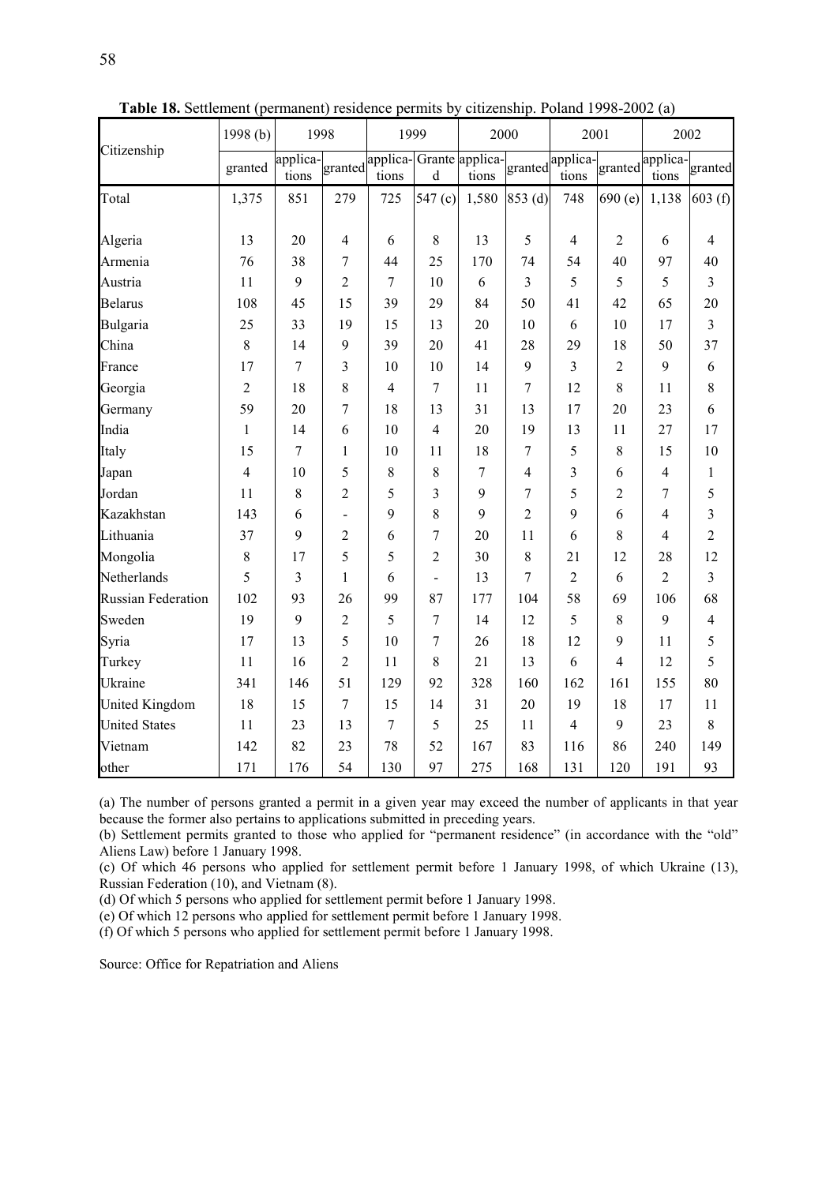**Table 18.** Settlement (permanent) residence permits by citizenship. Poland 1998-2002 (a)

| Citizenship | 1998 (b) | 1998 | | 1999 | | 2000 | | 2001 | | 2002 | |
|---|---|---|---|---|---|---|---|---|---|---|---|
| | granted | applica-tions | granted | applica-tions | Granted | applica-tions | granted | applica-tions | granted | applica-tions | granted |
| Total | 1,375 | 851 | 279 | 725 | 547 (c) | 1,580 | 853 (d) | 748 | 690 (e) | 1,138 | 603 (f) |
| Algeria | 13 | 20 | 4 | 6 | 8 | 13 | 5 | 4 | 2 | 6 | 4 |
| Armenia | 76 | 38 | 7 | 44 | 25 | 170 | 74 | 54 | 40 | 97 | 40 |
| Austria | 11 | 9 | 2 | 7 | 10 | 6 | 3 | 5 | 5 | 5 | 3 |
| Belarus | 108 | 45 | 15 | 39 | 29 | 84 | 50 | 41 | 42 | 65 | 20 |
| Bulgaria | 25 | 33 | 19 | 15 | 13 | 20 | 10 | 6 | 10 | 17 | 3 |
| China | 8 | 14 | 9 | 39 | 20 | 41 | 28 | 29 | 18 | 50 | 37 |
| France | 17 | 7 | 3 | 10 | 10 | 14 | 9 | 3 | 2 | 9 | 6 |
| Georgia | 2 | 18 | 8 | 4 | 7 | 11 | 7 | 12 | 8 | 11 | 8 |
| Germany | 59 | 20 | 7 | 18 | 13 | 31 | 13 | 17 | 20 | 23 | 6 |
| India | 1 | 14 | 6 | 10 | 4 | 20 | 19 | 13 | 11 | 27 | 17 |
| Italy | 15 | 7 | 1 | 10 | 11 | 18 | 7 | 5 | 8 | 15 | 10 |
| Japan | 4 | 10 | 5 | 8 | 8 | 7 | 4 | 3 | 6 | 4 | 1 |
| Jordan | 11 | 8 | 2 | 5 | 3 | 9 | 7 | 5 | 2 | 7 | 5 |
| Kazakhstan | 143 | 6 | - | 9 | 8 | 9 | 2 | 9 | 6 | 4 | 3 |
| Lithuania | 37 | 9 | 2 | 6 | 7 | 20 | 11 | 6 | 8 | 4 | 2 |
| Mongolia | 8 | 17 | 5 | 5 | 2 | 30 | 8 | 21 | 12 | 28 | 12 |
| Netherlands | 5 | 3 | 1 | 6 | - | 13 | 7 | 2 | 6 | 2 | 3 |
| Russian Federation | 102 | 93 | 26 | 99 | 87 | 177 | 104 | 58 | 69 | 106 | 68 |
| Sweden | 19 | 9 | 2 | 5 | 7 | 14 | 12 | 5 | 8 | 9 | 4 |
| Syria | 17 | 13 | 5 | 10 | 7 | 26 | 18 | 12 | 9 | 11 | 5 |
| Turkey | 11 | 16 | 2 | 11 | 8 | 21 | 13 | 6 | 4 | 12 | 5 |
| Ukraine | 341 | 146 | 51 | 129 | 92 | 328 | 160 | 162 | 161 | 155 | 80 |
| United Kingdom | 18 | 15 | 7 | 15 | 14 | 31 | 20 | 19 | 18 | 17 | 11 |
| United States | 11 | 23 | 13 | 7 | 5 | 25 | 11 | 4 | 9 | 23 | 8 |
| Vietnam | 142 | 82 | 23 | 78 | 52 | 167 | 83 | 116 | 86 | 240 | 149 |
| other | 171 | 176 | 54 | 130 | 97 | 275 | 168 | 131 | 120 | 191 | 93 |

(a) The number of persons granted a permit in a given year may exceed the number of applicants in that year because the former also pertains to applications submitted in preceding years.

(b) Settlement permits granted to those who applied for "permanent residence" (in accordance with the "old" Aliens Law) before 1 January 1998.

(c) Of which 46 persons who applied for settlement permit before 1 January 1998, of which Ukraine (13), Russian Federation (10), and Vietnam (8).

(d) Of which 5 persons who applied for settlement permit before 1 January 1998.

(e) Of which 12 persons who applied for settlement permit before 1 January 1998.

(f) Of which 5 persons who applied for settlement permit before 1 January 1998.

Source: Office for Repatriation and Aliens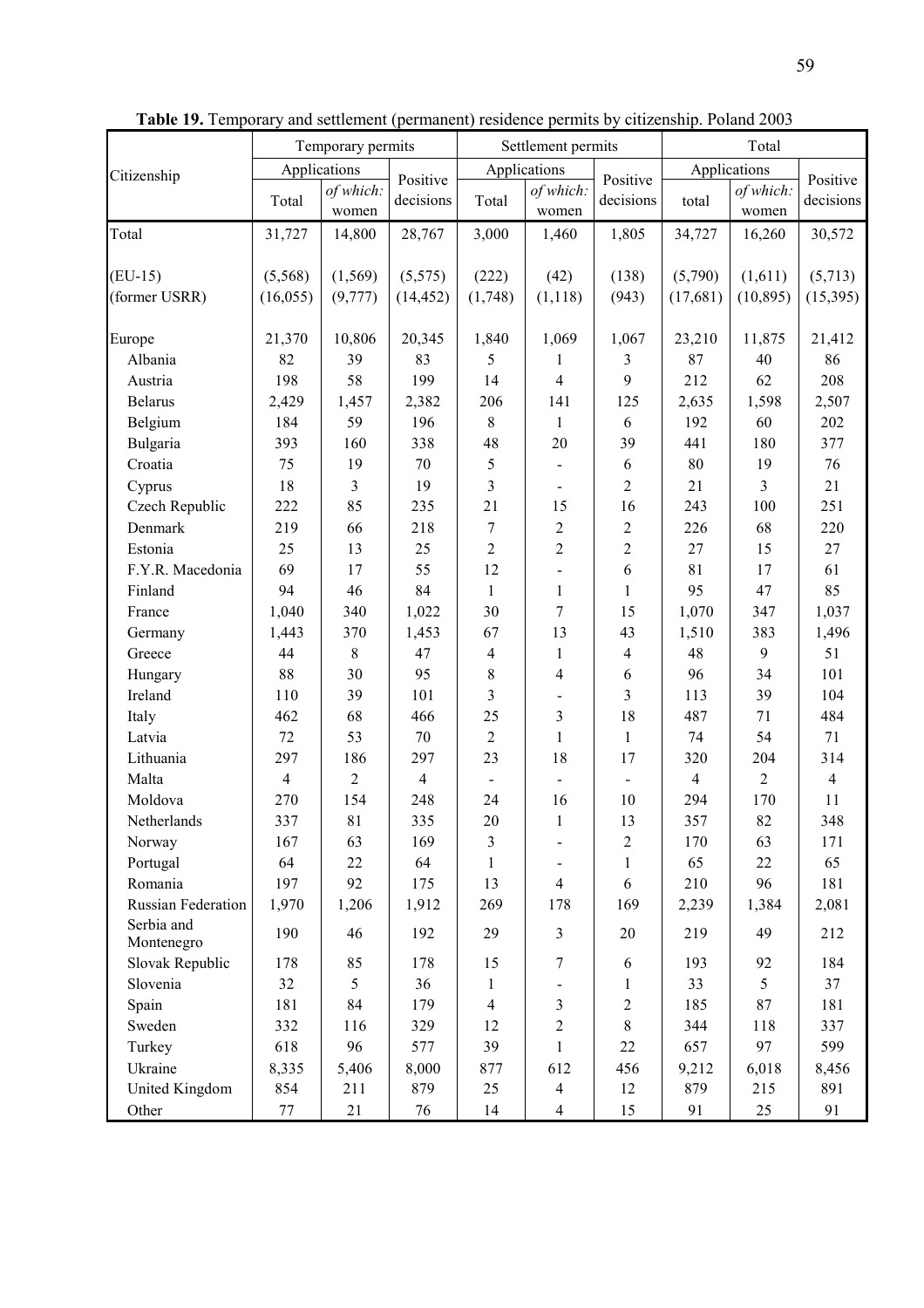**Table 19.** Temporary and settlement (permanent) residence permits by citizenship. Poland 2003

| Citizenship | Temporary permits | | | Settlement permits | | | Total | | |
|---|---|---|---|---|---|---|---|---|---|
| | Applications | | Positive decisions | Applications | | Positive decisions | Applications | | Positive decisions |
| | Total | *of which:* women | | Total | *of which:* women | | total | *of which:* women | |
| Total | 31,727 | 14,800 | 28,767 | 3,000 | 1,460 | 1,805 | 34,727 | 16,260 | 30,572 |
| (EU-15) | (5,568) | (1,569) | (5,575) | (222) | (42) | (138) | (5,790) | (1,611) | (5,713) |
| (former USRR) | (16,055) | (9,777) | (14,452) | (1,748) | (1,118) | (943) | (17,681) | (10,895) | (15,395) |
| Europe | 21,370 | 10,806 | 20,345 | 1,840 | 1,069 | 1,067 | 23,210 | 11,875 | 21,412 |
| Albania | 82 | 39 | 83 | 5 | 1 | 3 | 87 | 40 | 86 |
| Austria | 198 | 58 | 199 | 14 | 4 | 9 | 212 | 62 | 208 |
| Belarus | 2,429 | 1,457 | 2,382 | 206 | 141 | 125 | 2,635 | 1,598 | 2,507 |
| Belgium | 184 | 59 | 196 | 8 | 1 | 6 | 192 | 60 | 202 |
| Bulgaria | 393 | 160 | 338 | 48 | 20 | 39 | 441 | 180 | 377 |
| Croatia | 75 | 19 | 70 | 5 | - | 6 | 80 | 19 | 76 |
| Cyprus | 18 | 3 | 19 | 3 | - | 2 | 21 | 3 | 21 |
| Czech Republic | 222 | 85 | 235 | 21 | 15 | 16 | 243 | 100 | 251 |
| Denmark | 219 | 66 | 218 | 7 | 2 | 2 | 226 | 68 | 220 |
| Estonia | 25 | 13 | 25 | 2 | 2 | 2 | 27 | 15 | 27 |
| F.Y.R. Macedonia | 69 | 17 | 55 | 12 | - | 6 | 81 | 17 | 61 |
| Finland | 94 | 46 | 84 | 1 | 1 | 1 | 95 | 47 | 85 |
| France | 1,040 | 340 | 1,022 | 30 | 7 | 15 | 1,070 | 347 | 1,037 |
| Germany | 1,443 | 370 | 1,453 | 67 | 13 | 43 | 1,510 | 383 | 1,496 |
| Greece | 44 | 8 | 47 | 4 | 1 | 4 | 48 | 9 | 51 |
| Hungary | 88 | 30 | 95 | 8 | 4 | 6 | 96 | 34 | 101 |
| Ireland | 110 | 39 | 101 | 3 | - | 3 | 113 | 39 | 104 |
| Italy | 462 | 68 | 466 | 25 | 3 | 18 | 487 | 71 | 484 |
| Latvia | 72 | 53 | 70 | 2 | 1 | 1 | 74 | 54 | 71 |
| Lithuania | 297 | 186 | 297 | 23 | 18 | 17 | 320 | 204 | 314 |
| Malta | 4 | 2 | 4 | - | - | - | 4 | 2 | 4 |
| Moldova | 270 | 154 | 248 | 24 | 16 | 10 | 294 | 170 | 11 |
| Netherlands | 337 | 81 | 335 | 20 | 1 | 13 | 357 | 82 | 348 |
| Norway | 167 | 63 | 169 | 3 | - | 2 | 170 | 63 | 171 |
| Portugal | 64 | 22 | 64 | 1 | - | 1 | 65 | 22 | 65 |
| Romania | 197 | 92 | 175 | 13 | 4 | 6 | 210 | 96 | 181 |
| Russian Federation | 1,970 | 1,206 | 1,912 | 269 | 178 | 169 | 2,239 | 1,384 | 2,081 |
| Serbia and Montenegro | 190 | 46 | 192 | 29 | 3 | 20 | 219 | 49 | 212 |
| Slovak Republic | 178 | 85 | 178 | 15 | 7 | 6 | 193 | 92 | 184 |
| Slovenia | 32 | 5 | 36 | 1 | - | 1 | 33 | 5 | 37 |
| Spain | 181 | 84 | 179 | 4 | 3 | 2 | 185 | 87 | 181 |
| Sweden | 332 | 116 | 329 | 12 | 2 | 8 | 344 | 118 | 337 |
| Turkey | 618 | 96 | 577 | 39 | 1 | 22 | 657 | 97 | 599 |
| Ukraine | 8,335 | 5,406 | 8,000 | 877 | 612 | 456 | 9,212 | 6,018 | 8,456 |
| United Kingdom | 854 | 211 | 879 | 25 | 4 | 12 | 879 | 215 | 891 |
| Other | 77 | 21 | 76 | 14 | 4 | 15 | 91 | 25 | 91 |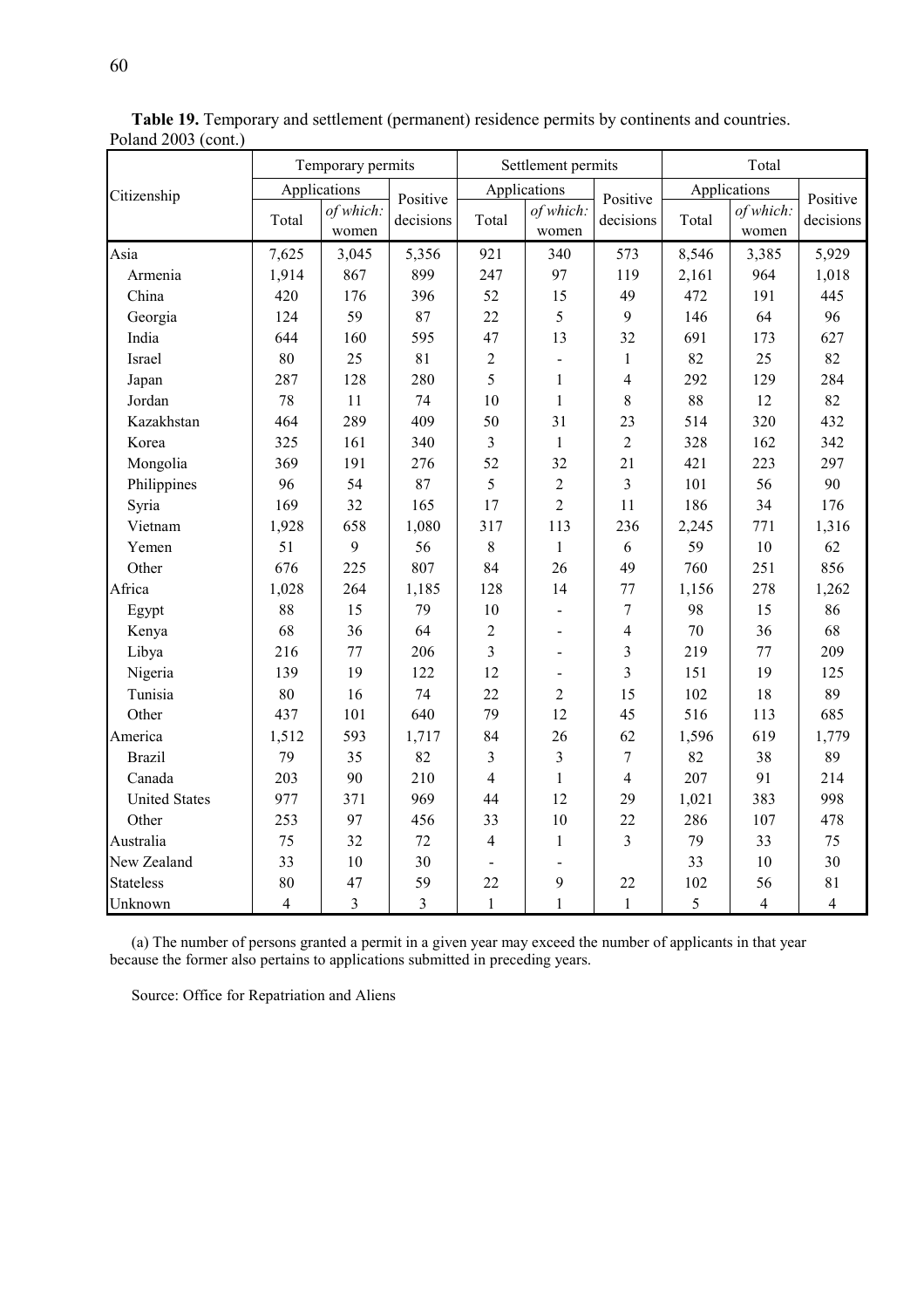**Table 19.** Temporary and settlement (permanent) residence permits by continents and countries. Poland 2003 (cont.)

| Citizenship | Temporary permits | | | Settlement permits | | | Total | | |
|---|---|---|---|---|---|---|---|---|---|
| | Applications | | Positive decisions | Applications | | Positive decisions | Applications | | Positive decisions |
| | Total | *of which: women* | | Total | *of which: women* | | Total | *of which: women* | |
| Asia | 7,625 | 3,045 | 5,356 | 921 | 340 | 573 | 8,546 | 3,385 | 5,929 |
| Armenia | 1,914 | 867 | 899 | 247 | 97 | 119 | 2,161 | 964 | 1,018 |
| China | 420 | 176 | 396 | 52 | 15 | 49 | 472 | 191 | 445 |
| Georgia | 124 | 59 | 87 | 22 | 5 | 9 | 146 | 64 | 96 |
| India | 644 | 160 | 595 | 47 | 13 | 32 | 691 | 173 | 627 |
| Israel | 80 | 25 | 81 | 2 | - | 1 | 82 | 25 | 82 |
| Japan | 287 | 128 | 280 | 5 | 1 | 4 | 292 | 129 | 284 |
| Jordan | 78 | 11 | 74 | 10 | 1 | 8 | 88 | 12 | 82 |
| Kazakhstan | 464 | 289 | 409 | 50 | 31 | 23 | 514 | 320 | 432 |
| Korea | 325 | 161 | 340 | 3 | 1 | 2 | 328 | 162 | 342 |
| Mongolia | 369 | 191 | 276 | 52 | 32 | 21 | 421 | 223 | 297 |
| Philippines | 96 | 54 | 87 | 5 | 2 | 3 | 101 | 56 | 90 |
| Syria | 169 | 32 | 165 | 17 | 2 | 11 | 186 | 34 | 176 |
| Vietnam | 1,928 | 658 | 1,080 | 317 | 113 | 236 | 2,245 | 771 | 1,316 |
| Yemen | 51 | 9 | 56 | 8 | 1 | 6 | 59 | 10 | 62 |
| Other | 676 | 225 | 807 | 84 | 26 | 49 | 760 | 251 | 856 |
| Africa | 1,028 | 264 | 1,185 | 128 | 14 | 77 | 1,156 | 278 | 1,262 |
| Egypt | 88 | 15 | 79 | 10 | - | 7 | 98 | 15 | 86 |
| Kenya | 68 | 36 | 64 | 2 | - | 4 | 70 | 36 | 68 |
| Libya | 216 | 77 | 206 | 3 | - | 3 | 219 | 77 | 209 |
| Nigeria | 139 | 19 | 122 | 12 | - | 3 | 151 | 19 | 125 |
| Tunisia | 80 | 16 | 74 | 22 | 2 | 15 | 102 | 18 | 89 |
| Other | 437 | 101 | 640 | 79 | 12 | 45 | 516 | 113 | 685 |
| America | 1,512 | 593 | 1,717 | 84 | 26 | 62 | 1,596 | 619 | 1,779 |
| Brazil | 79 | 35 | 82 | 3 | 3 | 7 | 82 | 38 | 89 |
| Canada | 203 | 90 | 210 | 4 | 1 | 4 | 207 | 91 | 214 |
| United States | 977 | 371 | 969 | 44 | 12 | 29 | 1,021 | 383 | 998 |
| Other | 253 | 97 | 456 | 33 | 10 | 22 | 286 | 107 | 478 |
| Australia | 75 | 32 | 72 | 4 | 1 | 3 | 79 | 33 | 75 |
| New Zealand | 33 | 10 | 30 | - | - | | 33 | 10 | 30 |
| Stateless | 80 | 47 | 59 | 22 | 9 | 22 | 102 | 56 | 81 |
| Unknown | 4 | 3 | 3 | 1 | 1 | 1 | 5 | 4 | 4 |

(a) The number of persons granted a permit in a given year may exceed the number of applicants in that year because the former also pertains to applications submitted in preceding years.

Source: Office for Repatriation and Aliens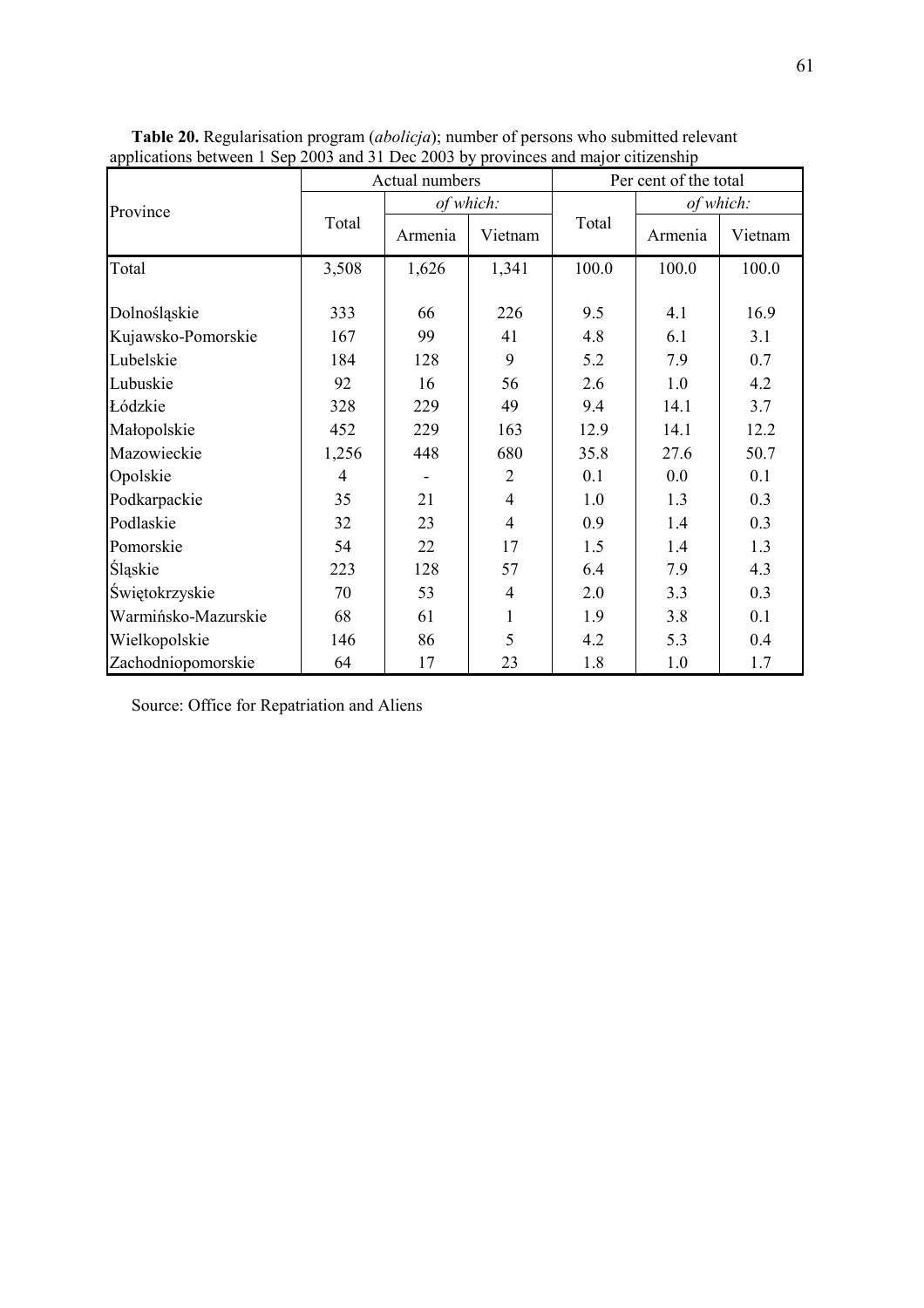**Table 20.** Regularisation program (*abolicja*); number of persons who submitted relevant applications between 1 Sep 2003 and 31 Dec 2003 by provinces and major citizenship

| Province | Actual numbers | | | Per cent of the total | | |
|---|---|---|---|---|---|---|
| | Total | *of which:* | | Total | *of which:* | |
| | | Armenia | Vietnam | | Armenia | Vietnam |
| Total | 3,508 | 1,626 | 1,341 | 100.0 | 100.0 | 100.0 |
| Dolnośląskie | 333 | 66 | 226 | 9.5 | 4.1 | 16.9 |
| Kujawsko-Pomorskie | 167 | 99 | 41 | 4.8 | 6.1 | 3.1 |
| Lubelskie | 184 | 128 | 9 | 5.2 | 7.9 | 0.7 |
| Lubuskie | 92 | 16 | 56 | 2.6 | 1.0 | 4.2 |
| Łódzkie | 328 | 229 | 49 | 9.4 | 14.1 | 3.7 |
| Małopolskie | 452 | 229 | 163 | 12.9 | 14.1 | 12.2 |
| Mazowieckie | 1,256 | 448 | 680 | 35.8 | 27.6 | 50.7 |
| Opolskie | 4 | - | 2 | 0.1 | 0.0 | 0.1 |
| Podkarpackie | 35 | 21 | 4 | 1.0 | 1.3 | 0.3 |
| Podlaskie | 32 | 23 | 4 | 0.9 | 1.4 | 0.3 |
| Pomorskie | 54 | 22 | 17 | 1.5 | 1.4 | 1.3 |
| Śląskie | 223 | 128 | 57 | 6.4 | 7.9 | 4.3 |
| Świętokrzyskie | 70 | 53 | 4 | 2.0 | 3.3 | 0.3 |
| Warmińsko-Mazurskie | 68 | 61 | 1 | 1.9 | 3.8 | 0.1 |
| Wielkopolskie | 146 | 86 | 5 | 4.2 | 5.3 | 0.4 |
| Zachodniopomorskie | 64 | 17 | 23 | 1.8 | 1.0 | 1.7 |

Source: Office for Repatriation and Aliens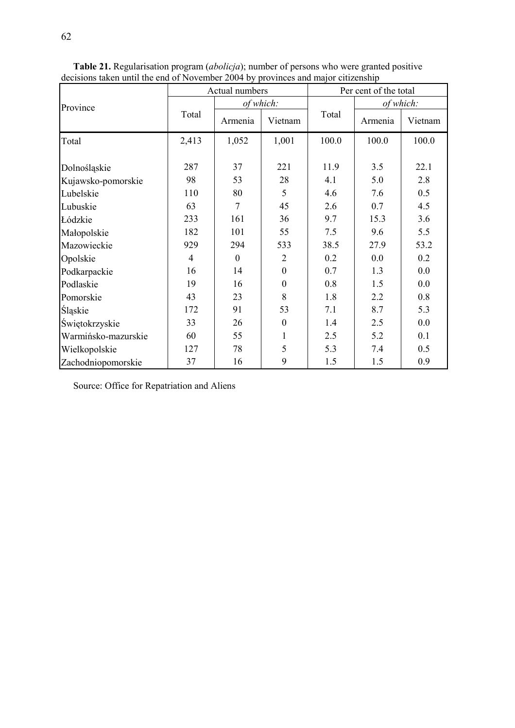**Table 21.** Regularisation program (*abolicja*); number of persons who were granted positive decisions taken until the end of November 2004 by provinces and major citizenship

| Province | Actual numbers | | | Per cent of the total | | |
|---|---|---|---|---|---|---|
| | Total | *of which:* | | Total | *of which:* | |
| | | Armenia | Vietnam | | Armenia | Vietnam |
| Total | 2,413 | 1,052 | 1,001 | 100.0 | 100.0 | 100.0 |
| Dolnośląskie | 287 | 37 | 221 | 11.9 | 3.5 | 22.1 |
| Kujawsko-pomorskie | 98 | 53 | 28 | 4.1 | 5.0 | 2.8 |
| Lubelskie | 110 | 80 | 5 | 4.6 | 7.6 | 0.5 |
| Lubuskie | 63 | 7 | 45 | 2.6 | 0.7 | 4.5 |
| Łódzkie | 233 | 161 | 36 | 9.7 | 15.3 | 3.6 |
| Małopolskie | 182 | 101 | 55 | 7.5 | 9.6 | 5.5 |
| Mazowieckie | 929 | 294 | 533 | 38.5 | 27.9 | 53.2 |
| Opolskie | 4 | 0 | 2 | 0.2 | 0.0 | 0.2 |
| Podkarpackie | 16 | 14 | 0 | 0.7 | 1.3 | 0.0 |
| Podlaskie | 19 | 16 | 0 | 0.8 | 1.5 | 0.0 |
| Pomorskie | 43 | 23 | 8 | 1.8 | 2.2 | 0.8 |
| Śląskie | 172 | 91 | 53 | 7.1 | 8.7 | 5.3 |
| Świętokrzyskie | 33 | 26 | 0 | 1.4 | 2.5 | 0.0 |
| Warmińsko-mazurskie | 60 | 55 | 1 | 2.5 | 5.2 | 0.1 |
| Wielkopolskie | 127 | 78 | 5 | 5.3 | 7.4 | 0.5 |
| Zachodniopomorskie | 37 | 16 | 9 | 1.5 | 1.5 | 0.9 |

Source: Office for Repatriation and Aliens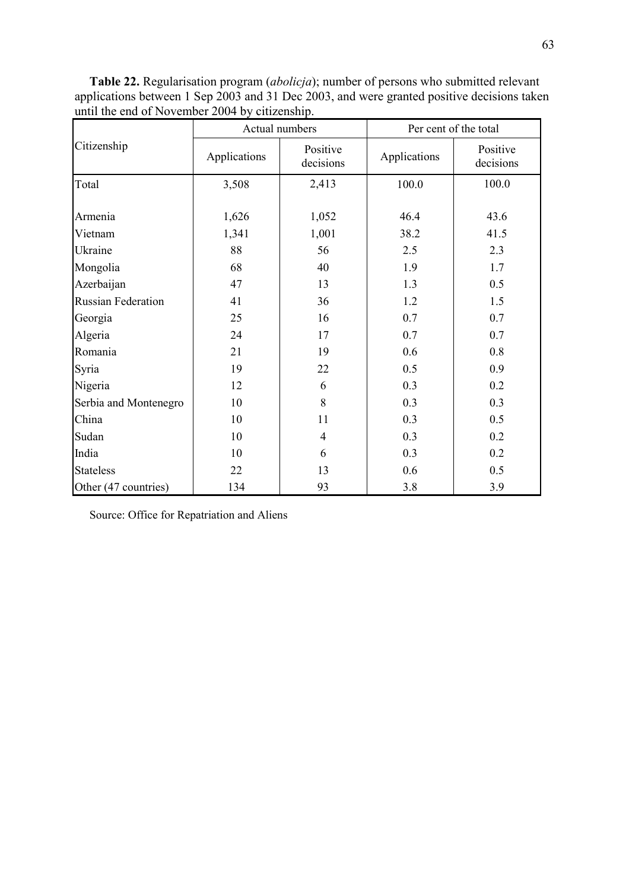**Table 22.** Regularisation program (*abolicja*); number of persons who submitted relevant applications between 1 Sep 2003 and 31 Dec 2003, and were granted positive decisions taken until the end of November 2004 by citizenship.

| Citizenship | Actual numbers | | Per cent of the total | |
|---|---|---|---|---|
| | Applications | Positive decisions | Applications | Positive decisions |
| Total | 3,508 | 2,413 | 100.0 | 100.0 |
| Armenia | 1,626 | 1,052 | 46.4 | 43.6 |
| Vietnam | 1,341 | 1,001 | 38.2 | 41.5 |
| Ukraine | 88 | 56 | 2.5 | 2.3 |
| Mongolia | 68 | 40 | 1.9 | 1.7 |
| Azerbaijan | 47 | 13 | 1.3 | 0.5 |
| Russian Federation | 41 | 36 | 1.2 | 1.5 |
| Georgia | 25 | 16 | 0.7 | 0.7 |
| Algeria | 24 | 17 | 0.7 | 0.7 |
| Romania | 21 | 19 | 0.6 | 0.8 |
| Syria | 19 | 22 | 0.5 | 0.9 |
| Nigeria | 12 | 6 | 0.3 | 0.2 |
| Serbia and Montenegro | 10 | 8 | 0.3 | 0.3 |
| China | 10 | 11 | 0.3 | 0.5 |
| Sudan | 10 | 4 | 0.3 | 0.2 |
| India | 10 | 6 | 0.3 | 0.2 |
| Stateless | 22 | 13 | 0.6 | 0.5 |
| Other (47 countries) | 134 | 93 | 3.8 | 3.9 |

Source: Office for Repatriation and Aliens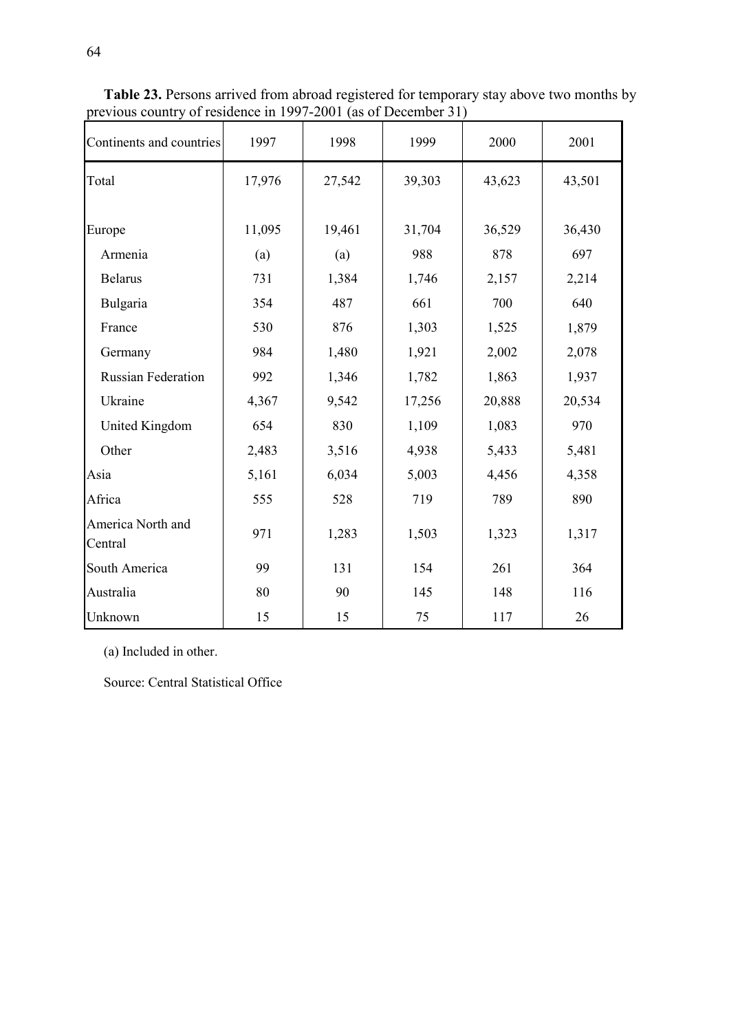**Table 23.** Persons arrived from abroad registered for temporary stay above two months by previous country of residence in 1997-2001 (as of December 31)

| Continents and countries | 1997 | 1998 | 1999 | 2000 | 2001 |
|---|---|---|---|---|---|
| Total | 17,976 | 27,542 | 39,303 | 43,623 | 43,501 |
| Europe | 11,095 | 19,461 | 31,704 | 36,529 | 36,430 |
| Armenia | (a) | (a) | 988 | 878 | 697 |
| Belarus | 731 | 1,384 | 1,746 | 2,157 | 2,214 |
| Bulgaria | 354 | 487 | 661 | 700 | 640 |
| France | 530 | 876 | 1,303 | 1,525 | 1,879 |
| Germany | 984 | 1,480 | 1,921 | 2,002 | 2,078 |
| Russian Federation | 992 | 1,346 | 1,782 | 1,863 | 1,937 |
| Ukraine | 4,367 | 9,542 | 17,256 | 20,888 | 20,534 |
| United Kingdom | 654 | 830 | 1,109 | 1,083 | 970 |
| Other | 2,483 | 3,516 | 4,938 | 5,433 | 5,481 |
| Asia | 5,161 | 6,034 | 5,003 | 4,456 | 4,358 |
| Africa | 555 | 528 | 719 | 789 | 890 |
| America North and Central | 971 | 1,283 | 1,503 | 1,323 | 1,317 |
| South America | 99 | 131 | 154 | 261 | 364 |
| Australia | 80 | 90 | 145 | 148 | 116 |
| Unknown | 15 | 15 | 75 | 117 | 26 |

(a) Included in other.

Source: Central Statistical Office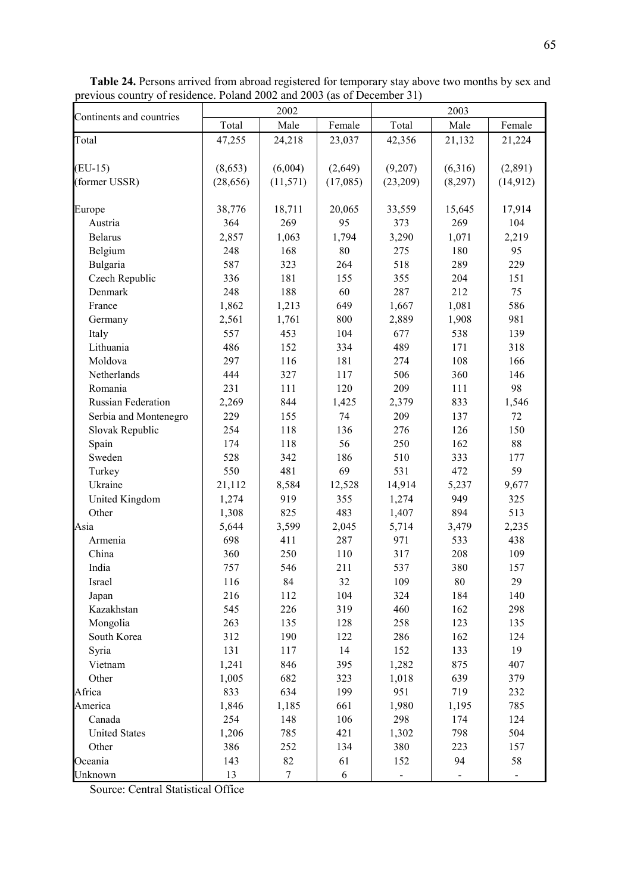**Table 24.** Persons arrived from abroad registered for temporary stay above two months by sex and previous country of residence. Poland 2002 and 2003 (as of December 31)

| Continents and countries | 2002 | | | 2003 | | |
|---|---|---|---|---|---|---|
| | Total | Male | Female | Total | Male | Female |
| Total | 47,255 | 24,218 | 23,037 | 42,356 | 21,132 | 21,224 |
| (EU-15) | (8,653) | (6,004) | (2,649) | (9,207) | (6,316) | (2,891) |
| (former USSR) | (28,656) | (11,571) | (17,085) | (23,209) | (8,297) | (14,912) |
| Europe | 38,776 | 18,711 | 20,065 | 33,559 | 15,645 | 17,914 |
| Austria | 364 | 269 | 95 | 373 | 269 | 104 |
| Belarus | 2,857 | 1,063 | 1,794 | 3,290 | 1,071 | 2,219 |
| Belgium | 248 | 168 | 80 | 275 | 180 | 95 |
| Bulgaria | 587 | 323 | 264 | 518 | 289 | 229 |
| Czech Republic | 336 | 181 | 155 | 355 | 204 | 151 |
| Denmark | 248 | 188 | 60 | 287 | 212 | 75 |
| France | 1,862 | 1,213 | 649 | 1,667 | 1,081 | 586 |
| Germany | 2,561 | 1,761 | 800 | 2,889 | 1,908 | 981 |
| Italy | 557 | 453 | 104 | 677 | 538 | 139 |
| Lithuania | 486 | 152 | 334 | 489 | 171 | 318 |
| Moldova | 297 | 116 | 181 | 274 | 108 | 166 |
| Netherlands | 444 | 327 | 117 | 506 | 360 | 146 |
| Romania | 231 | 111 | 120 | 209 | 111 | 98 |
| Russian Federation | 2,269 | 844 | 1,425 | 2,379 | 833 | 1,546 |
| Serbia and Montenegro | 229 | 155 | 74 | 209 | 137 | 72 |
| Slovak Republic | 254 | 118 | 136 | 276 | 126 | 150 |
| Spain | 174 | 118 | 56 | 250 | 162 | 88 |
| Sweden | 528 | 342 | 186 | 510 | 333 | 177 |
| Turkey | 550 | 481 | 69 | 531 | 472 | 59 |
| Ukraine | 21,112 | 8,584 | 12,528 | 14,914 | 5,237 | 9,677 |
| United Kingdom | 1,274 | 919 | 355 | 1,274 | 949 | 325 |
| Other | 1,308 | 825 | 483 | 1,407 | 894 | 513 |
| Asia | 5,644 | 3,599 | 2,045 | 5,714 | 3,479 | 2,235 |
| Armenia | 698 | 411 | 287 | 971 | 533 | 438 |
| China | 360 | 250 | 110 | 317 | 208 | 109 |
| India | 757 | 546 | 211 | 537 | 380 | 157 |
| Israel | 116 | 84 | 32 | 109 | 80 | 29 |
| Japan | 216 | 112 | 104 | 324 | 184 | 140 |
| Kazakhstan | 545 | 226 | 319 | 460 | 162 | 298 |
| Mongolia | 263 | 135 | 128 | 258 | 123 | 135 |
| South Korea | 312 | 190 | 122 | 286 | 162 | 124 |
| Syria | 131 | 117 | 14 | 152 | 133 | 19 |
| Vietnam | 1,241 | 846 | 395 | 1,282 | 875 | 407 |
| Other | 1,005 | 682 | 323 | 1,018 | 639 | 379 |
| Africa | 833 | 634 | 199 | 951 | 719 | 232 |
| America | 1,846 | 1,185 | 661 | 1,980 | 1,195 | 785 |
| Canada | 254 | 148 | 106 | 298 | 174 | 124 |
| United States | 1,206 | 785 | 421 | 1,302 | 798 | 504 |
| Other | 386 | 252 | 134 | 380 | 223 | 157 |
| Oceania | 143 | 82 | 61 | 152 | 94 | 58 |
| Unknown | 13 | 7 | 6 | - | - | - |

Source: Central Statistical Office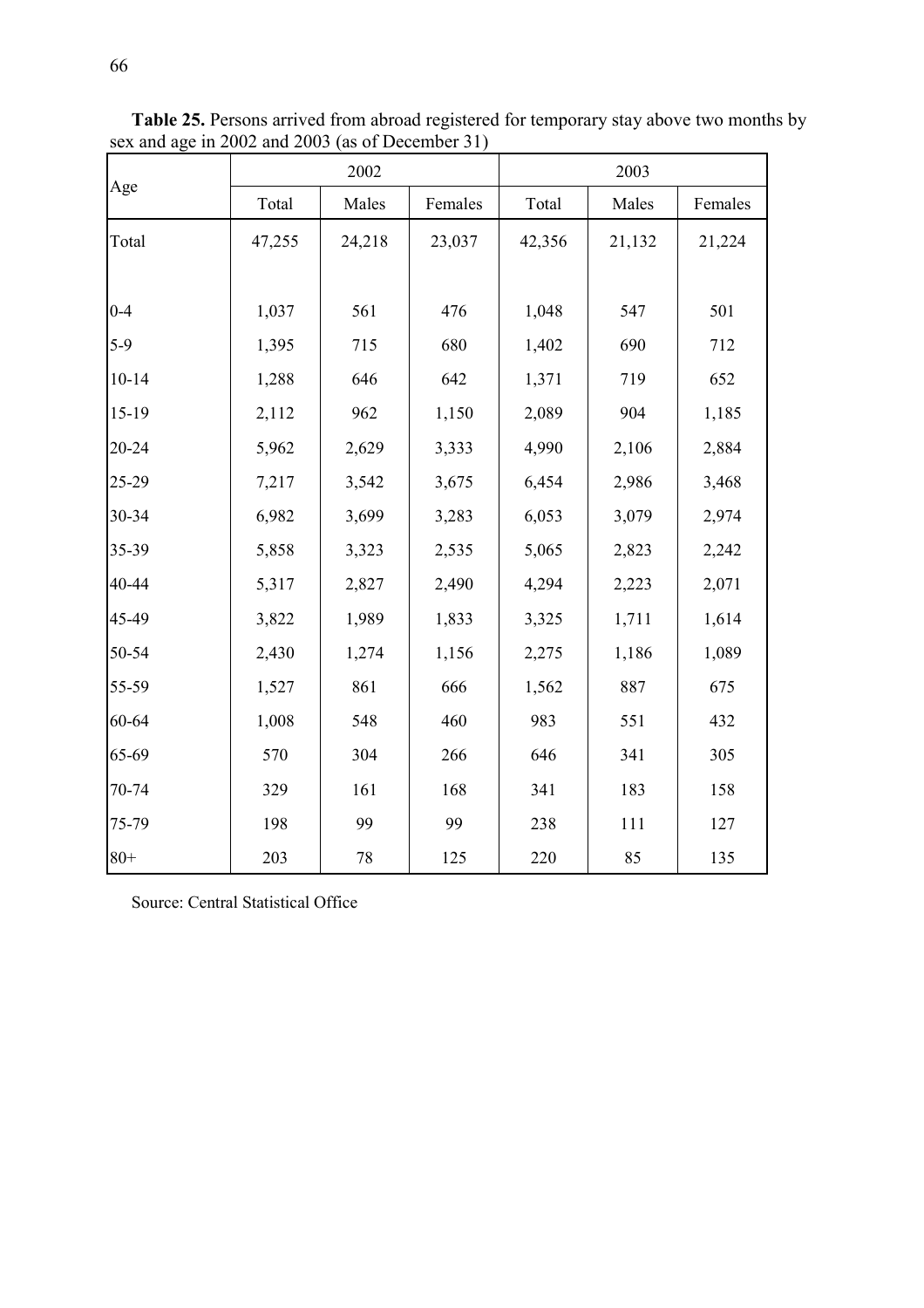**Table 25.** Persons arrived from abroad registered for temporary stay above two months by sex and age in 2002 and 2003 (as of December 31)

| Age | 2002 | | | 2003 | | |
|---|---|---|---|---|---|---|
| | Total | Males | Females | Total | Males | Females |
| Total | 47,255 | 24,218 | 23,037 | 42,356 | 21,132 | 21,224 |
| 0-4 | 1,037 | 561 | 476 | 1,048 | 547 | 501 |
| 5-9 | 1,395 | 715 | 680 | 1,402 | 690 | 712 |
| 10-14 | 1,288 | 646 | 642 | 1,371 | 719 | 652 |
| 15-19 | 2,112 | 962 | 1,150 | 2,089 | 904 | 1,185 |
| 20-24 | 5,962 | 2,629 | 3,333 | 4,990 | 2,106 | 2,884 |
| 25-29 | 7,217 | 3,542 | 3,675 | 6,454 | 2,986 | 3,468 |
| 30-34 | 6,982 | 3,699 | 3,283 | 6,053 | 3,079 | 2,974 |
| 35-39 | 5,858 | 3,323 | 2,535 | 5,065 | 2,823 | 2,242 |
| 40-44 | 5,317 | 2,827 | 2,490 | 4,294 | 2,223 | 2,071 |
| 45-49 | 3,822 | 1,989 | 1,833 | 3,325 | 1,711 | 1,614 |
| 50-54 | 2,430 | 1,274 | 1,156 | 2,275 | 1,186 | 1,089 |
| 55-59 | 1,527 | 861 | 666 | 1,562 | 887 | 675 |
| 60-64 | 1,008 | 548 | 460 | 983 | 551 | 432 |
| 65-69 | 570 | 304 | 266 | 646 | 341 | 305 |
| 70-74 | 329 | 161 | 168 | 341 | 183 | 158 |
| 75-79 | 198 | 99 | 99 | 238 | 111 | 127 |
| 80+ | 203 | 78 | 125 | 220 | 85 | 135 |

Source: Central Statistical Office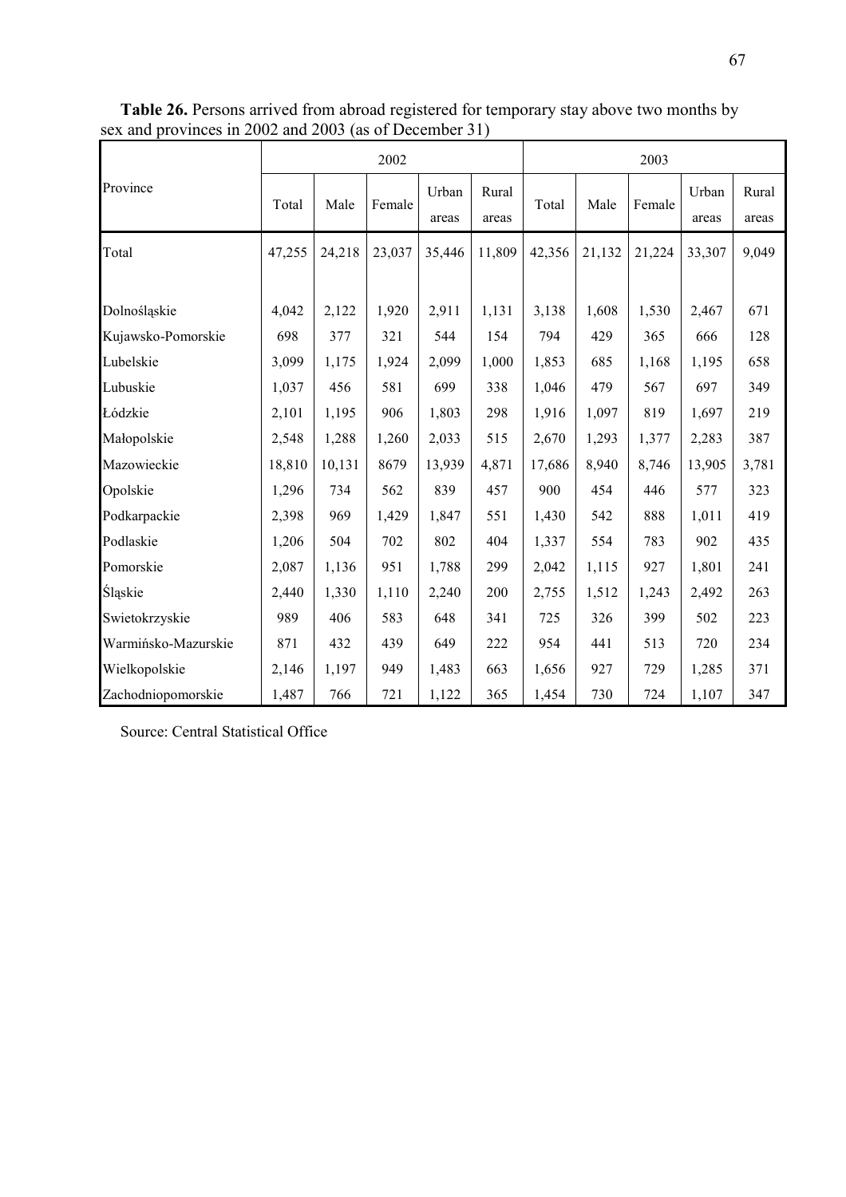**Table 26.** Persons arrived from abroad registered for temporary stay above two months by sex and provinces in 2002 and 2003 (as of December 31)

| Province | 2002 | | | | | 2003 | | | | |
|---|---|---|---|---|---|---|---|---|---|---|
| | Total | Male | Female | Urban areas | Rural areas | Total | Male | Female | Urban areas | Rural areas |
| Total | 47,255 | 24,218 | 23,037 | 35,446 | 11,809 | 42,356 | 21,132 | 21,224 | 33,307 | 9,049 |
| Dolnośląskie | 4,042 | 2,122 | 1,920 | 2,911 | 1,131 | 3,138 | 1,608 | 1,530 | 2,467 | 671 |
| Kujawsko-Pomorskie | 698 | 377 | 321 | 544 | 154 | 794 | 429 | 365 | 666 | 128 |
| Lubelskie | 3,099 | 1,175 | 1,924 | 2,099 | 1,000 | 1,853 | 685 | 1,168 | 1,195 | 658 |
| Lubuskie | 1,037 | 456 | 581 | 699 | 338 | 1,046 | 479 | 567 | 697 | 349 |
| Łódzkie | 2,101 | 1,195 | 906 | 1,803 | 298 | 1,916 | 1,097 | 819 | 1,697 | 219 |
| Małopolskie | 2,548 | 1,288 | 1,260 | 2,033 | 515 | 2,670 | 1,293 | 1,377 | 2,283 | 387 |
| Mazowieckie | 18,810 | 10,131 | 8679 | 13,939 | 4,871 | 17,686 | 8,940 | 8,746 | 13,905 | 3,781 |
| Opolskie | 1,296 | 734 | 562 | 839 | 457 | 900 | 454 | 446 | 577 | 323 |
| Podkarpackie | 2,398 | 969 | 1,429 | 1,847 | 551 | 1,430 | 542 | 888 | 1,011 | 419 |
| Podlaskie | 1,206 | 504 | 702 | 802 | 404 | 1,337 | 554 | 783 | 902 | 435 |
| Pomorskie | 2,087 | 1,136 | 951 | 1,788 | 299 | 2,042 | 1,115 | 927 | 1,801 | 241 |
| Śląskie | 2,440 | 1,330 | 1,110 | 2,240 | 200 | 2,755 | 1,512 | 1,243 | 2,492 | 263 |
| Swietokrzyskie | 989 | 406 | 583 | 648 | 341 | 725 | 326 | 399 | 502 | 223 |
| Warmińsko-Mazurskie | 871 | 432 | 439 | 649 | 222 | 954 | 441 | 513 | 720 | 234 |
| Wielkopolskie | 2,146 | 1,197 | 949 | 1,483 | 663 | 1,656 | 927 | 729 | 1,285 | 371 |
| Zachodniopomorskie | 1,487 | 766 | 721 | 1,122 | 365 | 1,454 | 730 | 724 | 1,107 | 347 |

Source: Central Statistical Office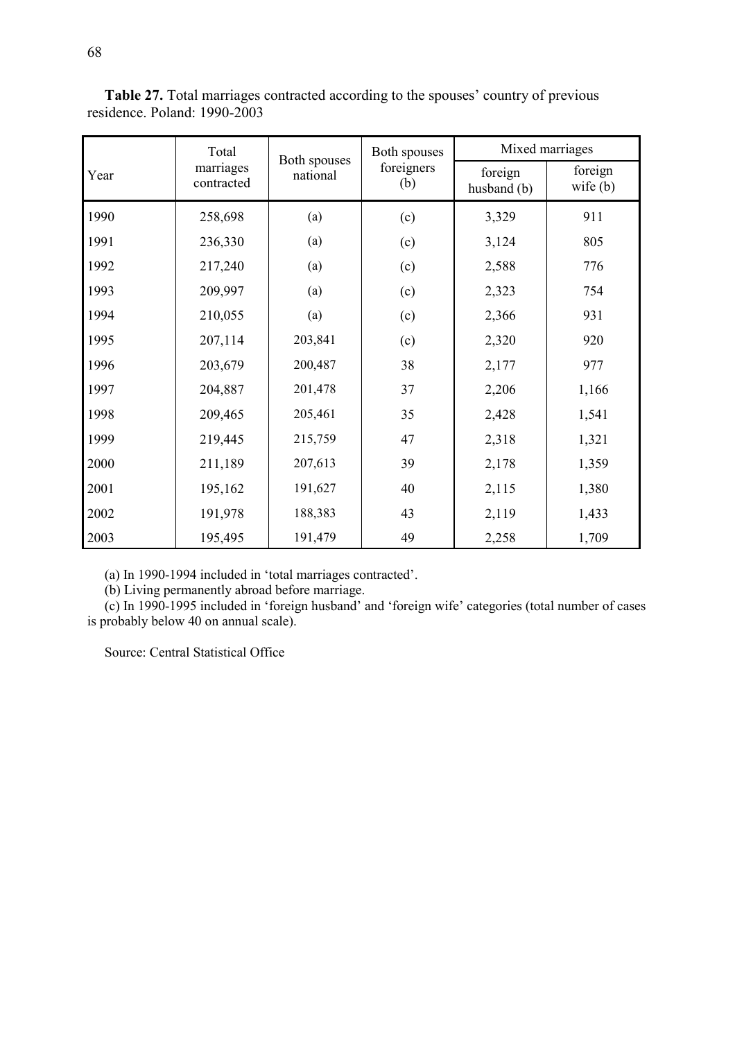**Table 27.** Total marriages contracted according to the spouses' country of previous residence. Poland: 1990-2003

| Year | Total marriages contracted | Both spouses national | Both spouses foreigners (b) | Mixed marriages | |
|---|---|---|---|---|---|
| | | | | foreign husband (b) | foreign wife (b) |
| 1990 | 258,698 | (a) | (c) | 3,329 | 911 |
| 1991 | 236,330 | (a) | (c) | 3,124 | 805 |
| 1992 | 217,240 | (a) | (c) | 2,588 | 776 |
| 1993 | 209,997 | (a) | (c) | 2,323 | 754 |
| 1994 | 210,055 | (a) | (c) | 2,366 | 931 |
| 1995 | 207,114 | 203,841 | (c) | 2,320 | 920 |
| 1996 | 203,679 | 200,487 | 38 | 2,177 | 977 |
| 1997 | 204,887 | 201,478 | 37 | 2,206 | 1,166 |
| 1998 | 209,465 | 205,461 | 35 | 2,428 | 1,541 |
| 1999 | 219,445 | 215,759 | 47 | 2,318 | 1,321 |
| 2000 | 211,189 | 207,613 | 39 | 2,178 | 1,359 |
| 2001 | 195,162 | 191,627 | 40 | 2,115 | 1,380 |
| 2002 | 191,978 | 188,383 | 43 | 2,119 | 1,433 |
| 2003 | 195,495 | 191,479 | 49 | 2,258 | 1,709 |

(a) In 1990-1994 included in 'total marriages contracted'.

(b) Living permanently abroad before marriage.

(c) In 1990-1995 included in 'foreign husband' and 'foreign wife' categories (total number of cases is probably below 40 on annual scale).

Source: Central Statistical Office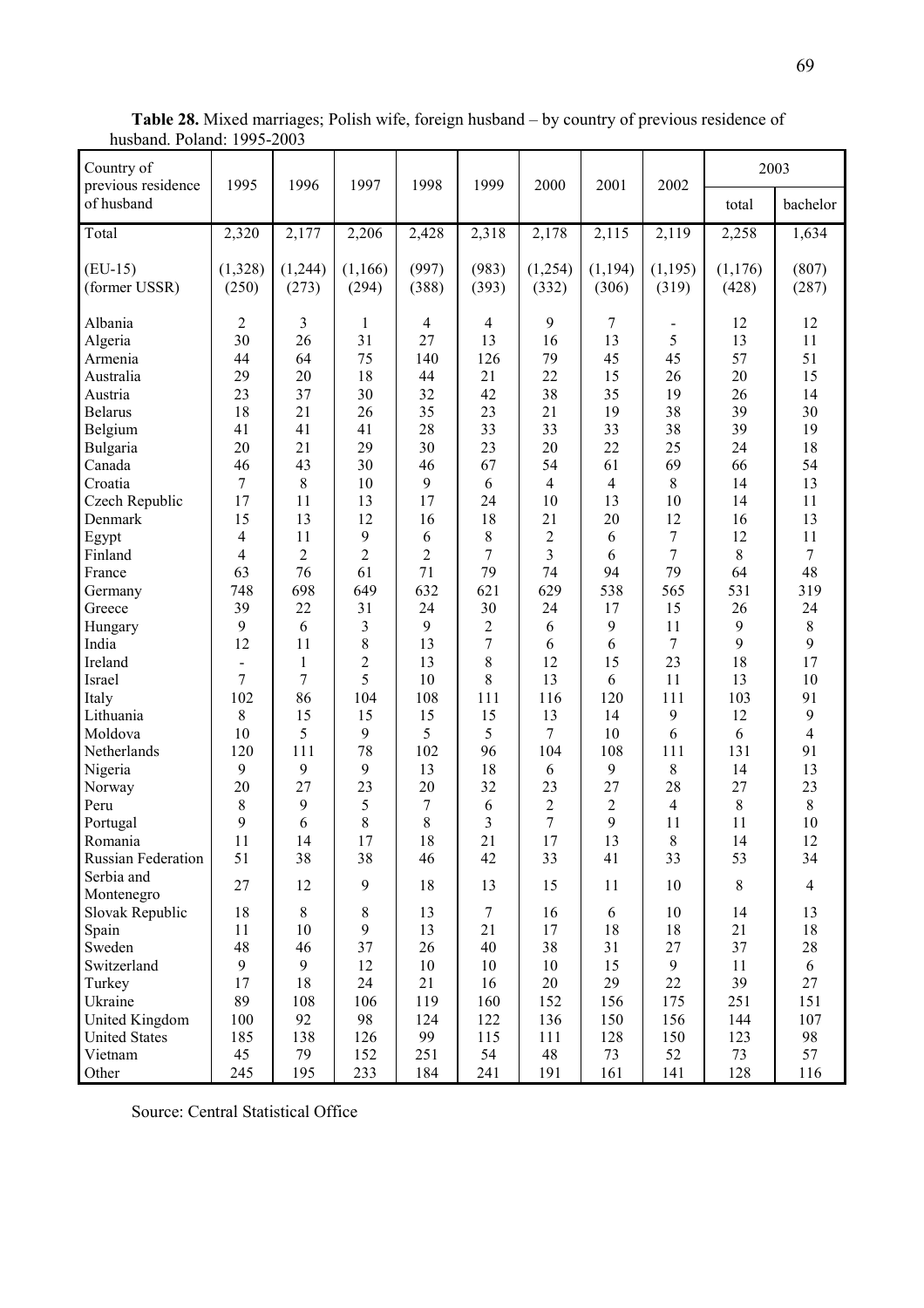**Table 28.** Mixed marriages; Polish wife, foreign husband – by country of previous residence of husband. Poland: 1995-2003

| Country of previous residence of husband | 1995 | 1996 | 1997 | 1998 | 1999 | 2000 | 2001 | 2002 | 2003 | |
|---|---|---|---|---|---|---|---|---|---|---|
| | | | | | | | | | total | bachelor |
| Total | 2,320 | 2,177 | 2,206 | 2,428 | 2,318 | 2,178 | 2,115 | 2,119 | 2,258 | 1,634 |
| (EU-15) | (1,328) | (1,244) | (1,166) | (997) | (983) | (1,254) | (1,194) | (1,195) | (1,176) | (807) |
| (former USSR) | (250) | (273) | (294) | (388) | (393) | (332) | (306) | (319) | (428) | (287) |
| Albania | 2 | 3 | 1 | 4 | 4 | 9 | 7 | - | 12 | 12 |
| Algeria | 30 | 26 | 31 | 27 | 13 | 16 | 13 | 5 | 13 | 11 |
| Armenia | 44 | 64 | 75 | 140 | 126 | 79 | 45 | 45 | 57 | 51 |
| Australia | 29 | 20 | 18 | 44 | 21 | 22 | 15 | 26 | 20 | 15 |
| Austria | 23 | 37 | 30 | 32 | 42 | 38 | 35 | 19 | 26 | 14 |
| Belarus | 18 | 21 | 26 | 35 | 23 | 21 | 19 | 38 | 39 | 30 |
| Belgium | 41 | 41 | 41 | 28 | 33 | 33 | 33 | 38 | 39 | 19 |
| Bulgaria | 20 | 21 | 29 | 30 | 23 | 20 | 22 | 25 | 24 | 18 |
| Canada | 46 | 43 | 30 | 46 | 67 | 54 | 61 | 69 | 66 | 54 |
| Croatia | 7 | 8 | 10 | 9 | 6 | 4 | 4 | 8 | 14 | 13 |
| Czech Republic | 17 | 11 | 13 | 17 | 24 | 10 | 13 | 10 | 14 | 11 |
| Denmark | 15 | 13 | 12 | 16 | 18 | 21 | 20 | 12 | 16 | 13 |
| Egypt | 4 | 11 | 9 | 6 | 8 | 2 | 6 | 7 | 12 | 11 |
| Finland | 4 | 2 | 2 | 2 | 7 | 3 | 6 | 7 | 8 | 7 |
| France | 63 | 76 | 61 | 71 | 79 | 74 | 94 | 79 | 64 | 48 |
| Germany | 748 | 698 | 649 | 632 | 621 | 629 | 538 | 565 | 531 | 319 |
| Greece | 39 | 22 | 31 | 24 | 30 | 24 | 17 | 15 | 26 | 24 |
| Hungary | 9 | 6 | 3 | 9 | 2 | 6 | 9 | 11 | 9 | 8 |
| India | 12 | 11 | 8 | 13 | 7 | 6 | 6 | 7 | 9 | 9 |
| Ireland | - | 1 | 2 | 13 | 8 | 12 | 15 | 23 | 18 | 17 |
| Israel | 7 | 7 | 5 | 10 | 8 | 13 | 6 | 11 | 13 | 10 |
| Italy | 102 | 86 | 104 | 108 | 111 | 116 | 120 | 111 | 103 | 91 |
| Lithuania | 8 | 15 | 15 | 15 | 15 | 13 | 14 | 9 | 12 | 9 |
| Moldova | 10 | 5 | 9 | 5 | 5 | 7 | 10 | 6 | 6 | 4 |
| Netherlands | 120 | 111 | 78 | 102 | 96 | 104 | 108 | 111 | 131 | 91 |
| Nigeria | 9 | 9 | 9 | 13 | 18 | 6 | 9 | 8 | 14 | 13 |
| Norway | 20 | 27 | 23 | 20 | 32 | 23 | 27 | 28 | 27 | 23 |
| Peru | 8 | 9 | 5 | 7 | 6 | 2 | 2 | 4 | 8 | 8 |
| Portugal | 9 | 6 | 8 | 8 | 3 | 7 | 9 | 11 | 11 | 10 |
| Romania | 11 | 14 | 17 | 18 | 21 | 17 | 13 | 8 | 14 | 12 |
| Russian Federation | 51 | 38 | 38 | 46 | 42 | 33 | 41 | 33 | 53 | 34 |
| Serbia and Montenegro | 27 | 12 | 9 | 18 | 13 | 15 | 11 | 10 | 8 | 4 |
| Slovak Republic | 18 | 8 | 8 | 13 | 7 | 16 | 6 | 10 | 14 | 13 |
| Spain | 11 | 10 | 9 | 13 | 21 | 17 | 18 | 18 | 21 | 18 |
| Sweden | 48 | 46 | 37 | 26 | 40 | 38 | 31 | 27 | 37 | 28 |
| Switzerland | 9 | 9 | 12 | 10 | 10 | 10 | 15 | 9 | 11 | 6 |
| Turkey | 17 | 18 | 24 | 21 | 16 | 20 | 29 | 22 | 39 | 27 |
| Ukraine | 89 | 108 | 106 | 119 | 160 | 152 | 156 | 175 | 251 | 151 |
| United Kingdom | 100 | 92 | 98 | 124 | 122 | 136 | 150 | 156 | 144 | 107 |
| United States | 185 | 138 | 126 | 99 | 115 | 111 | 128 | 150 | 123 | 98 |
| Vietnam | 45 | 79 | 152 | 251 | 54 | 48 | 73 | 52 | 73 | 57 |
| Other | 245 | 195 | 233 | 184 | 241 | 191 | 161 | 141 | 128 | 116 |

Source: Central Statistical Office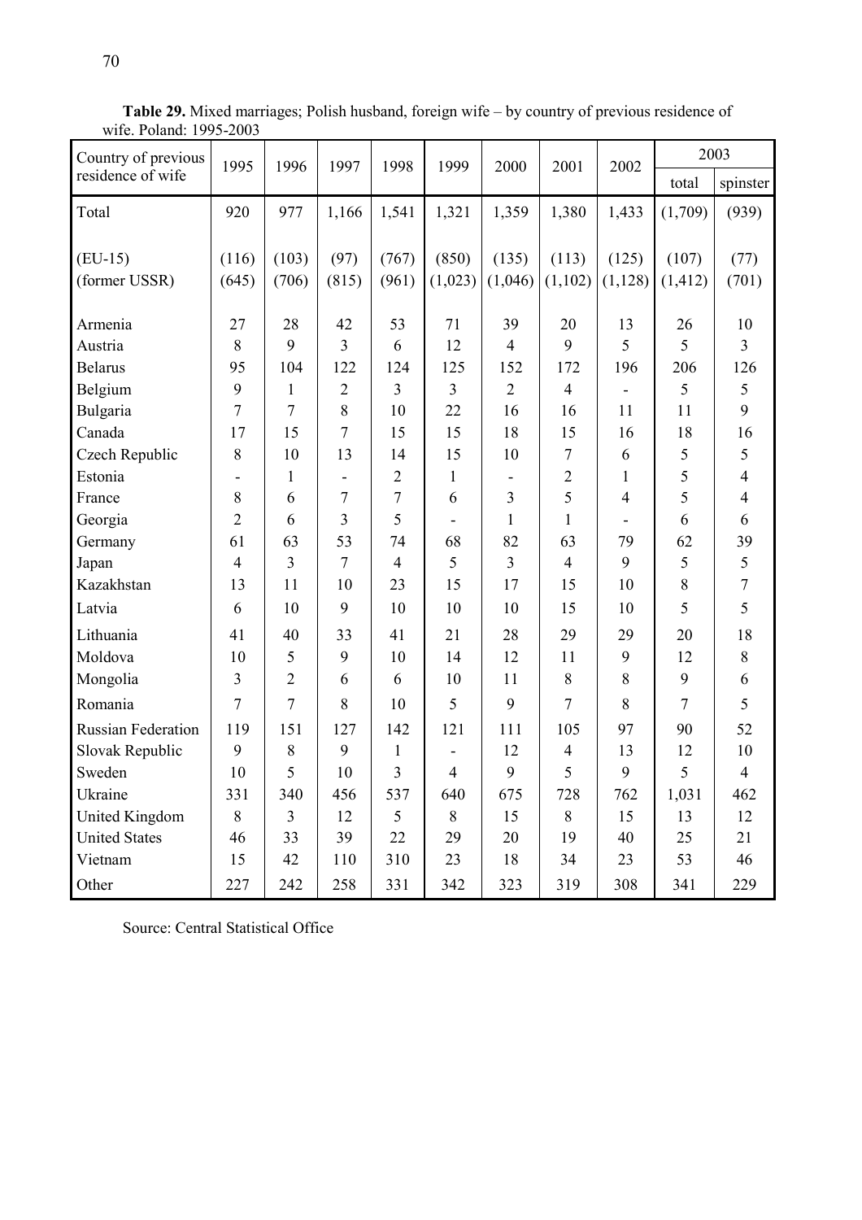**Table 29.** Mixed marriages; Polish husband, foreign wife – by country of previous residence of wife. Poland: 1995-2003

| Country of previous residence of wife | 1995 | 1996 | 1997 | 1998 | 1999 | 2000 | 2001 | 2002 | 2003 | |
|---|---|---|---|---|---|---|---|---|---|---|
| | | | | | | | | | total | spinster |
| Total | 920 | 977 | 1,166 | 1,541 | 1,321 | 1,359 | 1,380 | 1,433 | (1,709) | (939) |
| (EU-15) | (116) | (103) | (97) | (767) | (850) | (135) | (113) | (125) | (107) | (77) |
| (former USSR) | (645) | (706) | (815) | (961) | (1,023) | (1,046) | (1,102) | (1,128) | (1,412) | (701) |
| Armenia | 27 | 28 | 42 | 53 | 71 | 39 | 20 | 13 | 26 | 10 |
| Austria | 8 | 9 | 3 | 6 | 12 | 4 | 9 | 5 | 5 | 3 |
| Belarus | 95 | 104 | 122 | 124 | 125 | 152 | 172 | 196 | 206 | 126 |
| Belgium | 9 | 1 | 2 | 3 | 3 | 2 | 4 | - | 5 | 5 |
| Bulgaria | 7 | 7 | 8 | 10 | 22 | 16 | 16 | 11 | 11 | 9 |
| Canada | 17 | 15 | 7 | 15 | 15 | 18 | 15 | 16 | 18 | 16 |
| Czech Republic | 8 | 10 | 13 | 14 | 15 | 10 | 7 | 6 | 5 | 5 |
| Estonia | - | 1 | - | 2 | 1 | - | 2 | 1 | 5 | 4 |
| France | 8 | 6 | 7 | 7 | 6 | 3 | 5 | 4 | 5 | 4 |
| Georgia | 2 | 6 | 3 | 5 | - | 1 | 1 | - | 6 | 6 |
| Germany | 61 | 63 | 53 | 74 | 68 | 82 | 63 | 79 | 62 | 39 |
| Japan | 4 | 3 | 7 | 4 | 5 | 3 | 4 | 9 | 5 | 5 |
| Kazakhstan | 13 | 11 | 10 | 23 | 15 | 17 | 15 | 10 | 8 | 7 |
| Latvia | 6 | 10 | 9 | 10 | 10 | 10 | 15 | 10 | 5 | 5 |
| Lithuania | 41 | 40 | 33 | 41 | 21 | 28 | 29 | 29 | 20 | 18 |
| Moldova | 10 | 5 | 9 | 10 | 14 | 12 | 11 | 9 | 12 | 8 |
| Mongolia | 3 | 2 | 6 | 6 | 10 | 11 | 8 | 8 | 9 | 6 |
| Romania | 7 | 7 | 8 | 10 | 5 | 9 | 7 | 8 | 7 | 5 |
| Russian Federation | 119 | 151 | 127 | 142 | 121 | 111 | 105 | 97 | 90 | 52 |
| Slovak Republic | 9 | 8 | 9 | 1 | - | 12 | 4 | 13 | 12 | 10 |
| Sweden | 10 | 5 | 10 | 3 | 4 | 9 | 5 | 9 | 5 | 4 |
| Ukraine | 331 | 340 | 456 | 537 | 640 | 675 | 728 | 762 | 1,031 | 462 |
| United Kingdom | 8 | 3 | 12 | 5 | 8 | 15 | 8 | 15 | 13 | 12 |
| United States | 46 | 33 | 39 | 22 | 29 | 20 | 19 | 40 | 25 | 21 |
| Vietnam | 15 | 42 | 110 | 310 | 23 | 18 | 34 | 23 | 53 | 46 |
| Other | 227 | 242 | 258 | 331 | 342 | 323 | 319 | 308 | 341 | 229 |

Source: Central Statistical Office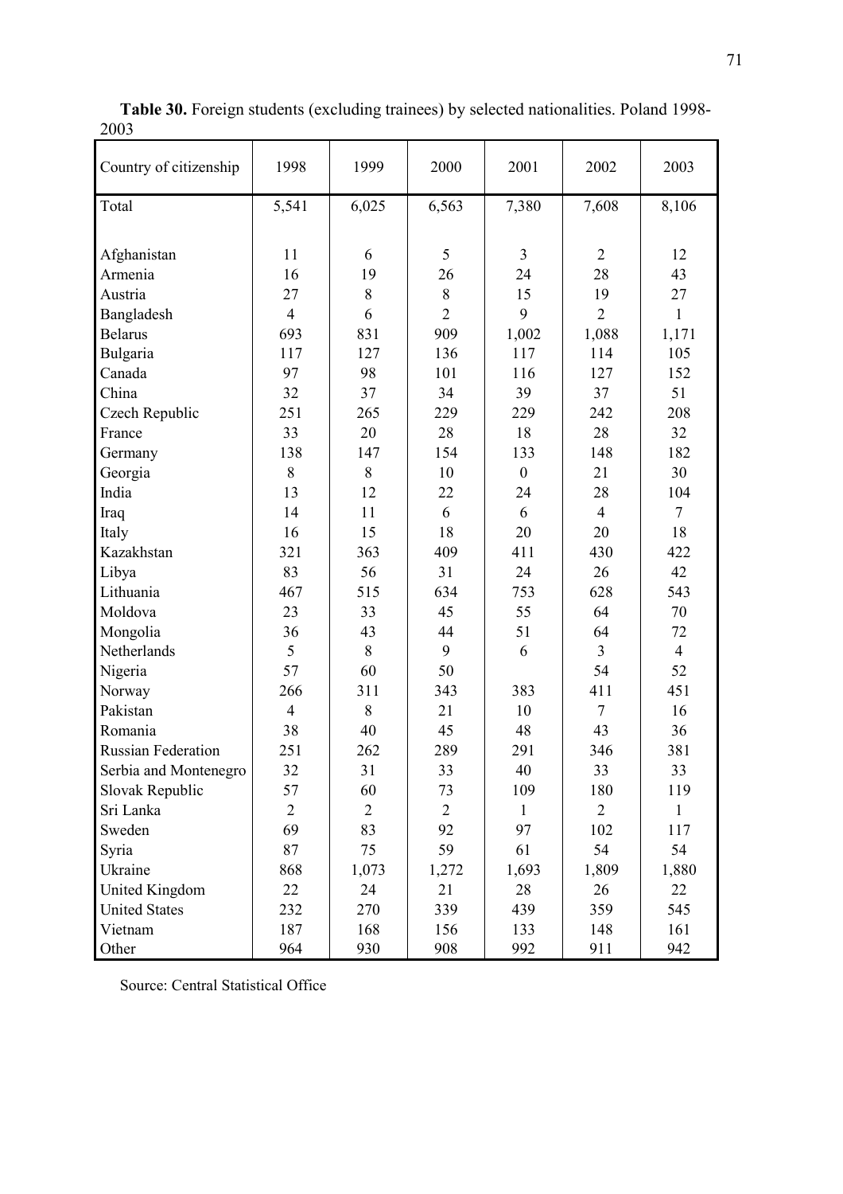**Table 30.** Foreign students (excluding trainees) by selected nationalities. Poland 1998-2003

| Country of citizenship | 1998 | 1999 | 2000 | 2001 | 2002 | 2003 |
|---|---|---|---|---|---|---|
| Total | 5,541 | 6,025 | 6,563 | 7,380 | 7,608 | 8,106 |
| | | | | | | |
| Afghanistan | 11 | 6 | 5 | 3 | 2 | 12 |
| Armenia | 16 | 19 | 26 | 24 | 28 | 43 |
| Austria | 27 | 8 | 8 | 15 | 19 | 27 |
| Bangladesh | 4 | 6 | 2 | 9 | 2 | 1 |
| Belarus | 693 | 831 | 909 | 1,002 | 1,088 | 1,171 |
| Bulgaria | 117 | 127 | 136 | 117 | 114 | 105 |
| Canada | 97 | 98 | 101 | 116 | 127 | 152 |
| China | 32 | 37 | 34 | 39 | 37 | 51 |
| Czech Republic | 251 | 265 | 229 | 229 | 242 | 208 |
| France | 33 | 20 | 28 | 18 | 28 | 32 |
| Germany | 138 | 147 | 154 | 133 | 148 | 182 |
| Georgia | 8 | 8 | 10 | 0 | 21 | 30 |
| India | 13 | 12 | 22 | 24 | 28 | 104 |
| Iraq | 14 | 11 | 6 | 6 | 4 | 7 |
| Italy | 16 | 15 | 18 | 20 | 20 | 18 |
| Kazakhstan | 321 | 363 | 409 | 411 | 430 | 422 |
| Libya | 83 | 56 | 31 | 24 | 26 | 42 |
| Lithuania | 467 | 515 | 634 | 753 | 628 | 543 |
| Moldova | 23 | 33 | 45 | 55 | 64 | 70 |
| Mongolia | 36 | 43 | 44 | 51 | 64 | 72 |
| Netherlands | 5 | 8 | 9 | 6 | 3 | 4 |
| Nigeria | 57 | 60 | 50 | | 54 | 52 |
| Norway | 266 | 311 | 343 | 383 | 411 | 451 |
| Pakistan | 4 | 8 | 21 | 10 | 7 | 16 |
| Romania | 38 | 40 | 45 | 48 | 43 | 36 |
| Russian Federation | 251 | 262 | 289 | 291 | 346 | 381 |
| Serbia and Montenegro | 32 | 31 | 33 | 40 | 33 | 33 |
| Slovak Republic | 57 | 60 | 73 | 109 | 180 | 119 |
| Sri Lanka | 2 | 2 | 2 | 1 | 2 | 1 |
| Sweden | 69 | 83 | 92 | 97 | 102 | 117 |
| Syria | 87 | 75 | 59 | 61 | 54 | 54 |
| Ukraine | 868 | 1,073 | 1,272 | 1,693 | 1,809 | 1,880 |
| United Kingdom | 22 | 24 | 21 | 28 | 26 | 22 |
| United States | 232 | 270 | 339 | 439 | 359 | 545 |
| Vietnam | 187 | 168 | 156 | 133 | 148 | 161 |
| Other | 964 | 930 | 908 | 992 | 911 | 942 |

Source: Central Statistical Office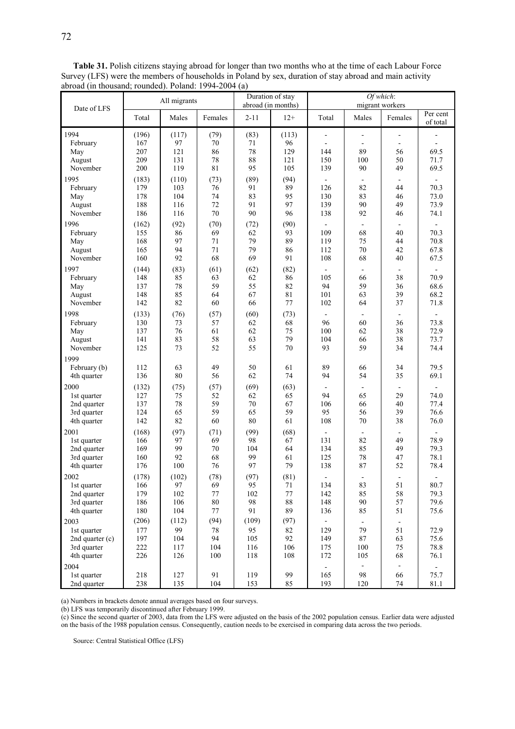**Table 31.** Polish citizens staying abroad for longer than two months who at the time of each Labour Force Survey (LFS) were the members of households in Poland by sex, duration of stay abroad and main activity abroad (in thousand; rounded). Poland: 1994-2004 (a)

| Date of LFS | All migrants | | | Duration of stay abroad (in months) | | *Of which*: migrant workers | | | |
|---|---|---|---|---|---|---|---|---|---|
| | Total | Males | Females | 2-11 | 12+ | Total | Males | Females | Per cent of total |
| 1994 | (196) | (117) | (79) | (83) | (113) | - | - | - | - |
| February | 167 | 97 | 70 | 71 | 96 | - | - | - | - |
| May | 207 | 121 | 86 | 78 | 129 | 144 | 89 | 56 | 69.5 |
| August | 209 | 131 | 78 | 88 | 121 | 150 | 100 | 50 | 71.7 |
| November | 200 | 119 | 81 | 95 | 105 | 139 | 90 | 49 | 69.5 |
| 1995 | (183) | (110) | (73) | (89) | (94) | - | - | - | - |
| February | 179 | 103 | 76 | 91 | 89 | 126 | 82 | 44 | 70.3 |
| May | 178 | 104 | 74 | 83 | 95 | 130 | 83 | 46 | 73.0 |
| August | 188 | 116 | 72 | 91 | 97 | 139 | 90 | 49 | 73.9 |
| November | 186 | 116 | 70 | 90 | 96 | 138 | 92 | 46 | 74.1 |
| 1996 | (162) | (92) | (70) | (72) | (90) | - | - | - | - |
| February | 155 | 86 | 69 | 62 | 93 | 109 | 68 | 40 | 70.3 |
| May | 168 | 97 | 71 | 79 | 89 | 119 | 75 | 44 | 70.8 |
| August | 165 | 94 | 71 | 79 | 86 | 112 | 70 | 42 | 67.8 |
| November | 160 | 92 | 68 | 69 | 91 | 108 | 68 | 40 | 67.5 |
| 1997 | (144) | (83) | (61) | (62) | (82) | - | - | - | - |
| February | 148 | 85 | 63 | 62 | 86 | 105 | 66 | 38 | 70.9 |
| May | 137 | 78 | 59 | 55 | 82 | 94 | 59 | 36 | 68.6 |
| August | 148 | 85 | 64 | 67 | 81 | 101 | 63 | 39 | 68.2 |
| November | 142 | 82 | 60 | 66 | 77 | 102 | 64 | 37 | 71.8 |
| 1998 | (133) | (76) | (57) | (60) | (73) | - | - | - | - |
| February | 130 | 73 | 57 | 62 | 68 | 96 | 60 | 36 | 73.8 |
| May | 137 | 76 | 61 | 62 | 75 | 100 | 62 | 38 | 72.9 |
| August | 141 | 83 | 58 | 63 | 79 | 104 | 66 | 38 | 73.7 |
| November | 125 | 73 | 52 | 55 | 70 | 93 | 59 | 34 | 74.4 |
| 1999 | | | | | | | | | |
| February (b) | 112 | 63 | 49 | 50 | 61 | 89 | 66 | 34 | 79.5 |
| 4th quarter | 136 | 80 | 56 | 62 | 74 | 94 | 54 | 35 | 69.1 |
| 2000 | (132) | (75) | (57) | (69) | (63) | - | - | - | - |
| 1st quarter | 127 | 75 | 52 | 62 | 65 | 94 | 65 | 29 | 74.0 |
| 2nd quarter | 137 | 78 | 59 | 70 | 67 | 106 | 66 | 40 | 77.4 |
| 3rd quarter | 124 | 65 | 59 | 65 | 59 | 95 | 56 | 39 | 76.6 |
| 4th quarter | 142 | 82 | 60 | 80 | 61 | 108 | 70 | 38 | 76.0 |
| 2001 | (168) | (97) | (71) | (99) | (68) | - | - | - | - |
| 1st quarter | 166 | 97 | 69 | 98 | 67 | 131 | 82 | 49 | 78.9 |
| 2nd quarter | 169 | 99 | 70 | 104 | 64 | 134 | 85 | 49 | 79.3 |
| 3rd quarter | 160 | 92 | 68 | 99 | 61 | 125 | 78 | 47 | 78.1 |
| 4th quarter | 176 | 100 | 76 | 97 | 79 | 138 | 87 | 52 | 78.4 |
| 2002 | (178) | (102) | (78) | (97) | (81) | - | - | - | - |
| 1st quarter | 166 | 97 | 69 | 95 | 71 | 134 | 83 | 51 | 80.7 |
| 2nd quarter | 179 | 102 | 77 | 102 | 77 | 142 | 85 | 58 | 79.3 |
| 3rd quarter | 186 | 106 | 80 | 98 | 88 | 148 | 90 | 57 | 79.6 |
| 4th quarter | 180 | 104 | 77 | 91 | 89 | 136 | 85 | 51 | 75.6 |
| 2003 | (206) | (112) | (94) | (109) | (97) | - | - | - | |
| 1st quarter | 177 | 99 | 78 | 95 | 82 | 129 | 79 | 51 | 72.9 |
| 2nd quarter (c) | 197 | 104 | 94 | 105 | 92 | 149 | 87 | 63 | 75.6 |
| 3rd quarter | 222 | 117 | 104 | 116 | 106 | 175 | 100 | 75 | 78.8 |
| 4th quarter | 226 | 126 | 100 | 118 | 108 | 172 | 105 | 68 | 76.1 |
| 2004 | | | | | | - | - | - | - |
| 1st quarter | 218 | 127 | 91 | 119 | 99 | 165 | 98 | 66 | 75.7 |
| 2nd quarter | 238 | 135 | 104 | 153 | 85 | 193 | 120 | 74 | 81.1 |

(a) Numbers in brackets denote annual averages based on four surveys.
(b) LFS was temporarily discontinued after February 1999.
(c) Since the second quarter of 2003, data from the LFS were adjusted on the basis of the 2002 population census. Earlier data were adjusted on the basis of the 1988 population census. Consequently, caution needs to be exercised in comparing data across the two periods.

Source: Central Statistical Office (LFS)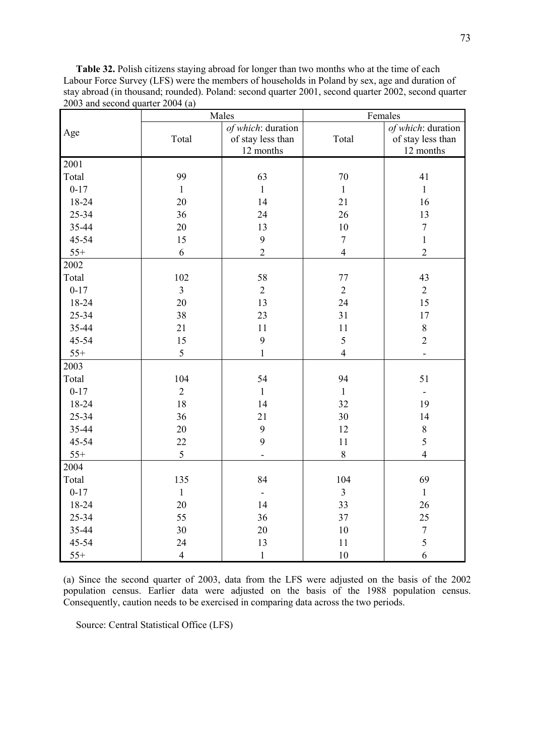**Table 32.** Polish citizens staying abroad for longer than two months who at the time of each Labour Force Survey (LFS) were the members of households in Poland by sex, age and duration of stay abroad (in thousand; rounded). Poland: second quarter 2001, second quarter 2002, second quarter 2003 and second quarter 2004 (a)

| Age | Males | | Females | |
|---|---|---|---|---|
| | Total | *of which*: duration of stay less than 12 months | Total | *of which*: duration of stay less than 12 months |
| 2001 | | | | |
| Total | 99 | 63 | 70 | 41 |
| 0-17 | 1 | 1 | 1 | 1 |
| 18-24 | 20 | 14 | 21 | 16 |
| 25-34 | 36 | 24 | 26 | 13 |
| 35-44 | 20 | 13 | 10 | 7 |
| 45-54 | 15 | 9 | 7 | 1 |
| 55+ | 6 | 2 | 4 | 2 |
| 2002 | | | | |
| Total | 102 | 58 | 77 | 43 |
| 0-17 | 3 | 2 | 2 | 2 |
| 18-24 | 20 | 13 | 24 | 15 |
| 25-34 | 38 | 23 | 31 | 17 |
| 35-44 | 21 | 11 | 11 | 8 |
| 45-54 | 15 | 9 | 5 | 2 |
| 55+ | 5 | 1 | 4 | - |
| 2003 | | | | |
| Total | 104 | 54 | 94 | 51 |
| 0-17 | 2 | 1 | 1 | - |
| 18-24 | 18 | 14 | 32 | 19 |
| 25-34 | 36 | 21 | 30 | 14 |
| 35-44 | 20 | 9 | 12 | 8 |
| 45-54 | 22 | 9 | 11 | 5 |
| 55+ | 5 | - | 8 | 4 |
| 2004 | | | | |
| Total | 135 | 84 | 104 | 69 |
| 0-17 | 1 | - | 3 | 1 |
| 18-24 | 20 | 14 | 33 | 26 |
| 25-34 | 55 | 36 | 37 | 25 |
| 35-44 | 30 | 20 | 10 | 7 |
| 45-54 | 24 | 13 | 11 | 5 |
| 55+ | 4 | 1 | 10 | 6 |

(a) Since the second quarter of 2003, data from the LFS were adjusted on the basis of the 2002 population census. Earlier data were adjusted on the basis of the 1988 population census. Consequently, caution needs to be exercised in comparing data across the two periods.

Source: Central Statistical Office (LFS)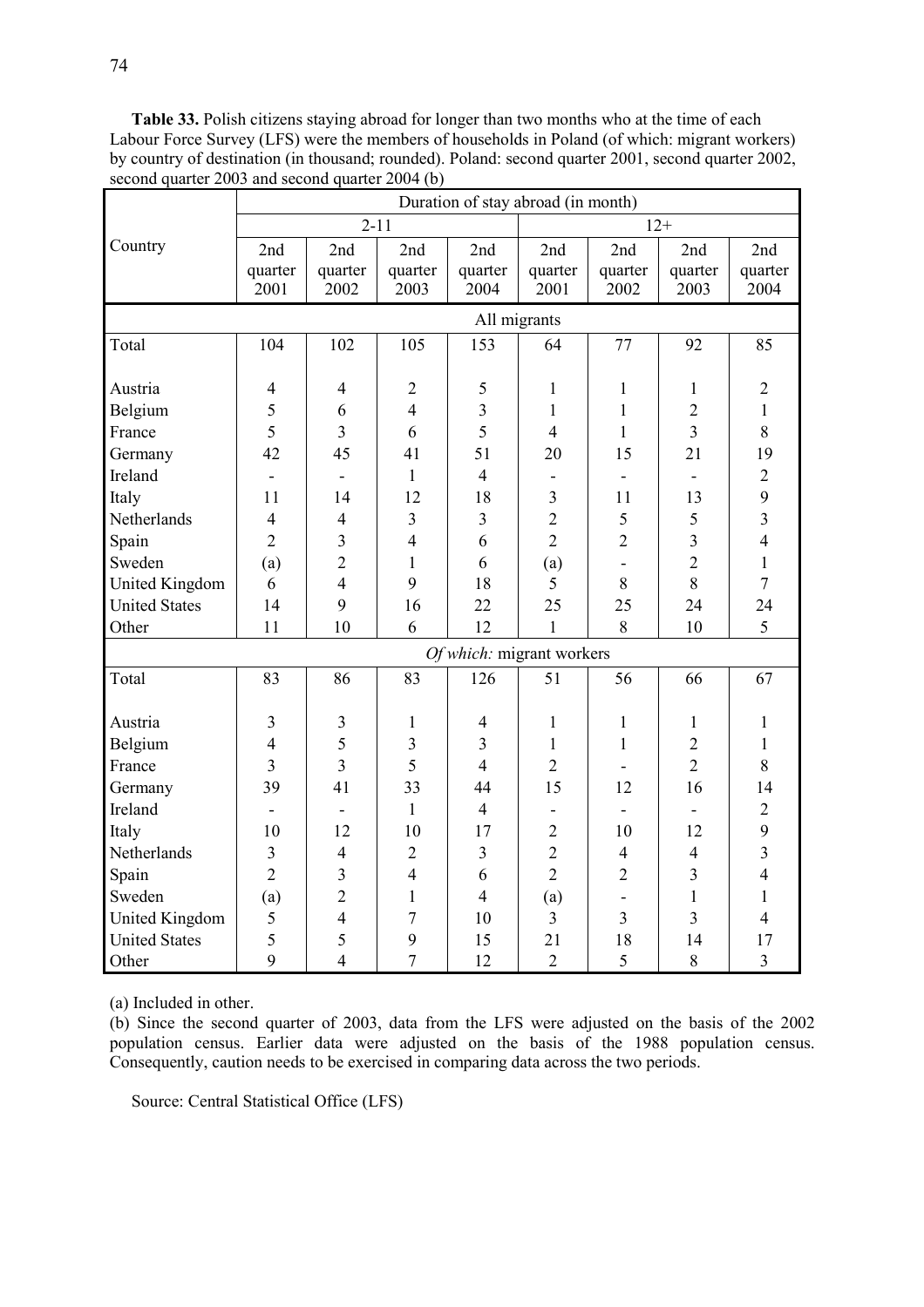**Table 33.** Polish citizens staying abroad for longer than two months who at the time of each Labour Force Survey (LFS) were the members of households in Poland (of which: migrant workers) by country of destination (in thousand; rounded). Poland: second quarter 2001, second quarter 2002, second quarter 2003 and second quarter 2004 (b)

| Country | Duration of stay abroad (in month) | | | | | | | |
|---|---|---|---|---|---|---|---|---|
| | 2-11 | | | | 12+ | | | |
| | 2nd quarter 2001 | 2nd quarter 2002 | 2nd quarter 2003 | 2nd quarter 2004 | 2nd quarter 2001 | 2nd quarter 2002 | 2nd quarter 2003 | 2nd quarter 2004 |
| | All migrants | | | | | | | |
| Total | 104 | 102 | 105 | 153 | 64 | 77 | 92 | 85 |
| Austria | 4 | 4 | 2 | 5 | 1 | 1 | 1 | 2 |
| Belgium | 5 | 6 | 4 | 3 | 1 | 1 | 2 | 1 |
| France | 5 | 3 | 6 | 5 | 4 | 1 | 3 | 8 |
| Germany | 42 | 45 | 41 | 51 | 20 | 15 | 21 | 19 |
| Ireland | - | - | 1 | 4 | - | - | - | 2 |
| Italy | 11 | 14 | 12 | 18 | 3 | 11 | 13 | 9 |
| Netherlands | 4 | 4 | 3 | 3 | 2 | 5 | 5 | 3 |
| Spain | 2 | 3 | 4 | 6 | 2 | 2 | 3 | 4 |
| Sweden | (a) | 2 | 1 | 6 | (a) | - | 2 | 1 |
| United Kingdom | 6 | 4 | 9 | 18 | 5 | 8 | 8 | 7 |
| United States | 14 | 9 | 16 | 22 | 25 | 25 | 24 | 24 |
| Other | 11 | 10 | 6 | 12 | 1 | 8 | 10 | 5 |
| | *Of which:* migrant workers | | | | | | | |
| Total | 83 | 86 | 83 | 126 | 51 | 56 | 66 | 67 |
| Austria | 3 | 3 | 1 | 4 | 1 | 1 | 1 | 1 |
| Belgium | 4 | 5 | 3 | 3 | 1 | 1 | 2 | 1 |
| France | 3 | 3 | 5 | 4 | 2 | - | 2 | 8 |
| Germany | 39 | 41 | 33 | 44 | 15 | 12 | 16 | 14 |
| Ireland | - | - | 1 | 4 | - | - | - | 2 |
| Italy | 10 | 12 | 10 | 17 | 2 | 10 | 12 | 9 |
| Netherlands | 3 | 4 | 2 | 3 | 2 | 4 | 4 | 3 |
| Spain | 2 | 3 | 4 | 6 | 2 | 2 | 3 | 4 |
| Sweden | (a) | 2 | 1 | 4 | (a) | - | 1 | 1 |
| United Kingdom | 5 | 4 | 7 | 10 | 3 | 3 | 3 | 4 |
| United States | 5 | 5 | 9 | 15 | 21 | 18 | 14 | 17 |
| Other | 9 | 4 | 7 | 12 | 2 | 5 | 8 | 3 |

(a) Included in other.

(b) Since the second quarter of 2003, data from the LFS were adjusted on the basis of the 2002 population census. Earlier data were adjusted on the basis of the 1988 population census. Consequently, caution needs to be exercised in comparing data across the two periods.

Source: Central Statistical Office (LFS)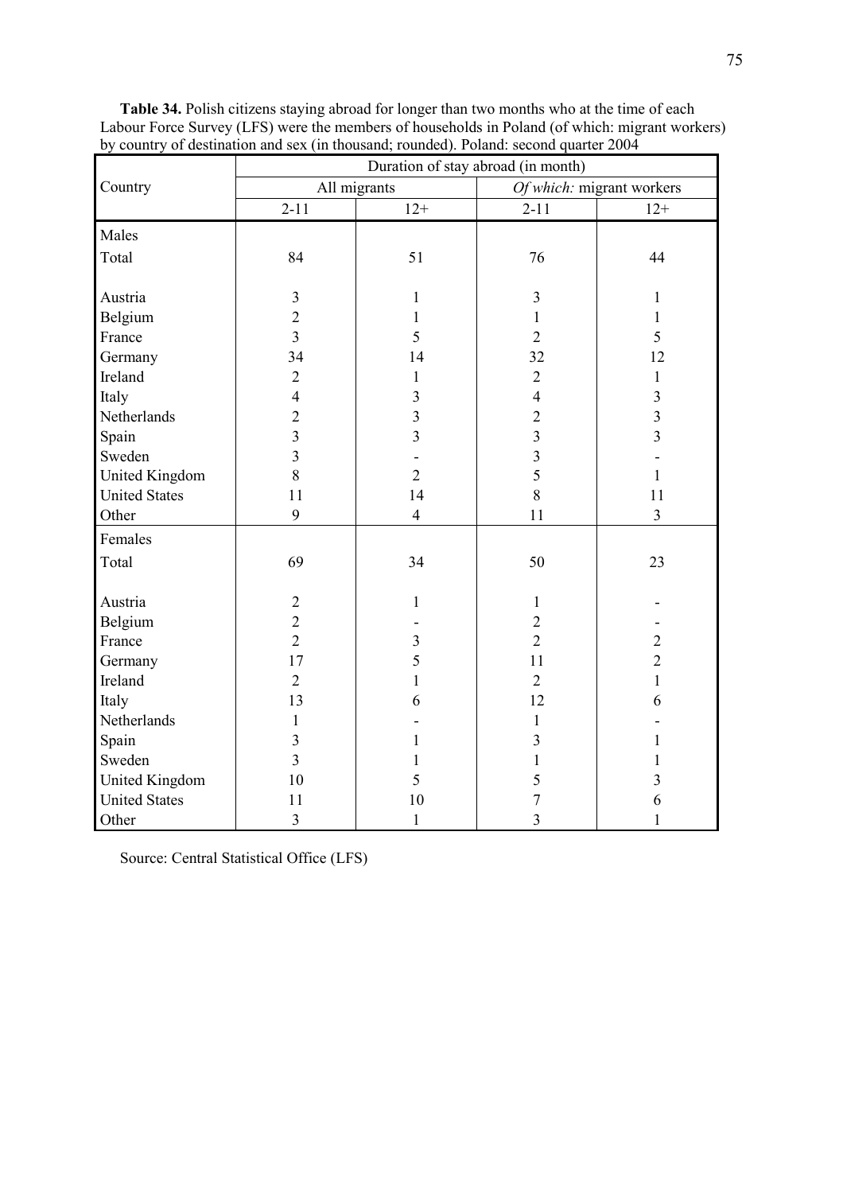**Table 34.** Polish citizens staying abroad for longer than two months who at the time of each Labour Force Survey (LFS) were the members of households in Poland (of which: migrant workers) by country of destination and sex (in thousand; rounded). Poland: second quarter 2004

| Country | Duration of stay abroad (in month) | | | |
|---|---|---|---|---|
| | All migrants | | *Of which:* migrant workers | |
| | 2-11 | 12+ | 2-11 | 12+ |
| Males | | | | |
| Total | 84 | 51 | 76 | 44 |
| Austria | 3 | 1 | 3 | 1 |
| Belgium | 2 | 1 | 1 | 1 |
| France | 3 | 5 | 2 | 5 |
| Germany | 34 | 14 | 32 | 12 |
| Ireland | 2 | 1 | 2 | 1 |
| Italy | 4 | 3 | 4 | 3 |
| Netherlands | 2 | 3 | 2 | 3 |
| Spain | 3 | 3 | 3 | 3 |
| Sweden | 3 | - | 3 | - |
| United Kingdom | 8 | 2 | 5 | 1 |
| United States | 11 | 14 | 8 | 11 |
| Other | 9 | 4 | 11 | 3 |
| Females | | | | |
| Total | 69 | 34 | 50 | 23 |
| Austria | 2 | 1 | 1 | - |
| Belgium | 2 | - | 2 | - |
| France | 2 | 3 | 2 | 2 |
| Germany | 17 | 5 | 11 | 2 |
| Ireland | 2 | 1 | 2 | 1 |
| Italy | 13 | 6 | 12 | 6 |
| Netherlands | 1 | - | 1 | - |
| Spain | 3 | 1 | 3 | 1 |
| Sweden | 3 | 1 | 1 | 1 |
| United Kingdom | 10 | 5 | 5 | 3 |
| United States | 11 | 10 | 7 | 6 |
| Other | 3 | 1 | 3 | 1 |

Source: Central Statistical Office (LFS)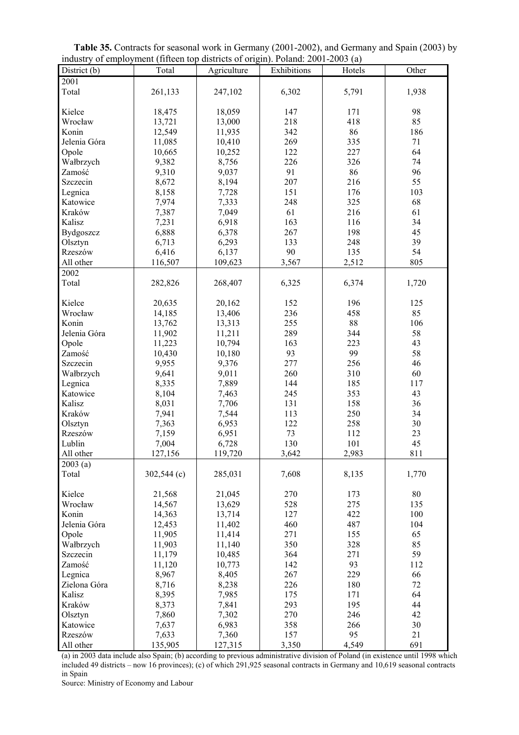**Table 35.** Contracts for seasonal work in Germany (2001-2002), and Germany and Spain (2003) by industry of employment (fifteen top districts of origin). Poland: 2001-2003 (a)

| District (b) | Total | Agriculture | Exhibitions | Hotels | Other |
|---|---|---|---|---|---|
| 2001 | | | | | |
| Total | 261,133 | 247,102 | 6,302 | 5,791 | 1,938 |
| Kielce | 18,475 | 18,059 | 147 | 171 | 98 |
| Wrocław | 13,721 | 13,000 | 218 | 418 | 85 |
| Konin | 12,549 | 11,935 | 342 | 86 | 186 |
| Jelenia Góra | 11,085 | 10,410 | 269 | 335 | 71 |
| Opole | 10,665 | 10,252 | 122 | 227 | 64 |
| Wałbrzych | 9,382 | 8,756 | 226 | 326 | 74 |
| Zamość | 9,310 | 9,037 | 91 | 86 | 96 |
| Szczecin | 8,672 | 8,194 | 207 | 216 | 55 |
| Legnica | 8,158 | 7,728 | 151 | 176 | 103 |
| Katowice | 7,974 | 7,333 | 248 | 325 | 68 |
| Kraków | 7,387 | 7,049 | 61 | 216 | 61 |
| Kalisz | 7,231 | 6,918 | 163 | 116 | 34 |
| Bydgoszcz | 6,888 | 6,378 | 267 | 198 | 45 |
| Olsztyn | 6,713 | 6,293 | 133 | 248 | 39 |
| Rzeszów | 6,416 | 6,137 | 90 | 135 | 54 |
| All other | 116,507 | 109,623 | 3,567 | 2,512 | 805 |
| 2002 | | | | | |
| Total | 282,826 | 268,407 | 6,325 | 6,374 | 1,720 |
| Kielce | 20,635 | 20,162 | 152 | 196 | 125 |
| Wrocław | 14,185 | 13,406 | 236 | 458 | 85 |
| Konin | 13,762 | 13,313 | 255 | 88 | 106 |
| Jelenia Góra | 11,902 | 11,211 | 289 | 344 | 58 |
| Opole | 11,223 | 10,794 | 163 | 223 | 43 |
| Zamość | 10,430 | 10,180 | 93 | 99 | 58 |
| Szczecin | 9,955 | 9,376 | 277 | 256 | 46 |
| Wałbrzych | 9,641 | 9,011 | 260 | 310 | 60 |
| Legnica | 8,335 | 7,889 | 144 | 185 | 117 |
| Katowice | 8,104 | 7,463 | 245 | 353 | 43 |
| Kalisz | 8,031 | 7,706 | 131 | 158 | 36 |
| Kraków | 7,941 | 7,544 | 113 | 250 | 34 |
| Olsztyn | 7,363 | 6,953 | 122 | 258 | 30 |
| Rzeszów | 7,159 | 6,951 | 73 | 112 | 23 |
| Lublin | 7,004 | 6,728 | 130 | 101 | 45 |
| All other | 127,156 | 119,720 | 3,642 | 2,983 | 811 |
| 2003 (a) | | | | | |
| Total | 302,544 (c) | 285,031 | 7,608 | 8,135 | 1,770 |
| Kielce | 21,568 | 21,045 | 270 | 173 | 80 |
| Wrocław | 14,567 | 13,629 | 528 | 275 | 135 |
| Konin | 14,363 | 13,714 | 127 | 422 | 100 |
| Jelenia Góra | 12,453 | 11,402 | 460 | 487 | 104 |
| Opole | 11,905 | 11,414 | 271 | 155 | 65 |
| Wałbrzych | 11,903 | 11,140 | 350 | 328 | 85 |
| Szczecin | 11,179 | 10,485 | 364 | 271 | 59 |
| Zamość | 11,120 | 10,773 | 142 | 93 | 112 |
| Legnica | 8,967 | 8,405 | 267 | 229 | 66 |
| Zielona Góra | 8,716 | 8,238 | 226 | 180 | 72 |
| Kalisz | 8,395 | 7,985 | 175 | 171 | 64 |
| Kraków | 8,373 | 7,841 | 293 | 195 | 44 |
| Olsztyn | 7,860 | 7,302 | 270 | 246 | 42 |
| Katowice | 7,637 | 6,983 | 358 | 266 | 30 |
| Rzeszów | 7,633 | 7,360 | 157 | 95 | 21 |
| All other | 135,905 | 127,315 | 3,350 | 4,549 | 691 |

(a) in 2003 data include also Spain; (b) according to previous administrative division of Poland (in existence until 1998 which included 49 districts – now 16 provinces); (c) of which 291,925 seasonal contracts in Germany and 10,619 seasonal contracts in Spain

Source: Ministry of Economy and Labour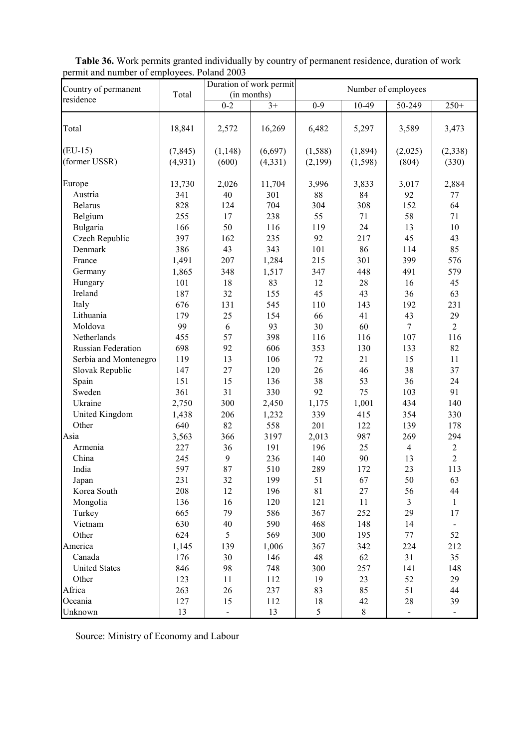**Table 36.** Work permits granted individually by country of permanent residence, duration of work permit and number of employees. Poland 2003

| Country of permanent residence | Total | Duration of work permit (in months) | | Number of employees | | | |
|---|---|---|---|---|---|---|---|
| | | 0-2 | 3+ | 0-9 | 10-49 | 50-249 | 250+ |
| Total | 18,841 | 2,572 | 16,269 | 6,482 | 5,297 | 3,589 | 3,473 |
| (EU-15) | (7,845) | (1,148) | (6,697) | (1,588) | (1,894) | (2,025) | (2,338) |
| (former USSR) | (4,931) | (600) | (4,331) | (2,199) | (1,598) | (804) | (330) |
| Europe | 13,730 | 2,026 | 11,704 | 3,996 | 3,833 | 3,017 | 2,884 |
| Austria | 341 | 40 | 301 | 88 | 84 | 92 | 77 |
| Belarus | 828 | 124 | 704 | 304 | 308 | 152 | 64 |
| Belgium | 255 | 17 | 238 | 55 | 71 | 58 | 71 |
| Bulgaria | 166 | 50 | 116 | 119 | 24 | 13 | 10 |
| Czech Republic | 397 | 162 | 235 | 92 | 217 | 45 | 43 |
| Denmark | 386 | 43 | 343 | 101 | 86 | 114 | 85 |
| France | 1,491 | 207 | 1,284 | 215 | 301 | 399 | 576 |
| Germany | 1,865 | 348 | 1,517 | 347 | 448 | 491 | 579 |
| Hungary | 101 | 18 | 83 | 12 | 28 | 16 | 45 |
| Ireland | 187 | 32 | 155 | 45 | 43 | 36 | 63 |
| Italy | 676 | 131 | 545 | 110 | 143 | 192 | 231 |
| Lithuania | 179 | 25 | 154 | 66 | 41 | 43 | 29 |
| Moldova | 99 | 6 | 93 | 30 | 60 | 7 | 2 |
| Netherlands | 455 | 57 | 398 | 116 | 116 | 107 | 116 |
| Russian Federation | 698 | 92 | 606 | 353 | 130 | 133 | 82 |
| Serbia and Montenegro | 119 | 13 | 106 | 72 | 21 | 15 | 11 |
| Slovak Republic | 147 | 27 | 120 | 26 | 46 | 38 | 37 |
| Spain | 151 | 15 | 136 | 38 | 53 | 36 | 24 |
| Sweden | 361 | 31 | 330 | 92 | 75 | 103 | 91 |
| Ukraine | 2,750 | 300 | 2,450 | 1,175 | 1,001 | 434 | 140 |
| United Kingdom | 1,438 | 206 | 1,232 | 339 | 415 | 354 | 330 |
| Other | 640 | 82 | 558 | 201 | 122 | 139 | 178 |
| Asia | 3,563 | 366 | 3197 | 2,013 | 987 | 269 | 294 |
| Armenia | 227 | 36 | 191 | 196 | 25 | 4 | 2 |
| China | 245 | 9 | 236 | 140 | 90 | 13 | 2 |
| India | 597 | 87 | 510 | 289 | 172 | 23 | 113 |
| Japan | 231 | 32 | 199 | 51 | 67 | 50 | 63 |
| Korea South | 208 | 12 | 196 | 81 | 27 | 56 | 44 |
| Mongolia | 136 | 16 | 120 | 121 | 11 | 3 | 1 |
| Turkey | 665 | 79 | 586 | 367 | 252 | 29 | 17 |
| Vietnam | 630 | 40 | 590 | 468 | 148 | 14 | - |
| Other | 624 | 5 | 569 | 300 | 195 | 77 | 52 |
| America | 1,145 | 139 | 1,006 | 367 | 342 | 224 | 212 |
| Canada | 176 | 30 | 146 | 48 | 62 | 31 | 35 |
| United States | 846 | 98 | 748 | 300 | 257 | 141 | 148 |
| Other | 123 | 11 | 112 | 19 | 23 | 52 | 29 |
| Africa | 263 | 26 | 237 | 83 | 85 | 51 | 44 |
| Oceania | 127 | 15 | 112 | 18 | 42 | 28 | 39 |
| Unknown | 13 | - | 13 | 5 | 8 | - | - |

Source: Ministry of Economy and Labour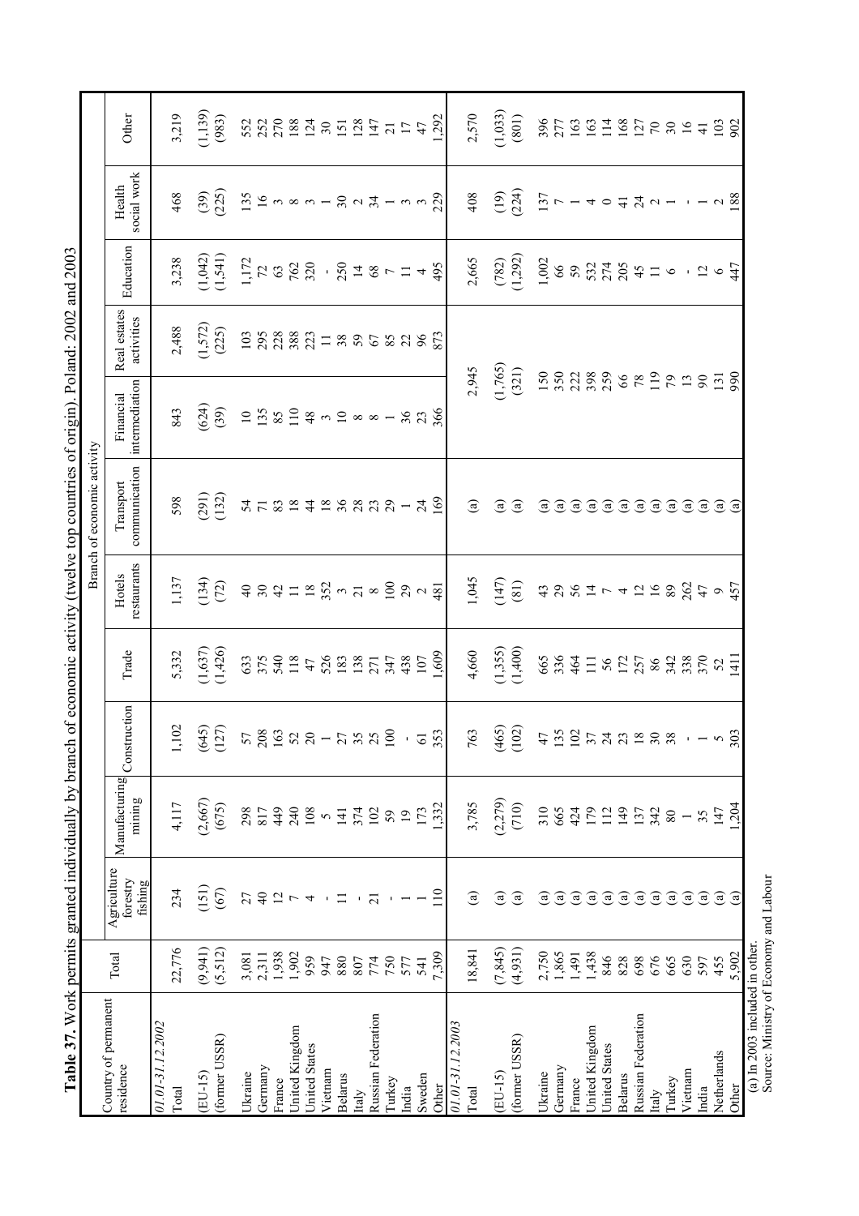**Table 37.** Work permits granted individually by branch of economic activity (twelve top countries of origin). Poland: 2002 and 2003

| Country of permanent residence | Total | Branch of economic activity | | | | | | | | | | |
|---|---|---|---|---|---|---|---|---|---|---|---|---|
| | | Agriculture forestry fishing | Manufacturing mining | Construction | Trade | Hotels restaurants | Transport communication | Financial intermediation | Real estates activities | Education | Health social work | Other |
| *01.01-31.12.2002* | | | | | | | | | | | | |
| Total | 22,776 | 234 | 4,117 | 1,102 | 5,332 | 1,137 | 598 | 843 | 2,488 | 3,238 | 468 | 3,219 |
| (EU-15) | (9,941) | (151) | (2,667) | (645) | (1,637) | (134) | (291) | (624) | (1,572) | (1,042) | (39) | (1,139) |
| (former USSR) | (5,512) | (67) | (675) | (127) | (1,426) | (72) | (132) | (39) | (225) | (1,541) | (225) | (983) |
| Ukraine | 3,081 | 27 | 298 | 57 | 633 | 40 | 54 | 10 | 103 | 1,172 | 135 | 552 |
| Germany | 2,311 | 40 | 817 | 208 | 375 | 30 | 71 | 135 | 295 | 72 | 16 | 252 |
| France | 1,938 | 12 | 449 | 163 | 540 | 42 | 83 | 85 | 228 | 63 | 3 | 270 |
| United Kingdom | 1,902 | 7 | 240 | 52 | 118 | 11 | 18 | 110 | 388 | 762 | 8 | 188 |
| United States | 959 | 4 | 108 | 20 | 47 | 18 | 44 | 48 | 223 | 320 | 3 | 124 |
| Vietnam | 947 | - | 5 | 1 | 526 | 352 | 18 | 3 | 11 | - | 1 | 30 |
| Belarus | 880 | 11 | 141 | 27 | 183 | 3 | 36 | 10 | 38 | 250 | 30 | 151 |
| Italy | 807 | - | 374 | 35 | 138 | 21 | 28 | 8 | 59 | 14 | 2 | 128 |
| Russian Federation | 774 | 21 | 102 | 25 | 271 | 8 | 23 | 8 | 67 | 68 | 34 | 147 |
| Turkey | 750 | - | 59 | 100 | 347 | 100 | 29 | 1 | 85 | 7 | 1 | 21 |
| India | 577 | 1 | 19 | - | 438 | 29 | 1 | 36 | 22 | 11 | 3 | 17 |
| Sweden | 541 | 1 | 173 | 61 | 107 | 2 | 24 | 23 | 96 | 4 | 3 | 47 |
| Other | 7,309 | 110 | 1,332 | 353 | 1,609 | 481 | 169 | 366 | 873 | 495 | 229 | 1,292 |
| *01.01-31.12.2003* | | | | | | | | | | | | |
| Total | 18,841 | (a) | 3,785 | 763 | 4,660 | 1,045 | (a) | 2,945 | | 2,665 | 408 | 2,570 |
| (EU-15) | (7,845) | (a) | (2,279) | (465) | (1,355) | (147) | (a) | (1,765) | | (782) | (19) | (1,033) |
| (former USSR) | (4,931) | (a) | (710) | (102) | (1,400) | (81) | (a) | (321) | | (1,292) | (224) | (801) |
| Ukraine | 2,750 | (a) | 310 | 47 | 665 | 43 | (a) | 150 | | 1,002 | 137 | 396 |
| Germany | 1,865 | (a) | 665 | 135 | 336 | 29 | (a) | 350 | | 66 | 7 | 277 |
| France | 1,491 | (a) | 424 | 102 | 464 | 56 | (a) | 222 | | 59 | 1 | 163 |
| United Kingdom | 1,438 | (a) | 179 | 37 | 111 | 14 | (a) | 398 | | 532 | 4 | 163 |
| United States | 846 | (a) | 112 | 24 | 56 | 7 | (a) | 259 | | 274 | 0 | 114 |
| Belarus | 828 | (a) | 149 | 23 | 172 | 4 | (a) | 66 | | 205 | 41 | 168 |
| Russian Federation | 698 | (a) | 137 | 18 | 257 | 12 | (a) | 78 | | 45 | 24 | 127 |
| Italy | 676 | (a) | 342 | 30 | 86 | 16 | (a) | 119 | | 11 | 2 | 70 |
| Turkey | 665 | (a) | 80 | 38 | 342 | 89 | (a) | 79 | | 6 | 1 | 30 |
| Vietnam | 630 | (a) | 1 | - | 338 | 262 | (a) | 13 | | - | - | 16 |
| India | 597 | (a) | 35 | 1 | 370 | 47 | (a) | 90 | | 12 | 1 | 41 |
| Netherlands | 455 | (a) | 147 | 5 | 52 | 9 | (a) | 131 | | 6 | 2 | 103 |
| Other | 5,902 | (a) | 1,204 | 303 | 1411 | 457 | (a) | 990 | | 447 | 188 | 902 |

(a) In 2003 included in other.
Source: Ministry of Economy and Labour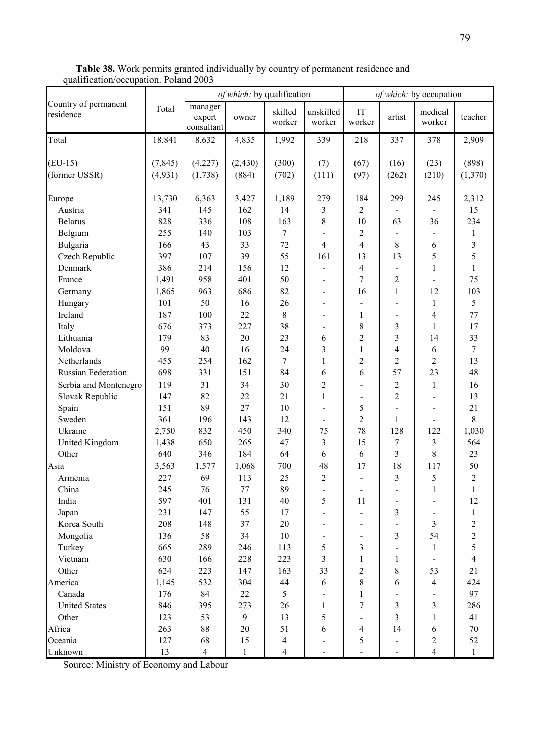**Table 38.** Work permits granted individually by country of permanent residence and qualification/occupation. Poland 2003

| Country of permanent residence | Total | *of which:* by qualification | | | | *of which:* by occupation | | | |
|---|---|---|---|---|---|---|---|---|---|
| | | manager expert consultant | owner | skilled worker | unskilled worker | IT worker | artist | medical worker | teacher |
| Total | 18,841 | 8,632 | 4,835 | 1,992 | 339 | 218 | 337 | 378 | 2,909 |
| (EU-15) | (7,845) | (4,227) | (2,430) | (300) | (7) | (67) | (16) | (23) | (898) |
| (former USSR) | (4,931) | (1,738) | (884) | (702) | (111) | (97) | (262) | (210) | (1,370) |
| Europe | 13,730 | 6,363 | 3,427 | 1,189 | 279 | 184 | 299 | 245 | 2,312 |
| Austria | 341 | 145 | 162 | 14 | 3 | 2 | - | - | 15 |
| Belarus | 828 | 336 | 108 | 163 | 8 | 10 | 63 | 36 | 234 |
| Belgium | 255 | 140 | 103 | 7 | - | 2 | - | - | 1 |
| Bulgaria | 166 | 43 | 33 | 72 | 4 | 4 | 8 | 6 | 3 |
| Czech Republic | 397 | 107 | 39 | 55 | 161 | 13 | 13 | 5 | 5 |
| Denmark | 386 | 214 | 156 | 12 | - | 4 | - | 1 | 1 |
| France | 1,491 | 958 | 401 | 50 | - | 7 | 2 | - | 75 |
| Germany | 1,865 | 963 | 686 | 82 | - | 16 | 1 | 12 | 103 |
| Hungary | 101 | 50 | 16 | 26 | - | - | - | 1 | 5 |
| Ireland | 187 | 100 | 22 | 8 | - | 1 | - | 4 | 77 |
| Italy | 676 | 373 | 227 | 38 | - | 8 | 3 | 1 | 17 |
| Lithuania | 179 | 83 | 20 | 23 | 6 | 2 | 3 | 14 | 33 |
| Moldova | 99 | 40 | 16 | 24 | 3 | 1 | 4 | 6 | 7 |
| Netherlands | 455 | 254 | 162 | 7 | 1 | 2 | 2 | 2 | 13 |
| Russian Federation | 698 | 331 | 151 | 84 | 6 | 6 | 57 | 23 | 48 |
| Serbia and Montenegro | 119 | 31 | 34 | 30 | 2 | - | 2 | 1 | 16 |
| Slovak Republic | 147 | 82 | 22 | 21 | 1 | - | 2 | - | 13 |
| Spain | 151 | 89 | 27 | 10 | - | 5 | - | - | 21 |
| Sweden | 361 | 196 | 143 | 12 | - | 2 | 1 | - | 8 |
| Ukraine | 2,750 | 832 | 450 | 340 | 75 | 78 | 128 | 122 | 1,030 |
| United Kingdom | 1,438 | 650 | 265 | 47 | 3 | 15 | 7 | 3 | 564 |
| Other | 640 | 346 | 184 | 64 | 6 | 6 | 3 | 8 | 23 |
| Asia | 3,563 | 1,577 | 1,068 | 700 | 48 | 17 | 18 | 117 | 50 |
| Armenia | 227 | 69 | 113 | 25 | 2 | - | 3 | 5 | 2 |
| China | 245 | 76 | 77 | 89 | - | - | - | 1 | 1 |
| India | 597 | 401 | 131 | 40 | 5 | 11 | - | - | 12 |
| Japan | 231 | 147 | 55 | 17 | - | - | 3 | - | 1 |
| Korea South | 208 | 148 | 37 | 20 | - | - | - | 3 | 2 |
| Mongolia | 136 | 58 | 34 | 10 | - | - | 3 | 54 | 2 |
| Turkey | 665 | 289 | 246 | 113 | 5 | 3 | - | 1 | 5 |
| Vietnam | 630 | 166 | 228 | 223 | 3 | 1 | 1 | - | 4 |
| Other | 624 | 223 | 147 | 163 | 33 | 2 | 8 | 53 | 21 |
| America | 1,145 | 532 | 304 | 44 | 6 | 8 | 6 | 4 | 424 |
| Canada | 176 | 84 | 22 | 5 | - | 1 | - | - | 97 |
| United States | 846 | 395 | 273 | 26 | 1 | 7 | 3 | 3 | 286 |
| Other | 123 | 53 | 9 | 13 | 5 | - | 3 | 1 | 41 |
| Africa | 263 | 88 | 20 | 51 | 6 | 4 | 14 | 6 | 70 |
| Oceania | 127 | 68 | 15 | 4 | - | 5 | - | 2 | 52 |
| Unknown | 13 | 4 | 1 | 4 | - | - | - | 4 | 1 |

Source: Ministry of Economy and Labour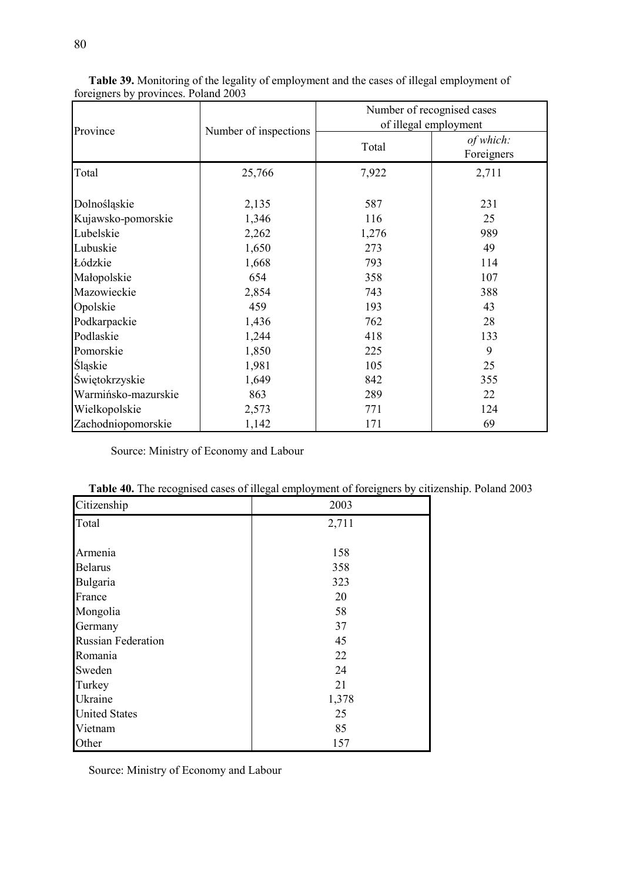**Table 39.** Monitoring of the legality of employment and the cases of illegal employment of foreigners by provinces. Poland 2003

| Province | Number of inspections | Number of recognised cases of illegal employment | |
|---|---|---|---|
| | | Total | *of which:* Foreigners |
| Total | 25,766 | 7,922 | 2,711 |
| Dolnośląskie | 2,135 | 587 | 231 |
| Kujawsko-pomorskie | 1,346 | 116 | 25 |
| Lubelskie | 2,262 | 1,276 | 989 |
| Lubuskie | 1,650 | 273 | 49 |
| Łódzkie | 1,668 | 793 | 114 |
| Małopolskie | 654 | 358 | 107 |
| Mazowieckie | 2,854 | 743 | 388 |
| Opolskie | 459 | 193 | 43 |
| Podkarpackie | 1,436 | 762 | 28 |
| Podlaskie | 1,244 | 418 | 133 |
| Pomorskie | 1,850 | 225 | 9 |
| Śląskie | 1,981 | 105 | 25 |
| Świętokrzyskie | 1,649 | 842 | 355 |
| Warmińsko-mazurskie | 863 | 289 | 22 |
| Wielkopolskie | 2,573 | 771 | 124 |
| Zachodniopomorskie | 1,142 | 171 | 69 |

Source: Ministry of Economy and Labour

**Table 40.** The recognised cases of illegal employment of foreigners by citizenship. Poland 2003

| Citizenship | 2003 |
|---|---|
| Total | 2,711 |
| Armenia | 158 |
| Belarus | 358 |
| Bulgaria | 323 |
| France | 20 |
| Mongolia | 58 |
| Germany | 37 |
| Russian Federation | 45 |
| Romania | 22 |
| Sweden | 24 |
| Turkey | 21 |
| Ukraine | 1,378 |
| United States | 25 |
| Vietnam | 85 |
| Other | 157 |

Source: Ministry of Economy and Labour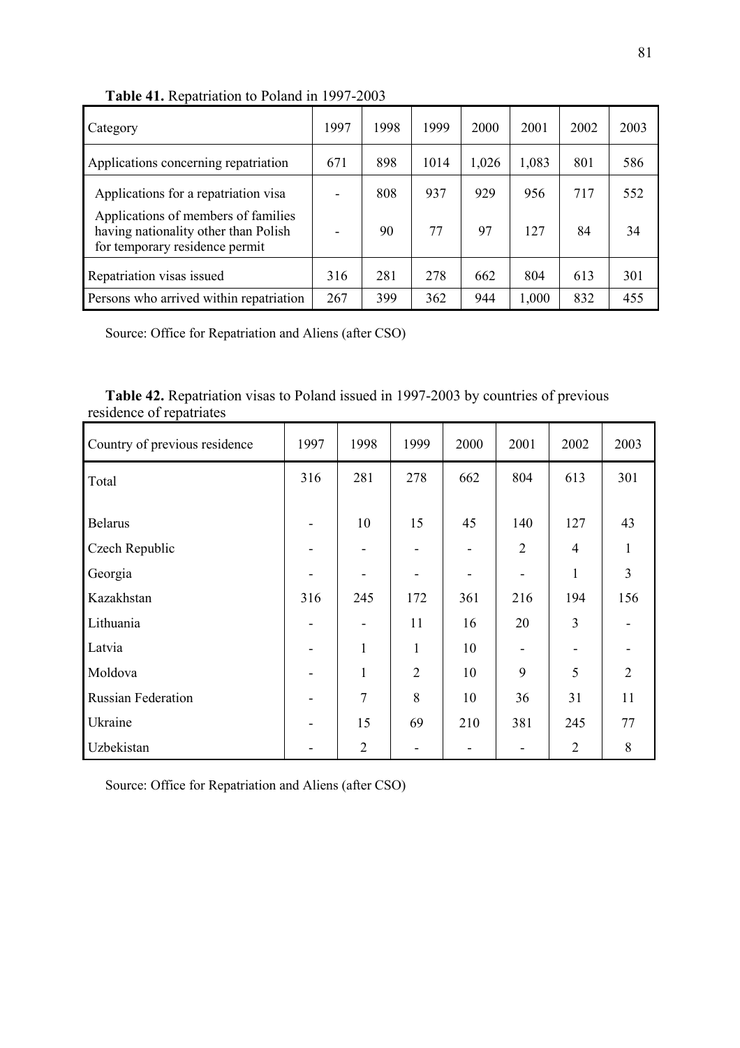**Table 41.** Repatriation to Poland in 1997-2003

| Category | 1997 | 1998 | 1999 | 2000 | 2001 | 2002 | 2003 |
|---|---|---|---|---|---|---|---|
| Applications concerning repatriation | 671 | 898 | 1014 | 1,026 | 1,083 | 801 | 586 |
| Applications for a repatriation visa | - | 808 | 937 | 929 | 956 | 717 | 552 |
| Applications of members of families having nationality other than Polish for temporary residence permit | - | 90 | 77 | 97 | 127 | 84 | 34 |
| Repatriation visas issued | 316 | 281 | 278 | 662 | 804 | 613 | 301 |
| Persons who arrived within repatriation | 267 | 399 | 362 | 944 | 1,000 | 832 | 455 |

Source: Office for Repatriation and Aliens (after CSO)

**Table 42.** Repatriation visas to Poland issued in 1997-2003 by countries of previous residence of repatriates

| Country of previous residence | 1997 | 1998 | 1999 | 2000 | 2001 | 2002 | 2003 |
|---|---|---|---|---|---|---|---|
| Total | 316 | 281 | 278 | 662 | 804 | 613 | 301 |
| Belarus | - | 10 | 15 | 45 | 140 | 127 | 43 |
| Czech Republic | - | - | - | - | 2 | 4 | 1 |
| Georgia | - | - | - | - | - | 1 | 3 |
| Kazakhstan | 316 | 245 | 172 | 361 | 216 | 194 | 156 |
| Lithuania | - | - | 11 | 16 | 20 | 3 | - |
| Latvia | - | 1 | 1 | 10 | - | - | - |
| Moldova | - | 1 | 2 | 10 | 9 | 5 | 2 |
| Russian Federation | - | 7 | 8 | 10 | 36 | 31 | 11 |
| Ukraine | - | 15 | 69 | 210 | 381 | 245 | 77 |
| Uzbekistan | - | 2 | - | - | - | 2 | 8 |

Source: Office for Repatriation and Aliens (after CSO)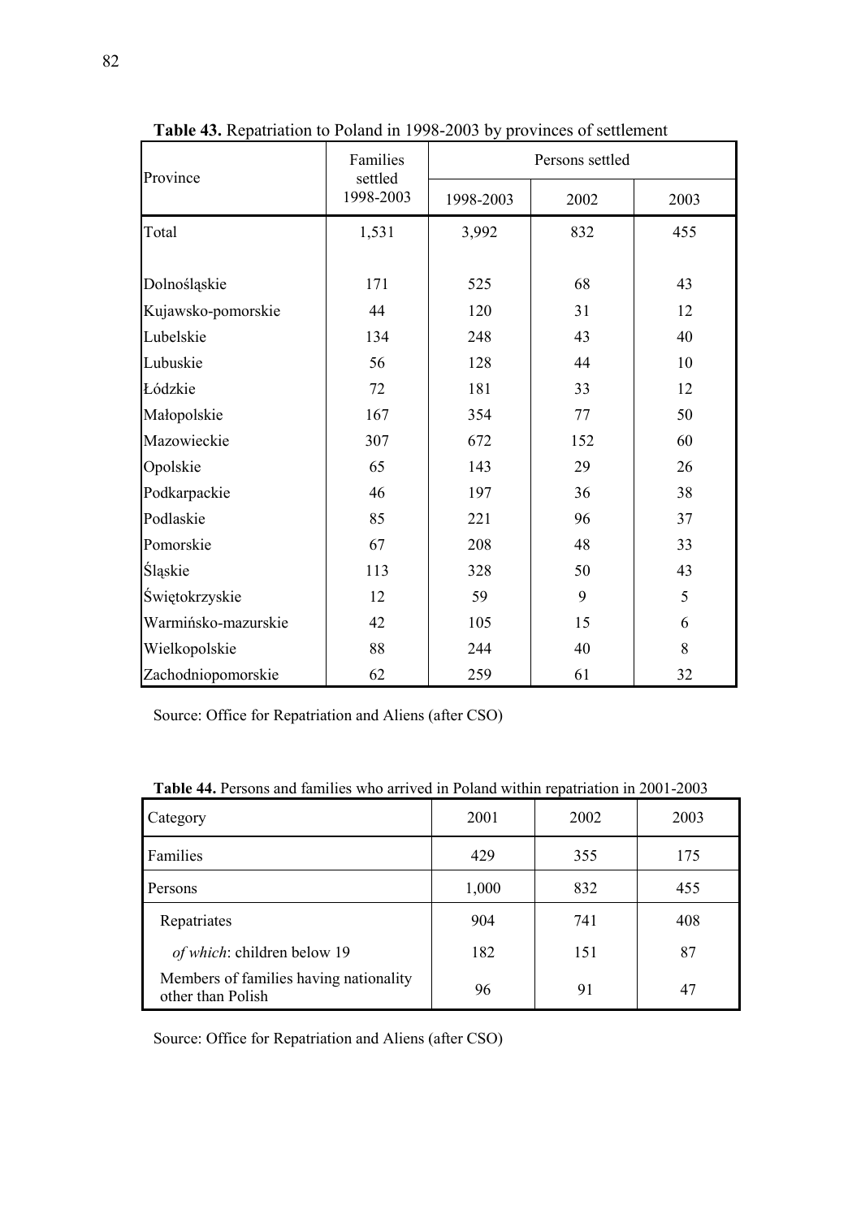**Table 43.** Repatriation to Poland in 1998-2003 by provinces of settlement

| Province | Families settled 1998-2003 | Persons settled | | |
|---|---|---|---|---|
| | | 1998-2003 | 2002 | 2003 |
| Total | 1,531 | 3,992 | 832 | 455 |
| Dolnośląskie | 171 | 525 | 68 | 43 |
| Kujawsko-pomorskie | 44 | 120 | 31 | 12 |
| Lubelskie | 134 | 248 | 43 | 40 |
| Lubuskie | 56 | 128 | 44 | 10 |
| Łódzkie | 72 | 181 | 33 | 12 |
| Małopolskie | 167 | 354 | 77 | 50 |
| Mazowieckie | 307 | 672 | 152 | 60 |
| Opolskie | 65 | 143 | 29 | 26 |
| Podkarpackie | 46 | 197 | 36 | 38 |
| Podlaskie | 85 | 221 | 96 | 37 |
| Pomorskie | 67 | 208 | 48 | 33 |
| Śląskie | 113 | 328 | 50 | 43 |
| Świętokrzyskie | 12 | 59 | 9 | 5 |
| Warmińsko-mazurskie | 42 | 105 | 15 | 6 |
| Wielkopolskie | 88 | 244 | 40 | 8 |
| Zachodniopomorskie | 62 | 259 | 61 | 32 |

Source: Office for Repatriation and Aliens (after CSO)

**Table 44.** Persons and families who arrived in Poland within repatriation in 2001-2003

| Category | 2001 | 2002 | 2003 |
|---|---|---|---|
| Families | 429 | 355 | 175 |
| Persons | 1,000 | 832 | 455 |
| Repatriates | 904 | 741 | 408 |
| *of which*: children below 19 | 182 | 151 | 87 |
| Members of families having nationality other than Polish | 96 | 91 | 47 |

Source: Office for Repatriation and Aliens (after CSO)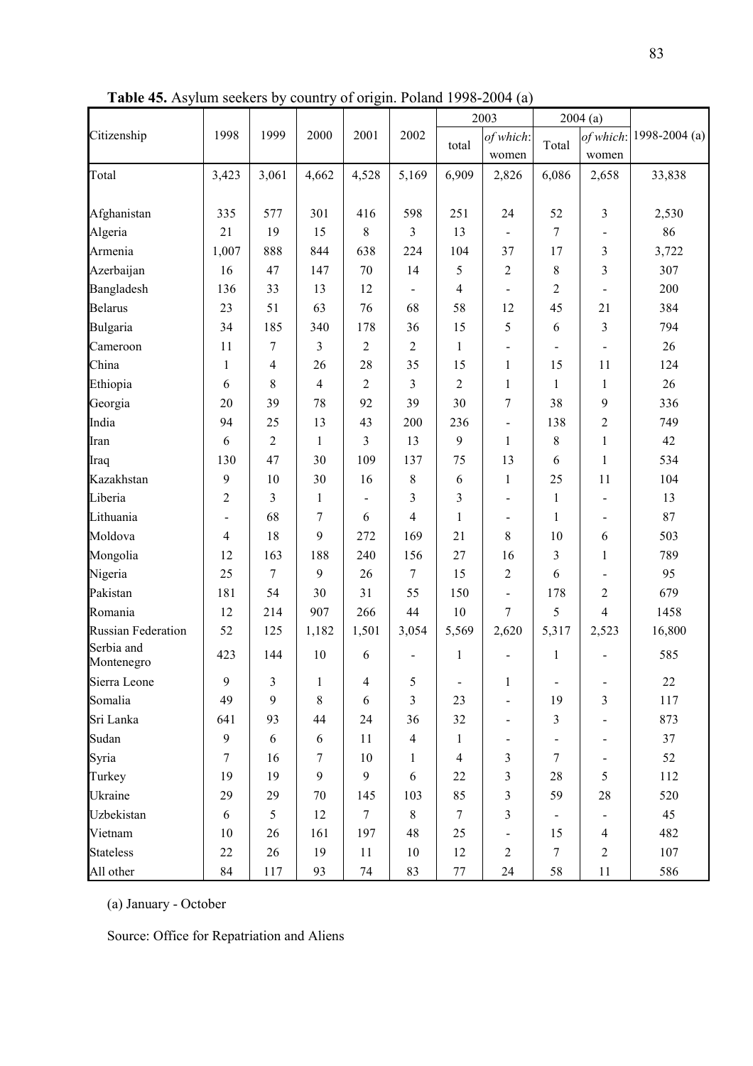**Table 45.** Asylum seekers by country of origin. Poland 1998-2004 (a)

| Citizenship | 1998 | 1999 | 2000 | 2001 | 2002 | 2003 | | 2004 (a) | | 1998-2004 (a) |
|---|---|---|---|---|---|---|---|---|---|---|
| | | | | | | total | *of which*: women | Total | *of which*: women | |
| Total | 3,423 | 3,061 | 4,662 | 4,528 | 5,169 | 6,909 | 2,826 | 6,086 | 2,658 | 33,838 |
| Afghanistan | 335 | 577 | 301 | 416 | 598 | 251 | 24 | 52 | 3 | 2,530 |
| Algeria | 21 | 19 | 15 | 8 | 3 | 13 | - | 7 | - | 86 |
| Armenia | 1,007 | 888 | 844 | 638 | 224 | 104 | 37 | 17 | 3 | 3,722 |
| Azerbaijan | 16 | 47 | 147 | 70 | 14 | 5 | 2 | 8 | 3 | 307 |
| Bangladesh | 136 | 33 | 13 | 12 | - | 4 | - | 2 | - | 200 |
| Belarus | 23 | 51 | 63 | 76 | 68 | 58 | 12 | 45 | 21 | 384 |
| Bulgaria | 34 | 185 | 340 | 178 | 36 | 15 | 5 | 6 | 3 | 794 |
| Cameroon | 11 | 7 | 3 | 2 | 2 | 1 | - | - | - | 26 |
| China | 1 | 4 | 26 | 28 | 35 | 15 | 1 | 15 | 11 | 124 |
| Ethiopia | 6 | 8 | 4 | 2 | 3 | 2 | 1 | 1 | 1 | 26 |
| Georgia | 20 | 39 | 78 | 92 | 39 | 30 | 7 | 38 | 9 | 336 |
| India | 94 | 25 | 13 | 43 | 200 | 236 | - | 138 | 2 | 749 |
| Iran | 6 | 2 | 1 | 3 | 13 | 9 | 1 | 8 | 1 | 42 |
| Iraq | 130 | 47 | 30 | 109 | 137 | 75 | 13 | 6 | 1 | 534 |
| Kazakhstan | 9 | 10 | 30 | 16 | 8 | 6 | 1 | 25 | 11 | 104 |
| Liberia | 2 | 3 | 1 | - | 3 | 3 | - | 1 | - | 13 |
| Lithuania | - | 68 | 7 | 6 | 4 | 1 | - | 1 | - | 87 |
| Moldova | 4 | 18 | 9 | 272 | 169 | 21 | 8 | 10 | 6 | 503 |
| Mongolia | 12 | 163 | 188 | 240 | 156 | 27 | 16 | 3 | 1 | 789 |
| Nigeria | 25 | 7 | 9 | 26 | 7 | 15 | 2 | 6 | - | 95 |
| Pakistan | 181 | 54 | 30 | 31 | 55 | 150 | - | 178 | 2 | 679 |
| Romania | 12 | 214 | 907 | 266 | 44 | 10 | 7 | 5 | 4 | 1458 |
| Russian Federation | 52 | 125 | 1,182 | 1,501 | 3,054 | 5,569 | 2,620 | 5,317 | 2,523 | 16,800 |
| Serbia and Montenegro | 423 | 144 | 10 | 6 | - | 1 | - | 1 | - | 585 |
| Sierra Leone | 9 | 3 | 1 | 4 | 5 | - | 1 | - | - | 22 |
| Somalia | 49 | 9 | 8 | 6 | 3 | 23 | - | 19 | 3 | 117 |
| Sri Lanka | 641 | 93 | 44 | 24 | 36 | 32 | - | 3 | - | 873 |
| Sudan | 9 | 6 | 6 | 11 | 4 | 1 | - | - | - | 37 |
| Syria | 7 | 16 | 7 | 10 | 1 | 4 | 3 | 7 | - | 52 |
| Turkey | 19 | 19 | 9 | 9 | 6 | 22 | 3 | 28 | 5 | 112 |
| Ukraine | 29 | 29 | 70 | 145 | 103 | 85 | 3 | 59 | 28 | 520 |
| Uzbekistan | 6 | 5 | 12 | 7 | 8 | 7 | 3 | - | - | 45 |
| Vietnam | 10 | 26 | 161 | 197 | 48 | 25 | - | 15 | 4 | 482 |
| Stateless | 22 | 26 | 19 | 11 | 10 | 12 | 2 | 7 | 2 | 107 |
| All other | 84 | 117 | 93 | 74 | 83 | 77 | 24 | 58 | 11 | 586 |

(a) January - October

Source: Office for Repatriation and Aliens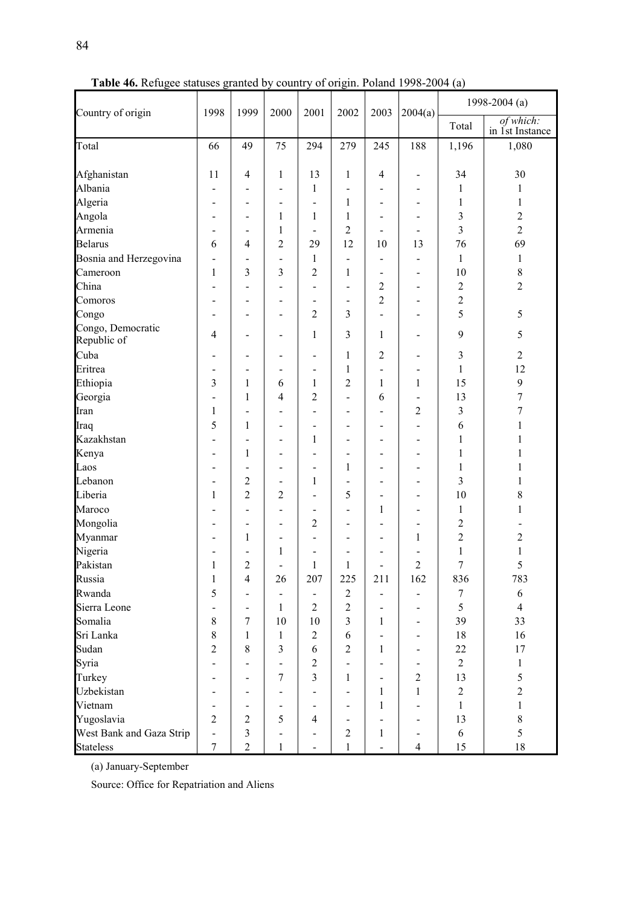**Table 46.** Refugee statuses granted by country of origin. Poland 1998-2004 (a)

| Country of origin | 1998 | 1999 | 2000 | 2001 | 2002 | 2003 | 2004(a) | 1998-2004 (a) | |
|---|---|---|---|---|---|---|---|---|---|
| | | | | | | | | Total | *of which:* in 1st Instance |
| Total | 66 | 49 | 75 | 294 | 279 | 245 | 188 | 1,196 | 1,080 |
| Afghanistan | 11 | 4 | 1 | 13 | 1 | 4 | - | 34 | 30 |
| Albania | - | - | - | 1 | - | - | - | 1 | 1 |
| Algeria | - | - | - | - | 1 | - | - | 1 | 1 |
| Angola | - | - | 1 | 1 | 1 | - | - | 3 | 2 |
| Armenia | - | - | 1 | - | 2 | - | - | 3 | 2 |
| Belarus | 6 | 4 | 2 | 29 | 12 | 10 | 13 | 76 | 69 |
| Bosnia and Herzegovina | - | - | - | 1 | - | - | - | 1 | 1 |
| Cameroon | 1 | 3 | 3 | 2 | 1 | - | - | 10 | 8 |
| China | - | - | - | - | - | 2 | - | 2 | 2 |
| Comoros | - | - | - | - | - | 2 | - | 2 | |
| Congo | - | - | - | 2 | 3 | - | - | 5 | 5 |
| Congo, Democratic Republic of | 4 | - | - | 1 | 3 | 1 | - | 9 | 5 |
| Cuba | - | - | - | - | 1 | 2 | - | 3 | 2 |
| Eritrea | - | - | - | - | 1 | - | - | 1 | 12 |
| Ethiopia | 3 | 1 | 6 | 1 | 2 | 1 | 1 | 15 | 9 |
| Georgia | - | 1 | 4 | 2 | - | 6 | - | 13 | 7 |
| Iran | 1 | - | - | - | - | - | 2 | 3 | 7 |
| Iraq | 5 | 1 | - | - | - | - | - | 6 | 1 |
| Kazakhstan | - | - | - | 1 | - | - | - | 1 | 1 |
| Kenya | - | 1 | - | - | - | - | - | 1 | 1 |
| Laos | - | - | - | - | 1 | - | - | 1 | 1 |
| Lebanon | - | 2 | - | 1 | - | - | - | 3 | 1 |
| Liberia | 1 | 2 | 2 | - | 5 | - | - | 10 | 8 |
| Maroco | - | - | - | - | - | 1 | - | 1 | 1 |
| Mongolia | - | - | - | 2 | - | - | - | 2 | - |
| Myanmar | - | 1 | - | - | - | - | 1 | 2 | 2 |
| Nigeria | - | - | 1 | - | - | - | - | 1 | 1 |
| Pakistan | 1 | 2 | - | 1 | 1 | - | 2 | 7 | 5 |
| Russia | 1 | 4 | 26 | 207 | 225 | 211 | 162 | 836 | 783 |
| Rwanda | 5 | - | - | - | 2 | - | - | 7 | 6 |
| Sierra Leone | - | - | 1 | 2 | 2 | - | - | 5 | 4 |
| Somalia | 8 | 7 | 10 | 10 | 3 | 1 | - | 39 | 33 |
| Sri Lanka | 8 | 1 | 1 | 2 | 6 | - | - | 18 | 16 |
| Sudan | 2 | 8 | 3 | 6 | 2 | 1 | - | 22 | 17 |
| Syria | - | - | - | 2 | - | - | - | 2 | 1 |
| Turkey | - | - | 7 | 3 | 1 | - | 2 | 13 | 5 |
| Uzbekistan | - | - | - | - | - | 1 | 1 | 2 | 2 |
| Vietnam | - | - | - | - | - | 1 | - | 1 | 1 |
| Yugoslavia | 2 | 2 | 5 | 4 | - | - | - | 13 | 8 |
| West Bank and Gaza Strip | - | 3 | - | - | 2 | 1 | - | 6 | 5 |
| Stateless | 7 | 2 | 1 | - | 1 | - | 4 | 15 | 18 |

(a) January-September

Source: Office for Repatriation and Aliens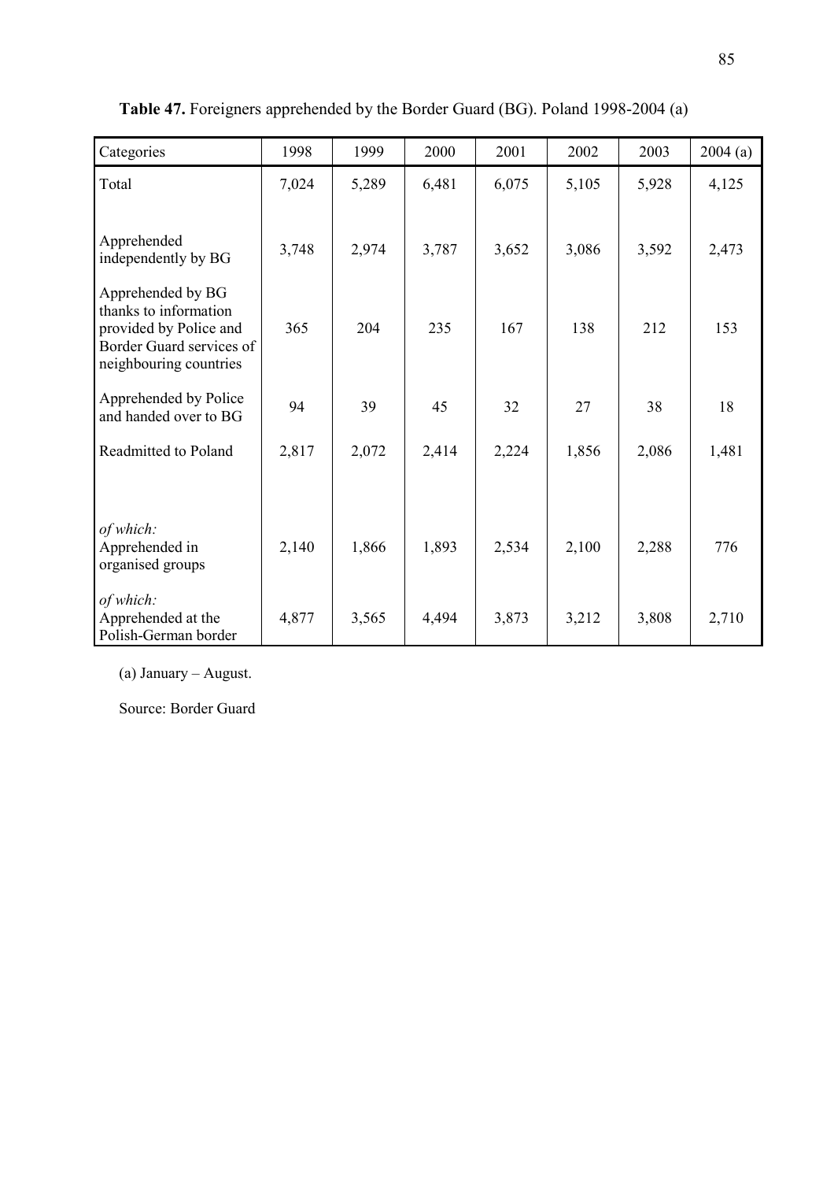**Table 47.** Foreigners apprehended by the Border Guard (BG). Poland 1998-2004 (a)

| Categories | 1998 | 1999 | 2000 | 2001 | 2002 | 2003 | 2004 (a) |
|---|---|---|---|---|---|---|---|
| Total | 7,024 | 5,289 | 6,481 | 6,075 | 5,105 | 5,928 | 4,125 |
| Apprehended independently by BG | 3,748 | 2,974 | 3,787 | 3,652 | 3,086 | 3,592 | 2,473 |
| Apprehended by BG thanks to information provided by Police and Border Guard services of neighbouring countries | 365 | 204 | 235 | 167 | 138 | 212 | 153 |
| Apprehended by Police and handed over to BG | 94 | 39 | 45 | 32 | 27 | 38 | 18 |
| Readmitted to Poland | 2,817 | 2,072 | 2,414 | 2,224 | 1,856 | 2,086 | 1,481 |
| *of which:* Apprehended in organised groups | 2,140 | 1,866 | 1,893 | 2,534 | 2,100 | 2,288 | 776 |
| *of which:* Apprehended at the Polish-German border | 4,877 | 3,565 | 4,494 | 3,873 | 3,212 | 3,808 | 2,710 |

(a) January – August.

Source: Border Guard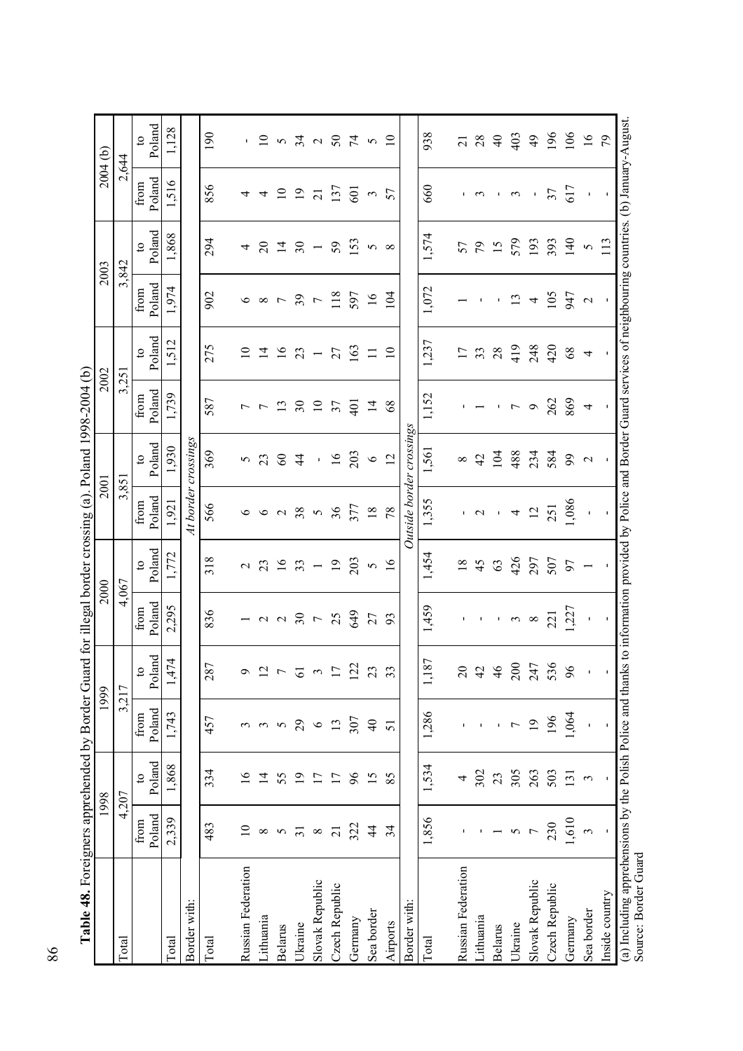**Table 48.** Foreigners apprehended by Border Guard for illegal border crossing (a). Poland 1998-2004 (b)

| | 1998 | | 1999 | | 2000 | | 2001 | | 2002 | | 2003 | | 2004 (b) | |
|---|---|---|---|---|---|---|---|---|---|---|---|---|---|---|
| Total | 4,207 | | 3,217 | | 4,067 | | 3,851 | | 3,251 | | 3,842 | | 2,644 | |
| | from Poland | to Poland | from Poland | to Poland | from Poland | to Poland | from Poland | to Poland | from Poland | to Poland | from Poland | to Poland | from Poland | to Poland |
| Total | 2,339 | 1,868 | 1,743 | 1,474 | 2,295 | 1,772 | 1,921 | 1,930 | 1,739 | 1,512 | 1,974 | 1,868 | 1,516 | 1,128 |
| Border with: | *At border crossings* | | | | | | | | | | | | | |
| Total | 483 | 334 | 457 | 287 | 836 | 318 | 566 | 369 | 587 | 275 | 902 | 294 | 856 | 190 |
| Russian Federation | 10 | 16 | 3 | 9 | 1 | 2 | 6 | 5 | 7 | 10 | 6 | 4 | 4 | - |
| Lithuania | 8 | 14 | 3 | 12 | 2 | 23 | 6 | 23 | 7 | 14 | 8 | 20 | 4 | 10 |
| Belarus | 5 | 55 | 5 | 7 | 2 | 16 | 2 | 60 | 13 | 16 | 7 | 14 | 10 | 5 |
| Ukraine | 31 | 19 | 29 | 61 | 30 | 33 | 38 | 44 | 30 | 23 | 39 | 30 | 19 | 34 |
| Slovak Republic | 8 | 17 | 6 | 3 | 7 | 1 | 5 | - | 10 | 1 | 7 | 1 | 21 | 2 |
| Czech Republic | 21 | 17 | 13 | 17 | 25 | 19 | 36 | 16 | 37 | 27 | 118 | 59 | 137 | 50 |
| Germany | 322 | 96 | 307 | 122 | 649 | 203 | 377 | 203 | 401 | 163 | 597 | 153 | 601 | 74 |
| Sea border | 44 | 15 | 40 | 23 | 27 | 5 | 18 | 6 | 14 | 11 | 16 | 5 | 3 | 5 |
| Airports | 34 | 85 | 51 | 33 | 93 | 16 | 78 | 12 | 68 | 10 | 104 | 8 | 57 | 10 |
| Border with: | *Outside border crossings* | | | | | | | | | | | | | |
| Total | 1,856 | 1,534 | 1,286 | 1,187 | 1,459 | 1,454 | 1,355 | 1,561 | 1,152 | 1,237 | 1,072 | 1,574 | 660 | 938 |
| Russian Federation | - | 4 | - | 20 | - | 18 | - | 8 | - | 17 | 1 | 57 | - | 21 |
| Lithuania | - | 302 | - | 42 | - | 45 | 2 | 42 | 1 | 33 | - | 79 | 3 | 28 |
| Belarus | 1 | 23 | - | 46 | - | 63 | - | 104 | - | 28 | - | 15 | - | 40 |
| Ukraine | 5 | 305 | 7 | 200 | 3 | 426 | 4 | 488 | 7 | 419 | 13 | 579 | 3 | 403 |
| Slovak Republic | 7 | 263 | 19 | 247 | 8 | 297 | 12 | 234 | 9 | 248 | 4 | 193 | - | 49 |
| Czech Republic | 230 | 503 | 196 | 536 | 221 | 507 | 251 | 584 | 262 | 420 | 105 | 393 | 37 | 196 |
| Germany | 1,610 | 131 | 1,064 | 96 | 1,227 | 97 | 1,086 | 99 | 869 | 68 | 947 | 140 | 617 | 106 |
| Sea border | 3 | 3 | - | - | - | 1 | - | 2 | 4 | 4 | 2 | 5 | - | 16 |
| Inside country | - | - | - | - | - | - | - | - | - | - | - | 113 | - | 79 |

(a) Including apprehensions by the Polish Police and thanks to information provided by Police and Border Guard services of neighbouring countries. (b) January-August.
Source: Border Guard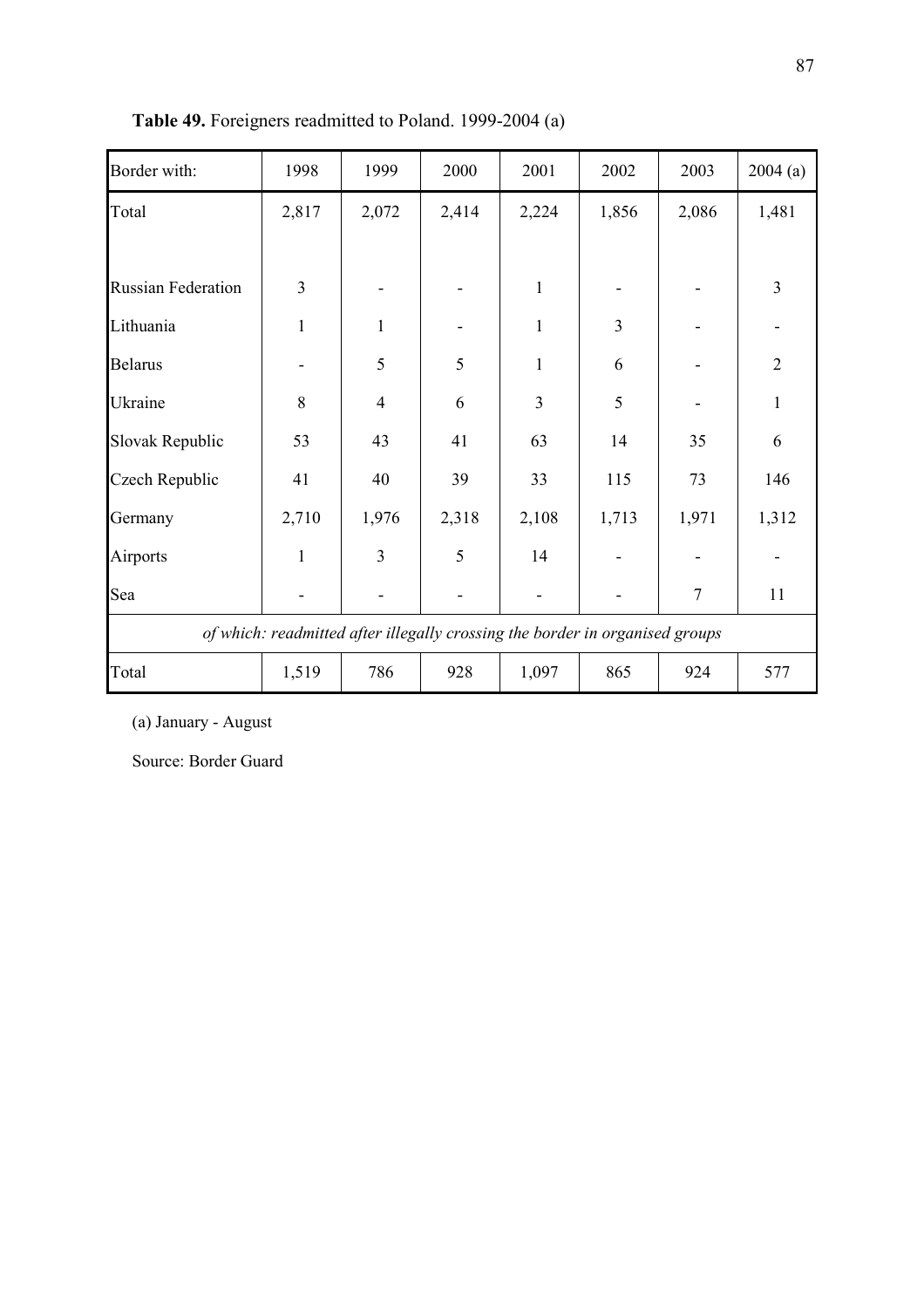**Table 49.** Foreigners readmitted to Poland. 1999-2004 (a)

| Border with: | 1998 | 1999 | 2000 | 2001 | 2002 | 2003 | 2004 (a) |
|---|---|---|---|---|---|---|---|
| Total | 2,817 | 2,072 | 2,414 | 2,224 | 1,856 | 2,086 | 1,481 |
| | | | | | | | |
| Russian Federation | 3 | - | - | 1 | - | - | 3 |
| Lithuania | 1 | 1 | - | 1 | 3 | - | - |
| Belarus | - | 5 | 5 | 1 | 6 | - | 2 |
| Ukraine | 8 | 4 | 6 | 3 | 5 | - | 1 |
| Slovak Republic | 53 | 43 | 41 | 63 | 14 | 35 | 6 |
| Czech Republic | 41 | 40 | 39 | 33 | 115 | 73 | 146 |
| Germany | 2,710 | 1,976 | 2,318 | 2,108 | 1,713 | 1,971 | 1,312 |
| Airports | 1 | 3 | 5 | 14 | - | - | - |
| Sea | - | - | - | - | - | 7 | 11 |
| *of which: readmitted after illegally crossing the border in organised groups* | | | | | | | |
| Total | 1,519 | 786 | 928 | 1,097 | 865 | 924 | 577 |

(a) January - August

Source: Border Guard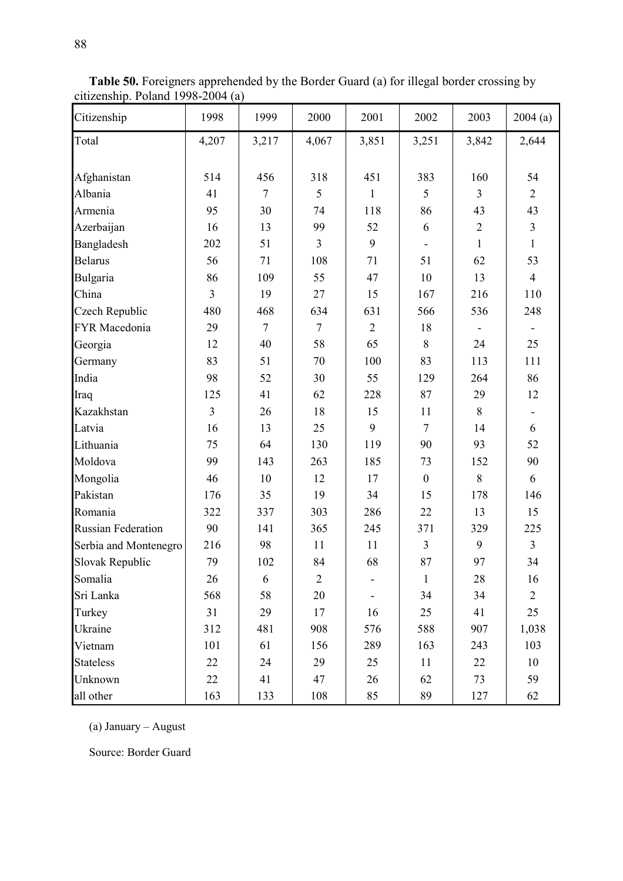**Table 50.** Foreigners apprehended by the Border Guard (a) for illegal border crossing by citizenship. Poland 1998-2004 (a)

| Citizenship | 1998 | 1999 | 2000 | 2001 | 2002 | 2003 | 2004 (a) |
|---|---|---|---|---|---|---|---|
| Total | 4,207 | 3,217 | 4,067 | 3,851 | 3,251 | 3,842 | 2,644 |
| Afghanistan | 514 | 456 | 318 | 451 | 383 | 160 | 54 |
| Albania | 41 | 7 | 5 | 1 | 5 | 3 | 2 |
| Armenia | 95 | 30 | 74 | 118 | 86 | 43 | 43 |
| Azerbaijan | 16 | 13 | 99 | 52 | 6 | 2 | 3 |
| Bangladesh | 202 | 51 | 3 | 9 | - | 1 | 1 |
| Belarus | 56 | 71 | 108 | 71 | 51 | 62 | 53 |
| Bulgaria | 86 | 109 | 55 | 47 | 10 | 13 | 4 |
| China | 3 | 19 | 27 | 15 | 167 | 216 | 110 |
| Czech Republic | 480 | 468 | 634 | 631 | 566 | 536 | 248 |
| FYR Macedonia | 29 | 7 | 7 | 2 | 18 | - | - |
| Georgia | 12 | 40 | 58 | 65 | 8 | 24 | 25 |
| Germany | 83 | 51 | 70 | 100 | 83 | 113 | 111 |
| India | 98 | 52 | 30 | 55 | 129 | 264 | 86 |
| Iraq | 125 | 41 | 62 | 228 | 87 | 29 | 12 |
| Kazakhstan | 3 | 26 | 18 | 15 | 11 | 8 | - |
| Latvia | 16 | 13 | 25 | 9 | 7 | 14 | 6 |
| Lithuania | 75 | 64 | 130 | 119 | 90 | 93 | 52 |
| Moldova | 99 | 143 | 263 | 185 | 73 | 152 | 90 |
| Mongolia | 46 | 10 | 12 | 17 | 0 | 8 | 6 |
| Pakistan | 176 | 35 | 19 | 34 | 15 | 178 | 146 |
| Romania | 322 | 337 | 303 | 286 | 22 | 13 | 15 |
| Russian Federation | 90 | 141 | 365 | 245 | 371 | 329 | 225 |
| Serbia and Montenegro | 216 | 98 | 11 | 11 | 3 | 9 | 3 |
| Slovak Republic | 79 | 102 | 84 | 68 | 87 | 97 | 34 |
| Somalia | 26 | 6 | 2 | - | 1 | 28 | 16 |
| Sri Lanka | 568 | 58 | 20 | - | 34 | 34 | 2 |
| Turkey | 31 | 29 | 17 | 16 | 25 | 41 | 25 |
| Ukraine | 312 | 481 | 908 | 576 | 588 | 907 | 1,038 |
| Vietnam | 101 | 61 | 156 | 289 | 163 | 243 | 103 |
| Stateless | 22 | 24 | 29 | 25 | 11 | 22 | 10 |
| Unknown | 22 | 41 | 47 | 26 | 62 | 73 | 59 |
| all other | 163 | 133 | 108 | 85 | 89 | 127 | 62 |

(a) January – August

Source: Border Guard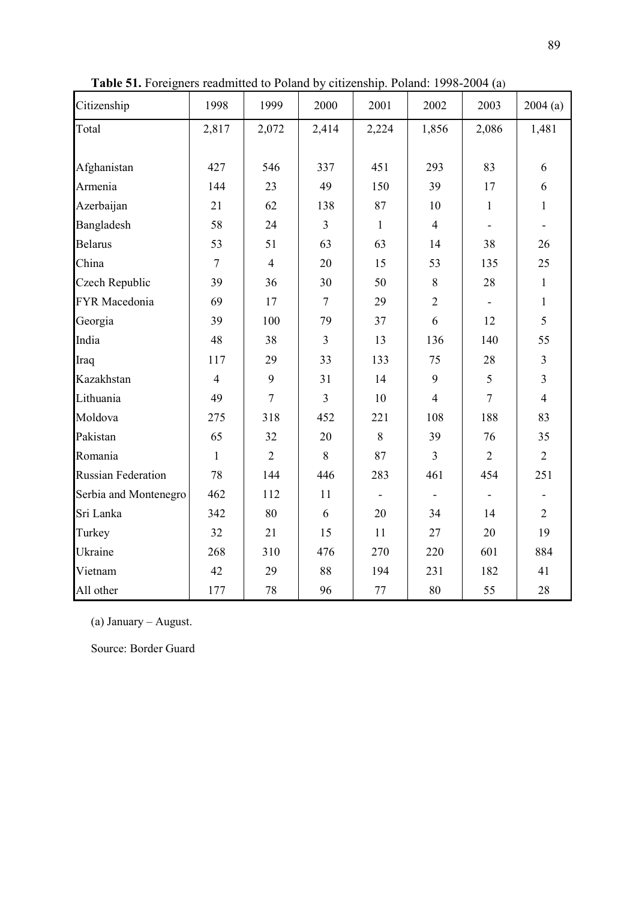**Table 51.** Foreigners readmitted to Poland by citizenship. Poland: 1998-2004 (a)

| Citizenship | 1998 | 1999 | 2000 | 2001 | 2002 | 2003 | 2004 (a) |
|---|---|---|---|---|---|---|---|
| Total | 2,817 | 2,072 | 2,414 | 2,224 | 1,856 | 2,086 | 1,481 |
| | | | | | | | |
| Afghanistan | 427 | 546 | 337 | 451 | 293 | 83 | 6 |
| Armenia | 144 | 23 | 49 | 150 | 39 | 17 | 6 |
| Azerbaijan | 21 | 62 | 138 | 87 | 10 | 1 | 1 |
| Bangladesh | 58 | 24 | 3 | 1 | 4 | - | - |
| Belarus | 53 | 51 | 63 | 63 | 14 | 38 | 26 |
| China | 7 | 4 | 20 | 15 | 53 | 135 | 25 |
| Czech Republic | 39 | 36 | 30 | 50 | 8 | 28 | 1 |
| FYR Macedonia | 69 | 17 | 7 | 29 | 2 | - | 1 |
| Georgia | 39 | 100 | 79 | 37 | 6 | 12 | 5 |
| India | 48 | 38 | 3 | 13 | 136 | 140 | 55 |
| Iraq | 117 | 29 | 33 | 133 | 75 | 28 | 3 |
| Kazakhstan | 4 | 9 | 31 | 14 | 9 | 5 | 3 |
| Lithuania | 49 | 7 | 3 | 10 | 4 | 7 | 4 |
| Moldova | 275 | 318 | 452 | 221 | 108 | 188 | 83 |
| Pakistan | 65 | 32 | 20 | 8 | 39 | 76 | 35 |
| Romania | 1 | 2 | 8 | 87 | 3 | 2 | 2 |
| Russian Federation | 78 | 144 | 446 | 283 | 461 | 454 | 251 |
| Serbia and Montenegro | 462 | 112 | 11 | - | - | - | - |
| Sri Lanka | 342 | 80 | 6 | 20 | 34 | 14 | 2 |
| Turkey | 32 | 21 | 15 | 11 | 27 | 20 | 19 |
| Ukraine | 268 | 310 | 476 | 270 | 220 | 601 | 884 |
| Vietnam | 42 | 29 | 88 | 194 | 231 | 182 | 41 |
| All other | 177 | 78 | 96 | 77 | 80 | 55 | 28 |

(a) January – August.

Source: Border Guard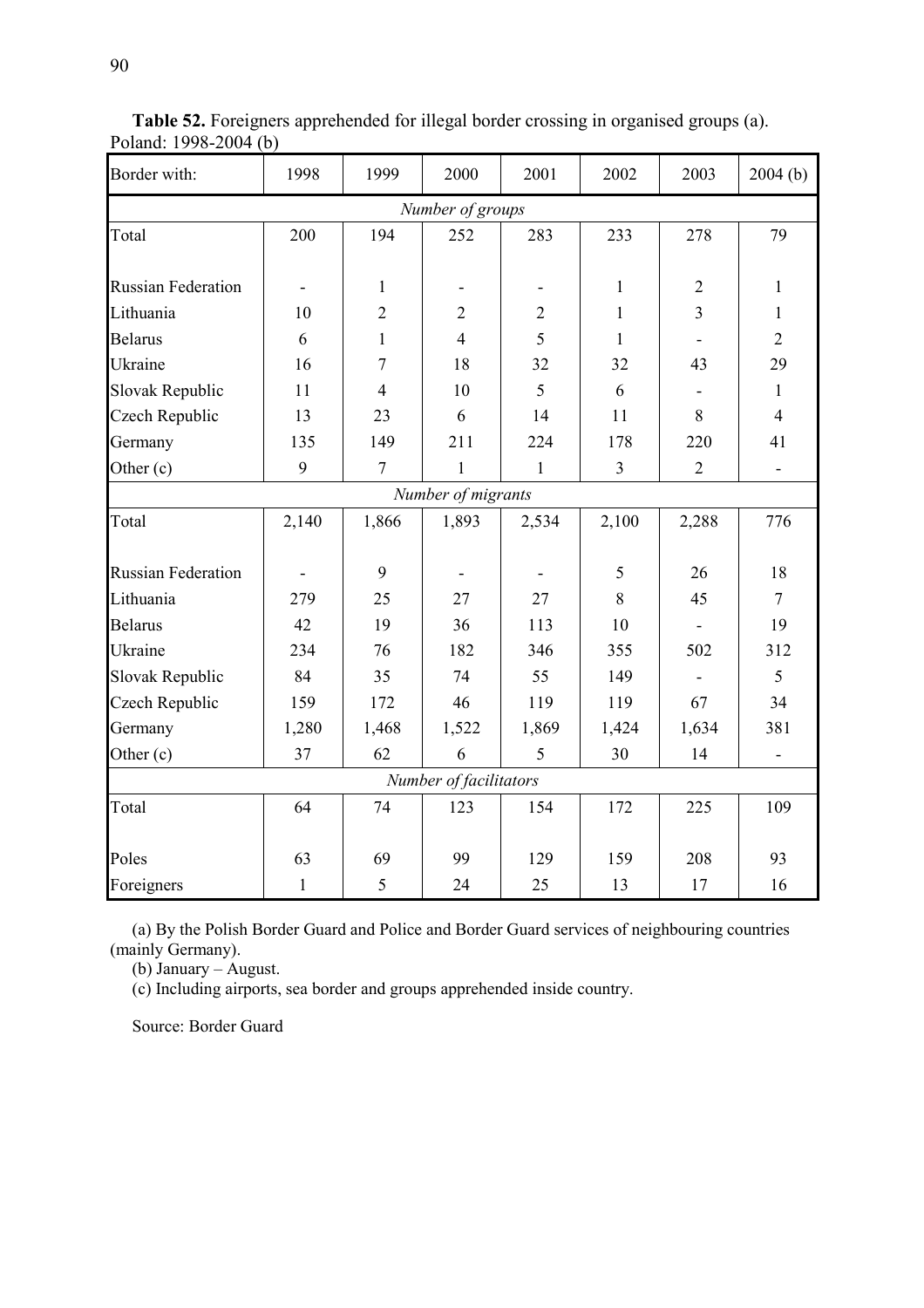**Table 52.** Foreigners apprehended for illegal border crossing in organised groups (a). Poland: 1998-2004 (b)

| Border with: | 1998 | 1999 | 2000 | 2001 | 2002 | 2003 | 2004 (b) |
|---|---|---|---|---|---|---|---|
| *Number of groups* | | | | | | | |
| Total | 200 | 194 | 252 | 283 | 233 | 278 | 79 |
| Russian Federation | - | 1 | - | - | 1 | 2 | 1 |
| Lithuania | 10 | 2 | 2 | 2 | 1 | 3 | 1 |
| Belarus | 6 | 1 | 4 | 5 | 1 | - | 2 |
| Ukraine | 16 | 7 | 18 | 32 | 32 | 43 | 29 |
| Slovak Republic | 11 | 4 | 10 | 5 | 6 | - | 1 |
| Czech Republic | 13 | 23 | 6 | 14 | 11 | 8 | 4 |
| Germany | 135 | 149 | 211 | 224 | 178 | 220 | 41 |
| Other (c) | 9 | 7 | 1 | 1 | 3 | 2 | - |
| *Number of migrants* | | | | | | | |
| Total | 2,140 | 1,866 | 1,893 | 2,534 | 2,100 | 2,288 | 776 |
| Russian Federation | - | 9 | - | - | 5 | 26 | 18 |
| Lithuania | 279 | 25 | 27 | 27 | 8 | 45 | 7 |
| Belarus | 42 | 19 | 36 | 113 | 10 | - | 19 |
| Ukraine | 234 | 76 | 182 | 346 | 355 | 502 | 312 |
| Slovak Republic | 84 | 35 | 74 | 55 | 149 | - | 5 |
| Czech Republic | 159 | 172 | 46 | 119 | 119 | 67 | 34 |
| Germany | 1,280 | 1,468 | 1,522 | 1,869 | 1,424 | 1,634 | 381 |
| Other (c) | 37 | 62 | 6 | 5 | 30 | 14 | - |
| *Number of facilitators* | | | | | | | |
| Total | 64 | 74 | 123 | 154 | 172 | 225 | 109 |
| Poles | 63 | 69 | 99 | 129 | 159 | 208 | 93 |
| Foreigners | 1 | 5 | 24 | 25 | 13 | 17 | 16 |

(a) By the Polish Border Guard and Police and Border Guard services of neighbouring countries (mainly Germany).

(b) January – August.

(c) Including airports, sea border and groups apprehended inside country.

Source: Border Guard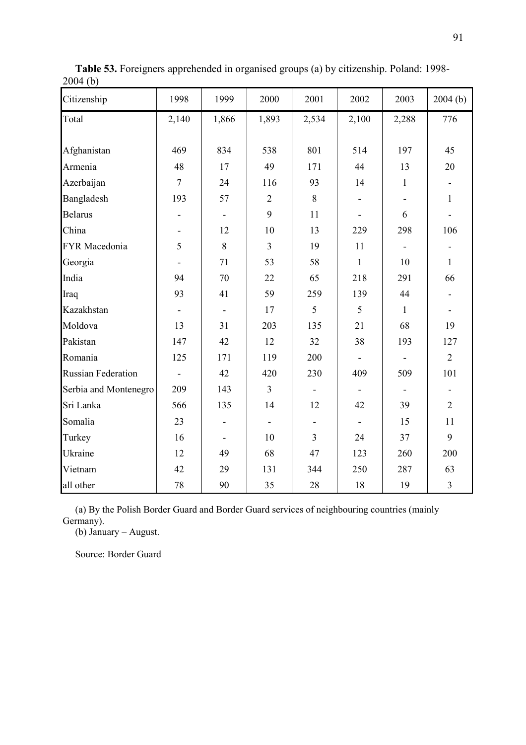**Table 53.** Foreigners apprehended in organised groups (a) by citizenship. Poland: 1998-2004 (b)

| Citizenship | 1998 | 1999 | 2000 | 2001 | 2002 | 2003 | 2004 (b) |
|---|---|---|---|---|---|---|---|
| Total | 2,140 | 1,866 | 1,893 | 2,534 | 2,100 | 2,288 | 776 |
| Afghanistan | 469 | 834 | 538 | 801 | 514 | 197 | 45 |
| Armenia | 48 | 17 | 49 | 171 | 44 | 13 | 20 |
| Azerbaijan | 7 | 24 | 116 | 93 | 14 | 1 | - |
| Bangladesh | 193 | 57 | 2 | 8 | - | - | 1 |
| Belarus | - | - | 9 | 11 | - | 6 | - |
| China | - | 12 | 10 | 13 | 229 | 298 | 106 |
| FYR Macedonia | 5 | 8 | 3 | 19 | 11 | - | - |
| Georgia | - | 71 | 53 | 58 | 1 | 10 | 1 |
| India | 94 | 70 | 22 | 65 | 218 | 291 | 66 |
| Iraq | 93 | 41 | 59 | 259 | 139 | 44 | - |
| Kazakhstan | - | - | 17 | 5 | 5 | 1 | - |
| Moldova | 13 | 31 | 203 | 135 | 21 | 68 | 19 |
| Pakistan | 147 | 42 | 12 | 32 | 38 | 193 | 127 |
| Romania | 125 | 171 | 119 | 200 | - | - | 2 |
| Russian Federation | - | 42 | 420 | 230 | 409 | 509 | 101 |
| Serbia and Montenegro | 209 | 143 | 3 | - | - | - | - |
| Sri Lanka | 566 | 135 | 14 | 12 | 42 | 39 | 2 |
| Somalia | 23 | - | - | - | - | 15 | 11 |
| Turkey | 16 | - | 10 | 3 | 24 | 37 | 9 |
| Ukraine | 12 | 49 | 68 | 47 | 123 | 260 | 200 |
| Vietnam | 42 | 29 | 131 | 344 | 250 | 287 | 63 |
| all other | 78 | 90 | 35 | 28 | 18 | 19 | 3 |

(a) By the Polish Border Guard and Border Guard services of neighbouring countries (mainly Germany).
(b) January – August.

Source: Border Guard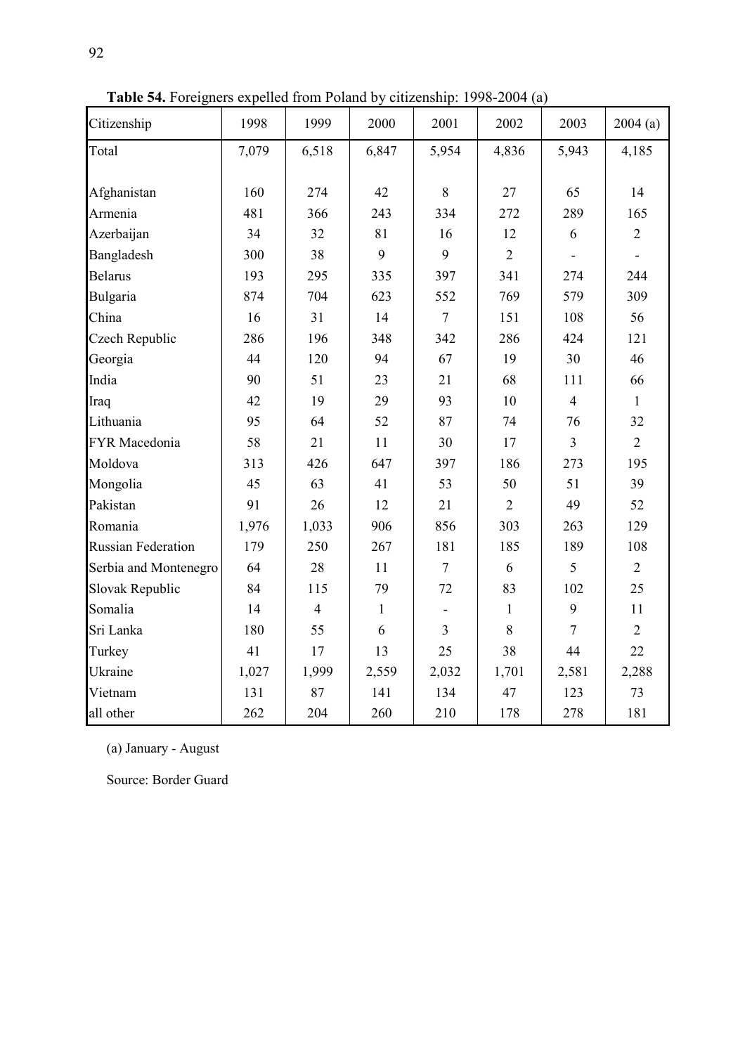**Table 54.** Foreigners expelled from Poland by citizenship: 1998-2004 (a)

| Citizenship | 1998 | 1999 | 2000 | 2001 | 2002 | 2003 | 2004 (a) |
|---|---|---|---|---|---|---|---|
| Total | 7,079 | 6,518 | 6,847 | 5,954 | 4,836 | 5,943 | 4,185 |
| Afghanistan | 160 | 274 | 42 | 8 | 27 | 65 | 14 |
| Armenia | 481 | 366 | 243 | 334 | 272 | 289 | 165 |
| Azerbaijan | 34 | 32 | 81 | 16 | 12 | 6 | 2 |
| Bangladesh | 300 | 38 | 9 | 9 | 2 | - | - |
| Belarus | 193 | 295 | 335 | 397 | 341 | 274 | 244 |
| Bulgaria | 874 | 704 | 623 | 552 | 769 | 579 | 309 |
| China | 16 | 31 | 14 | 7 | 151 | 108 | 56 |
| Czech Republic | 286 | 196 | 348 | 342 | 286 | 424 | 121 |
| Georgia | 44 | 120 | 94 | 67 | 19 | 30 | 46 |
| India | 90 | 51 | 23 | 21 | 68 | 111 | 66 |
| Iraq | 42 | 19 | 29 | 93 | 10 | 4 | 1 |
| Lithuania | 95 | 64 | 52 | 87 | 74 | 76 | 32 |
| FYR Macedonia | 58 | 21 | 11 | 30 | 17 | 3 | 2 |
| Moldova | 313 | 426 | 647 | 397 | 186 | 273 | 195 |
| Mongolia | 45 | 63 | 41 | 53 | 50 | 51 | 39 |
| Pakistan | 91 | 26 | 12 | 21 | 2 | 49 | 52 |
| Romania | 1,976 | 1,033 | 906 | 856 | 303 | 263 | 129 |
| Russian Federation | 179 | 250 | 267 | 181 | 185 | 189 | 108 |
| Serbia and Montenegro | 64 | 28 | 11 | 7 | 6 | 5 | 2 |
| Slovak Republic | 84 | 115 | 79 | 72 | 83 | 102 | 25 |
| Somalia | 14 | 4 | 1 | - | 1 | 9 | 11 |
| Sri Lanka | 180 | 55 | 6 | 3 | 8 | 7 | 2 |
| Turkey | 41 | 17 | 13 | 25 | 38 | 44 | 22 |
| Ukraine | 1,027 | 1,999 | 2,559 | 2,032 | 1,701 | 2,581 | 2,288 |
| Vietnam | 131 | 87 | 141 | 134 | 47 | 123 | 73 |
| all other | 262 | 204 | 260 | 210 | 178 | 278 | 181 |

(a) January - August

Source: Border Guard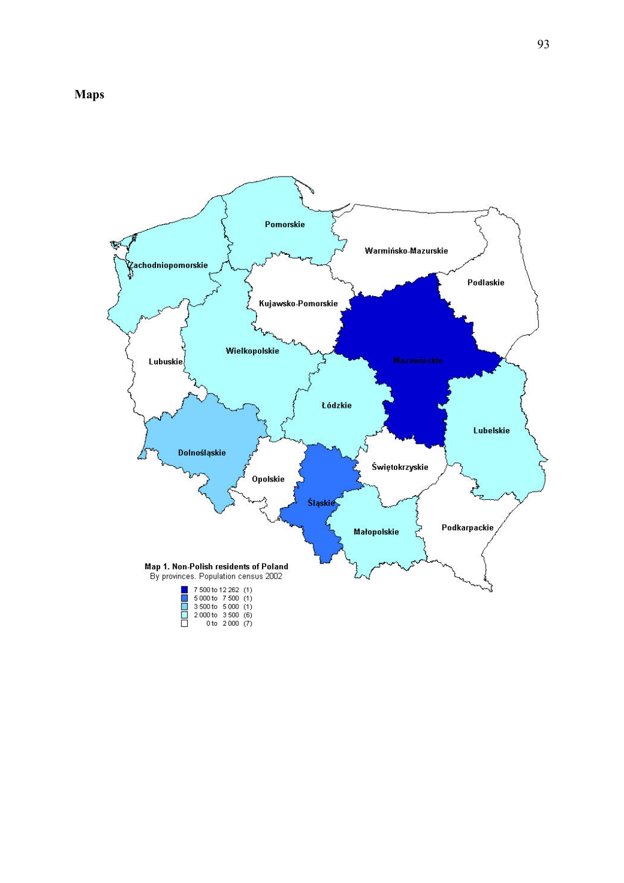# Maps

Pomorskie

Zachodniopomorskie

Warmińsko-Mazurskie

Podlaskie

Kujawsko-Pomorskie

Wielkopolskie

Lubuskie

Mazowieckie

Łódzkie

Lubelskie

Dolnośląskie

Opolskie

Świętokrzyskie

Śląskie

Małopolskie

Podkarpackie

**Map 1. Non-Polish residents of Poland**
By provinces. Population census 2002

7 500 to 12 262 (1)
5 000 to 7 500 (1)
3 500 to 5 000 (1)
2 000 to 3 500 (6)
0 to 2 000 (7)